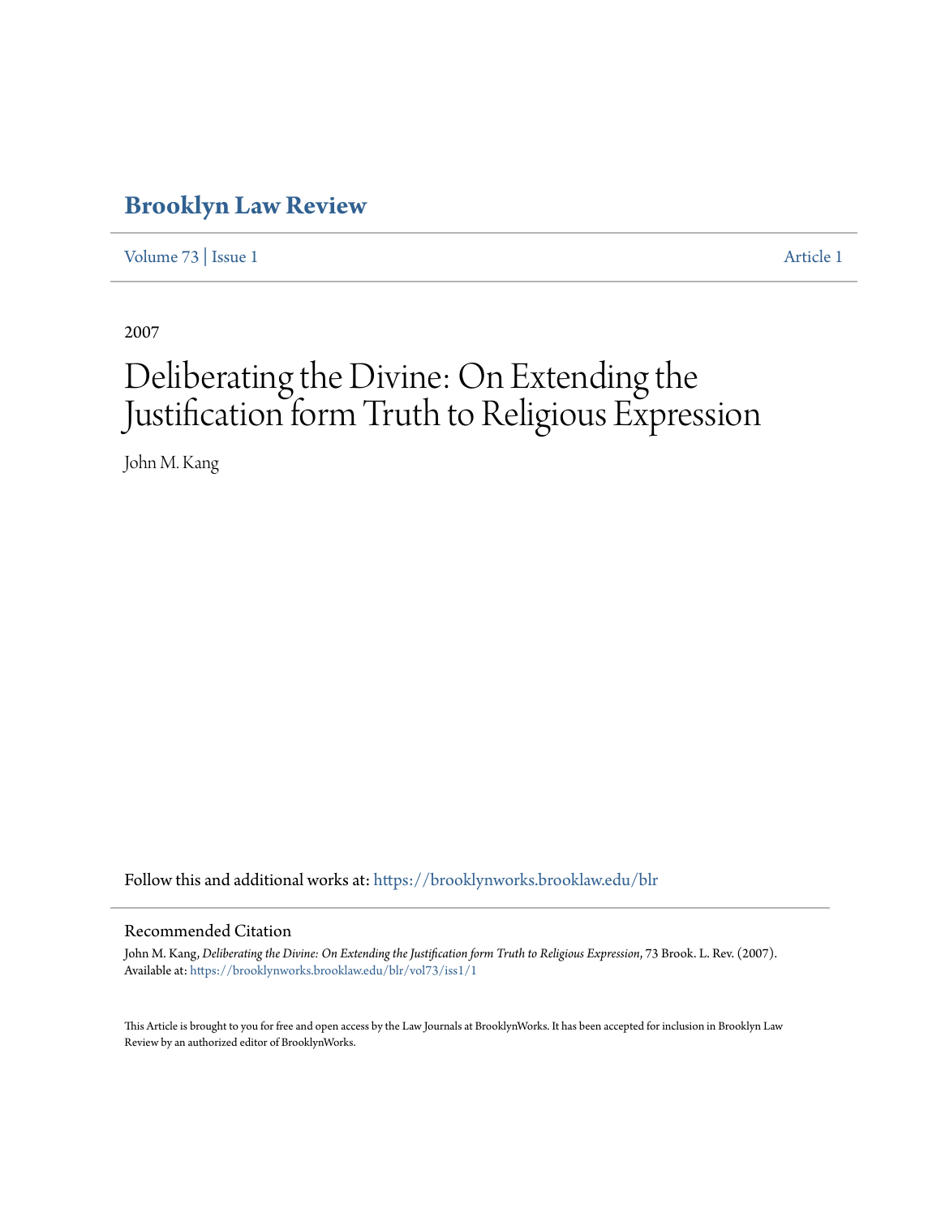# Brooklyn Law Review

Volume 73 | Issue 1 Article 1

2007

# Deliberating the Divine: On Extending the Justification form Truth to Religious Expression

John M. Kang

Follow this and additional works at: https://brooklynworks.brooklaw.edu/blr

## Recommended Citation

John M. Kang, *Deliberating the Divine: On Extending the Justification form Truth to Religious Expression*, 73 Brook. L. Rev. (2007).
Available at: https://brooklynworks.brooklaw.edu/blr/vol73/iss1/1

This Article is brought to you for free and open access by the Law Journals at BrooklynWorks. It has been accepted for inclusion in Brooklyn Law Review by an authorized editor of BrooklynWorks.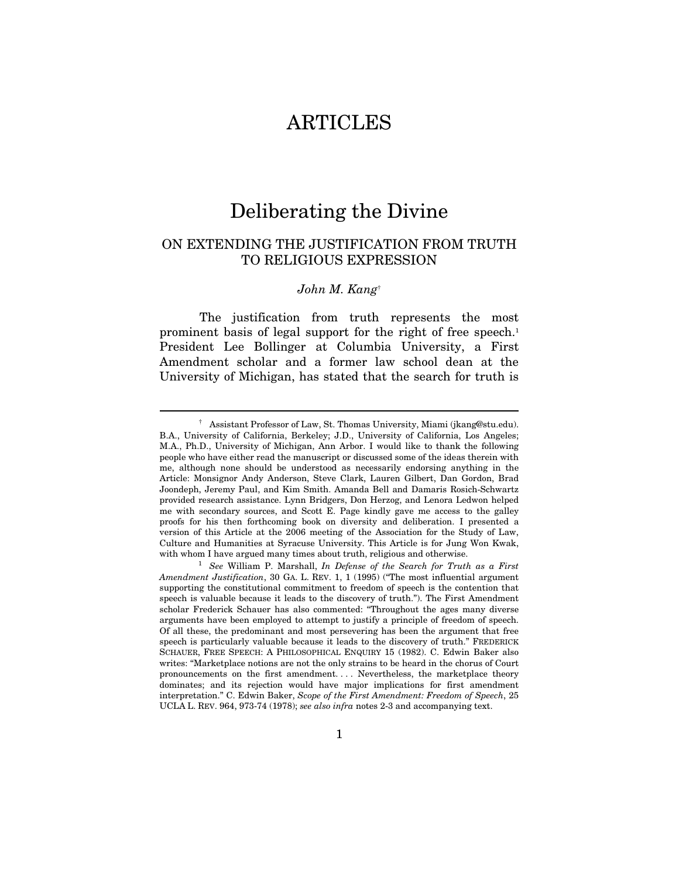# ARTICLES

# Deliberating the Divine

## ON EXTENDING THE JUSTIFICATION FROM TRUTH TO RELIGIOUS EXPRESSION

*John M. Kang*[†]

The justification from truth represents the most prominent basis of legal support for the right of free speech.[1] President Lee Bollinger at Columbia University, a First Amendment scholar and a former law school dean at the University of Michigan, has stated that the search for truth is

---

[†] Assistant Professor of Law, St. Thomas University, Miami (jkang@stu.edu). B.A., University of California, Berkeley; J.D., University of California, Los Angeles; M.A., Ph.D., University of Michigan, Ann Arbor. I would like to thank the following people who have either read the manuscript or discussed some of the ideas therein with me, although none should be understood as necessarily endorsing anything in the Article: Monsignor Andy Anderson, Steve Clark, Lauren Gilbert, Dan Gordon, Brad Joondeph, Jeremy Paul, and Kim Smith. Amanda Bell and Damaris Rosich-Schwartz provided research assistance. Lynn Bridgers, Don Herzog, and Lenora Ledwon helped me with secondary sources, and Scott E. Page kindly gave me access to the galley proofs for his then forthcoming book on diversity and deliberation. I presented a version of this Article at the 2006 meeting of the Association for the Study of Law, Culture and Humanities at Syracuse University. This Article is for Jung Won Kwak, with whom I have argued many times about truth, religious and otherwise.

[1] *See* William P. Marshall, *In Defense of the Search for Truth as a First Amendment Justification*, 30 GA. L. REV. 1, 1 (1995) ("The most influential argument supporting the constitutional commitment to freedom of speech is the contention that speech is valuable because it leads to the discovery of truth."). The First Amendment scholar Frederick Schauer has also commented: "Throughout the ages many diverse arguments have been employed to attempt to justify a principle of freedom of speech. Of all these, the predominant and most persevering has been the argument that free speech is particularly valuable because it leads to the discovery of truth." FREDERICK SCHAUER, FREE SPEECH: A PHILOSOPHICAL ENQUIRY 15 (1982). C. Edwin Baker also writes: "Marketplace notions are not the only strains to be heard in the chorus of Court pronouncements on the first amendment. . . . Nevertheless, the marketplace theory dominates; and its rejection would have major implications for first amendment interpretation." C. Edwin Baker, *Scope of the First Amendment: Freedom of Speech*, 25 UCLA L. REV. 964, 973-74 (1978); *see also infra* notes 2-3 and accompanying text.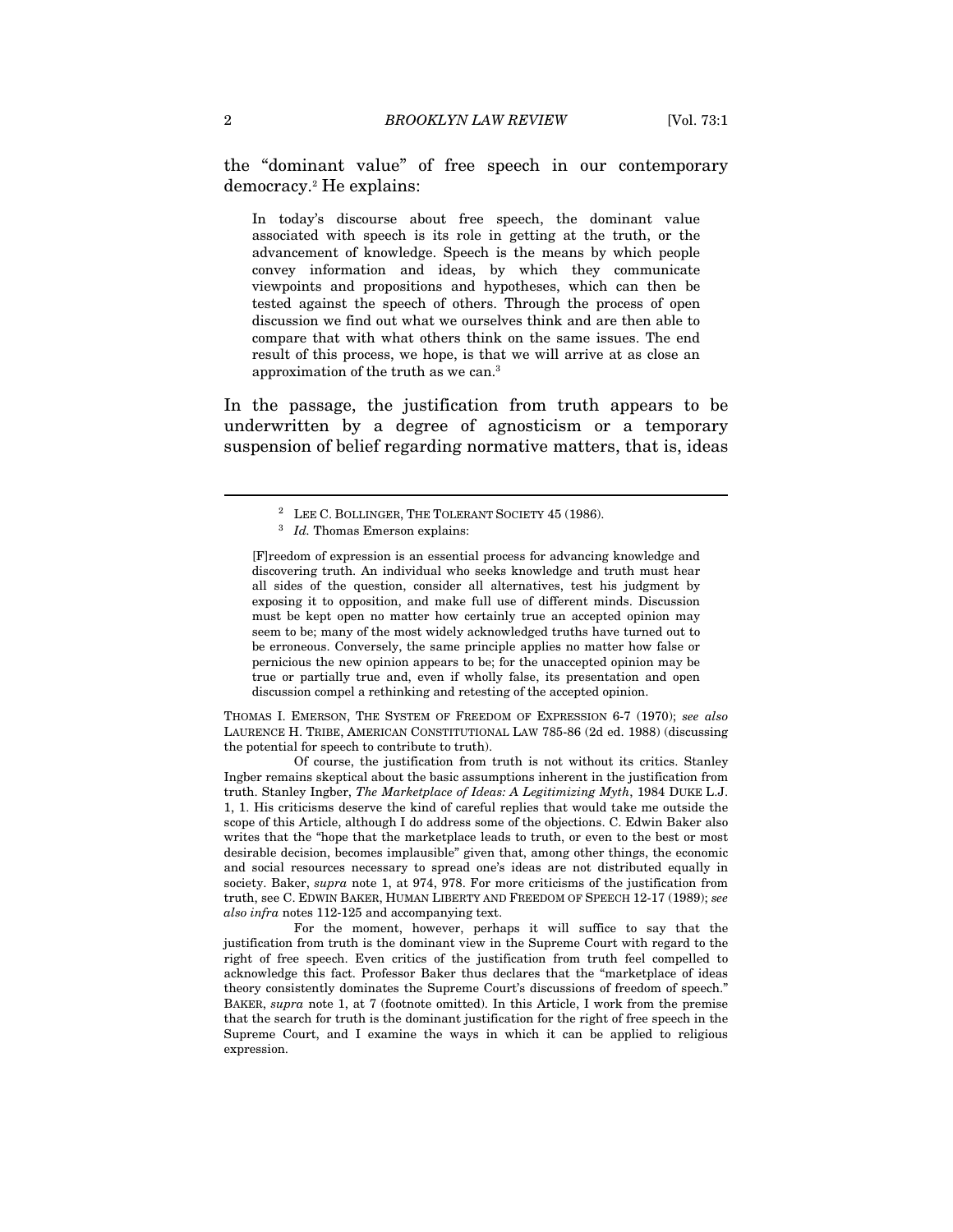the "dominant value" of free speech in our contemporary democracy.[2] He explains:

> In today's discourse about free speech, the dominant value associated with speech is its role in getting at the truth, or the advancement of knowledge. Speech is the means by which people convey information and ideas, by which they communicate viewpoints and propositions and hypotheses, which can then be tested against the speech of others. Through the process of open discussion we find out what we ourselves think and are then able to compare that with what others think on the same issues. The end result of this process, we hope, is that we will arrive at as close an approximation of the truth as we can.[3]

In the passage, the justification from truth appears to be underwritten by a degree of agnosticism or a temporary suspension of belief regarding normative matters, that is, ideas

---

[2] LEE C. BOLLINGER, THE TOLERANT SOCIETY 45 (1986).

[3] *Id.* Thomas Emerson explains:

> [F]reedom of expression is an essential process for advancing knowledge and discovering truth. An individual who seeks knowledge and truth must hear all sides of the question, consider all alternatives, test his judgment by exposing it to opposition, and make full use of different minds. Discussion must be kept open no matter how certainly true an accepted opinion may seem to be; many of the most widely acknowledged truths have turned out to be erroneous. Conversely, the same principle applies no matter how false or pernicious the new opinion appears to be; for the unaccepted opinion may be true or partially true and, even if wholly false, its presentation and open discussion compel a rethinking and retesting of the accepted opinion.

THOMAS I. EMERSON, THE SYSTEM OF FREEDOM OF EXPRESSION 6-7 (1970); *see also* LAURENCE H. TRIBE, AMERICAN CONSTITUTIONAL LAW 785-86 (2d ed. 1988) (discussing the potential for speech to contribute to truth).

Of course, the justification from truth is not without its critics. Stanley Ingber remains skeptical about the basic assumptions inherent in the justification from truth. Stanley Ingber, *The Marketplace of Ideas: A Legitimizing Myth*, 1984 DUKE L.J. 1, 1. His criticisms deserve the kind of careful replies that would take me outside the scope of this Article, although I do address some of the objections. C. Edwin Baker also writes that the "hope that the marketplace leads to truth, or even to the best or most desirable decision, becomes implausible" given that, among other things, the economic and social resources necessary to spread one's ideas are not distributed equally in society. Baker, *supra* note 1, at 974, 978. For more criticisms of the justification from truth, see C. EDWIN BAKER, HUMAN LIBERTY AND FREEDOM OF SPEECH 12-17 (1989); *see also infra* notes 112-125 and accompanying text.

For the moment, however, perhaps it will suffice to say that the justification from truth is the dominant view in the Supreme Court with regard to the right of free speech. Even critics of the justification from truth feel compelled to acknowledge this fact. Professor Baker thus declares that the "marketplace of ideas theory consistently dominates the Supreme Court's discussions of freedom of speech." BAKER, *supra* note 1, at 7 (footnote omitted). In this Article, I work from the premise that the search for truth is the dominant justification for the right of free speech in the Supreme Court, and I examine the ways in which it can be applied to religious expression.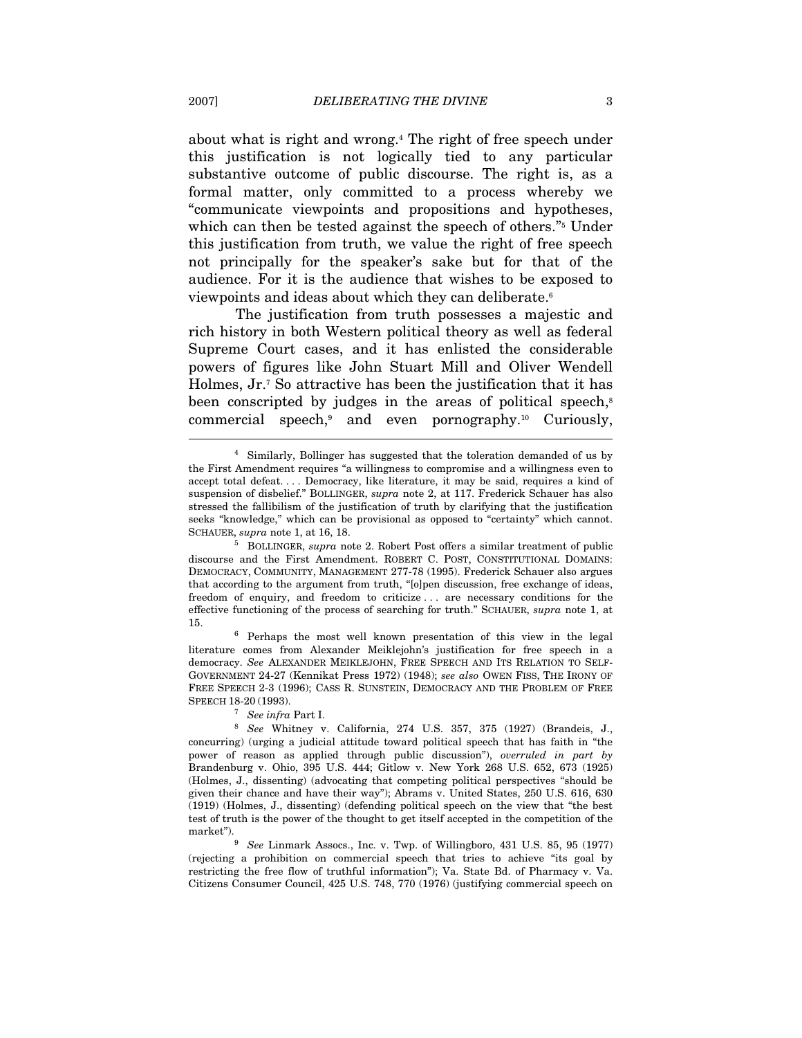about what is right and wrong.[4] The right of free speech under this justification is not logically tied to any particular substantive outcome of public discourse. The right is, as a formal matter, only committed to a process whereby we "communicate viewpoints and propositions and hypotheses, which can then be tested against the speech of others."[5] Under this justification from truth, we value the right of free speech not principally for the speaker's sake but for that of the audience. For it is the audience that wishes to be exposed to viewpoints and ideas about which they can deliberate.[6]

The justification from truth possesses a majestic and rich history in both Western political theory as well as federal Supreme Court cases, and it has enlisted the considerable powers of figures like John Stuart Mill and Oliver Wendell Holmes, Jr.[7] So attractive has been the justification that it has been conscripted by judges in the areas of political speech,[8] commercial speech,[9] and even pornography.[10] Curiously,

---

[4] Similarly, Bollinger has suggested that the toleration demanded of us by the First Amendment requires "a willingness to compromise and a willingness even to accept total defeat. . . . Democracy, like literature, it may be said, requires a kind of suspension of disbelief." BOLLINGER, *supra* note 2, at 117. Frederick Schauer has also stressed the fallibilism of the justification of truth by clarifying that the justification seeks "knowledge," which can be provisional as opposed to "certainty" which cannot. SCHAUER, *supra* note 1, at 16, 18.

[5] BOLLINGER, *supra* note 2. Robert Post offers a similar treatment of public discourse and the First Amendment. ROBERT C. POST, CONSTITUTIONAL DOMAINS: DEMOCRACY, COMMUNITY, MANAGEMENT 277-78 (1995). Frederick Schauer also argues that according to the argument from truth, "[o]pen discussion, free exchange of ideas, freedom of enquiry, and freedom to criticize . . . are necessary conditions for the effective functioning of the process of searching for truth." SCHAUER, *supra* note 1, at 15.

[6] Perhaps the most well known presentation of this view in the legal literature comes from Alexander Meiklejohn's justification for free speech in a democracy. *See* ALEXANDER MEIKLEJOHN, FREE SPEECH AND ITS RELATION TO SELF-GOVERNMENT 24-27 (Kennikat Press 1972) (1948); *see also* OWEN FISS, THE IRONY OF FREE SPEECH 2-3 (1996); CASS R. SUNSTEIN, DEMOCRACY AND THE PROBLEM OF FREE SPEECH 18-20 (1993).

[7] *See infra* Part I.

[8] *See* Whitney v. California, 274 U.S. 357, 375 (1927) (Brandeis, J., concurring) (urging a judicial attitude toward political speech that has faith in "the power of reason as applied through public discussion"), *overruled in part by* Brandenburg v. Ohio, 395 U.S. 444; Gitlow v. New York 268 U.S. 652, 673 (1925) (Holmes, J., dissenting) (advocating that competing political perspectives "should be given their chance and have their way"); Abrams v. United States, 250 U.S. 616, 630 (1919) (Holmes, J., dissenting) (defending political speech on the view that "the best test of truth is the power of the thought to get itself accepted in the competition of the market").

[9] *See* Linmark Assocs., Inc. v. Twp. of Willingboro, 431 U.S. 85, 95 (1977) (rejecting a prohibition on commercial speech that tries to achieve "its goal by restricting the free flow of truthful information"); Va. State Bd. of Pharmacy v. Va. Citizens Consumer Council, 425 U.S. 748, 770 (1976) (justifying commercial speech on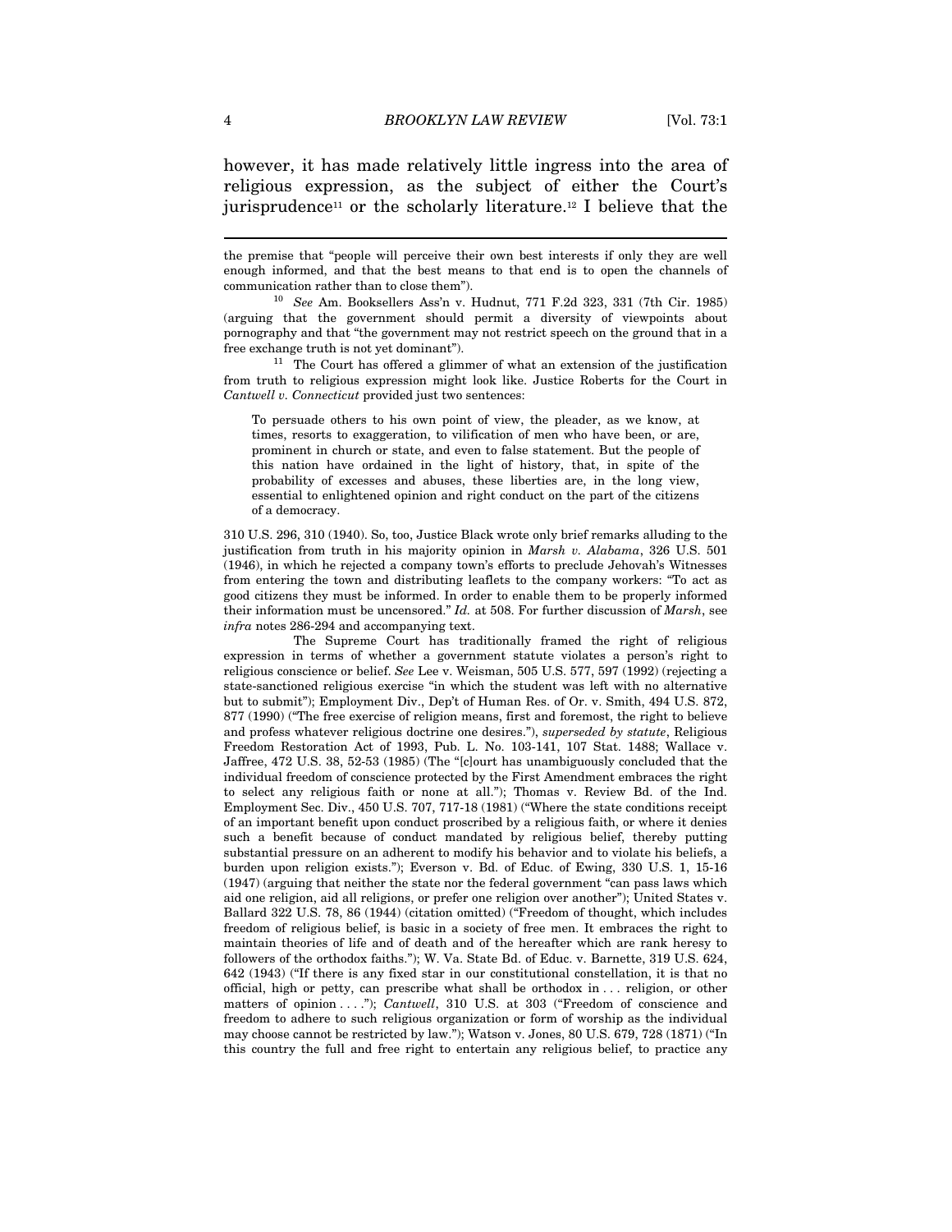however, it has made relatively little ingress into the area of religious expression, as the subject of either the Court's jurisprudence[11] or the scholarly literature.[12] I believe that the

---

the premise that "people will perceive their own best interests if only they are well enough informed, and that the best means to that end is to open the channels of communication rather than to close them").

[10] *See* Am. Booksellers Ass'n v. Hudnut, 771 F.2d 323, 331 (7th Cir. 1985) (arguing that the government should permit a diversity of viewpoints about pornography and that "the government may not restrict speech on the ground that in a free exchange truth is not yet dominant").

[11] The Court has offered a glimmer of what an extension of the justification from truth to religious expression might look like. Justice Roberts for the Court in *Cantwell v. Connecticut* provided just two sentences:

> To persuade others to his own point of view, the pleader, as we know, at times, resorts to exaggeration, to vilification of men who have been, or are, prominent in church or state, and even to false statement. But the people of this nation have ordained in the light of history, that, in spite of the probability of excesses and abuses, these liberties are, in the long view, essential to enlightened opinion and right conduct on the part of the citizens of a democracy.

310 U.S. 296, 310 (1940). So, too, Justice Black wrote only brief remarks alluding to the justification from truth in his majority opinion in *Marsh v. Alabama*, 326 U.S. 501 (1946), in which he rejected a company town's efforts to preclude Jehovah's Witnesses from entering the town and distributing leaflets to the company workers: "To act as good citizens they must be informed. In order to enable them to be properly informed their information must be uncensored." *Id.* at 508. For further discussion of *Marsh*, see *infra* notes 286-294 and accompanying text.

The Supreme Court has traditionally framed the right of religious expression in terms of whether a government statute violates a person's right to religious conscience or belief. *See* Lee v. Weisman, 505 U.S. 577, 597 (1992) (rejecting a state-sanctioned religious exercise "in which the student was left with no alternative but to submit"); Employment Div., Dep't of Human Res. of Or. v. Smith, 494 U.S. 872, 877 (1990) ("The free exercise of religion means, first and foremost, the right to believe and profess whatever religious doctrine one desires."), *superseded by statute*, Religious Freedom Restoration Act of 1993, Pub. L. No. 103-141, 107 Stat. 1488; Wallace v. Jaffree, 472 U.S. 38, 52-53 (1985) (The "[c]ourt has unambiguously concluded that the individual freedom of conscience protected by the First Amendment embraces the right to select any religious faith or none at all."); Thomas v. Review Bd. of the Ind. Employment Sec. Div., 450 U.S. 707, 717-18 (1981) ("Where the state conditions receipt of an important benefit upon conduct proscribed by a religious faith, or where it denies such a benefit because of conduct mandated by religious belief, thereby putting substantial pressure on an adherent to modify his behavior and to violate his beliefs, a burden upon religion exists."); Everson v. Bd. of Educ. of Ewing, 330 U.S. 1, 15-16 (1947) (arguing that neither the state nor the federal government "can pass laws which aid one religion, aid all religions, or prefer one religion over another"); United States v. Ballard 322 U.S. 78, 86 (1944) (citation omitted) ("Freedom of thought, which includes freedom of religious belief, is basic in a society of free men. It embraces the right to maintain theories of life and of death and of the hereafter which are rank heresy to followers of the orthodox faiths."); W. Va. State Bd. of Educ. v. Barnette, 319 U.S. 624, 642 (1943) ("If there is any fixed star in our constitutional constellation, it is that no official, high or petty, can prescribe what shall be orthodox in . . . religion, or other matters of opinion . . . ."); *Cantwell*, 310 U.S. at 303 ("Freedom of conscience and freedom to adhere to such religious organization or form of worship as the individual may choose cannot be restricted by law."); Watson v. Jones, 80 U.S. 679, 728 (1871) ("In this country the full and free right to entertain any religious belief, to practice any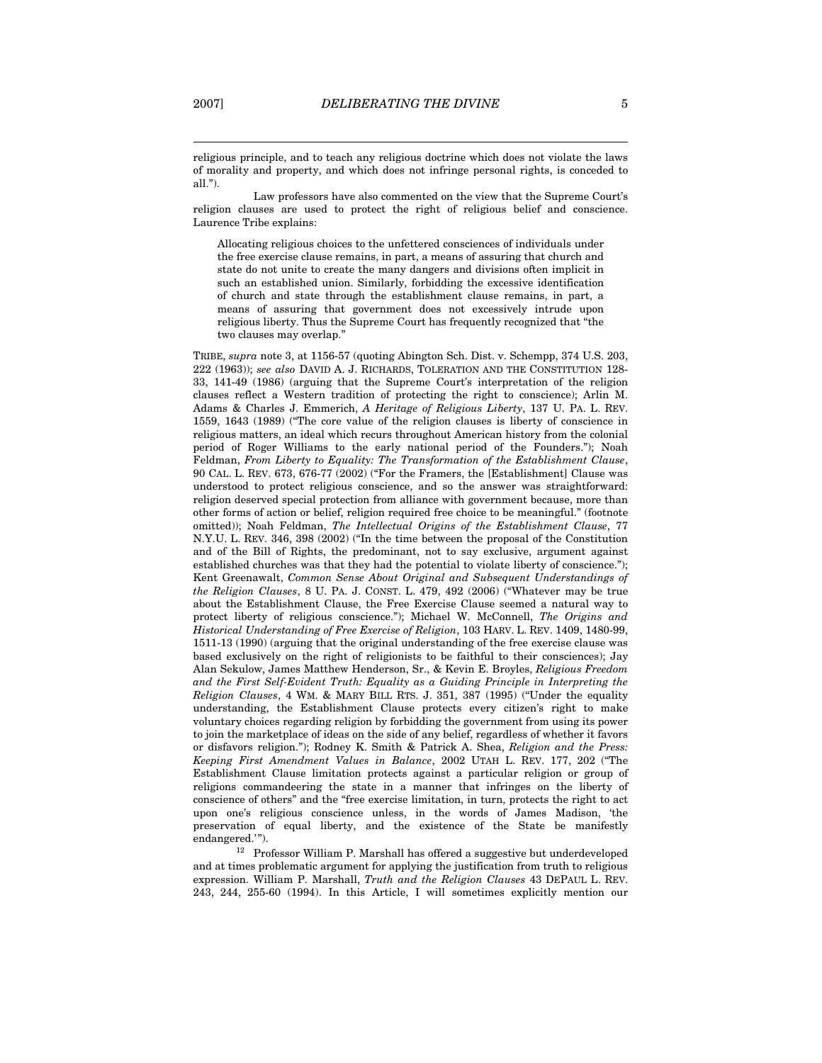religious principle, and to teach any religious doctrine which does not violate the laws of morality and property, and which does not infringe personal rights, is conceded to all.").

Law professors have also commented on the view that the Supreme Court's religion clauses are used to protect the right of religious belief and conscience. Laurence Tribe explains:

> Allocating religious choices to the unfettered consciences of individuals under the free exercise clause remains, in part, a means of assuring that church and state do not unite to create the many dangers and divisions often implicit in such an established union. Similarly, forbidding the excessive identification of church and state through the establishment clause remains, in part, a means of assuring that government does not excessively intrude upon religious liberty. Thus the Supreme Court has frequently recognized that "the two clauses may overlap."

TRIBE, *supra* note 3, at 1156-57 (quoting Abington Sch. Dist. v. Schempp, 374 U.S. 203, 222 (1963)); *see also* DAVID A. J. RICHARDS, TOLERATION AND THE CONSTITUTION 128-33, 141-49 (1986) (arguing that the Supreme Court's interpretation of the religion clauses reflect a Western tradition of protecting the right to conscience); Arlin M. Adams & Charles J. Emmerich, *A Heritage of Religious Liberty*, 137 U. PA. L. REV. 1559, 1643 (1989) ("The core value of the religion clauses is liberty of conscience in religious matters, an ideal which recurs throughout American history from the colonial period of Roger Williams to the early national period of the Founders."); Noah Feldman, *From Liberty to Equality: The Transformation of the Establishment Clause*, 90 CAL. L. REV. 673, 676-77 (2002) ("For the Framers, the [Establishment] Clause was understood to protect religious conscience, and so the answer was straightforward: religion deserved special protection from alliance with government because, more than other forms of action or belief, religion required free choice to be meaningful." (footnote omitted)); Noah Feldman, *The Intellectual Origins of the Establishment Clause*, 77 N.Y.U. L. REV. 346, 398 (2002) ("In the time between the proposal of the Constitution and of the Bill of Rights, the predominant, not to say exclusive, argument against established churches was that they had the potential to violate liberty of conscience."); Kent Greenawalt, *Common Sense About Original and Subsequent Understandings of the Religion Clauses*, 8 U. PA. J. CONST. L. 479, 492 (2006) ("Whatever may be true about the Establishment Clause, the Free Exercise Clause seemed a natural way to protect liberty of religious conscience."); Michael W. McConnell, *The Origins and Historical Understanding of Free Exercise of Religion*, 103 HARV. L. REV. 1409, 1480-99, 1511-13 (1990) (arguing that the original understanding of the free exercise clause was based exclusively on the right of religionists to be faithful to their consciences); Jay Alan Sekulow, James Matthew Henderson, Sr., & Kevin E. Broyles, *Religious Freedom and the First Self-Evident Truth: Equality as a Guiding Principle in Interpreting the Religion Clauses*, 4 WM. & MARY BILL RTS. J. 351, 387 (1995) ("Under the equality understanding, the Establishment Clause protects every citizen's right to make voluntary choices regarding religion by forbidding the government from using its power to join the marketplace of ideas on the side of any belief, regardless of whether it favors or disfavors religion."); Rodney K. Smith & Patrick A. Shea, *Religion and the Press: Keeping First Amendment Values in Balance*, 2002 UTAH L. REV. 177, 202 ("The Establishment Clause limitation protects against a particular religion or group of religions commandeering the state in a manner that infringes on the liberty of conscience of others" and the "free exercise limitation, in turn, protects the right to act upon one's religious conscience unless, in the words of James Madison, 'the preservation of equal liberty, and the existence of the State be manifestly endangered.'").

[12] Professor William P. Marshall has offered a suggestive but underdeveloped and at times problematic argument for applying the justification from truth to religious expression. William P. Marshall, *Truth and the Religion Clauses* 43 DEPAUL L. REV. 243, 244, 255-60 (1994). In this Article, I will sometimes explicitly mention our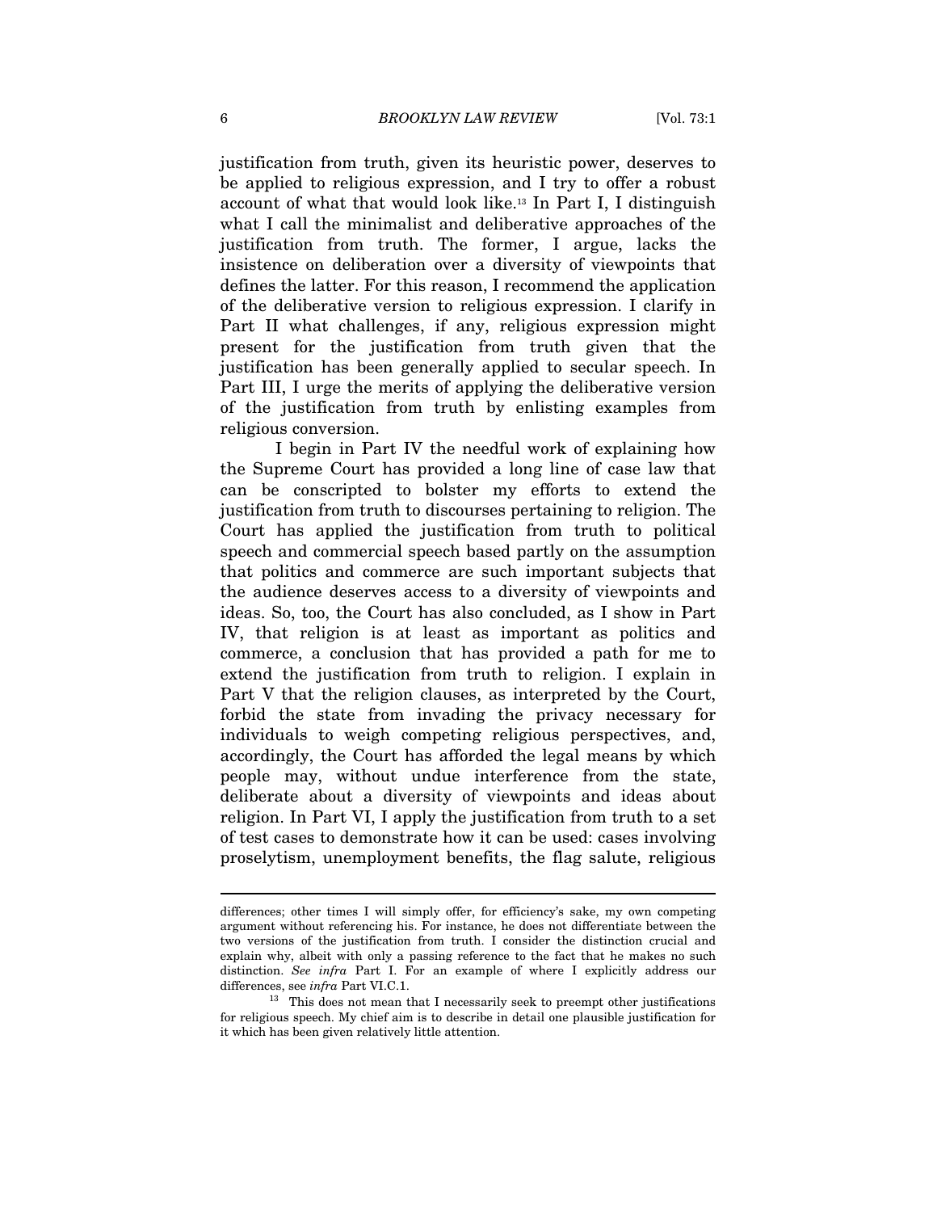justification from truth, given its heuristic power, deserves to be applied to religious expression, and I try to offer a robust account of what that would look like.[13] In Part I, I distinguish what I call the minimalist and deliberative approaches of the justification from truth. The former, I argue, lacks the insistence on deliberation over a diversity of viewpoints that defines the latter. For this reason, I recommend the application of the deliberative version to religious expression. I clarify in Part II what challenges, if any, religious expression might present for the justification from truth given that the justification has been generally applied to secular speech. In Part III, I urge the merits of applying the deliberative version of the justification from truth by enlisting examples from religious conversion.

I begin in Part IV the needful work of explaining how the Supreme Court has provided a long line of case law that can be conscripted to bolster my efforts to extend the justification from truth to discourses pertaining to religion. The Court has applied the justification from truth to political speech and commercial speech based partly on the assumption that politics and commerce are such important subjects that the audience deserves access to a diversity of viewpoints and ideas. So, too, the Court has also concluded, as I show in Part IV, that religion is at least as important as politics and commerce, a conclusion that has provided a path for me to extend the justification from truth to religion. I explain in Part V that the religion clauses, as interpreted by the Court, forbid the state from invading the privacy necessary for individuals to weigh competing religious perspectives, and, accordingly, the Court has afforded the legal means by which people may, without undue interference from the state, deliberate about a diversity of viewpoints and ideas about religion. In Part VI, I apply the justification from truth to a set of test cases to demonstrate how it can be used: cases involving proselytism, unemployment benefits, the flag salute, religious

---

differences; other times I will simply offer, for efficiency's sake, my own competing argument without referencing his. For instance, he does not differentiate between the two versions of the justification from truth. I consider the distinction crucial and explain why, albeit with only a passing reference to the fact that he makes no such distinction. *See infra* Part I. For an example of where I explicitly address our differences, see *infra* Part VI.C.1.

[13] This does not mean that I necessarily seek to preempt other justifications for religious speech. My chief aim is to describe in detail one plausible justification for it which has been given relatively little attention.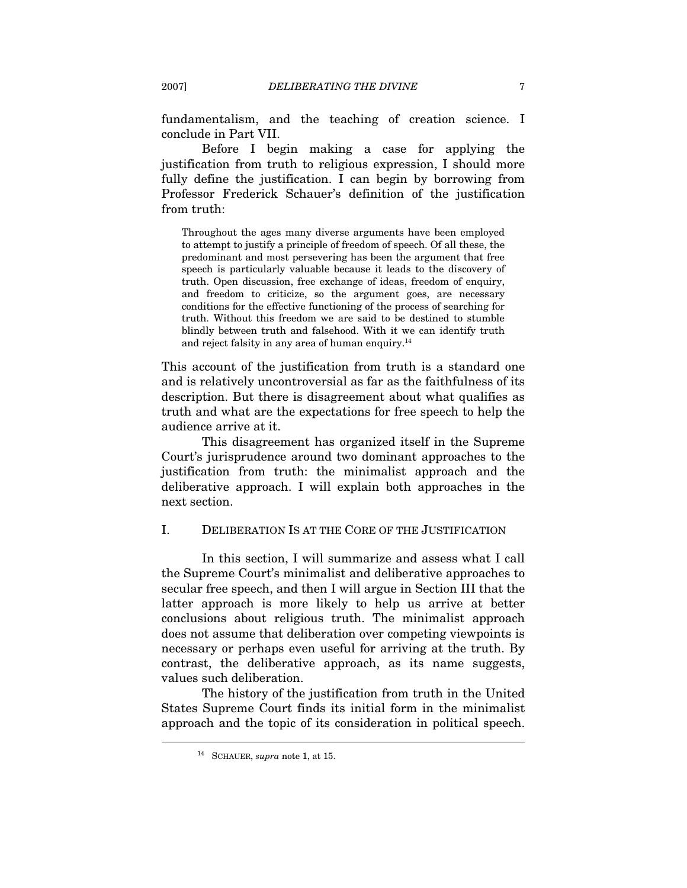fundamentalism, and the teaching of creation science. I conclude in Part VII.

Before I begin making a case for applying the justification from truth to religious expression, I should more fully define the justification. I can begin by borrowing from Professor Frederick Schauer's definition of the justification from truth:

> Throughout the ages many diverse arguments have been employed to attempt to justify a principle of freedom of speech. Of all these, the predominant and most persevering has been the argument that free speech is particularly valuable because it leads to the discovery of truth. Open discussion, free exchange of ideas, freedom of enquiry, and freedom to criticize, so the argument goes, are necessary conditions for the effective functioning of the process of searching for truth. Without this freedom we are said to be destined to stumble blindly between truth and falsehood. With it we can identify truth and reject falsity in any area of human enquiry.[14]

This account of the justification from truth is a standard one and is relatively uncontroversial as far as the faithfulness of its description. But there is disagreement about what qualifies as truth and what are the expectations for free speech to help the audience arrive at it.

This disagreement has organized itself in the Supreme Court's jurisprudence around two dominant approaches to the justification from truth: the minimalist approach and the deliberative approach. I will explain both approaches in the next section.

## I. DELIBERATION IS AT THE CORE OF THE JUSTIFICATION

In this section, I will summarize and assess what I call the Supreme Court's minimalist and deliberative approaches to secular free speech, and then I will argue in Section III that the latter approach is more likely to help us arrive at better conclusions about religious truth. The minimalist approach does not assume that deliberation over competing viewpoints is necessary or perhaps even useful for arriving at the truth. By contrast, the deliberative approach, as its name suggests, values such deliberation.

The history of the justification from truth in the United States Supreme Court finds its initial form in the minimalist approach and the topic of its consideration in political speech.

---

[14] SCHAUER, *supra* note 1, at 15.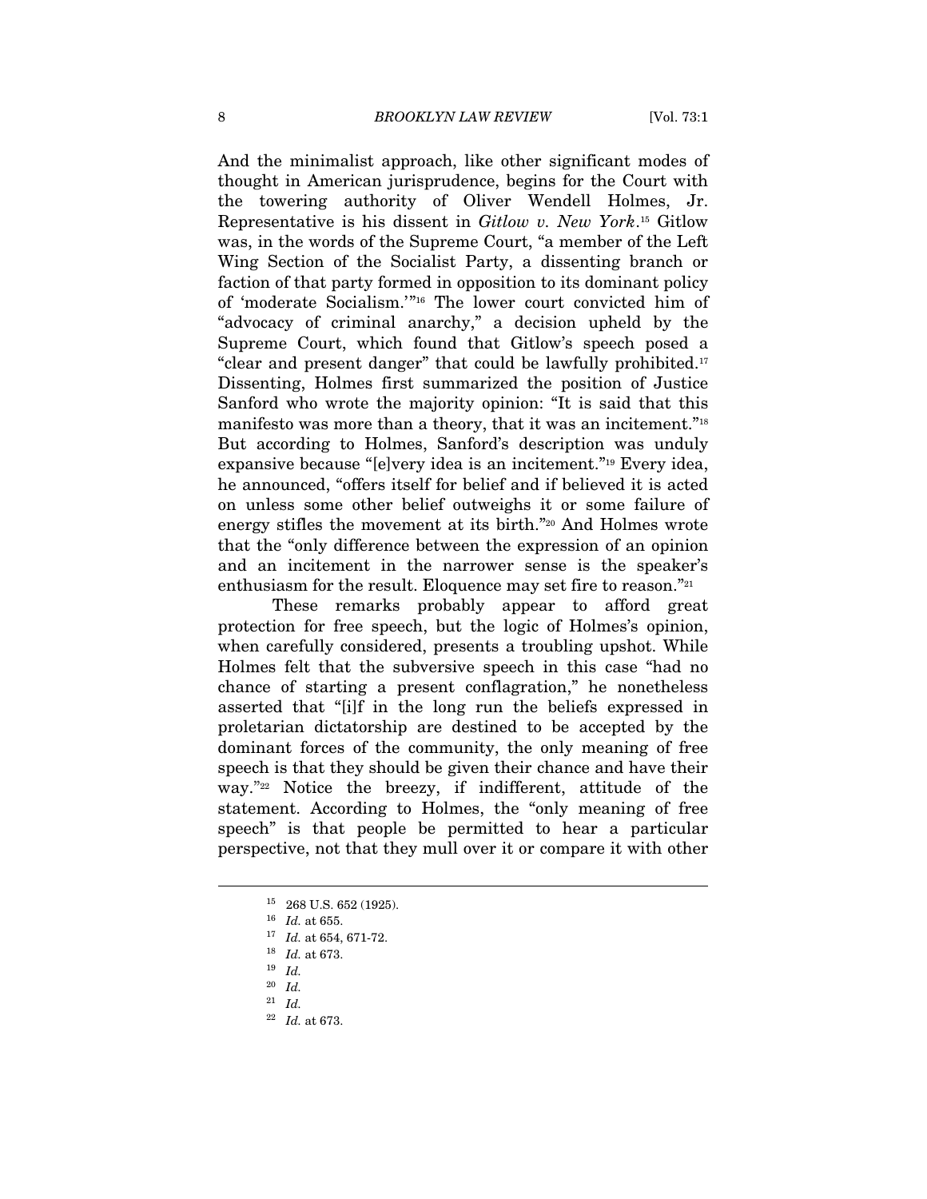And the minimalist approach, like other significant modes of thought in American jurisprudence, begins for the Court with the towering authority of Oliver Wendell Holmes, Jr. Representative is his dissent in *Gitlow v. New York*.[15] Gitlow was, in the words of the Supreme Court, "a member of the Left Wing Section of the Socialist Party, a dissenting branch or faction of that party formed in opposition to its dominant policy of 'moderate Socialism.'"[16] The lower court convicted him of "advocacy of criminal anarchy," a decision upheld by the Supreme Court, which found that Gitlow's speech posed a "clear and present danger" that could be lawfully prohibited.[17] Dissenting, Holmes first summarized the position of Justice Sanford who wrote the majority opinion: "It is said that this manifesto was more than a theory, that it was an incitement."[18] But according to Holmes, Sanford's description was unduly expansive because "[e]very idea is an incitement."[19] Every idea, he announced, "offers itself for belief and if believed it is acted on unless some other belief outweighs it or some failure of energy stifles the movement at its birth."[20] And Holmes wrote that the "only difference between the expression of an opinion and an incitement in the narrower sense is the speaker's enthusiasm for the result. Eloquence may set fire to reason."[21]

These remarks probably appear to afford great protection for free speech, but the logic of Holmes's opinion, when carefully considered, presents a troubling upshot. While Holmes felt that the subversive speech in this case "had no chance of starting a present conflagration," he nonetheless asserted that "[i]f in the long run the beliefs expressed in proletarian dictatorship are destined to be accepted by the dominant forces of the community, the only meaning of free speech is that they should be given their chance and have their way."[22] Notice the breezy, if indifferent, attitude of the statement. According to Holmes, the "only meaning of free speech" is that people be permitted to hear a particular perspective, not that they mull over it or compare it with other

---

[15] 268 U.S. 652 (1925).

[16] *Id.* at 655.

[17] *Id.* at 654, 671-72.

[18] *Id.* at 673.

[19] *Id.*

[20] *Id.*

[21] *Id.*

[22] *Id.* at 673.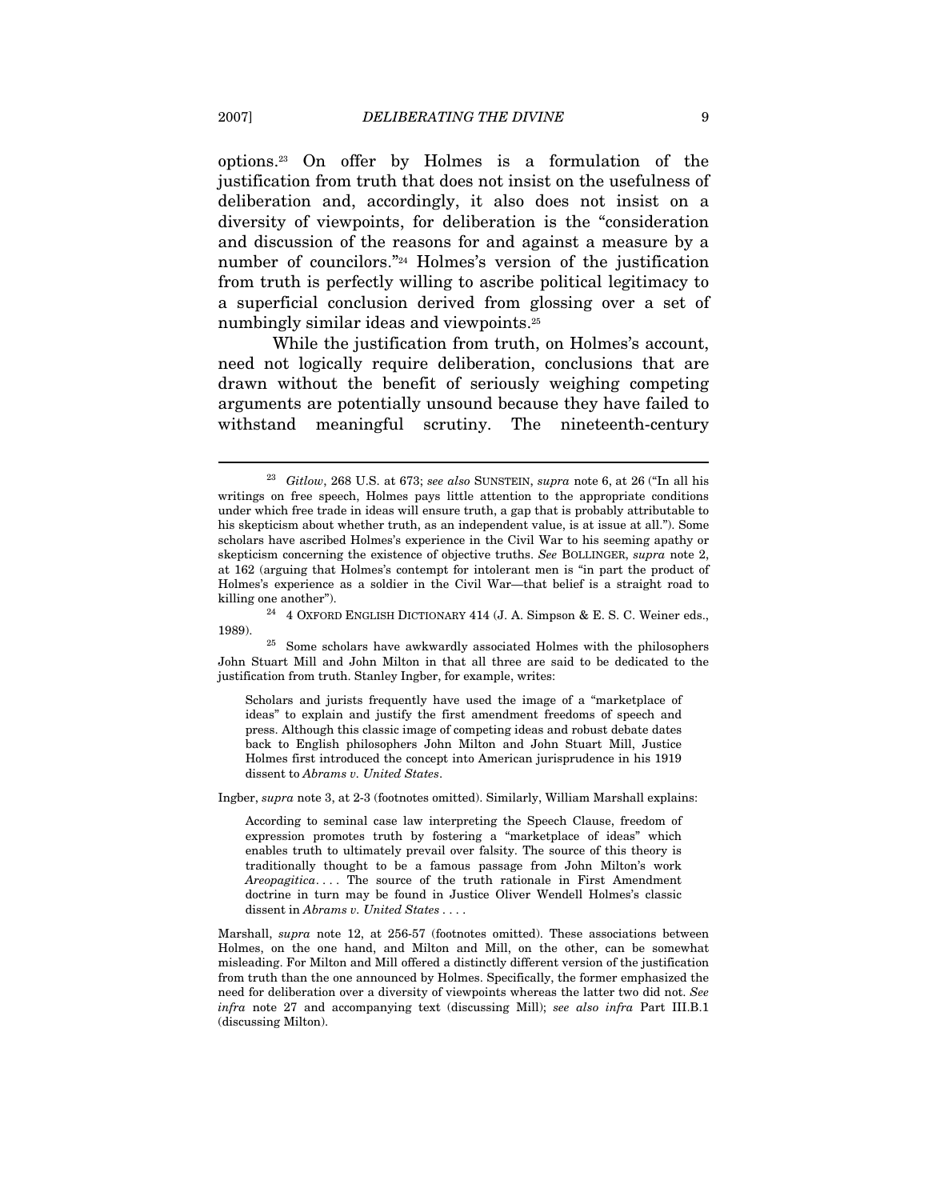options.[23] On offer by Holmes is a formulation of the justification from truth that does not insist on the usefulness of deliberation and, accordingly, it also does not insist on a diversity of viewpoints, for deliberation is the "consideration and discussion of the reasons for and against a measure by a number of councilors."[24] Holmes's version of the justification from truth is perfectly willing to ascribe political legitimacy to a superficial conclusion derived from glossing over a set of numbingly similar ideas and viewpoints.[25]

While the justification from truth, on Holmes's account, need not logically require deliberation, conclusions that are drawn without the benefit of seriously weighing competing arguments are potentially unsound because they have failed to withstand meaningful scrutiny. The nineteenth-century

---

[23] *Gitlow*, 268 U.S. at 673; *see also* SUNSTEIN, *supra* note 6, at 26 ("In all his writings on free speech, Holmes pays little attention to the appropriate conditions under which free trade in ideas will ensure truth, a gap that is probably attributable to his skepticism about whether truth, as an independent value, is at issue at all."). Some scholars have ascribed Holmes's experience in the Civil War to his seeming apathy or skepticism concerning the existence of objective truths. *See* BOLLINGER, *supra* note 2, at 162 (arguing that Holmes's contempt for intolerant men is "in part the product of Holmes's experience as a soldier in the Civil War—that belief is a straight road to killing one another").

[24] 4 OXFORD ENGLISH DICTIONARY 414 (J. A. Simpson & E. S. C. Weiner eds., 1989).

[25] Some scholars have awkwardly associated Holmes with the philosophers John Stuart Mill and John Milton in that all three are said to be dedicated to the justification from truth. Stanley Ingber, for example, writes:

> Scholars and jurists frequently have used the image of a "marketplace of ideas" to explain and justify the first amendment freedoms of speech and press. Although this classic image of competing ideas and robust debate dates back to English philosophers John Milton and John Stuart Mill, Justice Holmes first introduced the concept into American jurisprudence in his 1919 dissent to *Abrams v. United States*.

Ingber, *supra* note 3, at 2-3 (footnotes omitted). Similarly, William Marshall explains:

> According to seminal case law interpreting the Speech Clause, freedom of expression promotes truth by fostering a "marketplace of ideas" which enables truth to ultimately prevail over falsity. The source of this theory is traditionally thought to be a famous passage from John Milton's work *Areopagitica*. . . . The source of the truth rationale in First Amendment doctrine in turn may be found in Justice Oliver Wendell Holmes's classic dissent in *Abrams v. United States* . . . .

Marshall, *supra* note 12, at 256-57 (footnotes omitted). These associations between Holmes, on the one hand, and Milton and Mill, on the other, can be somewhat misleading. For Milton and Mill offered a distinctly different version of the justification from truth than the one announced by Holmes. Specifically, the former emphasized the need for deliberation over a diversity of viewpoints whereas the latter two did not. *See infra* note 27 and accompanying text (discussing Mill); *see also infra* Part III.B.1 (discussing Milton).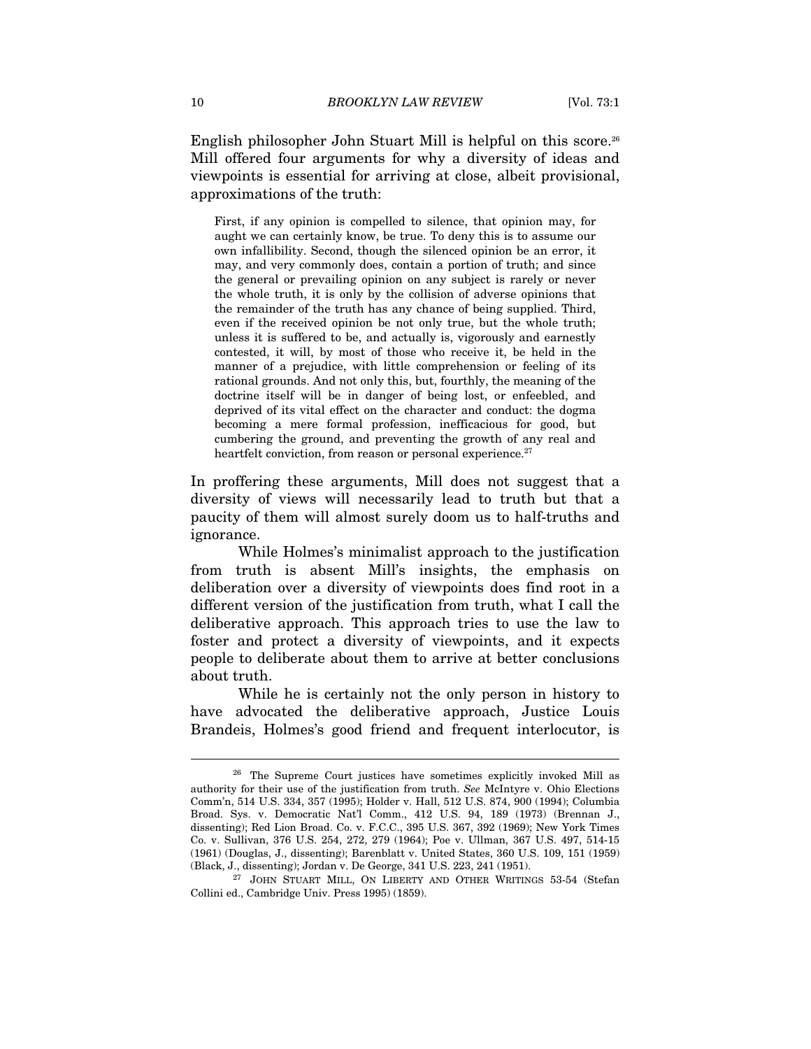English philosopher John Stuart Mill is helpful on this score.[26] Mill offered four arguments for why a diversity of ideas and viewpoints is essential for arriving at close, albeit provisional, approximations of the truth:

> First, if any opinion is compelled to silence, that opinion may, for aught we can certainly know, be true. To deny this is to assume our own infallibility. Second, though the silenced opinion be an error, it may, and very commonly does, contain a portion of truth; and since the general or prevailing opinion on any subject is rarely or never the whole truth, it is only by the collision of adverse opinions that the remainder of the truth has any chance of being supplied. Third, even if the received opinion be not only true, but the whole truth; unless it is suffered to be, and actually is, vigorously and earnestly contested, it will, by most of those who receive it, be held in the manner of a prejudice, with little comprehension or feeling of its rational grounds. And not only this, but, fourthly, the meaning of the doctrine itself will be in danger of being lost, or enfeebled, and deprived of its vital effect on the character and conduct: the dogma becoming a mere formal profession, inefficacious for good, but cumbering the ground, and preventing the growth of any real and heartfelt conviction, from reason or personal experience.[27]

In proffering these arguments, Mill does not suggest that a diversity of views will necessarily lead to truth but that a paucity of them will almost surely doom us to half-truths and ignorance.

While Holmes's minimalist approach to the justification from truth is absent Mill's insights, the emphasis on deliberation over a diversity of viewpoints does find root in a different version of the justification from truth, what I call the deliberative approach. This approach tries to use the law to foster and protect a diversity of viewpoints, and it expects people to deliberate about them to arrive at better conclusions about truth.

While he is certainly not the only person in history to have advocated the deliberative approach, Justice Louis Brandeis, Holmes's good friend and frequent interlocutor, is

---

[26] The Supreme Court justices have sometimes explicitly invoked Mill as authority for their use of the justification from truth. *See* McIntyre v. Ohio Elections Comm'n, 514 U.S. 334, 357 (1995); Holder v. Hall, 512 U.S. 874, 900 (1994); Columbia Broad. Sys. v. Democratic Nat'l Comm., 412 U.S. 94, 189 (1973) (Brennan J., dissenting); Red Lion Broad. Co. v. F.C.C., 395 U.S. 367, 392 (1969); New York Times Co. v. Sullivan, 376 U.S. 254, 272, 279 (1964); Poe v. Ullman, 367 U.S. 497, 514-15 (1961) (Douglas, J., dissenting); Barenblatt v. United States, 360 U.S. 109, 151 (1959) (Black, J., dissenting); Jordan v. De George, 341 U.S. 223, 241 (1951).

[27] JOHN STUART MILL, ON LIBERTY AND OTHER WRITINGS 53-54 (Stefan Collini ed., Cambridge Univ. Press 1995) (1859).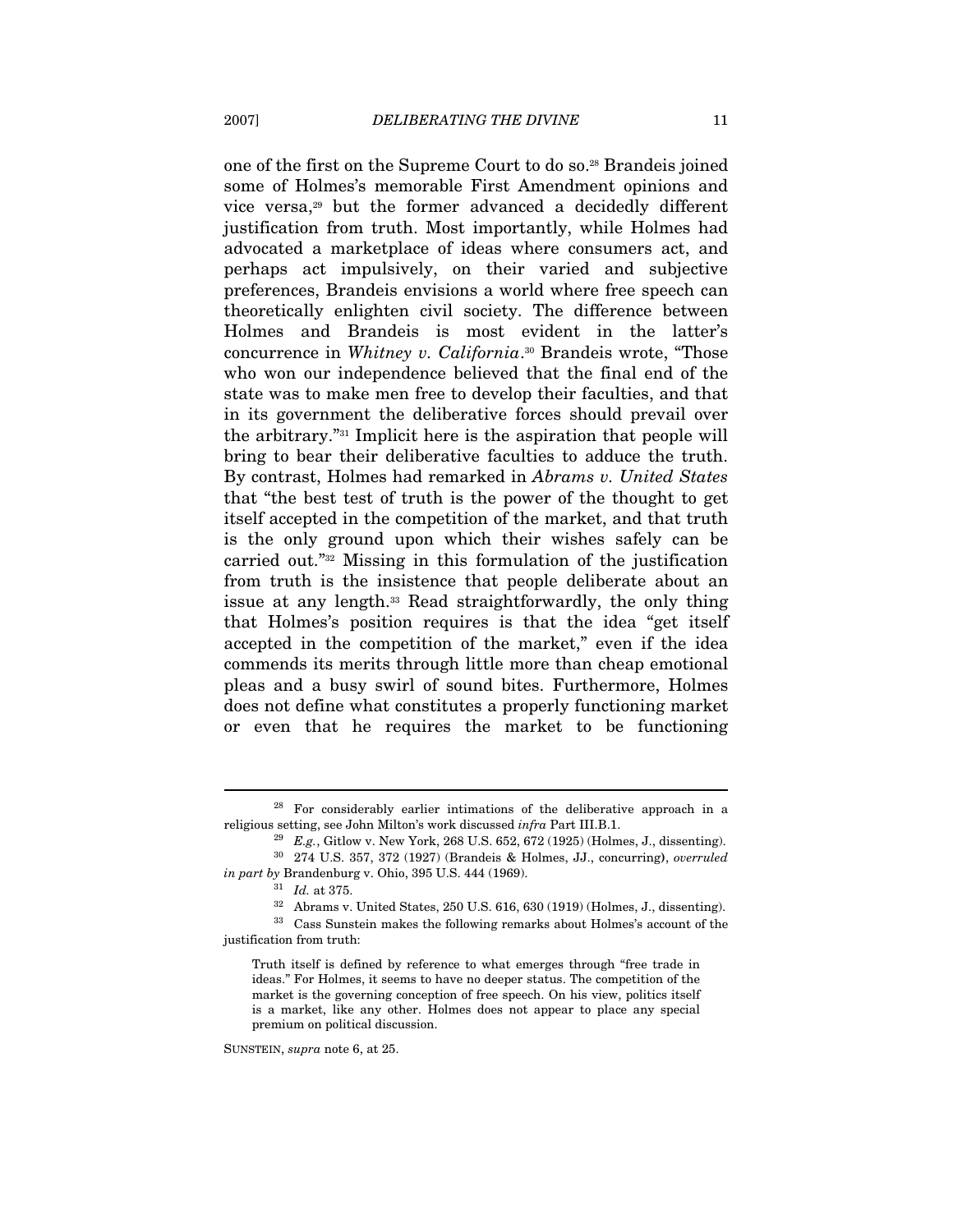one of the first on the Supreme Court to do so.[28] Brandeis joined some of Holmes's memorable First Amendment opinions and vice versa,[29] but the former advanced a decidedly different justification from truth. Most importantly, while Holmes had advocated a marketplace of ideas where consumers act, and perhaps act impulsively, on their varied and subjective preferences, Brandeis envisions a world where free speech can theoretically enlighten civil society. The difference between Holmes and Brandeis is most evident in the latter's concurrence in *Whitney v. California*.[30] Brandeis wrote, "Those who won our independence believed that the final end of the state was to make men free to develop their faculties, and that in its government the deliberative forces should prevail over the arbitrary."[31] Implicit here is the aspiration that people will bring to bear their deliberative faculties to adduce the truth. By contrast, Holmes had remarked in *Abrams v. United States* that "the best test of truth is the power of the thought to get itself accepted in the competition of the market, and that truth is the only ground upon which their wishes safely can be carried out."[32] Missing in this formulation of the justification from truth is the insistence that people deliberate about an issue at any length.[33] Read straightforwardly, the only thing that Holmes's position requires is that the idea "get itself accepted in the competition of the market," even if the idea commends its merits through little more than cheap emotional pleas and a busy swirl of sound bites. Furthermore, Holmes does not define what constitutes a properly functioning market or even that he requires the market to be functioning

---

[28] For considerably earlier intimations of the deliberative approach in a religious setting, see John Milton's work discussed *infra* Part III.B.1.

[29] *E.g.*, Gitlow v. New York, 268 U.S. 652, 672 (1925) (Holmes, J., dissenting).

[30] 274 U.S. 357, 372 (1927) (Brandeis & Holmes, JJ., concurring), *overruled in part by* Brandenburg v. Ohio, 395 U.S. 444 (1969).

[31] *Id.* at 375.

[32] Abrams v. United States, 250 U.S. 616, 630 (1919) (Holmes, J., dissenting).

[33] Cass Sunstein makes the following remarks about Holmes's account of the justification from truth:

> Truth itself is defined by reference to what emerges through "free trade in ideas." For Holmes, it seems to have no deeper status. The competition of the market is the governing conception of free speech. On his view, politics itself is a market, like any other. Holmes does not appear to place any special premium on political discussion.

SUNSTEIN, *supra* note 6, at 25.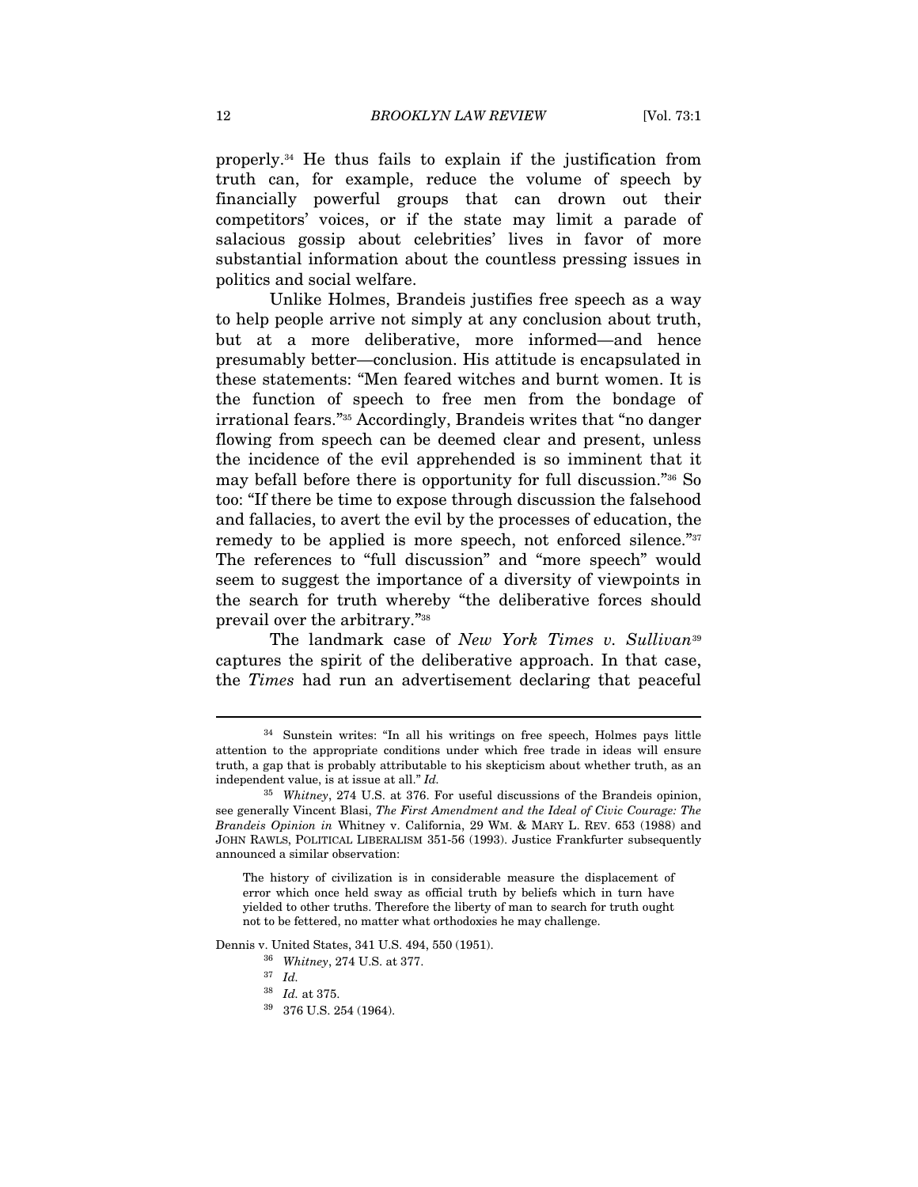properly.[34] He thus fails to explain if the justification from truth can, for example, reduce the volume of speech by financially powerful groups that can drown out their competitors' voices, or if the state may limit a parade of salacious gossip about celebrities' lives in favor of more substantial information about the countless pressing issues in politics and social welfare.

Unlike Holmes, Brandeis justifies free speech as a way to help people arrive not simply at any conclusion about truth, but at a more deliberative, more informed—and hence presumably better—conclusion. His attitude is encapsulated in these statements: "Men feared witches and burnt women. It is the function of speech to free men from the bondage of irrational fears."[35] Accordingly, Brandeis writes that "no danger flowing from speech can be deemed clear and present, unless the incidence of the evil apprehended is so imminent that it may befall before there is opportunity for full discussion."[36] So too: "If there be time to expose through discussion the falsehood and fallacies, to avert the evil by the processes of education, the remedy to be applied is more speech, not enforced silence."[37] The references to "full discussion" and "more speech" would seem to suggest the importance of a diversity of viewpoints in the search for truth whereby "the deliberative forces should prevail over the arbitrary."[38]

The landmark case of *New York Times v. Sullivan*[39] captures the spirit of the deliberative approach. In that case, the *Times* had run an advertisement declaring that peaceful

---

[34] Sunstein writes: "In all his writings on free speech, Holmes pays little attention to the appropriate conditions under which free trade in ideas will ensure truth, a gap that is probably attributable to his skepticism about whether truth, as an independent value, is at issue at all." *Id.*

[35] *Whitney*, 274 U.S. at 376. For useful discussions of the Brandeis opinion, see generally Vincent Blasi, *The First Amendment and the Ideal of Civic Courage: The Brandeis Opinion in* Whitney v. California, 29 WM. & MARY L. REV. 653 (1988) and JOHN RAWLS, POLITICAL LIBERALISM 351-56 (1993). Justice Frankfurter subsequently announced a similar observation:

> The history of civilization is in considerable measure the displacement of error which once held sway as official truth by beliefs which in turn have yielded to other truths. Therefore the liberty of man to search for truth ought not to be fettered, no matter what orthodoxies he may challenge.

Dennis v. United States, 341 U.S. 494, 550 (1951).

[36] *Whitney*, 274 U.S. at 377.

[37] *Id.*

[38] *Id.* at 375.

[39] 376 U.S. 254 (1964).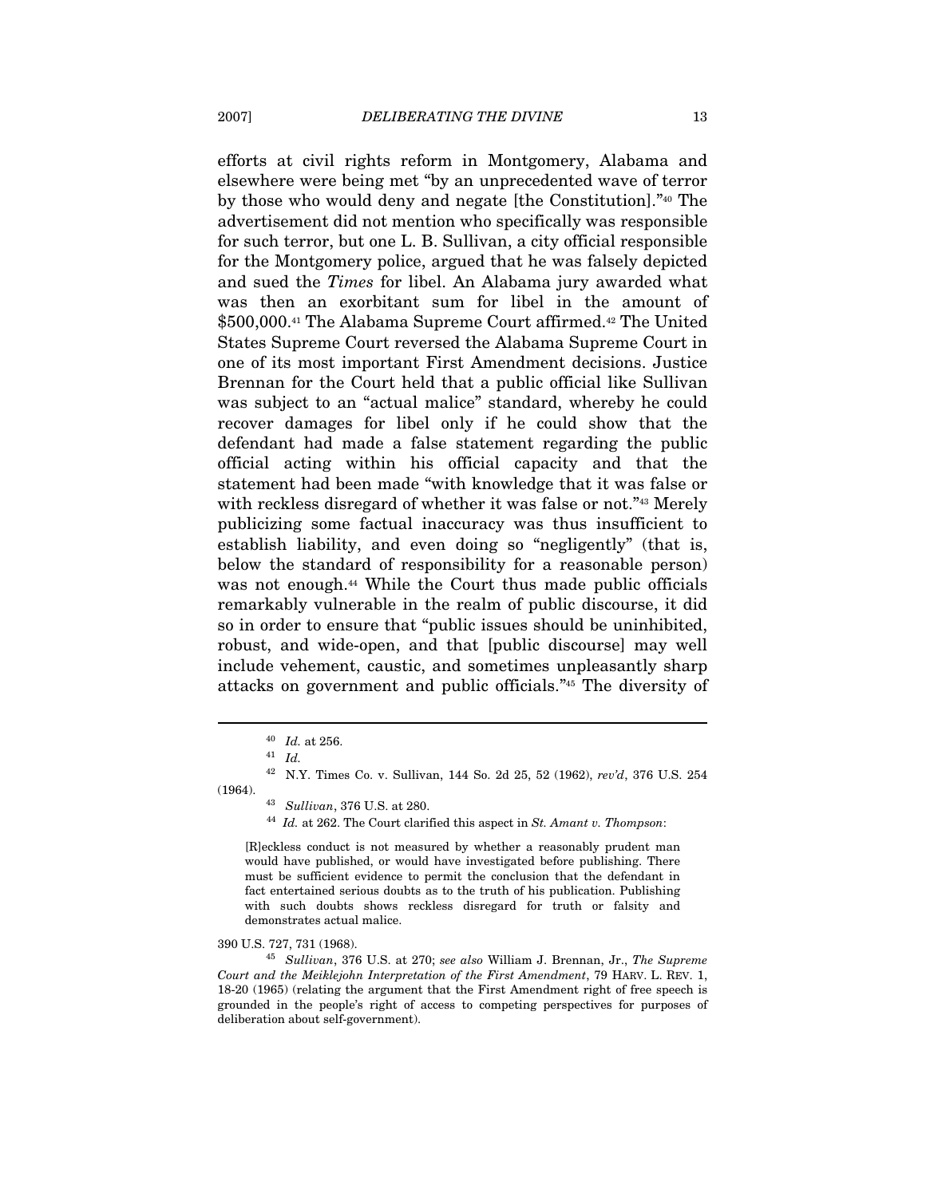efforts at civil rights reform in Montgomery, Alabama and elsewhere were being met "by an unprecedented wave of terror by those who would deny and negate [the Constitution]."[40] The advertisement did not mention who specifically was responsible for such terror, but one L. B. Sullivan, a city official responsible for the Montgomery police, argued that he was falsely depicted and sued the *Times* for libel. An Alabama jury awarded what was then an exorbitant sum for libel in the amount of $500,000.[41] The Alabama Supreme Court affirmed.[42] The United States Supreme Court reversed the Alabama Supreme Court in one of its most important First Amendment decisions. Justice Brennan for the Court held that a public official like Sullivan was subject to an "actual malice" standard, whereby he could recover damages for libel only if he could show that the defendant had made a false statement regarding the public official acting within his official capacity and that the statement had been made "with knowledge that it was false or with reckless disregard of whether it was false or not."[43] Merely publicizing some factual inaccuracy was thus insufficient to establish liability, and even doing so "negligently" (that is, below the standard of responsibility for a reasonable person) was not enough.[44] While the Court thus made public officials remarkably vulnerable in the realm of public discourse, it did so in order to ensure that "public issues should be uninhibited, robust, and wide-open, and that [public discourse] may well include vehement, caustic, and sometimes unpleasantly sharp attacks on government and public officials."[45] The diversity of

---

[40] *Id.* at 256.

[41] *Id.*

[42] N.Y. Times Co. v. Sullivan, 144 So. 2d 25, 52 (1962), *rev'd*, 376 U.S. 254 (1964).

[43] *Sullivan*, 376 U.S. at 280.

[44] *Id.* at 262. The Court clarified this aspect in *St. Amant v. Thompson*:

> [R]eckless conduct is not measured by whether a reasonably prudent man would have published, or would have investigated before publishing. There must be sufficient evidence to permit the conclusion that the defendant in fact entertained serious doubts as to the truth of his publication. Publishing with such doubts shows reckless disregard for truth or falsity and demonstrates actual malice.

390 U.S. 727, 731 (1968).

[45] *Sullivan*, 376 U.S. at 270; *see also* William J. Brennan, Jr., *The Supreme Court and the Meiklejohn Interpretation of the First Amendment*, 79 HARV. L. REV. 1, 18-20 (1965) (relating the argument that the First Amendment right of free speech is grounded in the people's right of access to competing perspectives for purposes of deliberation about self-government).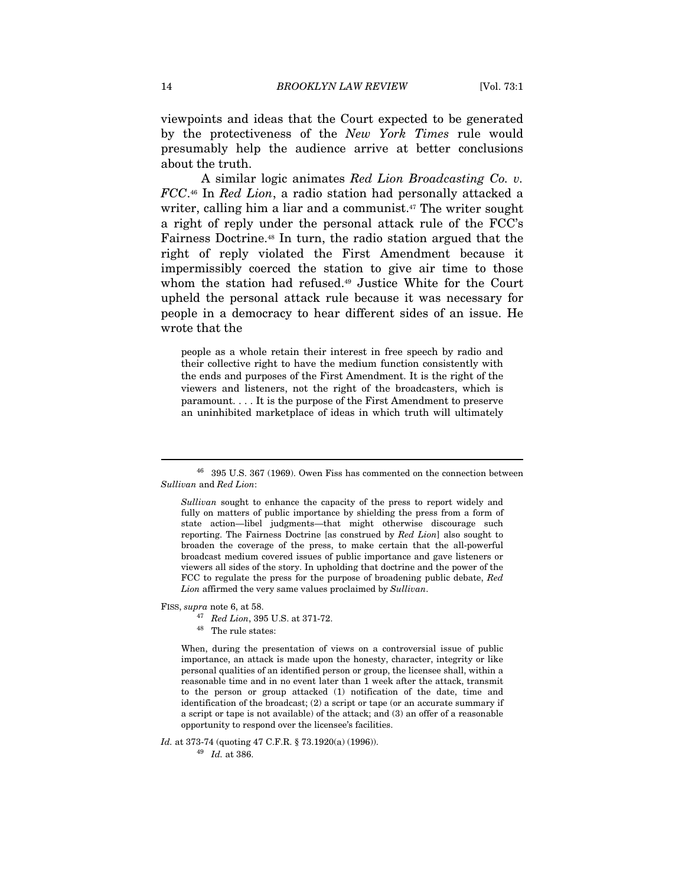viewpoints and ideas that the Court expected to be generated by the protectiveness of the *New York Times* rule would presumably help the audience arrive at better conclusions about the truth.

A similar logic animates *Red Lion Broadcasting Co. v. FCC*.[46] In *Red Lion*, a radio station had personally attacked a writer, calling him a liar and a communist.[47] The writer sought a right of reply under the personal attack rule of the FCC's Fairness Doctrine.[48] In turn, the radio station argued that the right of reply violated the First Amendment because it impermissibly coerced the station to give air time to those whom the station had refused.[49] Justice White for the Court upheld the personal attack rule because it was necessary for people in a democracy to hear different sides of an issue. He wrote that the

> people as a whole retain their interest in free speech by radio and their collective right to have the medium function consistently with the ends and purposes of the First Amendment. It is the right of the viewers and listeners, not the right of the broadcasters, which is paramount. . . . It is the purpose of the First Amendment to preserve an uninhibited marketplace of ideas in which truth will ultimately

---

[46] 395 U.S. 367 (1969). Owen Fiss has commented on the connection between *Sullivan* and *Red Lion*:

> *Sullivan* sought to enhance the capacity of the press to report widely and fully on matters of public importance by shielding the press from a form of state action—libel judgments—that might otherwise discourage such reporting. The Fairness Doctrine [as construed by *Red Lion*] also sought to broaden the coverage of the press, to make certain that the all-powerful broadcast medium covered issues of public importance and gave listeners or viewers all sides of the story. In upholding that doctrine and the power of the FCC to regulate the press for the purpose of broadening public debate, *Red Lion* affirmed the very same values proclaimed by *Sullivan*.

FISS, *supra* note 6, at 58.

[47] *Red Lion*, 395 U.S. at 371-72.

[48] The rule states:

> When, during the presentation of views on a controversial issue of public importance, an attack is made upon the honesty, character, integrity or like personal qualities of an identified person or group, the licensee shall, within a reasonable time and in no event later than 1 week after the attack, transmit to the person or group attacked (1) notification of the date, time and identification of the broadcast; (2) a script or tape (or an accurate summary if a script or tape is not available) of the attack; and (3) an offer of a reasonable opportunity to respond over the licensee's facilities.

*Id.* at 373-74 (quoting 47 C.F.R. § 73.1920(a) (1996)).

[49] *Id.* at 386.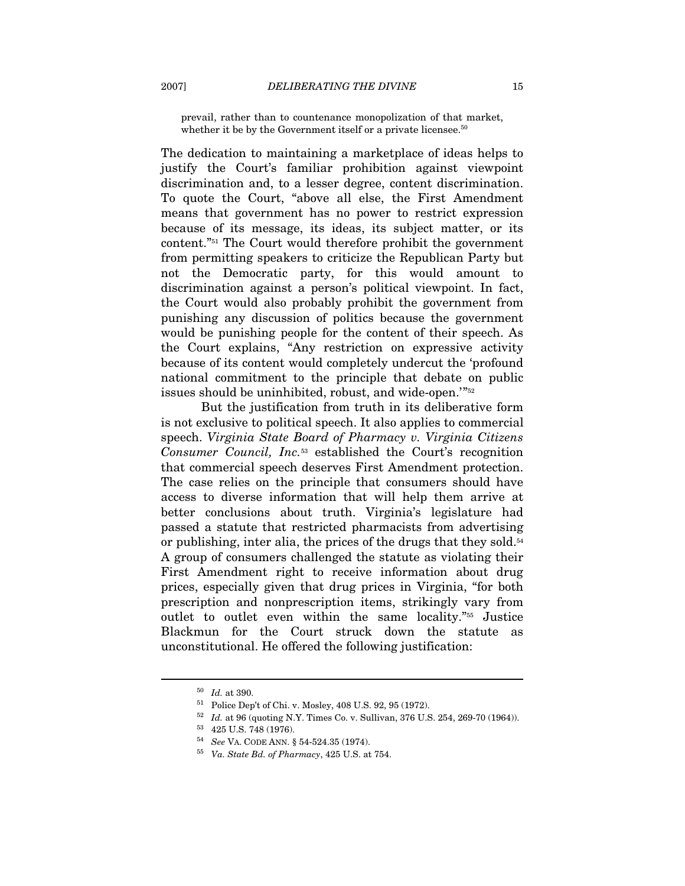> prevail, rather than to countenance monopolization of that market, whether it be by the Government itself or a private licensee.[50]

The dedication to maintaining a marketplace of ideas helps to justify the Court's familiar prohibition against viewpoint discrimination and, to a lesser degree, content discrimination. To quote the Court, "above all else, the First Amendment means that government has no power to restrict expression because of its message, its ideas, its subject matter, or its content."[51] The Court would therefore prohibit the government from permitting speakers to criticize the Republican Party but not the Democratic party, for this would amount to discrimination against a person's political viewpoint. In fact, the Court would also probably prohibit the government from punishing any discussion of politics because the government would be punishing people for the content of their speech. As the Court explains, "Any restriction on expressive activity because of its content would completely undercut the 'profound national commitment to the principle that debate on public issues should be uninhibited, robust, and wide-open.'"[52]

But the justification from truth in its deliberative form is not exclusive to political speech. It also applies to commercial speech. *Virginia State Board of Pharmacy v. Virginia Citizens Consumer Council, Inc.*[53] established the Court's recognition that commercial speech deserves First Amendment protection. The case relies on the principle that consumers should have access to diverse information that will help them arrive at better conclusions about truth. Virginia's legislature had passed a statute that restricted pharmacists from advertising or publishing, inter alia, the prices of the drugs that they sold.[54] A group of consumers challenged the statute as violating their First Amendment right to receive information about drug prices, especially given that drug prices in Virginia, "for both prescription and nonprescription items, strikingly vary from outlet to outlet even within the same locality."[55] Justice Blackmun for the Court struck down the statute as unconstitutional. He offered the following justification:

---

[50] *Id.* at 390.

[51] Police Dep't of Chi. v. Mosley, 408 U.S. 92, 95 (1972).

[52] *Id.* at 96 (quoting N.Y. Times Co. v. Sullivan, 376 U.S. 254, 269-70 (1964)).

[53] 425 U.S. 748 (1976).

[54] *See* VA. CODE ANN. § 54-524.35 (1974).

[55] *Va. State Bd. of Pharmacy*, 425 U.S. at 754.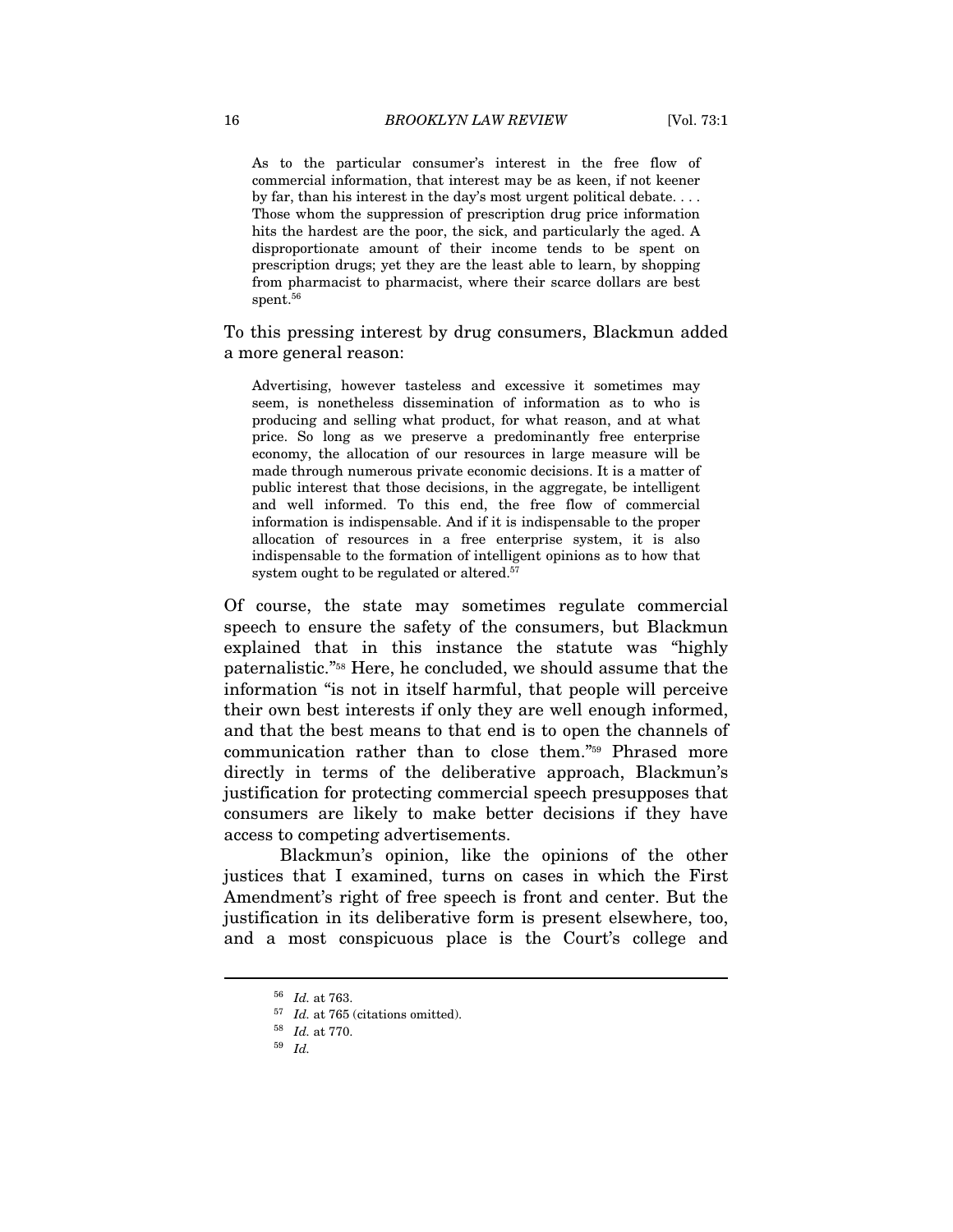> As to the particular consumer's interest in the free flow of commercial information, that interest may be as keen, if not keener by far, than his interest in the day's most urgent political debate. . . . Those whom the suppression of prescription drug price information hits the hardest are the poor, the sick, and particularly the aged. A disproportionate amount of their income tends to be spent on prescription drugs; yet they are the least able to learn, by shopping from pharmacist to pharmacist, where their scarce dollars are best spent.[56]

To this pressing interest by drug consumers, Blackmun added a more general reason:

> Advertising, however tasteless and excessive it sometimes may seem, is nonetheless dissemination of information as to who is producing and selling what product, for what reason, and at what price. So long as we preserve a predominantly free enterprise economy, the allocation of our resources in large measure will be made through numerous private economic decisions. It is a matter of public interest that those decisions, in the aggregate, be intelligent and well informed. To this end, the free flow of commercial information is indispensable. And if it is indispensable to the proper allocation of resources in a free enterprise system, it is also indispensable to the formation of intelligent opinions as to how that system ought to be regulated or altered.[57]

Of course, the state may sometimes regulate commercial speech to ensure the safety of the consumers, but Blackmun explained that in this instance the statute was "highly paternalistic."[58] Here, he concluded, we should assume that the information "is not in itself harmful, that people will perceive their own best interests if only they are well enough informed, and that the best means to that end is to open the channels of communication rather than to close them."[59] Phrased more directly in terms of the deliberative approach, Blackmun's justification for protecting commercial speech presupposes that consumers are likely to make better decisions if they have access to competing advertisements.

Blackmun's opinion, like the opinions of the other justices that I examined, turns on cases in which the First Amendment's right of free speech is front and center. But the justification in its deliberative form is present elsewhere, too, and a most conspicuous place is the Court's college and

---

[56] *Id.* at 763.

[57] *Id.* at 765 (citations omitted).

[58] *Id.* at 770.

[59] *Id.*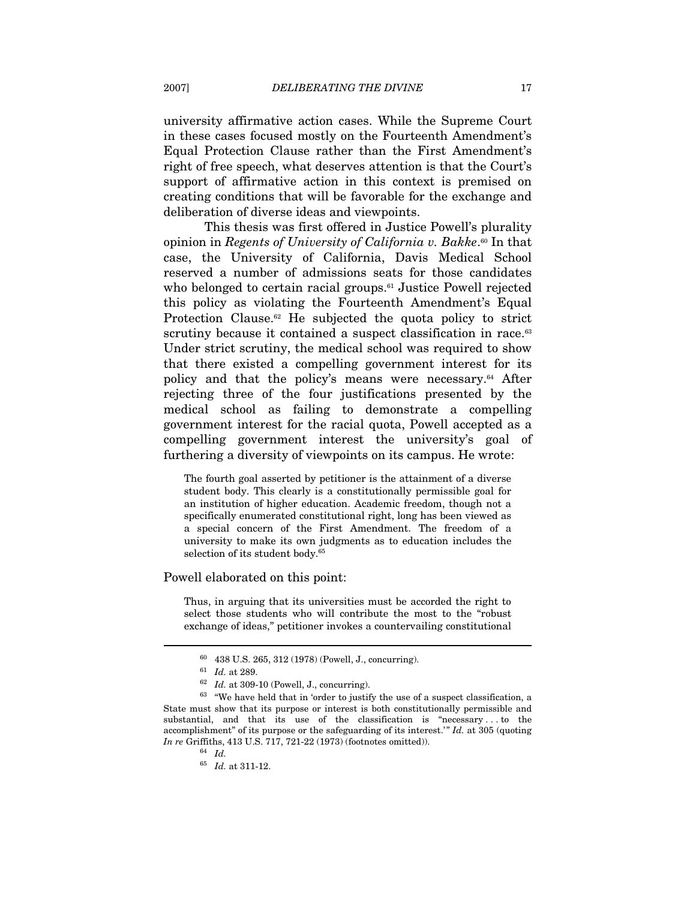university affirmative action cases. While the Supreme Court in these cases focused mostly on the Fourteenth Amendment's Equal Protection Clause rather than the First Amendment's right of free speech, what deserves attention is that the Court's support of affirmative action in this context is premised on creating conditions that will be favorable for the exchange and deliberation of diverse ideas and viewpoints.

This thesis was first offered in Justice Powell's plurality opinion in *Regents of University of California v. Bakke*.[60] In that case, the University of California, Davis Medical School reserved a number of admissions seats for those candidates who belonged to certain racial groups.[61] Justice Powell rejected this policy as violating the Fourteenth Amendment's Equal Protection Clause.[62] He subjected the quota policy to strict scrutiny because it contained a suspect classification in race.[63] Under strict scrutiny, the medical school was required to show that there existed a compelling government interest for its policy and that the policy's means were necessary.[64] After rejecting three of the four justifications presented by the medical school as failing to demonstrate a compelling government interest for the racial quota, Powell accepted as a compelling government interest the university's goal of furthering a diversity of viewpoints on its campus. He wrote:

> The fourth goal asserted by petitioner is the attainment of a diverse student body. This clearly is a constitutionally permissible goal for an institution of higher education. Academic freedom, though not a specifically enumerated constitutional right, long has been viewed as a special concern of the First Amendment. The freedom of a university to make its own judgments as to education includes the selection of its student body.[65]

Powell elaborated on this point:

> Thus, in arguing that its universities must be accorded the right to select those students who will contribute the most to the "robust exchange of ideas," petitioner invokes a countervailing constitutional

---

[60] 438 U.S. 265, 312 (1978) (Powell, J., concurring).

[61] *Id.* at 289.

[62] *Id.* at 309-10 (Powell, J., concurring).

[63] "We have held that in 'order to justify the use of a suspect classification, a State must show that its purpose or interest is both constitutionally permissible and substantial, and that its use of the classification is "necessary . . . to the accomplishment" of its purpose or the safeguarding of its interest.'" *Id.* at 305 (quoting *In re* Griffiths, 413 U.S. 717, 721-22 (1973) (footnotes omitted)).

[64] *Id.*

[65] *Id.* at 311-12.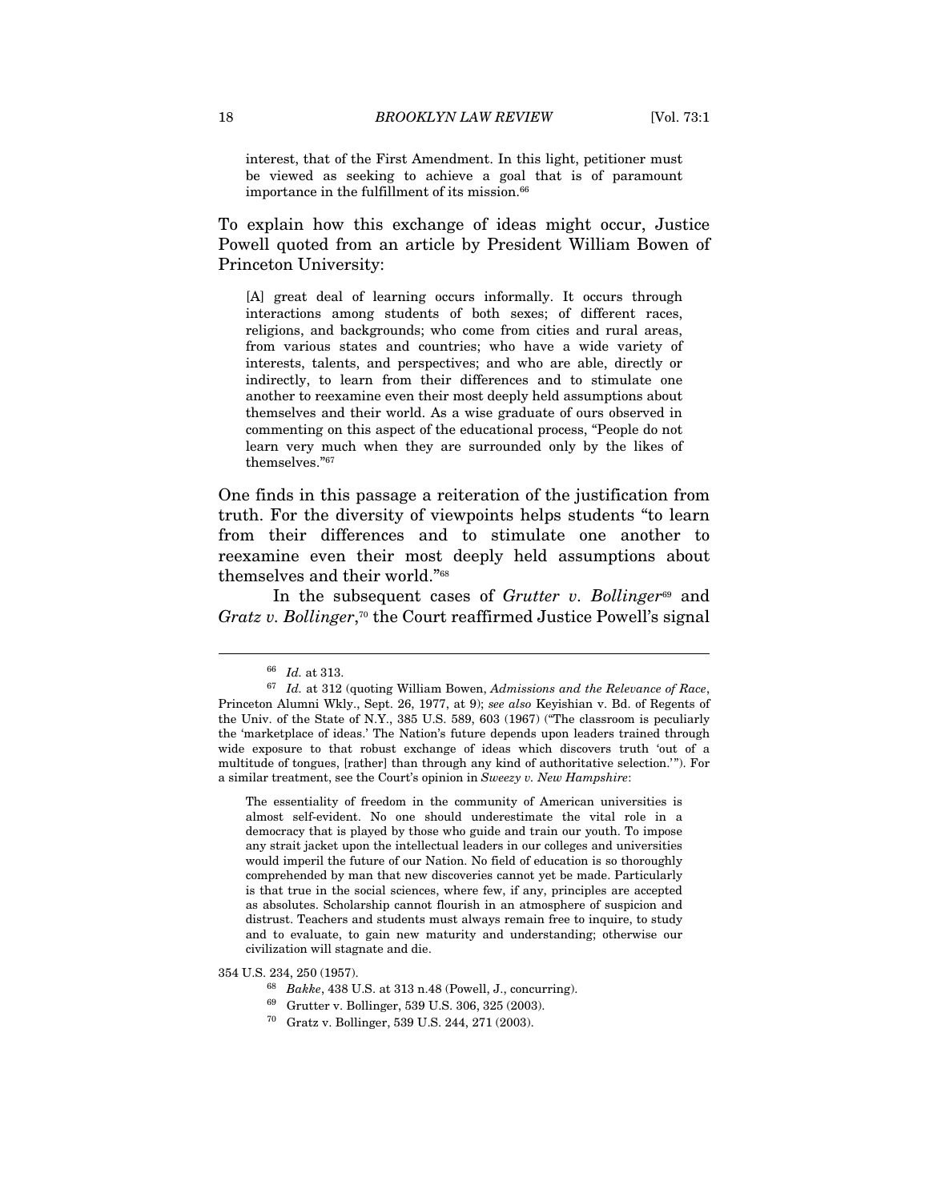interest, that of the First Amendment. In this light, petitioner must be viewed as seeking to achieve a goal that is of paramount importance in the fulfillment of its mission.[66]

To explain how this exchange of ideas might occur, Justice Powell quoted from an article by President William Bowen of Princeton University:

> [A] great deal of learning occurs informally. It occurs through interactions among students of both sexes; of different races, religions, and backgrounds; who come from cities and rural areas, from various states and countries; who have a wide variety of interests, talents, and perspectives; and who are able, directly or indirectly, to learn from their differences and to stimulate one another to reexamine even their most deeply held assumptions about themselves and their world. As a wise graduate of ours observed in commenting on this aspect of the educational process, "People do not learn very much when they are surrounded only by the likes of themselves."[67]

One finds in this passage a reiteration of the justification from truth. For the diversity of viewpoints helps students "to learn from their differences and to stimulate one another to reexamine even their most deeply held assumptions about themselves and their world."[68]

In the subsequent cases of *Grutter v. Bollinger*[69] and *Gratz v. Bollinger*,[70] the Court reaffirmed Justice Powell's signal

---

[66] *Id.* at 313.

[67] *Id.* at 312 (quoting William Bowen, *Admissions and the Relevance of Race*, Princeton Alumni Wkly., Sept. 26, 1977, at 9); *see also* Keyishian v. Bd. of Regents of the Univ. of the State of N.Y., 385 U.S. 589, 603 (1967) ("The classroom is peculiarly the 'marketplace of ideas.' The Nation's future depends upon leaders trained through wide exposure to that robust exchange of ideas which discovers truth 'out of a multitude of tongues, [rather] than through any kind of authoritative selection.'"). For a similar treatment, see the Court's opinion in *Sweezy v. New Hampshire*:

> The essentiality of freedom in the community of American universities is almost self-evident. No one should underestimate the vital role in a democracy that is played by those who guide and train our youth. To impose any strait jacket upon the intellectual leaders in our colleges and universities would imperil the future of our Nation. No field of education is so thoroughly comprehended by man that new discoveries cannot yet be made. Particularly is that true in the social sciences, where few, if any, principles are accepted as absolutes. Scholarship cannot flourish in an atmosphere of suspicion and distrust. Teachers and students must always remain free to inquire, to study and to evaluate, to gain new maturity and understanding; otherwise our civilization will stagnate and die.

354 U.S. 234, 250 (1957).

[68] *Bakke*, 438 U.S. at 313 n.48 (Powell, J., concurring).

[69] Grutter v. Bollinger, 539 U.S. 306, 325 (2003).

[70] Gratz v. Bollinger, 539 U.S. 244, 271 (2003).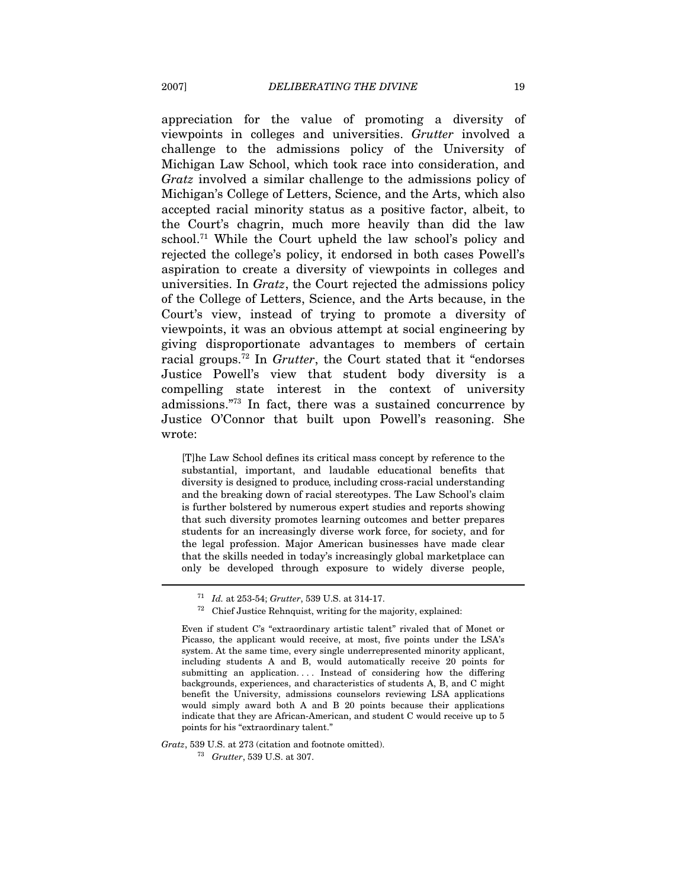appreciation for the value of promoting a diversity of viewpoints in colleges and universities. *Grutter* involved a challenge to the admissions policy of the University of Michigan Law School, which took race into consideration, and *Gratz* involved a similar challenge to the admissions policy of Michigan's College of Letters, Science, and the Arts, which also accepted racial minority status as a positive factor, albeit, to the Court's chagrin, much more heavily than did the law school.[71] While the Court upheld the law school's policy and rejected the college's policy, it endorsed in both cases Powell's aspiration to create a diversity of viewpoints in colleges and universities. In *Gratz*, the Court rejected the admissions policy of the College of Letters, Science, and the Arts because, in the Court's view, instead of trying to promote a diversity of viewpoints, it was an obvious attempt at social engineering by giving disproportionate advantages to members of certain racial groups.[72] In *Grutter*, the Court stated that it "endorses Justice Powell's view that student body diversity is a compelling state interest in the context of university admissions."[73] In fact, there was a sustained concurrence by Justice O'Connor that built upon Powell's reasoning. She wrote:

> [T]he Law School defines its critical mass concept by reference to the substantial, important, and laudable educational benefits that diversity is designed to produce, including cross-racial understanding and the breaking down of racial stereotypes. The Law School's claim is further bolstered by numerous expert studies and reports showing that such diversity promotes learning outcomes and better prepares students for an increasingly diverse work force, for society, and for the legal profession. Major American businesses have made clear that the skills needed in today's increasingly global marketplace can only be developed through exposure to widely diverse people,

---

[71] *Id.* at 253-54; *Grutter*, 539 U.S. at 314-17.

[72] Chief Justice Rehnquist, writing for the majority, explained:

> Even if student C's "extraordinary artistic talent" rivaled that of Monet or Picasso, the applicant would receive, at most, five points under the LSA's system. At the same time, every single underrepresented minority applicant, including students A and B, would automatically receive 20 points for submitting an application. . . . Instead of considering how the differing backgrounds, experiences, and characteristics of students A, B, and C might benefit the University, admissions counselors reviewing LSA applications would simply award both A and B 20 points because their applications indicate that they are African-American, and student C would receive up to 5 points for his "extraordinary talent."

*Gratz*, 539 U.S. at 273 (citation and footnote omitted).

[73] *Grutter*, 539 U.S. at 307.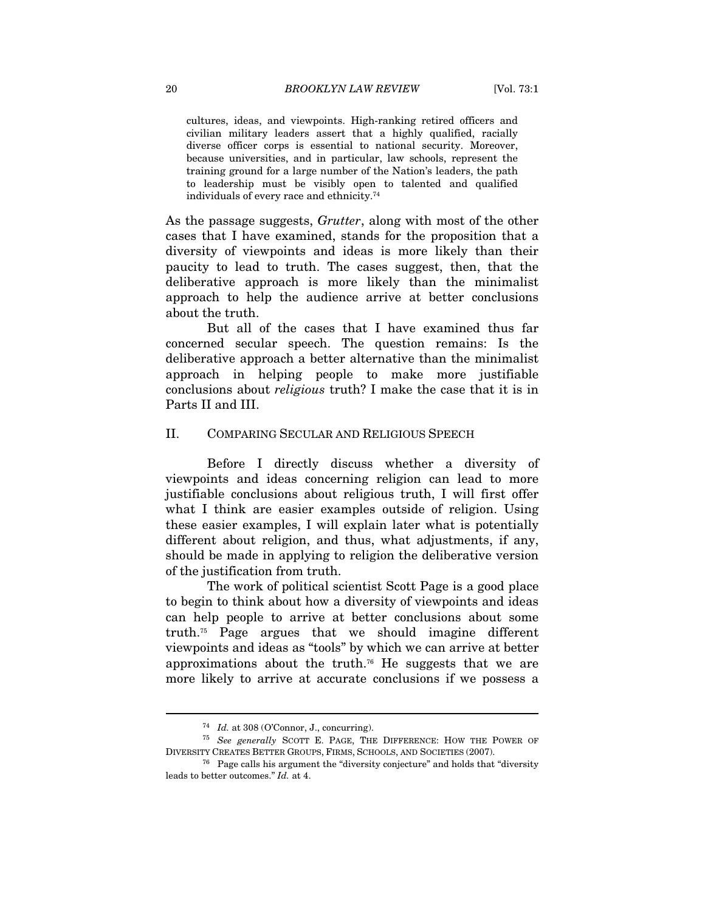> cultures, ideas, and viewpoints. High-ranking retired officers and civilian military leaders assert that a highly qualified, racially diverse officer corps is essential to national security. Moreover, because universities, and in particular, law schools, represent the training ground for a large number of the Nation's leaders, the path to leadership must be visibly open to talented and qualified individuals of every race and ethnicity.[74]

As the passage suggests, *Grutter*, along with most of the other cases that I have examined, stands for the proposition that a diversity of viewpoints and ideas is more likely than their paucity to lead to truth. The cases suggest, then, that the deliberative approach is more likely than the minimalist approach to help the audience arrive at better conclusions about the truth.

But all of the cases that I have examined thus far concerned secular speech. The question remains: Is the deliberative approach a better alternative than the minimalist approach in helping people to make more justifiable conclusions about *religious* truth? I make the case that it is in Parts II and III.

## II. COMPARING SECULAR AND RELIGIOUS SPEECH

Before I directly discuss whether a diversity of viewpoints and ideas concerning religion can lead to more justifiable conclusions about religious truth, I will first offer what I think are easier examples outside of religion. Using these easier examples, I will explain later what is potentially different about religion, and thus, what adjustments, if any, should be made in applying to religion the deliberative version of the justification from truth.

The work of political scientist Scott Page is a good place to begin to think about how a diversity of viewpoints and ideas can help people to arrive at better conclusions about some truth.[75] Page argues that we should imagine different viewpoints and ideas as "tools" by which we can arrive at better approximations about the truth.[76] He suggests that we are more likely to arrive at accurate conclusions if we possess a

---

[74] *Id.* at 308 (O'Connor, J., concurring).

[75] *See generally* SCOTT E. PAGE, THE DIFFERENCE: HOW THE POWER OF DIVERSITY CREATES BETTER GROUPS, FIRMS, SCHOOLS, AND SOCIETIES (2007).

[76] Page calls his argument the "diversity conjecture" and holds that "diversity leads to better outcomes." *Id.* at 4.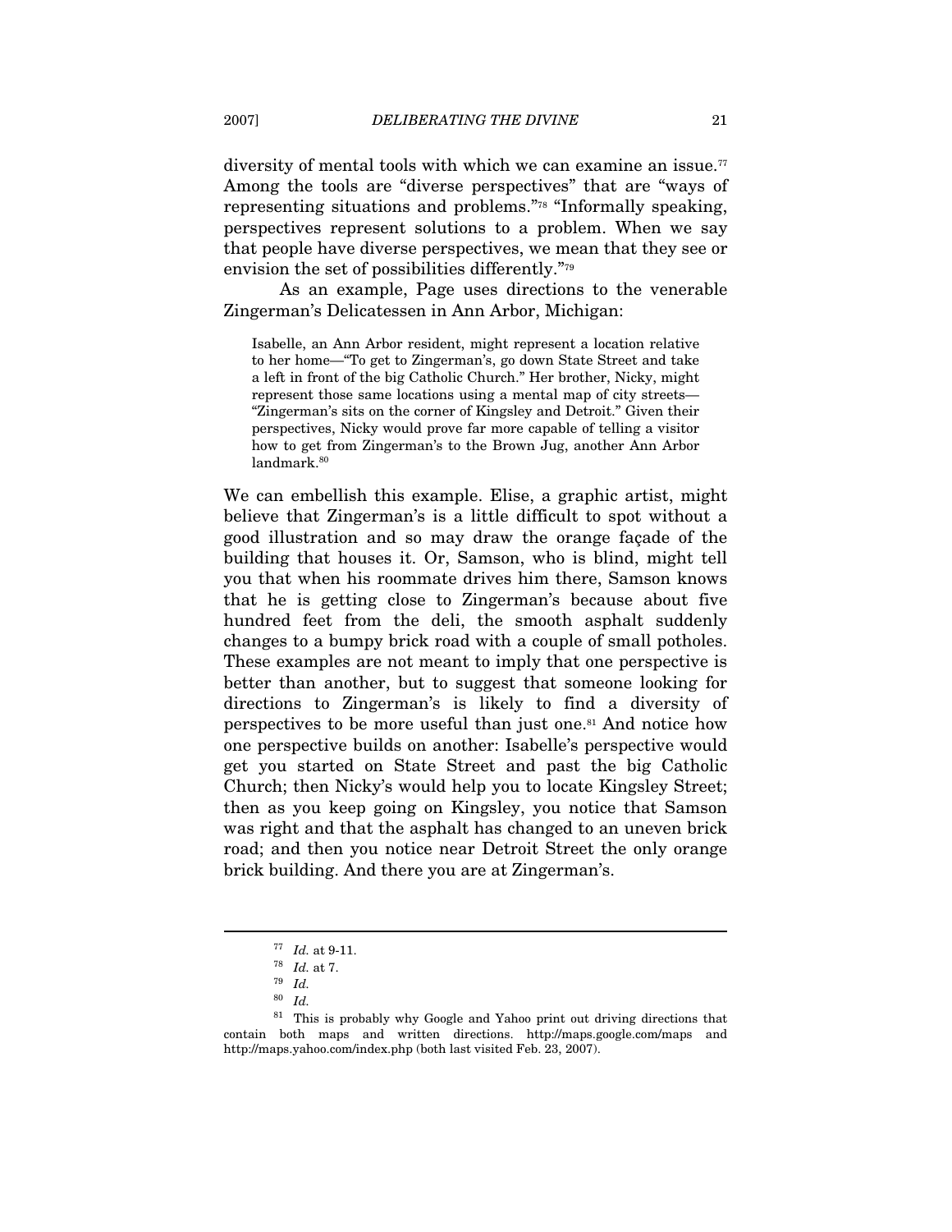diversity of mental tools with which we can examine an issue.[77] Among the tools are "diverse perspectives" that are "ways of representing situations and problems."[78] "Informally speaking, perspectives represent solutions to a problem. When we say that people have diverse perspectives, we mean that they see or envision the set of possibilities differently."[79]

As an example, Page uses directions to the venerable Zingerman's Delicatessen in Ann Arbor, Michigan:

> Isabelle, an Ann Arbor resident, might represent a location relative to her home—"To get to Zingerman's, go down State Street and take a left in front of the big Catholic Church." Her brother, Nicky, might represent those same locations using a mental map of city streets—"Zingerman's sits on the corner of Kingsley and Detroit." Given their perspectives, Nicky would prove far more capable of telling a visitor how to get from Zingerman's to the Brown Jug, another Ann Arbor landmark.[80]

We can embellish this example. Elise, a graphic artist, might believe that Zingerman's is a little difficult to spot without a good illustration and so may draw the orange façade of the building that houses it. Or, Samson, who is blind, might tell you that when his roommate drives him there, Samson knows that he is getting close to Zingerman's because about five hundred feet from the deli, the smooth asphalt suddenly changes to a bumpy brick road with a couple of small potholes. These examples are not meant to imply that one perspective is better than another, but to suggest that someone looking for directions to Zingerman's is likely to find a diversity of perspectives to be more useful than just one.[81] And notice how one perspective builds on another: Isabelle's perspective would get you started on State Street and past the big Catholic Church; then Nicky's would help you to locate Kingsley Street; then as you keep going on Kingsley, you notice that Samson was right and that the asphalt has changed to an uneven brick road; and then you notice near Detroit Street the only orange brick building. And there you are at Zingerman's.

---

[77] *Id.* at 9-11.

[78] *Id.* at 7.

[79] *Id.*

[80] *Id.*

[81] This is probably why Google and Yahoo print out driving directions that contain both maps and written directions. http://maps.google.com/maps and http://maps.yahoo.com/index.php (both last visited Feb. 23, 2007).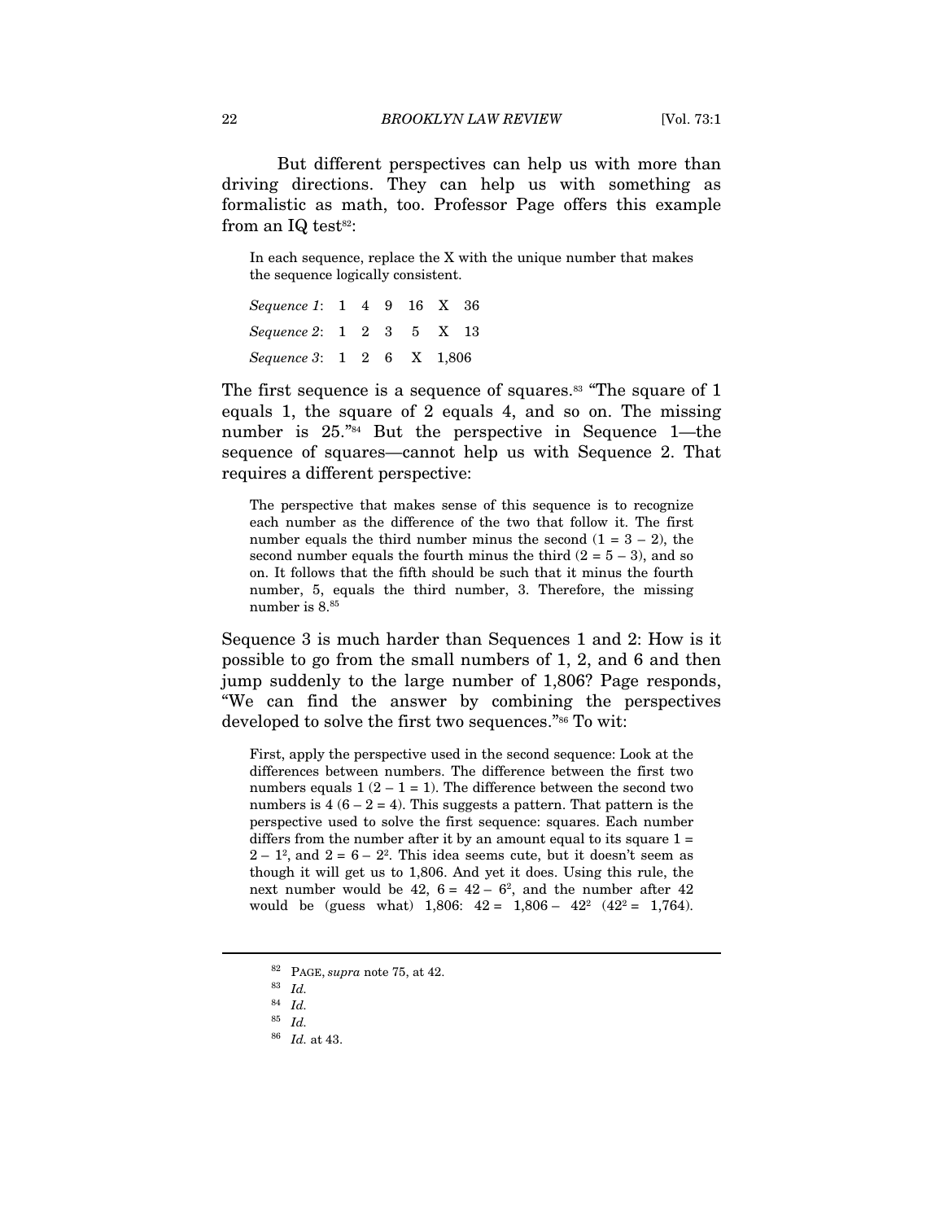But different perspectives can help us with more than driving directions. They can help us with something as formalistic as math, too. Professor Page offers this example from an IQ test[82]:

> In each sequence, replace the X with the unique number that makes the sequence logically consistent.
>
> *Sequence 1*: 1 4 9 16 X 36
>
> *Sequence 2*: 1 2 3 5 X 13
>
> *Sequence 3*: 1 2 6 X 1,806

The first sequence is a sequence of squares.[83] "The square of 1 equals 1, the square of 2 equals 4, and so on. The missing number is 25."[84] But the perspective in Sequence 1—the sequence of squares—cannot help us with Sequence 2. That requires a different perspective:

> The perspective that makes sense of this sequence is to recognize each number as the difference of the two that follow it. The first number equals the third number minus the second ($1 = 3 - 2$), the second number equals the fourth minus the third ($2 = 5 - 3$), and so on. It follows that the fifth should be such that it minus the fourth number, 5, equals the third number, 3. Therefore, the missing number is 8.[85]

Sequence 3 is much harder than Sequences 1 and 2: How is it possible to go from the small numbers of 1, 2, and 6 and then jump suddenly to the large number of 1,806? Page responds, "We can find the answer by combining the perspectives developed to solve the first two sequences."[86] To wit:

> First, apply the perspective used in the second sequence: Look at the differences between numbers. The difference between the first two numbers equals 1 ($2 - 1 = 1$). The difference between the second two numbers is 4 ($6 - 2 = 4$). This suggests a pattern. That pattern is the perspective used to solve the first sequence: squares. Each number differs from the number after it by an amount equal to its square $1 = 2 - 1^2$, and $2 = 6 - 2^2$. This idea seems cute, but it doesn't seem as though it will get us to 1,806. And yet it does. Using this rule, the next number would be 42, $6 = 42 - 6^2$, and the number after 42 would be (guess what) 1,806: $42 = 1{,}806 - 42^2$ ($42^2 = 1{,}764$).

---

[82] PAGE, *supra* note 75, at 42.

[83] *Id.*

[84] *Id.*

[85] *Id.*

[86] *Id.* at 43.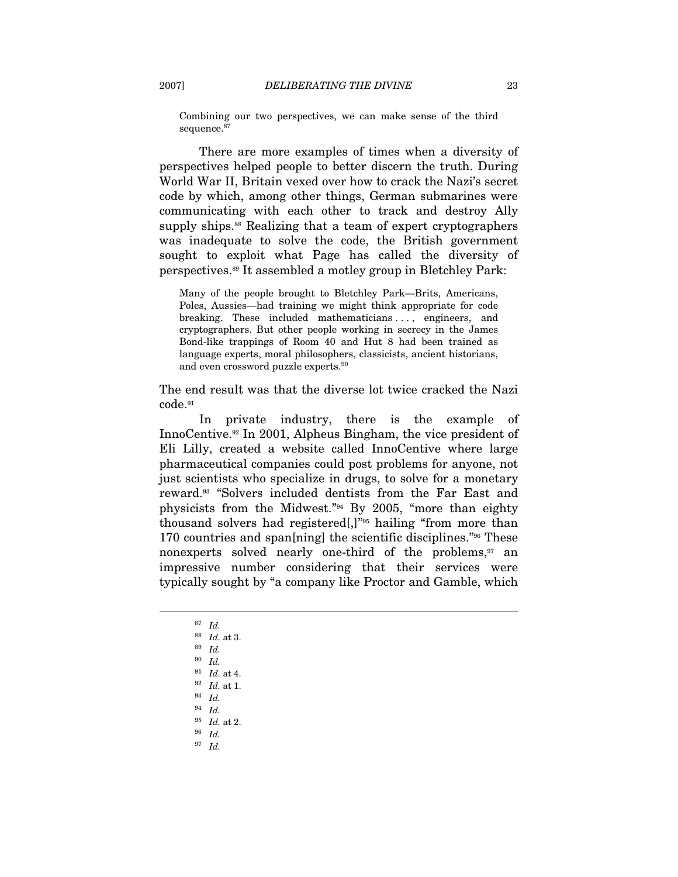> Combining our two perspectives, we can make sense of the third sequence.[87]

There are more examples of times when a diversity of perspectives helped people to better discern the truth. During World War II, Britain vexed over how to crack the Nazi's secret code by which, among other things, German submarines were communicating with each other to track and destroy Ally supply ships.[88] Realizing that a team of expert cryptographers was inadequate to solve the code, the British government sought to exploit what Page has called the diversity of perspectives.[89] It assembled a motley group in Bletchley Park:

> Many of the people brought to Bletchley Park—Brits, Americans, Poles, Aussies—had training we might think appropriate for code breaking. These included mathematicians . . . , engineers, and cryptographers. But other people working in secrecy in the James Bond-like trappings of Room 40 and Hut 8 had been trained as language experts, moral philosophers, classicists, ancient historians, and even crossword puzzle experts.[90]

The end result was that the diverse lot twice cracked the Nazi code.[91]

In private industry, there is the example of InnoCentive.[92] In 2001, Alpheus Bingham, the vice president of Eli Lilly, created a website called InnoCentive where large pharmaceutical companies could post problems for anyone, not just scientists who specialize in drugs, to solve for a monetary reward.[93] "Solvers included dentists from the Far East and physicists from the Midwest."[94] By 2005, "more than eighty thousand solvers had registered[,]"[95] hailing "from more than 170 countries and span[ning] the scientific disciplines."[96] These nonexperts solved nearly one-third of the problems,[97] an impressive number considering that their services were typically sought by "a company like Proctor and Gamble, which

---

[87] *Id.*
[88] *Id.* at 3.
[89] *Id.*
[90] *Id.*
[91] *Id.* at 4.
[92] *Id.* at 1.
[93] *Id.*
[94] *Id.*
[95] *Id.* at 2.
[96] *Id.*
[97] *Id.*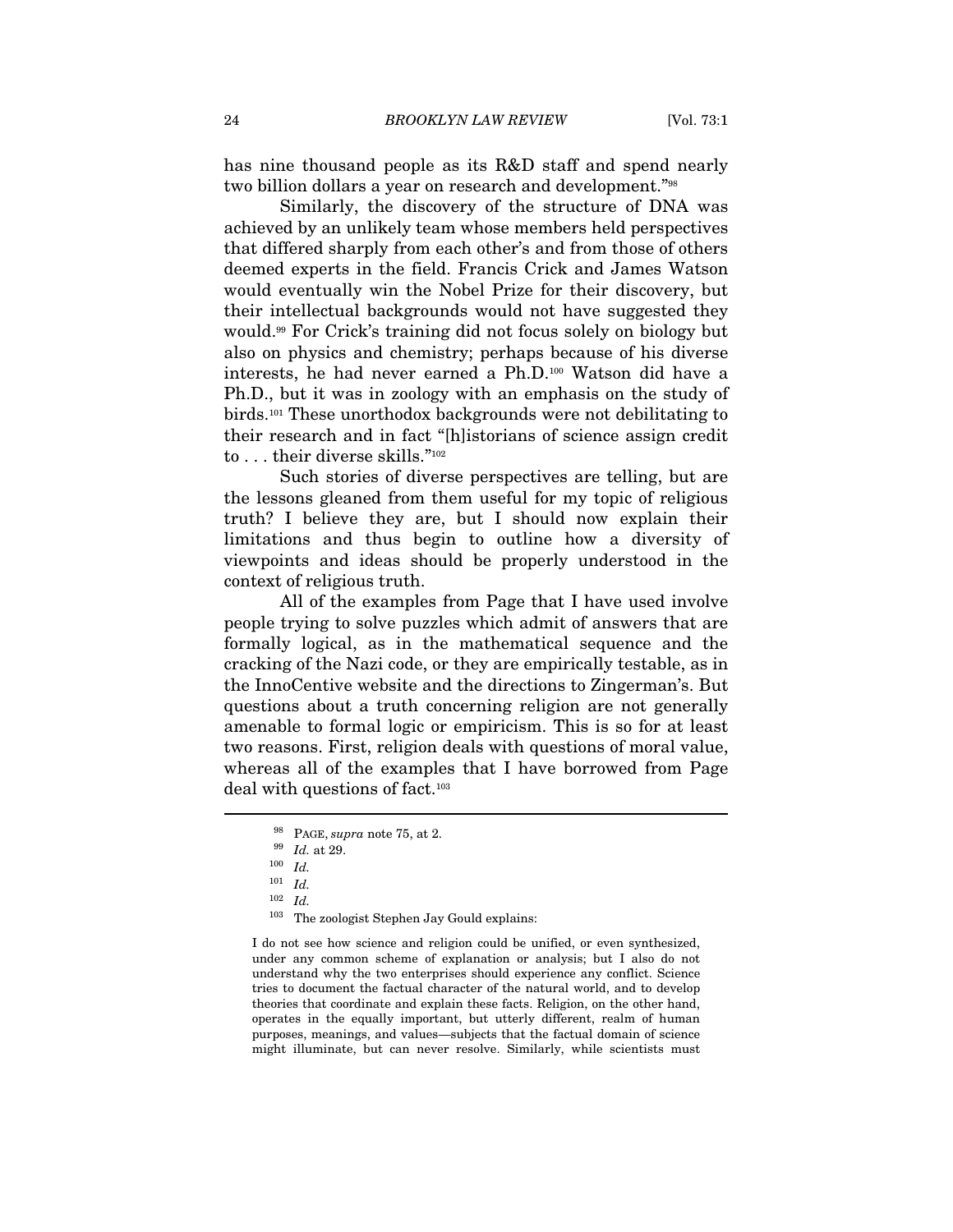has nine thousand people as its R&D staff and spend nearly two billion dollars a year on research and development."[98]

Similarly, the discovery of the structure of DNA was achieved by an unlikely team whose members held perspectives that differed sharply from each other's and from those of others deemed experts in the field. Francis Crick and James Watson would eventually win the Nobel Prize for their discovery, but their intellectual backgrounds would not have suggested they would.[99] For Crick's training did not focus solely on biology but also on physics and chemistry; perhaps because of his diverse interests, he had never earned a Ph.D.[100] Watson did have a Ph.D., but it was in zoology with an emphasis on the study of birds.[101] These unorthodox backgrounds were not debilitating to their research and in fact "[h]istorians of science assign credit to . . . their diverse skills."[102]

Such stories of diverse perspectives are telling, but are the lessons gleaned from them useful for my topic of religious truth? I believe they are, but I should now explain their limitations and thus begin to outline how a diversity of viewpoints and ideas should be properly understood in the context of religious truth.

All of the examples from Page that I have used involve people trying to solve puzzles which admit of answers that are formally logical, as in the mathematical sequence and the cracking of the Nazi code, or they are empirically testable, as in the InnoCentive website and the directions to Zingerman's. But questions about a truth concerning religion are not generally amenable to formal logic or empiricism. This is so for at least two reasons. First, religion deals with questions of moral value, whereas all of the examples that I have borrowed from Page deal with questions of fact.[103]

---

[98] PAGE, *supra* note 75, at 2.

[99] *Id.* at 29.

[100] *Id.*

[101] *Id.*

[102] *Id.*

[103] The zoologist Stephen Jay Gould explains:

> I do not see how science and religion could be unified, or even synthesized, under any common scheme of explanation or analysis; but I also do not understand why the two enterprises should experience any conflict. Science tries to document the factual character of the natural world, and to develop theories that coordinate and explain these facts. Religion, on the other hand, operates in the equally important, but utterly different, realm of human purposes, meanings, and values—subjects that the factual domain of science might illuminate, but can never resolve. Similarly, while scientists must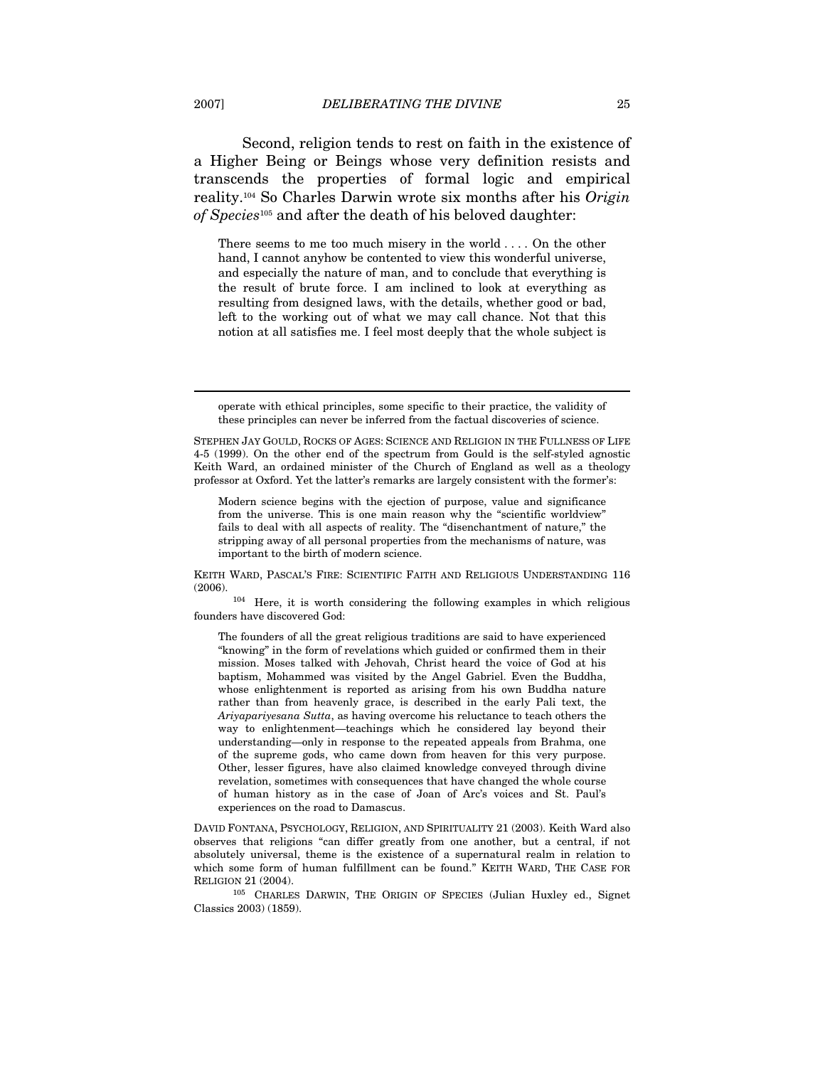Second, religion tends to rest on faith in the existence of a Higher Being or Beings whose very definition resists and transcends the properties of formal logic and empirical reality.[104] So Charles Darwin wrote six months after his *Origin of Species*[105] and after the death of his beloved daughter:

> There seems to me too much misery in the world . . . . On the other hand, I cannot anyhow be contented to view this wonderful universe, and especially the nature of man, and to conclude that everything is the result of brute force. I am inclined to look at everything as resulting from designed laws, with the details, whether good or bad, left to the working out of what we may call chance. Not that this notion at all satisfies me. I feel most deeply that the whole subject is

---

> operate with ethical principles, some specific to their practice, the validity of these principles can never be inferred from the factual discoveries of science.

STEPHEN JAY GOULD, ROCKS OF AGES: SCIENCE AND RELIGION IN THE FULLNESS OF LIFE 4-5 (1999). On the other end of the spectrum from Gould is the self-styled agnostic Keith Ward, an ordained minister of the Church of England as well as a theology professor at Oxford. Yet the latter's remarks are largely consistent with the former's:

> Modern science begins with the ejection of purpose, value and significance from the universe. This is one main reason why the "scientific worldview" fails to deal with all aspects of reality. The "disenchantment of nature," the stripping away of all personal properties from the mechanisms of nature, was important to the birth of modern science.

KEITH WARD, PASCAL'S FIRE: SCIENTIFIC FAITH AND RELIGIOUS UNDERSTANDING 116 (2006).

[104] Here, it is worth considering the following examples in which religious founders have discovered God:

> The founders of all the great religious traditions are said to have experienced "knowing" in the form of revelations which guided or confirmed them in their mission. Moses talked with Jehovah, Christ heard the voice of God at his baptism, Mohammed was visited by the Angel Gabriel. Even the Buddha, whose enlightenment is reported as arising from his own Buddha nature rather than from heavenly grace, is described in the early Pali text, the *Ariyapariyesana Sutta*, as having overcome his reluctance to teach others the way to enlightenment—teachings which he considered lay beyond their understanding—only in response to the repeated appeals from Brahma, one of the supreme gods, who came down from heaven for this very purpose. Other, lesser figures, have also claimed knowledge conveyed through divine revelation, sometimes with consequences that have changed the whole course of human history as in the case of Joan of Arc's voices and St. Paul's experiences on the road to Damascus.

DAVID FONTANA, PSYCHOLOGY, RELIGION, AND SPIRITUALITY 21 (2003). Keith Ward also observes that religions "can differ greatly from one another, but a central, if not absolutely universal, theme is the existence of a supernatural realm in relation to which some form of human fulfillment can be found." KEITH WARD, THE CASE FOR RELIGION 21 (2004).

[105] CHARLES DARWIN, THE ORIGIN OF SPECIES (Julian Huxley ed., Signet Classics 2003) (1859).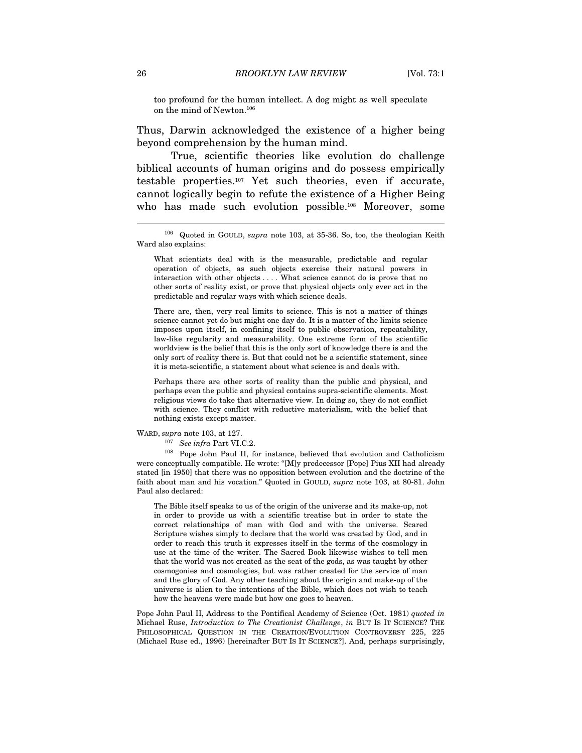too profound for the human intellect. A dog might as well speculate on the mind of Newton.[106]

Thus, Darwin acknowledged the existence of a higher being beyond comprehension by the human mind.

True, scientific theories like evolution do challenge biblical accounts of human origins and do possess empirically testable properties.[107] Yet such theories, even if accurate, cannot logically begin to refute the existence of a Higher Being who has made such evolution possible.[108] Moreover, some

---

[106] Quoted in GOULD, *supra* note 103, at 35-36. So, too, the theologian Keith Ward also explains:

> What scientists deal with is the measurable, predictable and regular operation of objects, as such objects exercise their natural powers in interaction with other objects . . . . What science cannot do is prove that no other sorts of reality exist, or prove that physical objects only ever act in the predictable and regular ways with which science deals.
>
> There are, then, very real limits to science. This is not a matter of things science cannot yet do but might one day do. It is a matter of the limits science imposes upon itself, in confining itself to public observation, repeatability, law-like regularity and measurability. One extreme form of the scientific worldview is the belief that this is the only sort of knowledge there is and the only sort of reality there is. But that could not be a scientific statement, since it is meta-scientific, a statement about what science is and deals with.
>
> Perhaps there are other sorts of reality than the public and physical, and perhaps even the public and physical contains supra-scientific elements. Most religious views do take that alternative view. In doing so, they do not conflict with science. They conflict with reductive materialism, with the belief that nothing exists except matter.

WARD, *supra* note 103, at 127.

[107] *See infra* Part VI.C.2.

[108] Pope John Paul II, for instance, believed that evolution and Catholicism were conceptually compatible. He wrote: "[M]y predecessor [Pope] Pius XII had already stated [in 1950] that there was no opposition between evolution and the doctrine of the faith about man and his vocation." Quoted in GOULD, *supra* note 103, at 80-81. John Paul also declared:

> The Bible itself speaks to us of the origin of the universe and its make-up, not in order to provide us with a scientific treatise but in order to state the correct relationships of man with God and with the universe. Scared Scripture wishes simply to declare that the world was created by God, and in order to reach this truth it expresses itself in the terms of the cosmology in use at the time of the writer. The Sacred Book likewise wishes to tell men that the world was not created as the seat of the gods, as was taught by other cosmogonies and cosmologies, but was rather created for the service of man and the glory of God. Any other teaching about the origin and make-up of the universe is alien to the intentions of the Bible, which does not wish to teach how the heavens were made but how one goes to heaven.

Pope John Paul II, Address to the Pontifical Academy of Science (Oct. 1981) *quoted in* Michael Ruse, *Introduction to The Creationist Challenge*, *in* BUT IS IT SCIENCE? THE PHILOSOPHICAL QUESTION IN THE CREATION/EVOLUTION CONTROVERSY 225, 225 (Michael Ruse ed., 1996) [hereinafter BUT IS IT SCIENCE?]. And, perhaps surprisingly,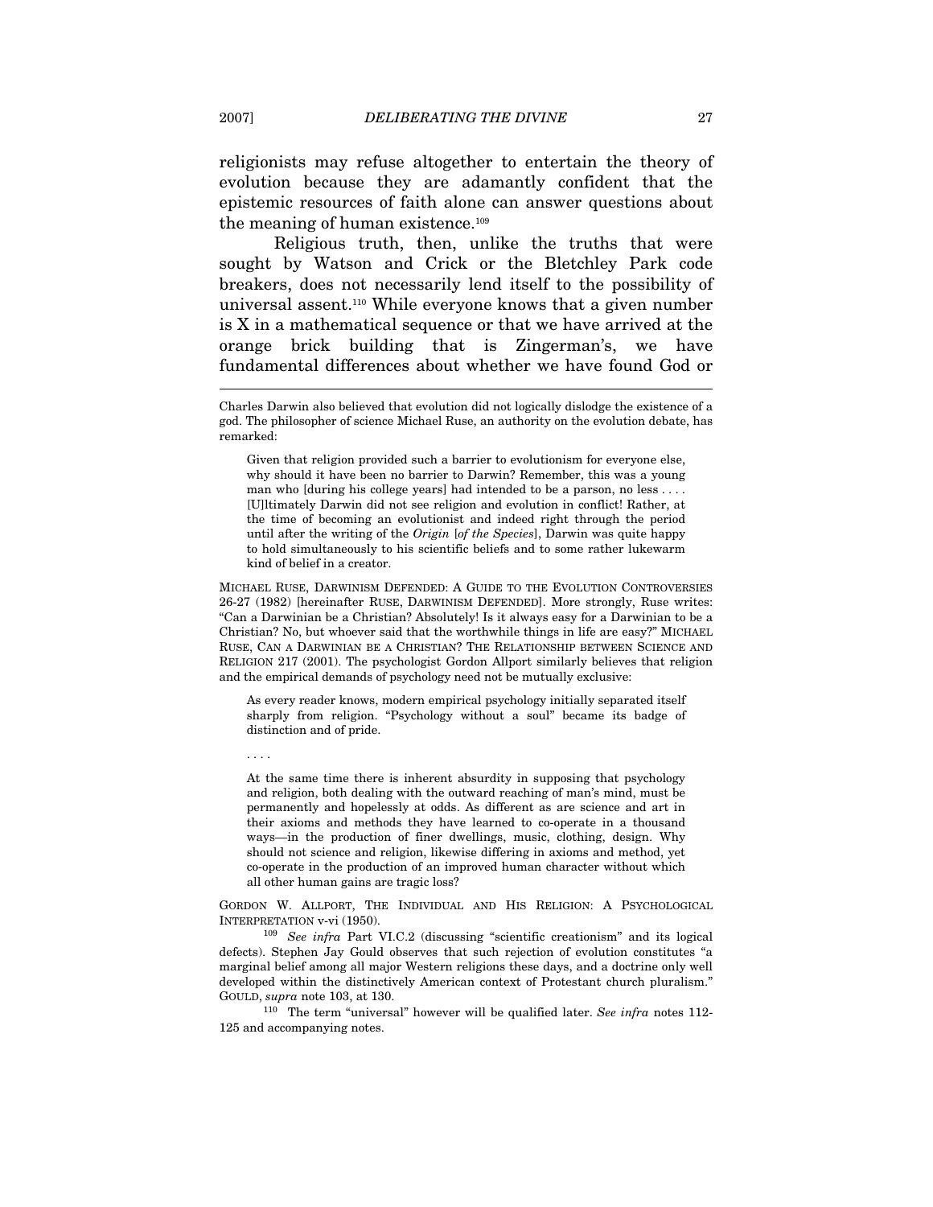religionists may refuse altogether to entertain the theory of evolution because they are adamantly confident that the epistemic resources of faith alone can answer questions about the meaning of human existence.[109]

Religious truth, then, unlike the truths that were sought by Watson and Crick or the Bletchley Park code breakers, does not necessarily lend itself to the possibility of universal assent.[110] While everyone knows that a given number is X in a mathematical sequence or that we have arrived at the orange brick building that is Zingerman's, we have fundamental differences about whether we have found God or

---

Charles Darwin also believed that evolution did not logically dislodge the existence of a god. The philosopher of science Michael Ruse, an authority on the evolution debate, has remarked:

> Given that religion provided such a barrier to evolutionism for everyone else, why should it have been no barrier to Darwin? Remember, this was a young man who [during his college years] had intended to be a parson, no less . . . . [U]ltimately Darwin did not see religion and evolution in conflict! Rather, at the time of becoming an evolutionist and indeed right through the period until after the writing of the *Origin* [*of the Species*], Darwin was quite happy to hold simultaneously to his scientific beliefs and to some rather lukewarm kind of belief in a creator.

MICHAEL RUSE, DARWINISM DEFENDED: A GUIDE TO THE EVOLUTION CONTROVERSIES 26-27 (1982) [hereinafter RUSE, DARWINISM DEFENDED]. More strongly, Ruse writes: "Can a Darwinian be a Christian? Absolutely! Is it always easy for a Darwinian to be a Christian? No, but whoever said that the worthwhile things in life are easy?" MICHAEL RUSE, CAN A DARWINIAN BE A CHRISTIAN? THE RELATIONSHIP BETWEEN SCIENCE AND RELIGION 217 (2001). The psychologist Gordon Allport similarly believes that religion and the empirical demands of psychology need not be mutually exclusive:

> As every reader knows, modern empirical psychology initially separated itself sharply from religion. "Psychology without a soul" became its badge of distinction and of pride.
>
> . . . .
>
> At the same time there is inherent absurdity in supposing that psychology and religion, both dealing with the outward reaching of man's mind, must be permanently and hopelessly at odds. As different as are science and art in their axioms and methods they have learned to co-operate in a thousand ways—in the production of finer dwellings, music, clothing, design. Why should not science and religion, likewise differing in axioms and method, yet co-operate in the production of an improved human character without which all other human gains are tragic loss?

GORDON W. ALLPORT, THE INDIVIDUAL AND HIS RELIGION: A PSYCHOLOGICAL INTERPRETATION v-vi (1950).

[109] *See infra* Part VI.C.2 (discussing "scientific creationism" and its logical defects). Stephen Jay Gould observes that such rejection of evolution constitutes "a marginal belief among all major Western religions these days, and a doctrine only well developed within the distinctively American context of Protestant church pluralism." GOULD, *supra* note 103, at 130.

[110] The term "universal" however will be qualified later. *See infra* notes 112-125 and accompanying notes.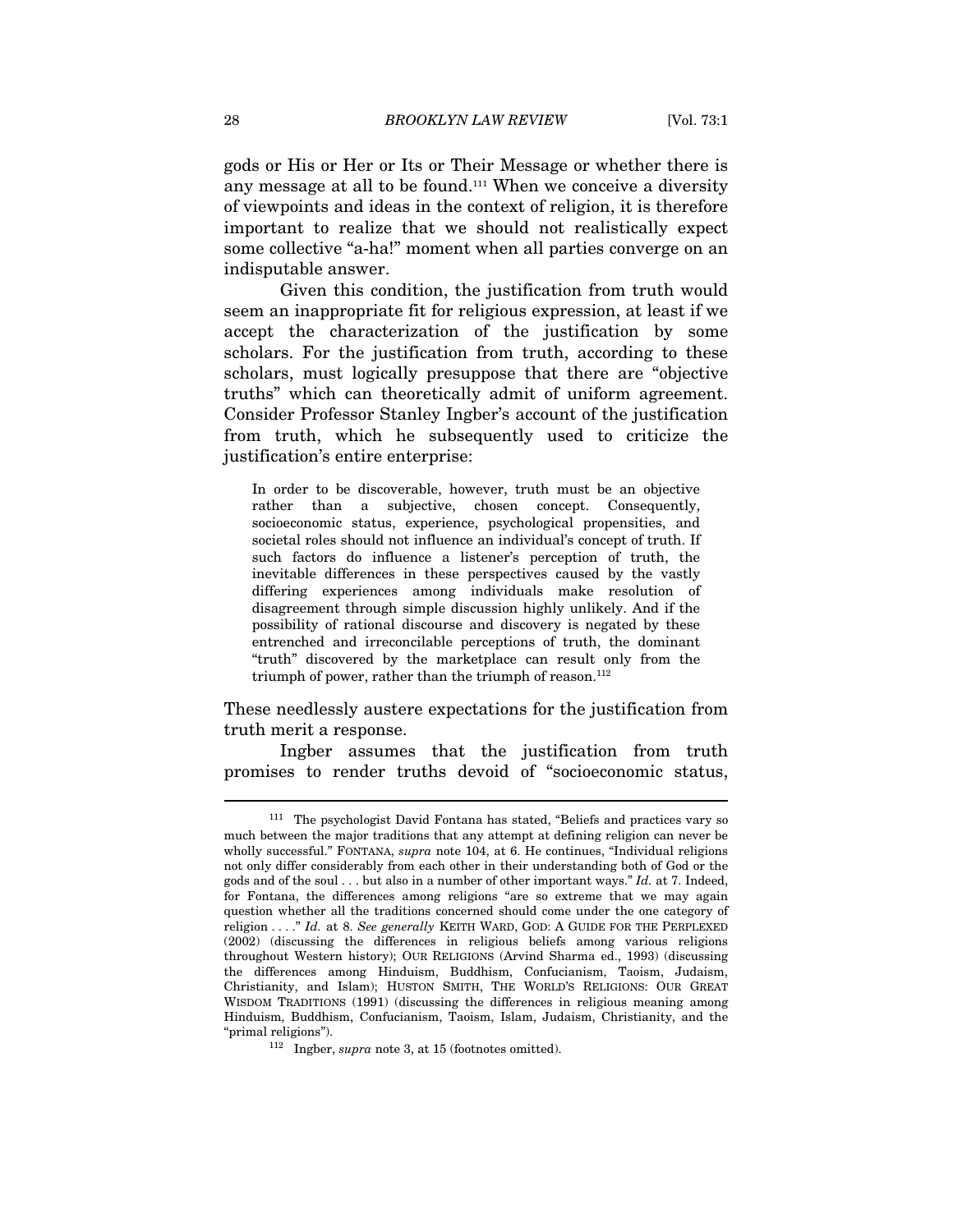gods or His or Her or Its or Their Message or whether there is any message at all to be found.[111] When we conceive a diversity of viewpoints and ideas in the context of religion, it is therefore important to realize that we should not realistically expect some collective "a-ha!" moment when all parties converge on an indisputable answer.

Given this condition, the justification from truth would seem an inappropriate fit for religious expression, at least if we accept the characterization of the justification by some scholars. For the justification from truth, according to these scholars, must logically presuppose that there are "objective truths" which can theoretically admit of uniform agreement. Consider Professor Stanley Ingber's account of the justification from truth, which he subsequently used to criticize the justification's entire enterprise:

> In order to be discoverable, however, truth must be an objective rather than a subjective, chosen concept. Consequently, socioeconomic status, experience, psychological propensities, and societal roles should not influence an individual's concept of truth. If such factors do influence a listener's perception of truth, the inevitable differences in these perspectives caused by the vastly differing experiences among individuals make resolution of disagreement through simple discussion highly unlikely. And if the possibility of rational discourse and discovery is negated by these entrenched and irreconcilable perceptions of truth, the dominant "truth" discovered by the marketplace can result only from the triumph of power, rather than the triumph of reason.[112]

These needlessly austere expectations for the justification from truth merit a response.

Ingber assumes that the justification from truth promises to render truths devoid of "socioeconomic status,

---

[111] The psychologist David Fontana has stated, "Beliefs and practices vary so much between the major traditions that any attempt at defining religion can never be wholly successful." FONTANA, *supra* note 104, at 6. He continues, "Individual religions not only differ considerably from each other in their understanding both of God or the gods and of the soul . . . but also in a number of other important ways." *Id.* at 7. Indeed, for Fontana, the differences among religions "are so extreme that we may again question whether all the traditions concerned should come under the one category of religion . . . ." *Id.* at 8. *See generally* KEITH WARD, GOD: A GUIDE FOR THE PERPLEXED (2002) (discussing the differences in religious beliefs among various religions throughout Western history); OUR RELIGIONS (Arvind Sharma ed., 1993) (discussing the differences among Hinduism, Buddhism, Confucianism, Taoism, Judaism, Christianity, and Islam); HUSTON SMITH, THE WORLD'S RELIGIONS: OUR GREAT WISDOM TRADITIONS (1991) (discussing the differences in religious meaning among Hinduism, Buddhism, Confucianism, Taoism, Islam, Judaism, Christianity, and the "primal religions").

[112] Ingber, *supra* note 3, at 15 (footnotes omitted).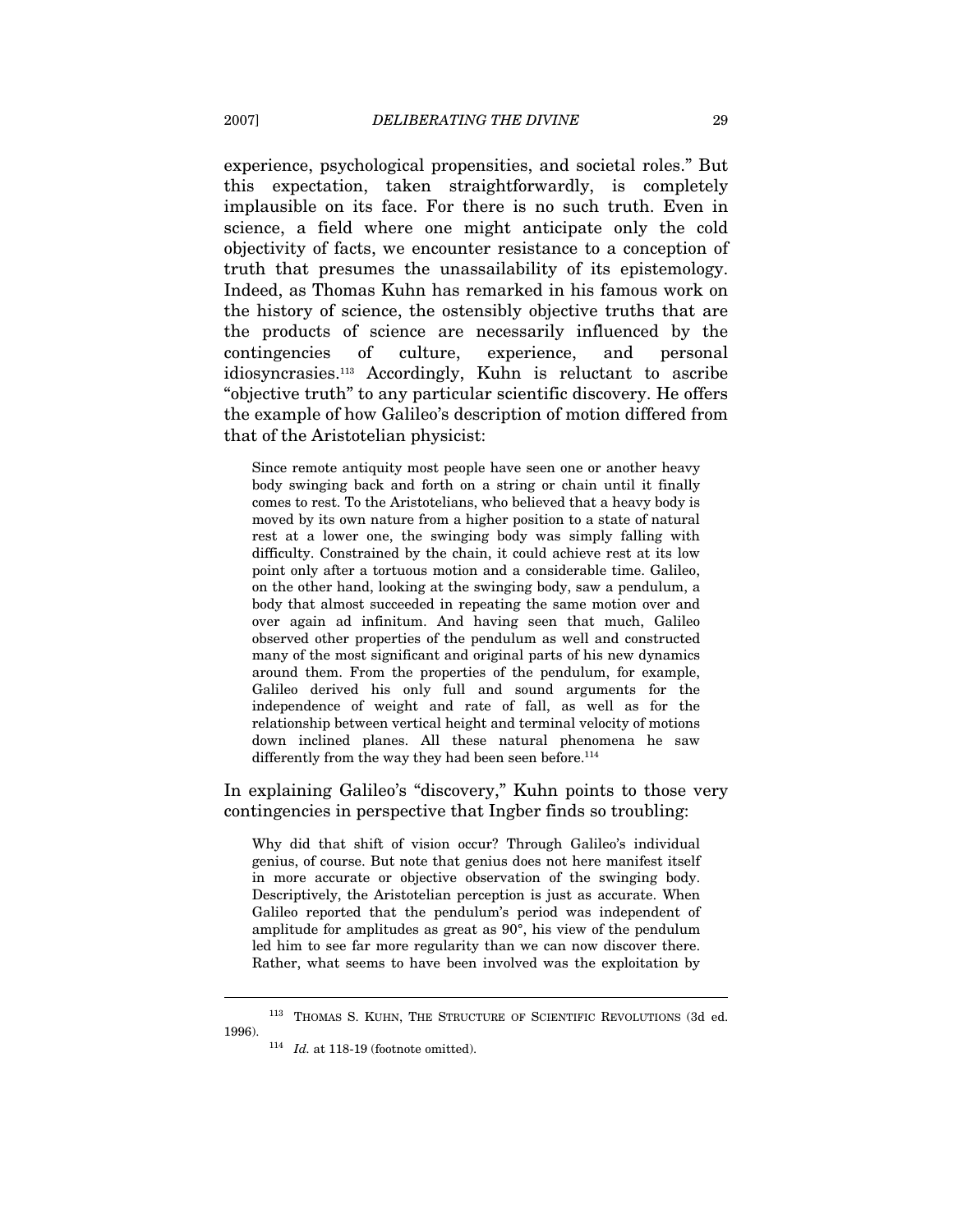experience, psychological propensities, and societal roles." But this expectation, taken straightforwardly, is completely implausible on its face. For there is no such truth. Even in science, a field where one might anticipate only the cold objectivity of facts, we encounter resistance to a conception of truth that presumes the unassailability of its epistemology. Indeed, as Thomas Kuhn has remarked in his famous work on the history of science, the ostensibly objective truths that are the products of science are necessarily influenced by the contingencies of culture, experience, and personal idiosyncrasies.[113] Accordingly, Kuhn is reluctant to ascribe "objective truth" to any particular scientific discovery. He offers the example of how Galileo's description of motion differed from that of the Aristotelian physicist:

> Since remote antiquity most people have seen one or another heavy body swinging back and forth on a string or chain until it finally comes to rest. To the Aristotelians, who believed that a heavy body is moved by its own nature from a higher position to a state of natural rest at a lower one, the swinging body was simply falling with difficulty. Constrained by the chain, it could achieve rest at its low point only after a tortuous motion and a considerable time. Galileo, on the other hand, looking at the swinging body, saw a pendulum, a body that almost succeeded in repeating the same motion over and over again ad infinitum. And having seen that much, Galileo observed other properties of the pendulum as well and constructed many of the most significant and original parts of his new dynamics around them. From the properties of the pendulum, for example, Galileo derived his only full and sound arguments for the independence of weight and rate of fall, as well as for the relationship between vertical height and terminal velocity of motions down inclined planes. All these natural phenomena he saw differently from the way they had been seen before.[114]

In explaining Galileo's "discovery," Kuhn points to those very contingencies in perspective that Ingber finds so troubling:

> Why did that shift of vision occur? Through Galileo's individual genius, of course. But note that genius does not here manifest itself in more accurate or objective observation of the swinging body. Descriptively, the Aristotelian perception is just as accurate. When Galileo reported that the pendulum's period was independent of amplitude for amplitudes as great as 90°, his view of the pendulum led him to see far more regularity than we can now discover there. Rather, what seems to have been involved was the exploitation by

---

[113] THOMAS S. KUHN, THE STRUCTURE OF SCIENTIFIC REVOLUTIONS (3d ed. 1996).

[114] *Id.* at 118-19 (footnote omitted).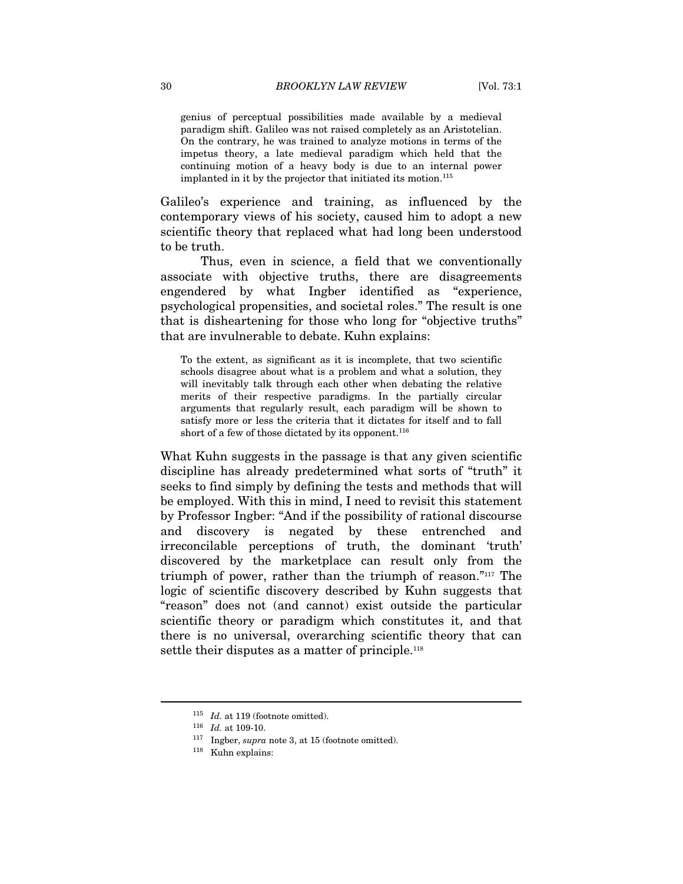genius of perceptual possibilities made available by a medieval paradigm shift. Galileo was not raised completely as an Aristotelian. On the contrary, he was trained to analyze motions in terms of the impetus theory, a late medieval paradigm which held that the continuing motion of a heavy body is due to an internal power implanted in it by the projector that initiated its motion.[115]

Galileo's experience and training, as influenced by the contemporary views of his society, caused him to adopt a new scientific theory that replaced what had long been understood to be truth.

Thus, even in science, a field that we conventionally associate with objective truths, there are disagreements engendered by what Ingber identified as "experience, psychological propensities, and societal roles." The result is one that is disheartening for those who long for "objective truths" that are invulnerable to debate. Kuhn explains:

> To the extent, as significant as it is incomplete, that two scientific schools disagree about what is a problem and what a solution, they will inevitably talk through each other when debating the relative merits of their respective paradigms. In the partially circular arguments that regularly result, each paradigm will be shown to satisfy more or less the criteria that it dictates for itself and to fall short of a few of those dictated by its opponent.[116]

What Kuhn suggests in the passage is that any given scientific discipline has already predetermined what sorts of "truth" it seeks to find simply by defining the tests and methods that will be employed. With this in mind, I need to revisit this statement by Professor Ingber: "And if the possibility of rational discourse and discovery is negated by these entrenched and irreconcilable perceptions of truth, the dominant 'truth' discovered by the marketplace can result only from the triumph of power, rather than the triumph of reason."[117] The logic of scientific discovery described by Kuhn suggests that "reason" does not (and cannot) exist outside the particular scientific theory or paradigm which constitutes it, and that there is no universal, overarching scientific theory that can settle their disputes as a matter of principle.[118]

---

[115] *Id.* at 119 (footnote omitted).

[116] *Id.* at 109-10.

[117] Ingber, *supra* note 3, at 15 (footnote omitted).

[118] Kuhn explains: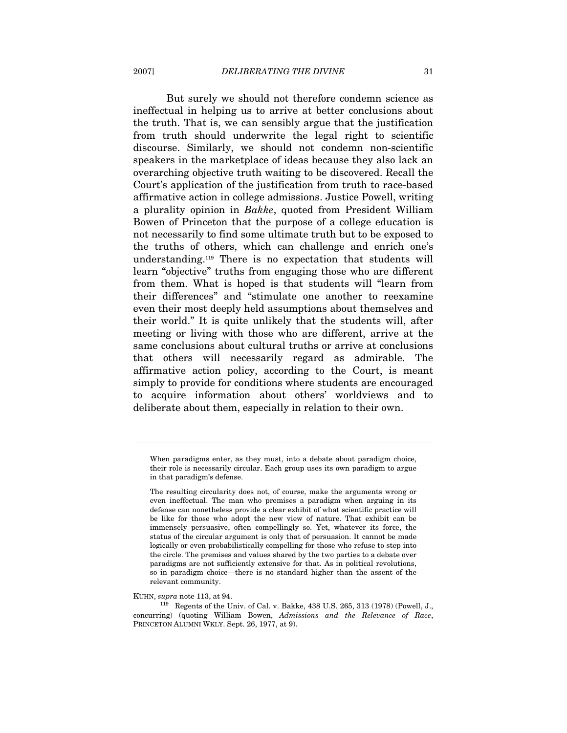But surely we should not therefore condemn science as ineffectual in helping us to arrive at better conclusions about the truth. That is, we can sensibly argue that the justification from truth should underwrite the legal right to scientific discourse. Similarly, we should not condemn non-scientific speakers in the marketplace of ideas because they also lack an overarching objective truth waiting to be discovered. Recall the Court's application of the justification from truth to race-based affirmative action in college admissions. Justice Powell, writing a plurality opinion in *Bakke*, quoted from President William Bowen of Princeton that the purpose of a college education is not necessarily to find some ultimate truth but to be exposed to the truths of others, which can challenge and enrich one's understanding.[119] There is no expectation that students will learn "objective" truths from engaging those who are different from them. What is hoped is that students will "learn from their differences" and "stimulate one another to reexamine even their most deeply held assumptions about themselves and their world." It is quite unlikely that the students will, after meeting or living with those who are different, arrive at the same conclusions about cultural truths or arrive at conclusions that others will necessarily regard as admirable. The affirmative action policy, according to the Court, is meant simply to provide for conditions where students are encouraged to acquire information about others' worldviews and to deliberate about them, especially in relation to their own.

---

> When paradigms enter, as they must, into a debate about paradigm choice, their role is necessarily circular. Each group uses its own paradigm to argue in that paradigm's defense.
>
> The resulting circularity does not, of course, make the arguments wrong or even ineffectual. The man who premises a paradigm when arguing in its defense can nonetheless provide a clear exhibit of what scientific practice will be like for those who adopt the new view of nature. That exhibit can be immensely persuasive, often compellingly so. Yet, whatever its force, the status of the circular argument is only that of persuasion. It cannot be made logically or even probabilistically compelling for those who refuse to step into the circle. The premises and values shared by the two parties to a debate over paradigms are not sufficiently extensive for that. As in political revolutions, so in paradigm choice—there is no standard higher than the assent of the relevant community.

KUHN, *supra* note 113, at 94.

[119] Regents of the Univ. of Cal. v. Bakke, 438 U.S. 265, 313 (1978) (Powell, J., concurring) (quoting William Bowen, *Admissions and the Relevance of Race*, PRINCETON ALUMNI WKLY. Sept. 26, 1977, at 9).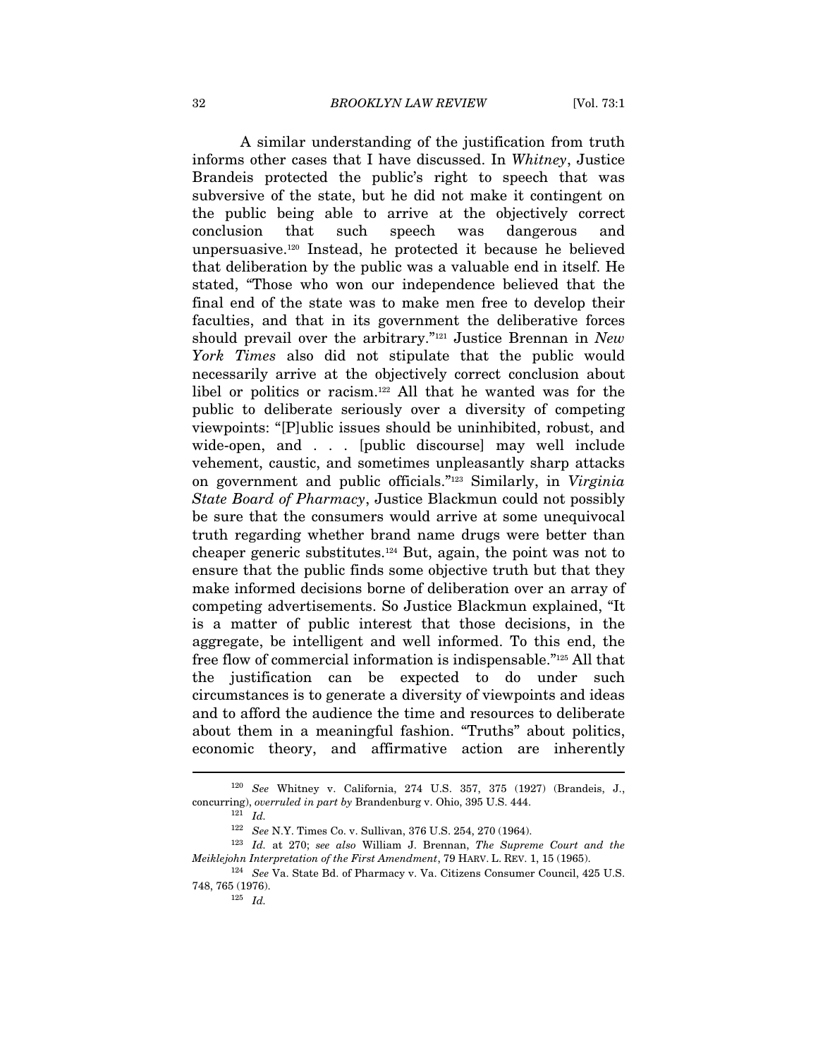A similar understanding of the justification from truth informs other cases that I have discussed. In *Whitney*, Justice Brandeis protected the public's right to speech that was subversive of the state, but he did not make it contingent on the public being able to arrive at the objectively correct conclusion that such speech was dangerous and unpersuasive.[120] Instead, he protected it because he believed that deliberation by the public was a valuable end in itself. He stated, "Those who won our independence believed that the final end of the state was to make men free to develop their faculties, and that in its government the deliberative forces should prevail over the arbitrary."[121] Justice Brennan in *New York Times* also did not stipulate that the public would necessarily arrive at the objectively correct conclusion about libel or politics or racism.[122] All that he wanted was for the public to deliberate seriously over a diversity of competing viewpoints: "[P]ublic issues should be uninhibited, robust, and wide-open, and . . . [public discourse] may well include vehement, caustic, and sometimes unpleasantly sharp attacks on government and public officials."[123] Similarly, in *Virginia State Board of Pharmacy*, Justice Blackmun could not possibly be sure that the consumers would arrive at some unequivocal truth regarding whether brand name drugs were better than cheaper generic substitutes.[124] But, again, the point was not to ensure that the public finds some objective truth but that they make informed decisions borne of deliberation over an array of competing advertisements. So Justice Blackmun explained, "It is a matter of public interest that those decisions, in the aggregate, be intelligent and well informed. To this end, the free flow of commercial information is indispensable."[125] All that the justification can be expected to do under such circumstances is to generate a diversity of viewpoints and ideas and to afford the audience the time and resources to deliberate about them in a meaningful fashion. "Truths" about politics, economic theory, and affirmative action are inherently

---

[120] *See* Whitney v. California, 274 U.S. 357, 375 (1927) (Brandeis, J., concurring), *overruled in part by* Brandenburg v. Ohio, 395 U.S. 444.

[121] *Id.*

[122] *See* N.Y. Times Co. v. Sullivan, 376 U.S. 254, 270 (1964).

[123] *Id.* at 270; *see also* William J. Brennan, *The Supreme Court and the Meiklejohn Interpretation of the First Amendment*, 79 HARV. L. REV. 1, 15 (1965).

[124] *See* Va. State Bd. of Pharmacy v. Va. Citizens Consumer Council, 425 U.S. 748, 765 (1976).

[125] *Id.*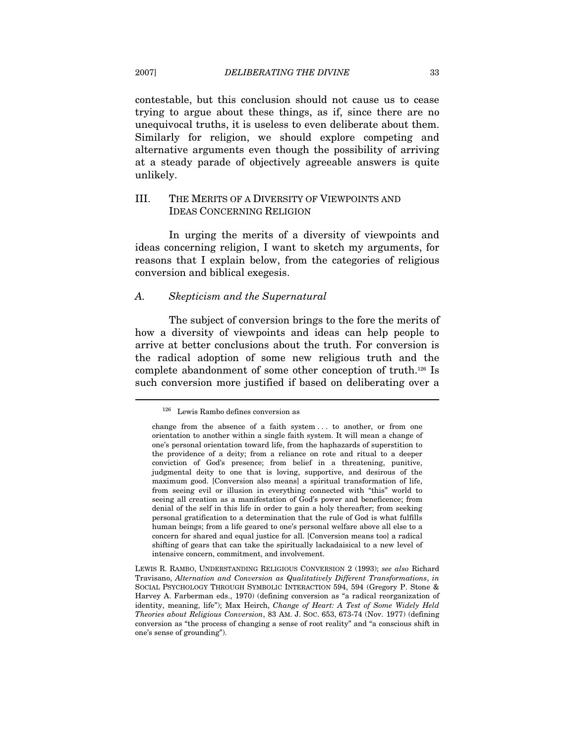contestable, but this conclusion should not cause us to cease trying to argue about these things, as if, since there are no unequivocal truths, it is useless to even deliberate about them. Similarly for religion, we should explore competing and alternative arguments even though the possibility of arriving at a steady parade of objectively agreeable answers is quite unlikely.

## III. THE MERITS OF A DIVERSITY OF VIEWPOINTS AND IDEAS CONCERNING RELIGION

In urging the merits of a diversity of viewpoints and ideas concerning religion, I want to sketch my arguments, for reasons that I explain below, from the categories of religious conversion and biblical exegesis.

### *A. Skepticism and the Supernatural*

The subject of conversion brings to the fore the merits of how a diversity of viewpoints and ideas can help people to arrive at better conclusions about the truth. For conversion is the radical adoption of some new religious truth and the complete abandonment of some other conception of truth.[126] Is such conversion more justified if based on deliberating over a

---

[126] Lewis Rambo defines conversion as

> change from the absence of a faith system . . . to another, or from one orientation to another within a single faith system. It will mean a change of one's personal orientation toward life, from the haphazards of superstition to the providence of a deity; from a reliance on rote and ritual to a deeper conviction of God's presence; from belief in a threatening, punitive, judgmental deity to one that is loving, supportive, and desirous of the maximum good. [Conversion also means] a spiritual transformation of life, from seeing evil or illusion in everything connected with "this" world to seeing all creation as a manifestation of God's power and beneficence; from denial of the self in this life in order to gain a holy thereafter; from seeking personal gratification to a determination that the rule of God is what fulfills human beings; from a life geared to one's personal welfare above all else to a concern for shared and equal justice for all. [Conversion means too] a radical shifting of gears that can take the spiritually lackadaisical to a new level of intensive concern, commitment, and involvement.

LEWIS R. RAMBO, UNDERSTANDING RELIGIOUS CONVERSION 2 (1993); *see also* Richard Travisano, *Alternation and Conversion as Qualitatively Different Transformations*, *in* SOCIAL PSYCHOLOGY THROUGH SYMBOLIC INTERACTION 594, 594 (Gregory P. Stone & Harvey A. Farberman eds., 1970) (defining conversion as "a radical reorganization of identity, meaning, life"); Max Heirch, *Change of Heart: A Test of Some Widely Held Theories about Religious Conversion*, 83 AM. J. SOC. 653, 673-74 (Nov. 1977) (defining conversion as "the process of changing a sense of root reality" and "a conscious shift in one's sense of grounding").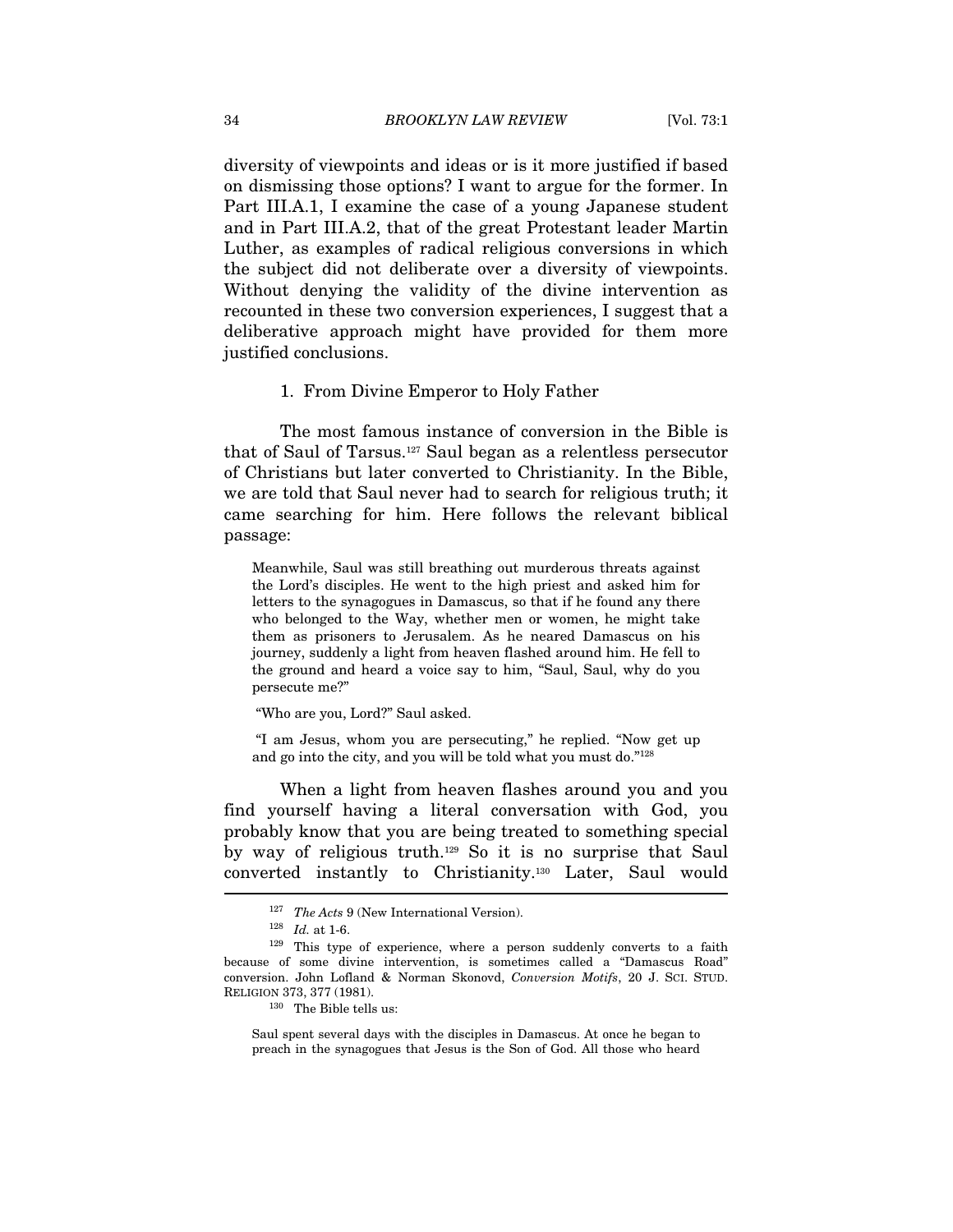diversity of viewpoints and ideas or is it more justified if based on dismissing those options? I want to argue for the former. In Part III.A.1, I examine the case of a young Japanese student and in Part III.A.2, that of the great Protestant leader Martin Luther, as examples of radical religious conversions in which the subject did not deliberate over a diversity of viewpoints. Without denying the validity of the divine intervention as recounted in these two conversion experiences, I suggest that a deliberative approach might have provided for them more justified conclusions.

### 1. From Divine Emperor to Holy Father

The most famous instance of conversion in the Bible is that of Saul of Tarsus.[127] Saul began as a relentless persecutor of Christians but later converted to Christianity. In the Bible, we are told that Saul never had to search for religious truth; it came searching for him. Here follows the relevant biblical passage:

> Meanwhile, Saul was still breathing out murderous threats against the Lord's disciples. He went to the high priest and asked him for letters to the synagogues in Damascus, so that if he found any there who belonged to the Way, whether men or women, he might take them as prisoners to Jerusalem. As he neared Damascus on his journey, suddenly a light from heaven flashed around him. He fell to the ground and heard a voice say to him, "Saul, Saul, why do you persecute me?"
>
> "Who are you, Lord?" Saul asked.
>
> "I am Jesus, whom you are persecuting," he replied. "Now get up and go into the city, and you will be told what you must do."[128]

When a light from heaven flashes around you and you find yourself having a literal conversation with God, you probably know that you are being treated to something special by way of religious truth.[129] So it is no surprise that Saul converted instantly to Christianity.[130] Later, Saul would

---

[127] *The Acts* 9 (New International Version).

[128] *Id.* at 1-6.

[129] This type of experience, where a person suddenly converts to a faith because of some divine intervention, is sometimes called a "Damascus Road" conversion. John Lofland & Norman Skonovd, *Conversion Motifs*, 20 J. SCI. STUD. RELIGION 373, 377 (1981).

[130] The Bible tells us:

> Saul spent several days with the disciples in Damascus. At once he began to preach in the synagogues that Jesus is the Son of God. All those who heard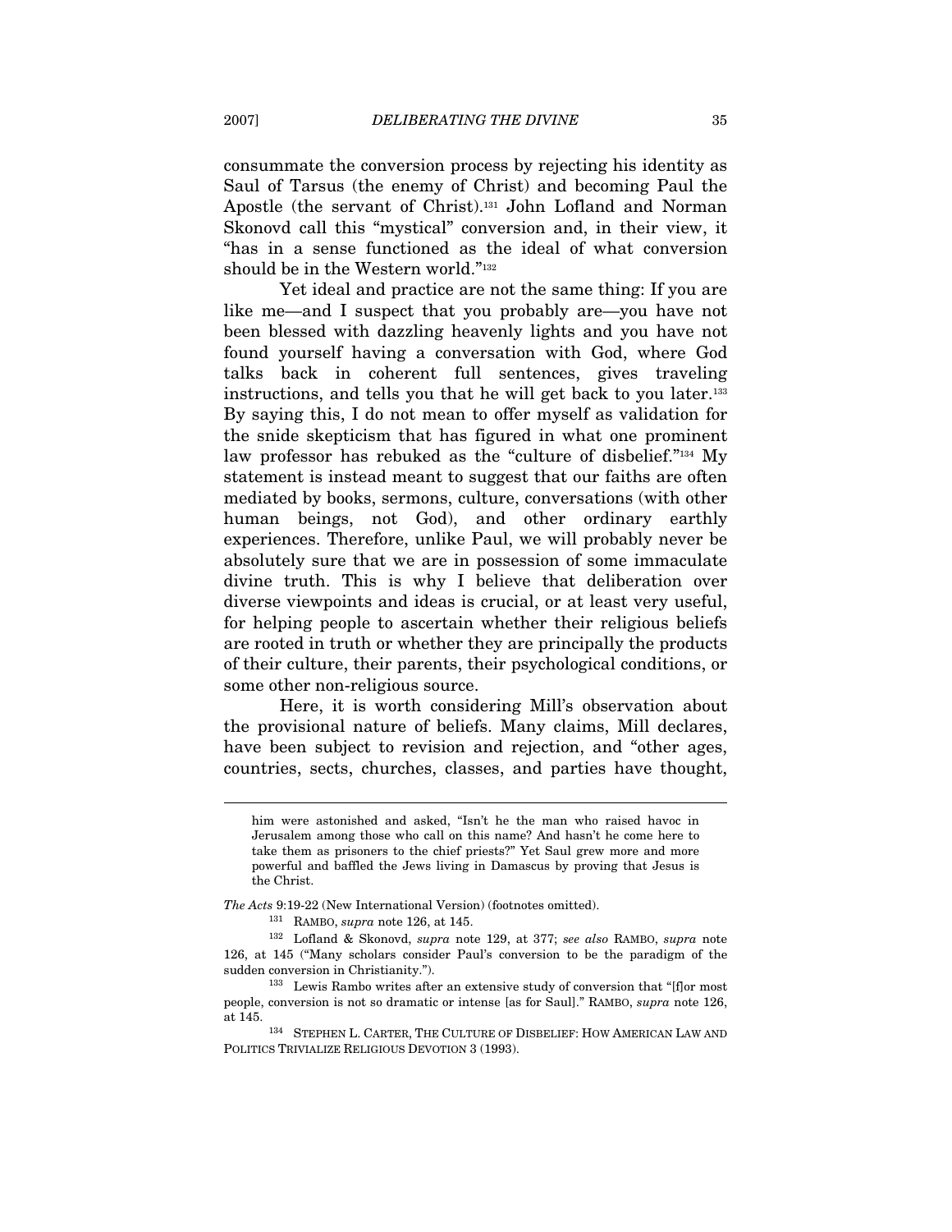consummate the conversion process by rejecting his identity as Saul of Tarsus (the enemy of Christ) and becoming Paul the Apostle (the servant of Christ).[131] John Lofland and Norman Skonovd call this "mystical" conversion and, in their view, it "has in a sense functioned as the ideal of what conversion should be in the Western world."[132]

Yet ideal and practice are not the same thing: If you are like me—and I suspect that you probably are—you have not been blessed with dazzling heavenly lights and you have not found yourself having a conversation with God, where God talks back in coherent full sentences, gives traveling instructions, and tells you that he will get back to you later.[133] By saying this, I do not mean to offer myself as validation for the snide skepticism that has figured in what one prominent law professor has rebuked as the "culture of disbelief."[134] My statement is instead meant to suggest that our faiths are often mediated by books, sermons, culture, conversations (with other human beings, not God), and other ordinary earthly experiences. Therefore, unlike Paul, we will probably never be absolutely sure that we are in possession of some immaculate divine truth. This is why I believe that deliberation over diverse viewpoints and ideas is crucial, or at least very useful, for helping people to ascertain whether their religious beliefs are rooted in truth or whether they are principally the products of their culture, their parents, their psychological conditions, or some other non-religious source.

Here, it is worth considering Mill's observation about the provisional nature of beliefs. Many claims, Mill declares, have been subject to revision and rejection, and "other ages, countries, sects, churches, classes, and parties have thought,

---

> him were astonished and asked, "Isn't he the man who raised havoc in Jerusalem among those who call on this name? And hasn't he come here to take them as prisoners to the chief priests?" Yet Saul grew more and more powerful and baffled the Jews living in Damascus by proving that Jesus is the Christ.

*The Acts* 9:19-22 (New International Version) (footnotes omitted).

[131] RAMBO, *supra* note 126, at 145.

[132] Lofland & Skonovd, *supra* note 129, at 377; *see also* RAMBO, *supra* note 126, at 145 ("Many scholars consider Paul's conversion to be the paradigm of the sudden conversion in Christianity.").

[133] Lewis Rambo writes after an extensive study of conversion that "[f]or most people, conversion is not so dramatic or intense [as for Saul]." RAMBO, *supra* note 126, at 145.

[134] STEPHEN L. CARTER, THE CULTURE OF DISBELIEF: HOW AMERICAN LAW AND POLITICS TRIVIALIZE RELIGIOUS DEVOTION 3 (1993).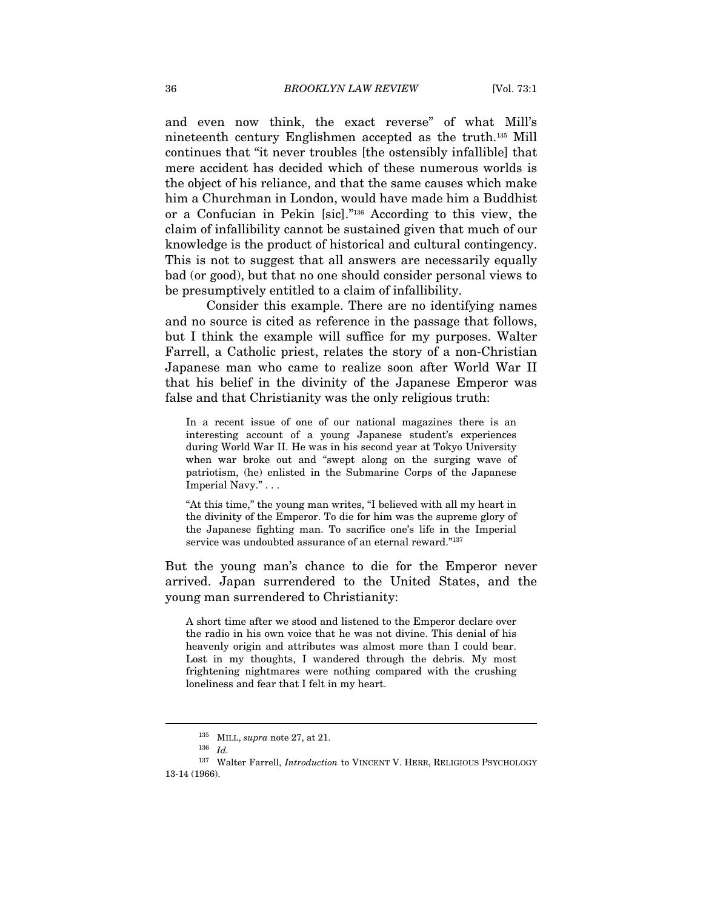and even now think, the exact reverse" of what Mill's nineteenth century Englishmen accepted as the truth.[135] Mill continues that "it never troubles [the ostensibly infallible] that mere accident has decided which of these numerous worlds is the object of his reliance, and that the same causes which make him a Churchman in London, would have made him a Buddhist or a Confucian in Pekin [sic]."[136] According to this view, the claim of infallibility cannot be sustained given that much of our knowledge is the product of historical and cultural contingency. This is not to suggest that all answers are necessarily equally bad (or good), but that no one should consider personal views to be presumptively entitled to a claim of infallibility.

Consider this example. There are no identifying names and no source is cited as reference in the passage that follows, but I think the example will suffice for my purposes. Walter Farrell, a Catholic priest, relates the story of a non-Christian Japanese man who came to realize soon after World War II that his belief in the divinity of the Japanese Emperor was false and that Christianity was the only religious truth:

> In a recent issue of one of our national magazines there is an interesting account of a young Japanese student's experiences during World War II. He was in his second year at Tokyo University when war broke out and "swept along on the surging wave of patriotism, (he) enlisted in the Submarine Corps of the Japanese Imperial Navy." . . .
>
> "At this time," the young man writes, "I believed with all my heart in the divinity of the Emperor. To die for him was the supreme glory of the Japanese fighting man. To sacrifice one's life in the Imperial service was undoubted assurance of an eternal reward."[137]

But the young man's chance to die for the Emperor never arrived. Japan surrendered to the United States, and the young man surrendered to Christianity:

> A short time after we stood and listened to the Emperor declare over the radio in his own voice that he was not divine. This denial of his heavenly origin and attributes was almost more than I could bear. Lost in my thoughts, I wandered through the debris. My most frightening nightmares were nothing compared with the crushing loneliness and fear that I felt in my heart.

---

[135] MILL, *supra* note 27, at 21.

[136] *Id.*

[137] Walter Farrell, *Introduction* to VINCENT V. HERR, RELIGIOUS PSYCHOLOGY 13-14 (1966).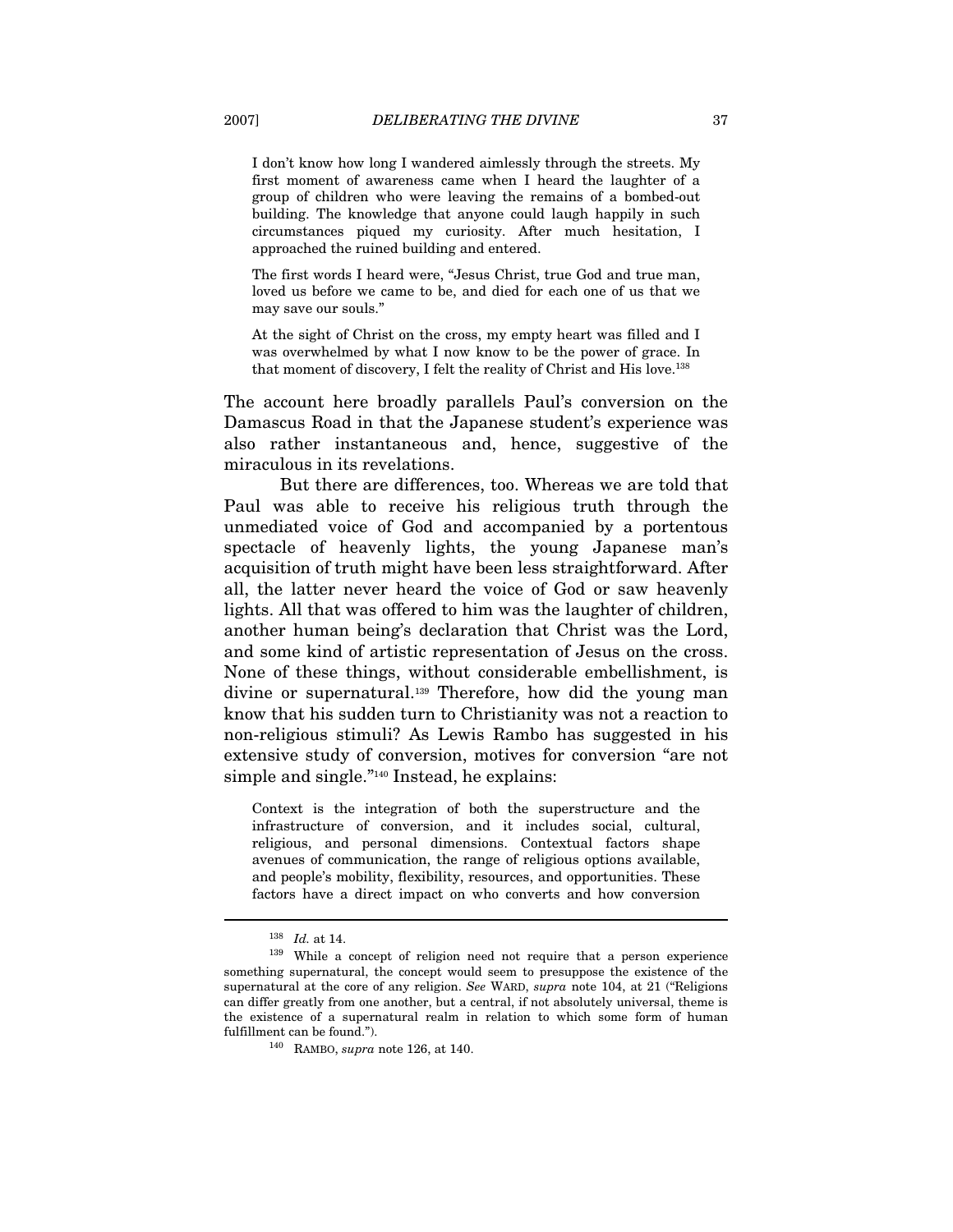> I don't know how long I wandered aimlessly through the streets. My first moment of awareness came when I heard the laughter of a group of children who were leaving the remains of a bombed-out building. The knowledge that anyone could laugh happily in such circumstances piqued my curiosity. After much hesitation, I approached the ruined building and entered.
>
> The first words I heard were, "Jesus Christ, true God and true man, loved us before we came to be, and died for each one of us that we may save our souls."
>
> At the sight of Christ on the cross, my empty heart was filled and I was overwhelmed by what I now know to be the power of grace. In that moment of discovery, I felt the reality of Christ and His love.[138]

The account here broadly parallels Paul's conversion on the Damascus Road in that the Japanese student's experience was also rather instantaneous and, hence, suggestive of the miraculous in its revelations.

But there are differences, too. Whereas we are told that Paul was able to receive his religious truth through the unmediated voice of God and accompanied by a portentous spectacle of heavenly lights, the young Japanese man's acquisition of truth might have been less straightforward. After all, the latter never heard the voice of God or saw heavenly lights. All that was offered to him was the laughter of children, another human being's declaration that Christ was the Lord, and some kind of artistic representation of Jesus on the cross. None of these things, without considerable embellishment, is divine or supernatural.[139] Therefore, how did the young man know that his sudden turn to Christianity was not a reaction to non-religious stimuli? As Lewis Rambo has suggested in his extensive study of conversion, motives for conversion "are not simple and single."[140] Instead, he explains:

> Context is the integration of both the superstructure and the infrastructure of conversion, and it includes social, cultural, religious, and personal dimensions. Contextual factors shape avenues of communication, the range of religious options available, and people's mobility, flexibility, resources, and opportunities. These factors have a direct impact on who converts and how conversion

---

[138] *Id.* at 14.

[139] While a concept of religion need not require that a person experience something supernatural, the concept would seem to presuppose the existence of the supernatural at the core of any religion. *See* WARD, *supra* note 104, at 21 ("Religions can differ greatly from one another, but a central, if not absolutely universal, theme is the existence of a supernatural realm in relation to which some form of human fulfillment can be found.").

[140] RAMBO, *supra* note 126, at 140.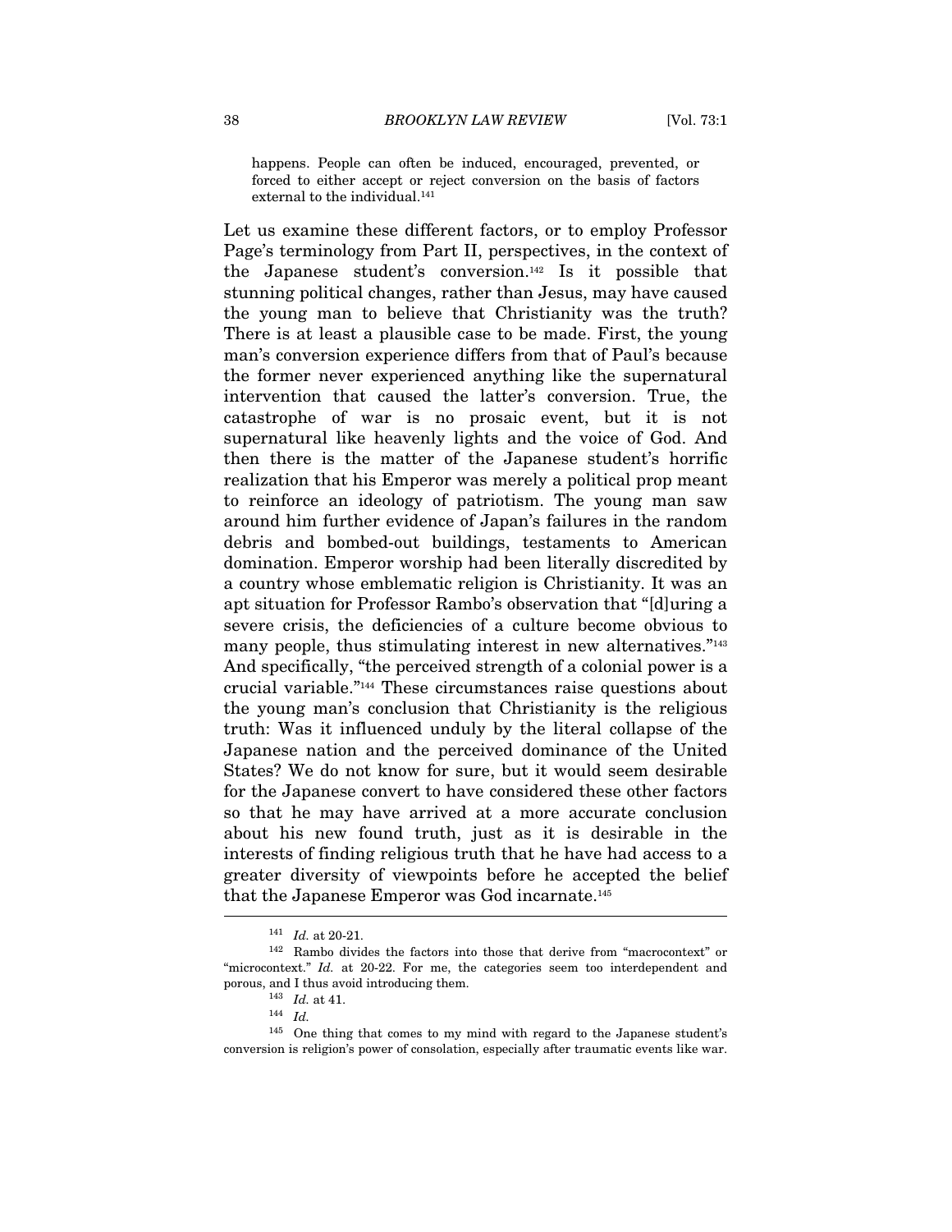happens. People can often be induced, encouraged, prevented, or forced to either accept or reject conversion on the basis of factors external to the individual.[141]

Let us examine these different factors, or to employ Professor Page's terminology from Part II, perspectives, in the context of the Japanese student's conversion.[142] Is it possible that stunning political changes, rather than Jesus, may have caused the young man to believe that Christianity was the truth? There is at least a plausible case to be made. First, the young man's conversion experience differs from that of Paul's because the former never experienced anything like the supernatural intervention that caused the latter's conversion. True, the catastrophe of war is no prosaic event, but it is not supernatural like heavenly lights and the voice of God. And then there is the matter of the Japanese student's horrific realization that his Emperor was merely a political prop meant to reinforce an ideology of patriotism. The young man saw around him further evidence of Japan's failures in the random debris and bombed-out buildings, testaments to American domination. Emperor worship had been literally discredited by a country whose emblematic religion is Christianity. It was an apt situation for Professor Rambo's observation that "[d]uring a severe crisis, the deficiencies of a culture become obvious to many people, thus stimulating interest in new alternatives."[143] And specifically, "the perceived strength of a colonial power is a crucial variable."[144] These circumstances raise questions about the young man's conclusion that Christianity is the religious truth: Was it influenced unduly by the literal collapse of the Japanese nation and the perceived dominance of the United States? We do not know for sure, but it would seem desirable for the Japanese convert to have considered these other factors so that he may have arrived at a more accurate conclusion about his new found truth, just as it is desirable in the interests of finding religious truth that he have had access to a greater diversity of viewpoints before he accepted the belief that the Japanese Emperor was God incarnate.[145]

---

[141] *Id.* at 20-21.

[142] Rambo divides the factors into those that derive from "macrocontext" or "microcontext." *Id.* at 20-22. For me, the categories seem too interdependent and porous, and I thus avoid introducing them.

[143] *Id.* at 41.

[144] *Id.*

[145] One thing that comes to my mind with regard to the Japanese student's conversion is religion's power of consolation, especially after traumatic events like war.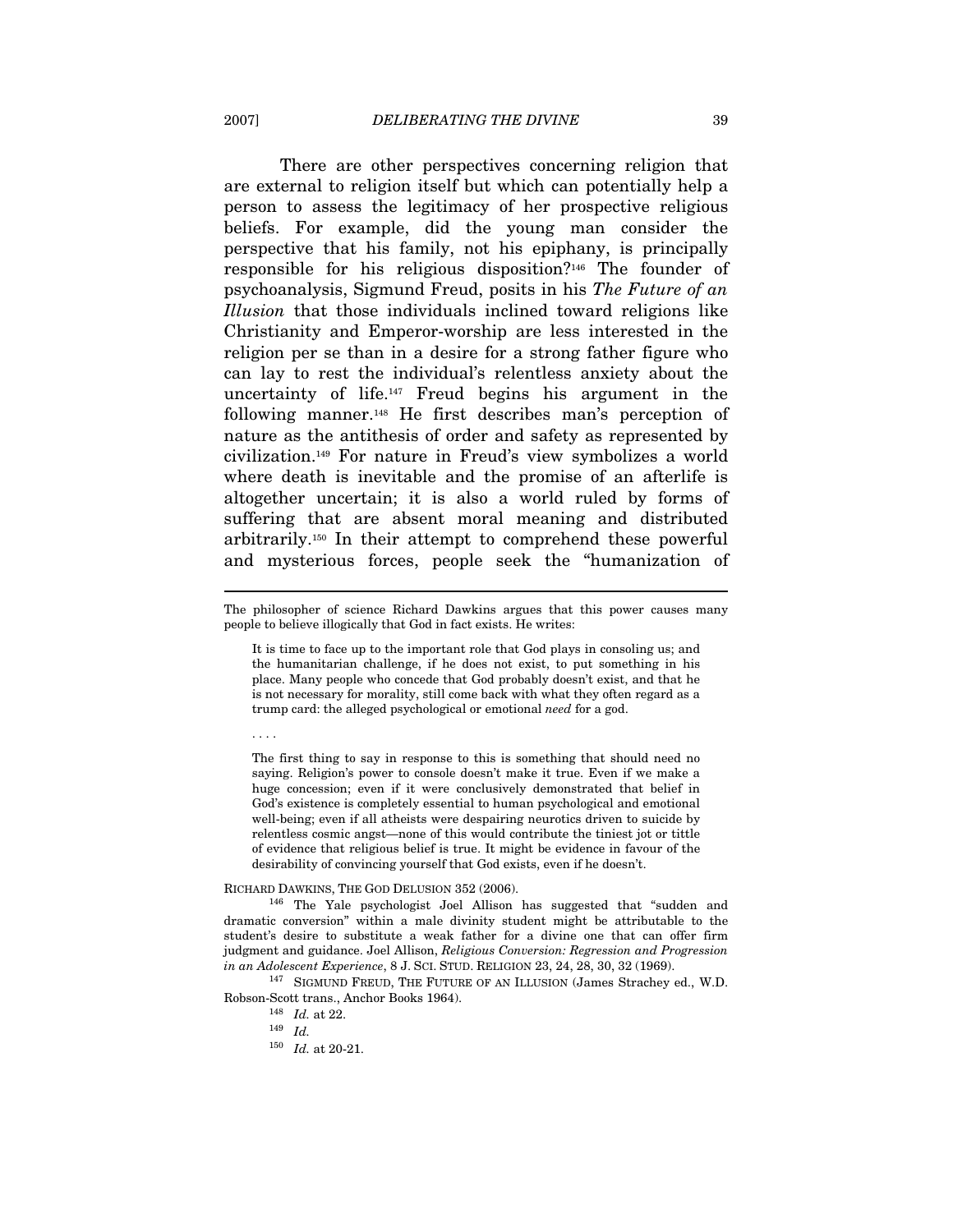There are other perspectives concerning religion that are external to religion itself but which can potentially help a person to assess the legitimacy of her prospective religious beliefs. For example, did the young man consider the perspective that his family, not his epiphany, is principally responsible for his religious disposition?[146] The founder of psychoanalysis, Sigmund Freud, posits in his *The Future of an Illusion* that those individuals inclined toward religions like Christianity and Emperor-worship are less interested in the religion per se than in a desire for a strong father figure who can lay to rest the individual's relentless anxiety about the uncertainty of life.[147] Freud begins his argument in the following manner.[148] He first describes man's perception of nature as the antithesis of order and safety as represented by civilization.[149] For nature in Freud's view symbolizes a world where death is inevitable and the promise of an afterlife is altogether uncertain; it is also a world ruled by forms of suffering that are absent moral meaning and distributed arbitrarily.[150] In their attempt to comprehend these powerful and mysterious forces, people seek the "humanization of

---

The philosopher of science Richard Dawkins argues that this power causes many people to believe illogically that God in fact exists. He writes:

> It is time to face up to the important role that God plays in consoling us; and the humanitarian challenge, if he does not exist, to put something in his place. Many people who concede that God probably doesn't exist, and that he is not necessary for morality, still come back with what they often regard as a trump card: the alleged psychological or emotional *need* for a god.
>
> . . . .
>
> The first thing to say in response to this is something that should need no saying. Religion's power to console doesn't make it true. Even if we make a huge concession; even if it were conclusively demonstrated that belief in God's existence is completely essential to human psychological and emotional well-being; even if all atheists were despairing neurotics driven to suicide by relentless cosmic angst—none of this would contribute the tiniest jot or tittle of evidence that religious belief is true. It might be evidence in favour of the desirability of convincing yourself that God exists, even if he doesn't.

RICHARD DAWKINS, THE GOD DELUSION 352 (2006).

[146] The Yale psychologist Joel Allison has suggested that "sudden and dramatic conversion" within a male divinity student might be attributable to the student's desire to substitute a weak father for a divine one that can offer firm judgment and guidance. Joel Allison, *Religious Conversion: Regression and Progression in an Adolescent Experience*, 8 J. SCI. STUD. RELIGION 23, 24, 28, 30, 32 (1969).

[147] SIGMUND FREUD, THE FUTURE OF AN ILLUSION (James Strachey ed., W.D. Robson-Scott trans., Anchor Books 1964).

[148] *Id.* at 22.

[149] *Id.*

[150] *Id.* at 20-21.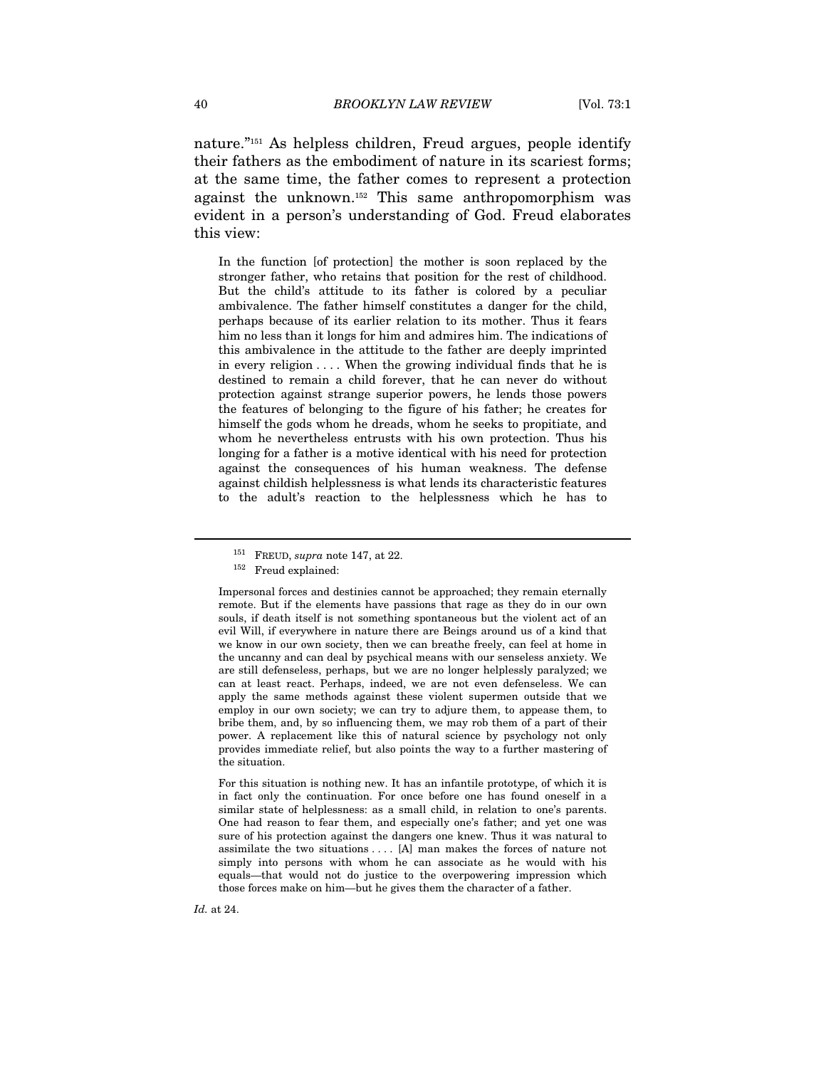nature."[151] As helpless children, Freud argues, people identify their fathers as the embodiment of nature in its scariest forms; at the same time, the father comes to represent a protection against the unknown.[152] This same anthropomorphism was evident in a person's understanding of God. Freud elaborates this view:

> In the function [of protection] the mother is soon replaced by the stronger father, who retains that position for the rest of childhood. But the child's attitude to its father is colored by a peculiar ambivalence. The father himself constitutes a danger for the child, perhaps because of its earlier relation to its mother. Thus it fears him no less than it longs for him and admires him. The indications of this ambivalence in the attitude to the father are deeply imprinted in every religion . . . . When the growing individual finds that he is destined to remain a child forever, that he can never do without protection against strange superior powers, he lends those powers the features of belonging to the figure of his father; he creates for himself the gods whom he dreads, whom he seeks to propitiate, and whom he nevertheless entrusts with his own protection. Thus his longing for a father is a motive identical with his need for protection against the consequences of his human weakness. The defense against childish helplessness is what lends its characteristic features to the adult's reaction to the helplessness which he has to

---

[151] FREUD, *supra* note 147, at 22.

[152] Freud explained:

> Impersonal forces and destinies cannot be approached; they remain eternally remote. But if the elements have passions that rage as they do in our own souls, if death itself is not something spontaneous but the violent act of an evil Will, if everywhere in nature there are Beings around us of a kind that we know in our own society, then we can breathe freely, can feel at home in the uncanny and can deal by psychical means with our senseless anxiety. We are still defenseless, perhaps, but we are no longer helplessly paralyzed; we can at least react. Perhaps, indeed, we are not even defenseless. We can apply the same methods against these violent supermen outside that we employ in our own society; we can try to adjure them, to appease them, to bribe them, and, by so influencing them, we may rob them of a part of their power. A replacement like this of natural science by psychology not only provides immediate relief, but also points the way to a further mastering of the situation.
>
> For this situation is nothing new. It has an infantile prototype, of which it is in fact only the continuation. For once before one has found oneself in a similar state of helplessness: as a small child, in relation to one's parents. One had reason to fear them, and especially one's father; and yet one was sure of his protection against the dangers one knew. Thus it was natural to assimilate the two situations . . . . [A] man makes the forces of nature not simply into persons with whom he can associate as he would with his equals—that would not do justice to the overpowering impression which those forces make on him—but he gives them the character of a father.

*Id.* at 24.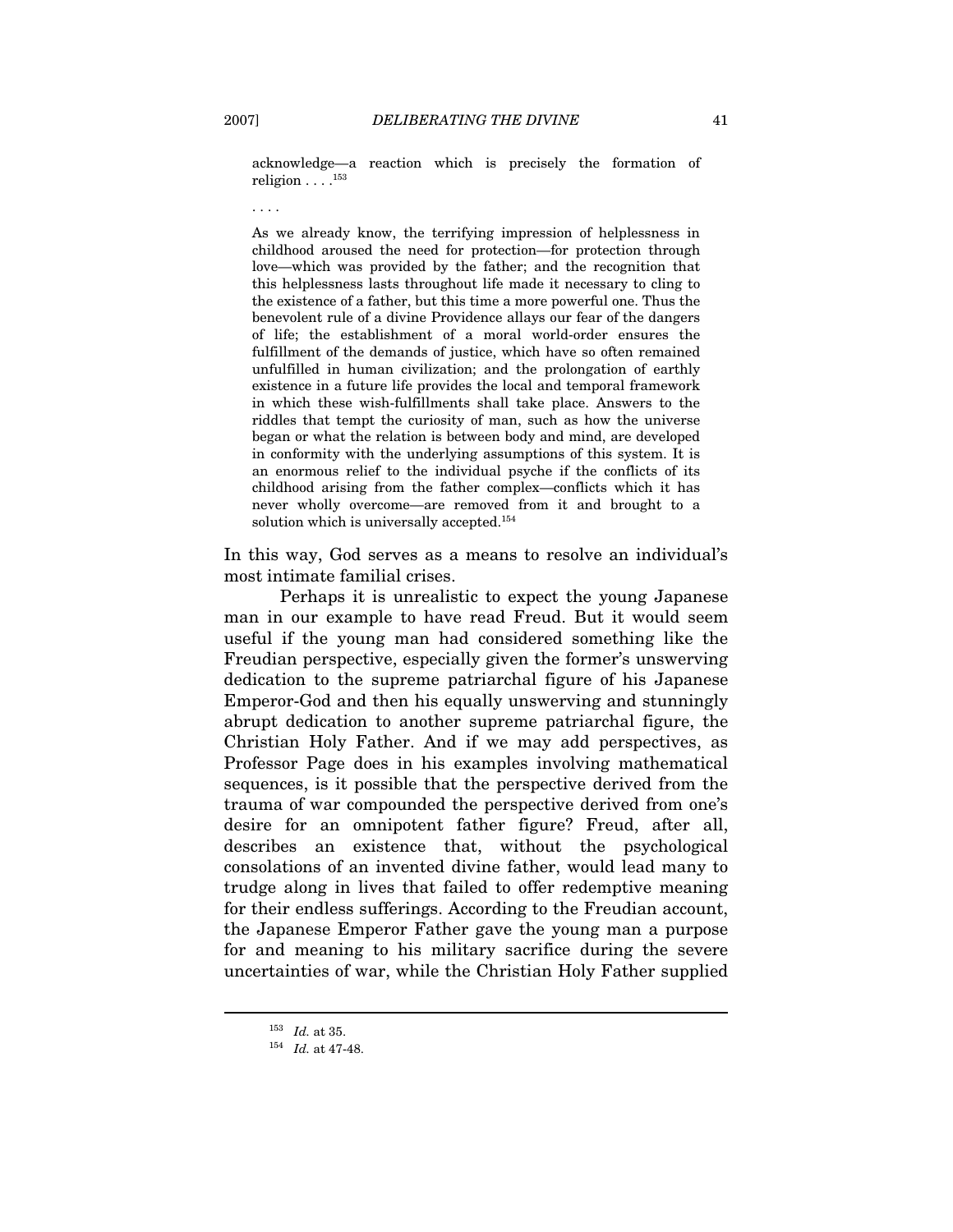> acknowledge—a reaction which is precisely the formation of religion . . . .[153]
>
> . . . .
>
> As we already know, the terrifying impression of helplessness in childhood aroused the need for protection—for protection through love—which was provided by the father; and the recognition that this helplessness lasts throughout life made it necessary to cling to the existence of a father, but this time a more powerful one. Thus the benevolent rule of a divine Providence allays our fear of the dangers of life; the establishment of a moral world-order ensures the fulfillment of the demands of justice, which have so often remained unfulfilled in human civilization; and the prolongation of earthly existence in a future life provides the local and temporal framework in which these wish-fulfillments shall take place. Answers to the riddles that tempt the curiosity of man, such as how the universe began or what the relation is between body and mind, are developed in conformity with the underlying assumptions of this system. It is an enormous relief to the individual psyche if the conflicts of its childhood arising from the father complex—conflicts which it has never wholly overcome—are removed from it and brought to a solution which is universally accepted.[154]

In this way, God serves as a means to resolve an individual's most intimate familial crises.

Perhaps it is unrealistic to expect the young Japanese man in our example to have read Freud. But it would seem useful if the young man had considered something like the Freudian perspective, especially given the former's unswerving dedication to the supreme patriarchal figure of his Japanese Emperor-God and then his equally unswerving and stunningly abrupt dedication to another supreme patriarchal figure, the Christian Holy Father. And if we may add perspectives, as Professor Page does in his examples involving mathematical sequences, is it possible that the perspective derived from the trauma of war compounded the perspective derived from one's desire for an omnipotent father figure? Freud, after all, describes an existence that, without the psychological consolations of an invented divine father, would lead many to trudge along in lives that failed to offer redemptive meaning for their endless sufferings. According to the Freudian account, the Japanese Emperor Father gave the young man a purpose for and meaning to his military sacrifice during the severe uncertainties of war, while the Christian Holy Father supplied

---

[153] *Id.* at 35.

[154] *Id.* at 47-48.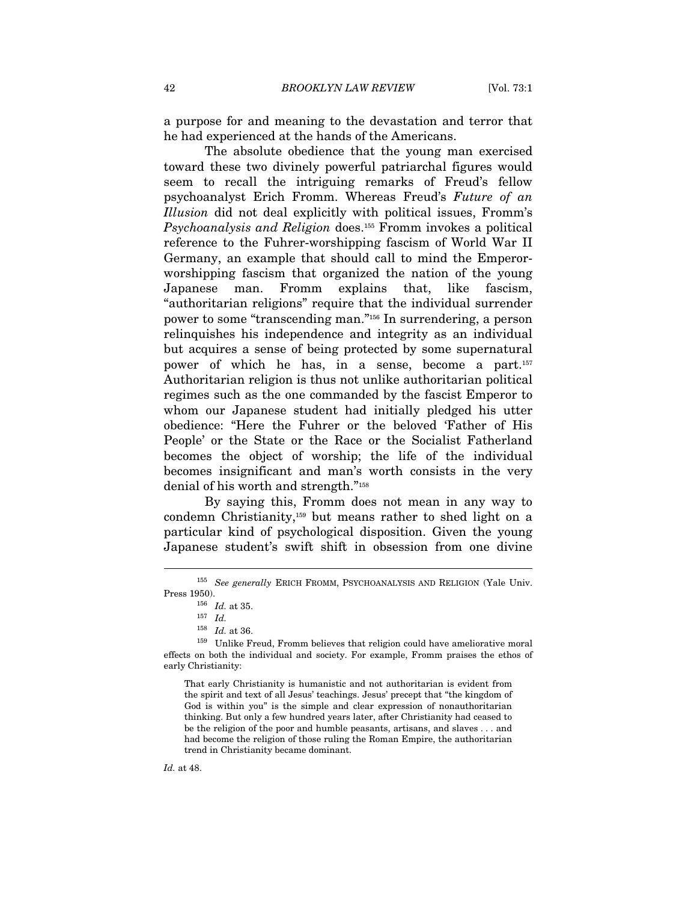a purpose for and meaning to the devastation and terror that he had experienced at the hands of the Americans.

The absolute obedience that the young man exercised toward these two divinely powerful patriarchal figures would seem to recall the intriguing remarks of Freud's fellow psychoanalyst Erich Fromm. Whereas Freud's *Future of an Illusion* did not deal explicitly with political issues, Fromm's *Psychoanalysis and Religion* does.[155] Fromm invokes a political reference to the Fuhrer-worshipping fascism of World War II Germany, an example that should call to mind the Emperor-worshipping fascism that organized the nation of the young Japanese man. Fromm explains that, like fascism, "authoritarian religions" require that the individual surrender power to some "transcending man."[156] In surrendering, a person relinquishes his independence and integrity as an individual but acquires a sense of being protected by some supernatural power of which he has, in a sense, become a part.[157] Authoritarian religion is thus not unlike authoritarian political regimes such as the one commanded by the fascist Emperor to whom our Japanese student had initially pledged his utter obedience: "Here the Fuhrer or the beloved 'Father of His People' or the State or the Race or the Socialist Fatherland becomes the object of worship; the life of the individual becomes insignificant and man's worth consists in the very denial of his worth and strength."[158]

By saying this, Fromm does not mean in any way to condemn Christianity,[159] but means rather to shed light on a particular kind of psychological disposition. Given the young Japanese student's swift shift in obsession from one divine

---

[155] *See generally* ERICH FROMM, PSYCHOANALYSIS AND RELIGION (Yale Univ. Press 1950).

[156] *Id.* at 35.

[157] *Id.*

[158] *Id.* at 36.

[159] Unlike Freud, Fromm believes that religion could have ameliorative moral effects on both the individual and society. For example, Fromm praises the ethos of early Christianity:

> That early Christianity is humanistic and not authoritarian is evident from the spirit and text of all Jesus' teachings. Jesus' precept that "the kingdom of God is within you" is the simple and clear expression of nonauthoritarian thinking. But only a few hundred years later, after Christianity had ceased to be the religion of the poor and humble peasants, artisans, and slaves . . . and had become the religion of those ruling the Roman Empire, the authoritarian trend in Christianity became dominant.

*Id.* at 48.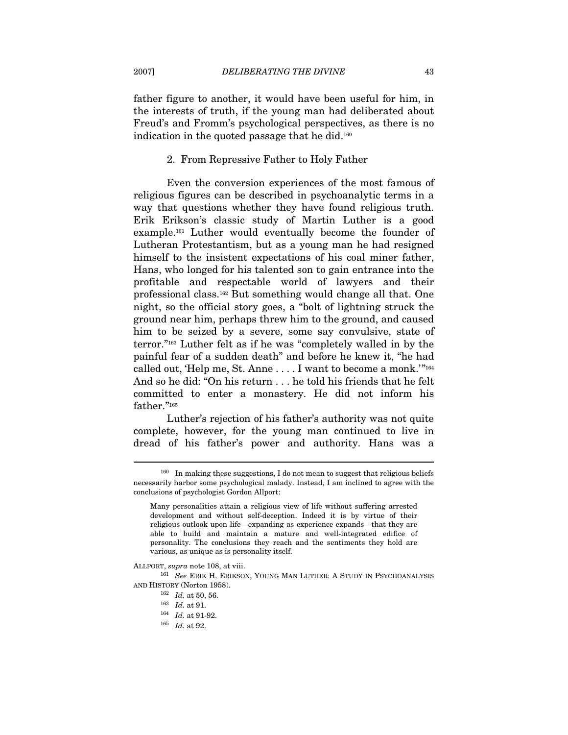father figure to another, it would have been useful for him, in the interests of truth, if the young man had deliberated about Freud's and Fromm's psychological perspectives, as there is no indication in the quoted passage that he did.[160]

### 2. From Repressive Father to Holy Father

Even the conversion experiences of the most famous of religious figures can be described in psychoanalytic terms in a way that questions whether they have found religious truth. Erik Erikson's classic study of Martin Luther is a good example.[161] Luther would eventually become the founder of Lutheran Protestantism, but as a young man he had resigned himself to the insistent expectations of his coal miner father, Hans, who longed for his talented son to gain entrance into the profitable and respectable world of lawyers and their professional class.[162] But something would change all that. One night, so the official story goes, a "bolt of lightning struck the ground near him, perhaps threw him to the ground, and caused him to be seized by a severe, some say convulsive, state of terror."[163] Luther felt as if he was "completely walled in by the painful fear of a sudden death" and before he knew it, "he had called out, 'Help me, St. Anne . . . . I want to become a monk.'"[164] And so he did: "On his return . . . he told his friends that he felt committed to enter a monastery. He did not inform his father."[165]

Luther's rejection of his father's authority was not quite complete, however, for the young man continued to live in dread of his father's power and authority. Hans was a

---

[160] In making these suggestions, I do not mean to suggest that religious beliefs necessarily harbor some psychological malady. Instead, I am inclined to agree with the conclusions of psychologist Gordon Allport:

> Many personalities attain a religious view of life without suffering arrested development and without self-deception. Indeed it is by virtue of their religious outlook upon life—expanding as experience expands—that they are able to build and maintain a mature and well-integrated edifice of personality. The conclusions they reach and the sentiments they hold are various, as unique as is personality itself.

ALLPORT, *supra* note 108, at viii.

[161] *See* ERIK H. ERIKSON, YOUNG MAN LUTHER: A STUDY IN PSYCHOANALYSIS AND HISTORY (Norton 1958).

[162] *Id.* at 50, 56.

[163] *Id.* at 91.

[164] *Id.* at 91-92.

[165] *Id.* at 92.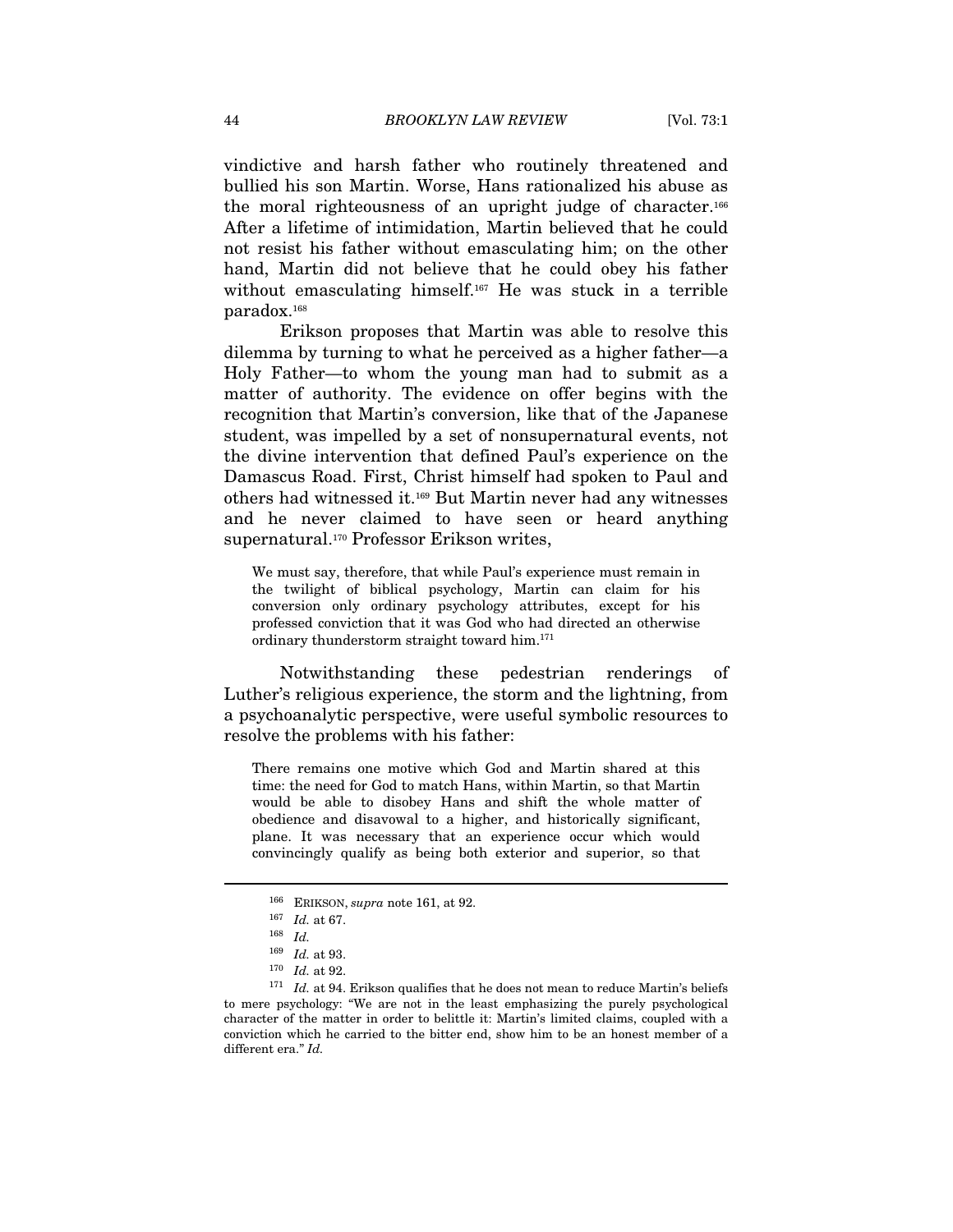vindictive and harsh father who routinely threatened and bullied his son Martin. Worse, Hans rationalized his abuse as the moral righteousness of an upright judge of character.[166] After a lifetime of intimidation, Martin believed that he could not resist his father without emasculating him; on the other hand, Martin did not believe that he could obey his father without emasculating himself.[167] He was stuck in a terrible paradox.[168]

Erikson proposes that Martin was able to resolve this dilemma by turning to what he perceived as a higher father—a Holy Father—to whom the young man had to submit as a matter of authority. The evidence on offer begins with the recognition that Martin's conversion, like that of the Japanese student, was impelled by a set of nonsupernatural events, not the divine intervention that defined Paul's experience on the Damascus Road. First, Christ himself had spoken to Paul and others had witnessed it.[169] But Martin never had any witnesses and he never claimed to have seen or heard anything supernatural.[170] Professor Erikson writes,

> We must say, therefore, that while Paul's experience must remain in the twilight of biblical psychology, Martin can claim for his conversion only ordinary psychology attributes, except for his professed conviction that it was God who had directed an otherwise ordinary thunderstorm straight toward him.[171]

Notwithstanding these pedestrian renderings of Luther's religious experience, the storm and the lightning, from a psychoanalytic perspective, were useful symbolic resources to resolve the problems with his father:

> There remains one motive which God and Martin shared at this time: the need for God to match Hans, within Martin, so that Martin would be able to disobey Hans and shift the whole matter of obedience and disavowal to a higher, and historically significant, plane. It was necessary that an experience occur which would convincingly qualify as being both exterior and superior, so that

---

[166] ERIKSON, *supra* note 161, at 92.

[167] *Id.* at 67.

[168] *Id.*

[169] *Id.* at 93.

[170] *Id.* at 92.

[171] *Id.* at 94. Erikson qualifies that he does not mean to reduce Martin's beliefs to mere psychology: "We are not in the least emphasizing the purely psychological character of the matter in order to belittle it: Martin's limited claims, coupled with a conviction which he carried to the bitter end, show him to be an honest member of a different era." *Id.*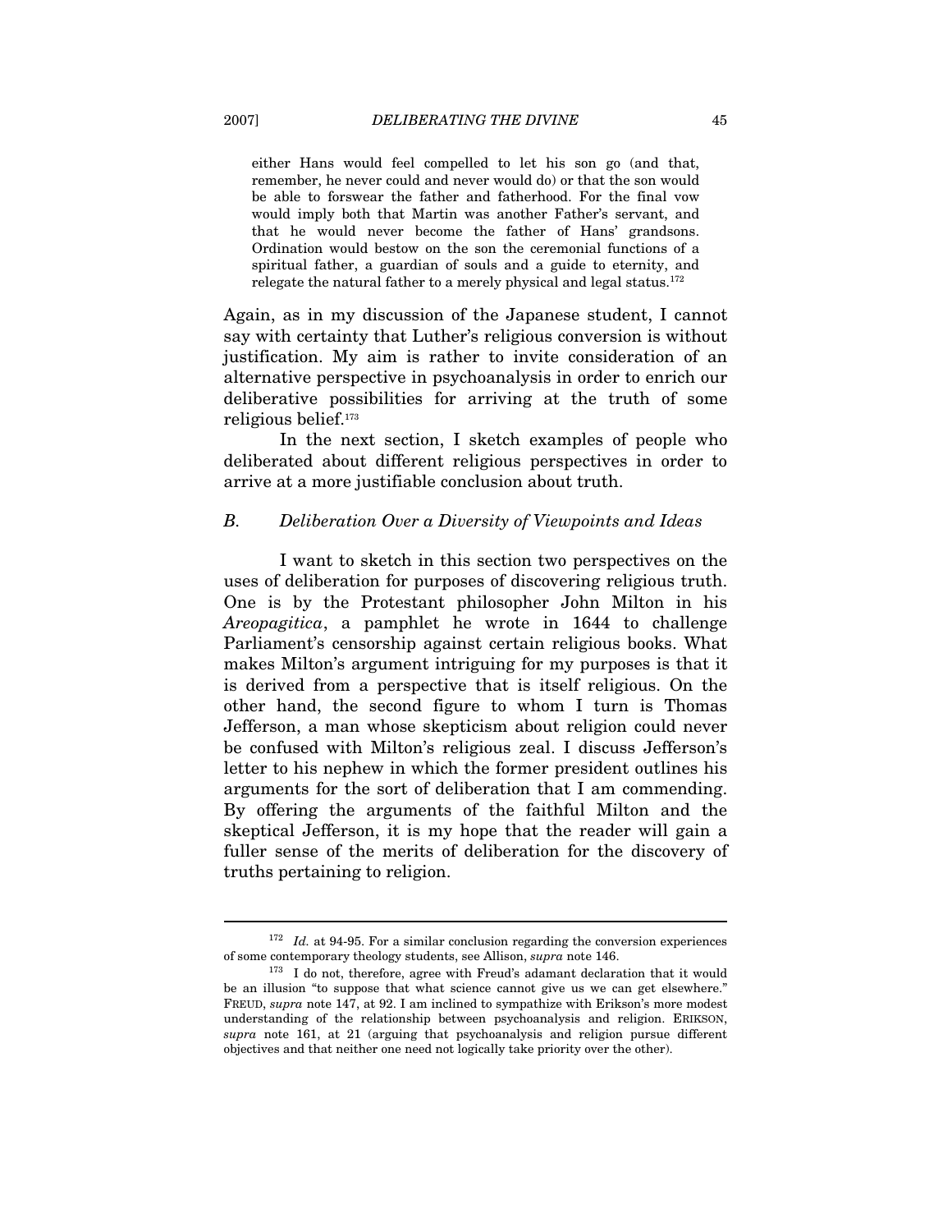> either Hans would feel compelled to let his son go (and that, remember, he never could and never would do) or that the son would be able to forswear the father and fatherhood. For the final vow would imply both that Martin was another Father's servant, and that he would never become the father of Hans' grandsons. Ordination would bestow on the son the ceremonial functions of a spiritual father, a guardian of souls and a guide to eternity, and relegate the natural father to a merely physical and legal status.[172]

Again, as in my discussion of the Japanese student, I cannot say with certainty that Luther's religious conversion is without justification. My aim is rather to invite consideration of an alternative perspective in psychoanalysis in order to enrich our deliberative possibilities for arriving at the truth of some religious belief.[173]

In the next section, I sketch examples of people who deliberated about different religious perspectives in order to arrive at a more justifiable conclusion about truth.

### *B. Deliberation Over a Diversity of Viewpoints and Ideas*

I want to sketch in this section two perspectives on the uses of deliberation for purposes of discovering religious truth. One is by the Protestant philosopher John Milton in his *Areopagitica*, a pamphlet he wrote in 1644 to challenge Parliament's censorship against certain religious books. What makes Milton's argument intriguing for my purposes is that it is derived from a perspective that is itself religious. On the other hand, the second figure to whom I turn is Thomas Jefferson, a man whose skepticism about religion could never be confused with Milton's religious zeal. I discuss Jefferson's letter to his nephew in which the former president outlines his arguments for the sort of deliberation that I am commending. By offering the arguments of the faithful Milton and the skeptical Jefferson, it is my hope that the reader will gain a fuller sense of the merits of deliberation for the discovery of truths pertaining to religion.

---

[172] *Id.* at 94-95. For a similar conclusion regarding the conversion experiences of some contemporary theology students, see Allison, *supra* note 146.

[173] I do not, therefore, agree with Freud's adamant declaration that it would be an illusion "to suppose that what science cannot give us we can get elsewhere." FREUD, *supra* note 147, at 92. I am inclined to sympathize with Erikson's more modest understanding of the relationship between psychoanalysis and religion. ERIKSON, *supra* note 161, at 21 (arguing that psychoanalysis and religion pursue different objectives and that neither one need not logically take priority over the other).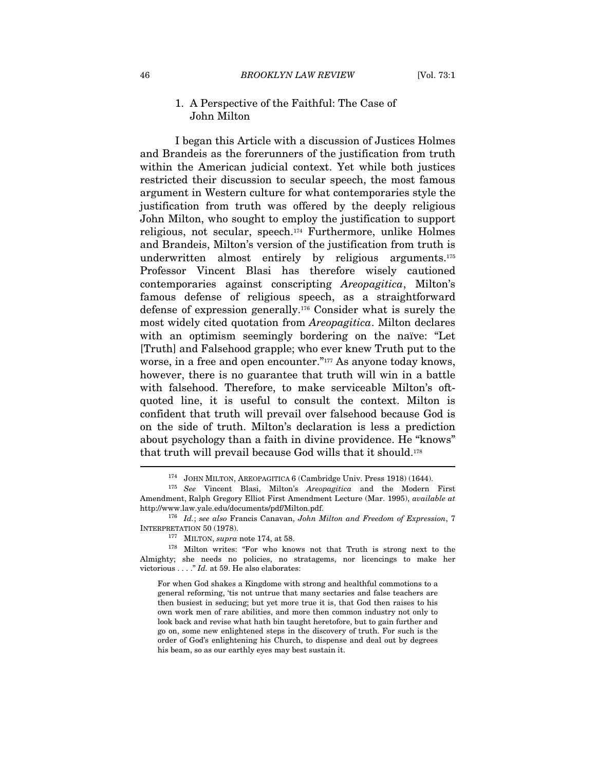### 1. A Perspective of the Faithful: The Case of John Milton

I began this Article with a discussion of Justices Holmes and Brandeis as the forerunners of the justification from truth within the American judicial context. Yet while both justices restricted their discussion to secular speech, the most famous argument in Western culture for what contemporaries style the justification from truth was offered by the deeply religious John Milton, who sought to employ the justification to support religious, not secular, speech.[174] Furthermore, unlike Holmes and Brandeis, Milton's version of the justification from truth is underwritten almost entirely by religious arguments.[175] Professor Vincent Blasi has therefore wisely cautioned contemporaries against conscripting *Areopagitica*, Milton's famous defense of religious speech, as a straightforward defense of expression generally.[176] Consider what is surely the most widely cited quotation from *Areopagitica*. Milton declares with an optimism seemingly bordering on the naïve: "Let [Truth] and Falsehood grapple; who ever knew Truth put to the worse, in a free and open encounter."[177] As anyone today knows, however, there is no guarantee that truth will win in a battle with falsehood. Therefore, to make serviceable Milton's oft-quoted line, it is useful to consult the context. Milton is confident that truth will prevail over falsehood because God is on the side of truth. Milton's declaration is less a prediction about psychology than a faith in divine providence. He "knows" that truth will prevail because God wills that it should.[178]

---

[174] JOHN MILTON, AREOPAGITICA 6 (Cambridge Univ. Press 1918) (1644).

[175] *See* Vincent Blasi, Milton's *Areopagitica* and the Modern First Amendment, Ralph Gregory Elliot First Amendment Lecture (Mar. 1995), *available at* http://www.law.yale.edu/documents/pdf/Milton.pdf.

[176] *Id.*; *see also* Francis Canavan, *John Milton and Freedom of Expression*, 7 INTERPRETATION 50 (1978).

[177] MILTON, *supra* note 174, at 58.

[178] Milton writes: "For who knows not that Truth is strong next to the Almighty; she needs no policies, no stratagems, nor licencings to make her victorious . . . ." *Id.* at 59. He also elaborates:

> For when God shakes a Kingdome with strong and healthfull commotions to a general reforming, 'tis not untrue that many sectaries and false teachers are then busiest in seducing; but yet more true it is, that God then raises to his own work men of rare abilities, and more then common industry not only to look back and revise what hath bin taught heretofore, but to gain further and go on, some new enlightened steps in the discovery of truth. For such is the order of God's enlightening his Church, to dispense and deal out by degrees his beam, so as our earthly eyes may best sustain it.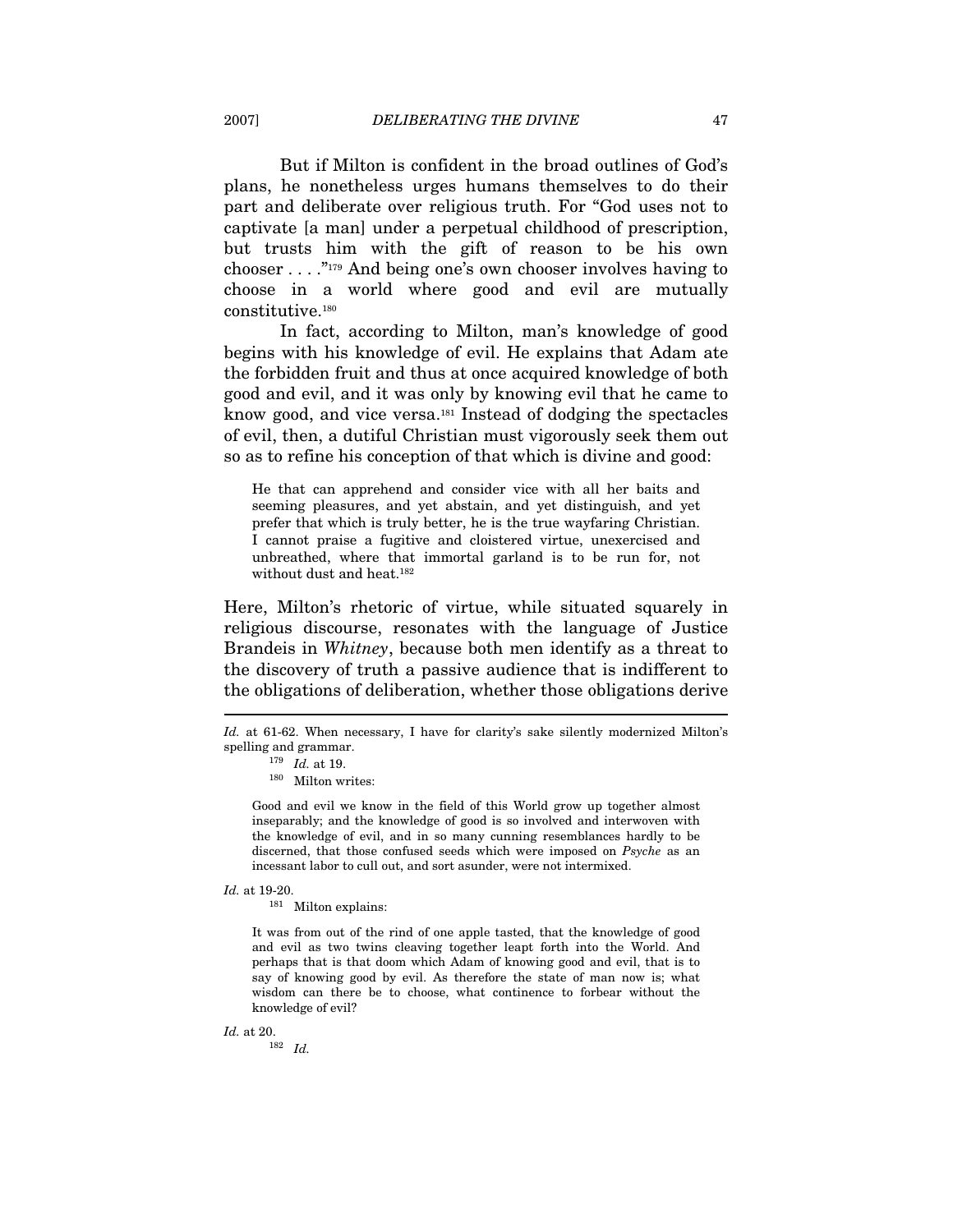But if Milton is confident in the broad outlines of God's plans, he nonetheless urges humans themselves to do their part and deliberate over religious truth. For "God uses not to captivate [a man] under a perpetual childhood of prescription, but trusts him with the gift of reason to be his own chooser . . . ."[179] And being one's own chooser involves having to choose in a world where good and evil are mutually constitutive.[180]

In fact, according to Milton, man's knowledge of good begins with his knowledge of evil. He explains that Adam ate the forbidden fruit and thus at once acquired knowledge of both good and evil, and it was only by knowing evil that he came to know good, and vice versa.[181] Instead of dodging the spectacles of evil, then, a dutiful Christian must vigorously seek them out so as to refine his conception of that which is divine and good:

> He that can apprehend and consider vice with all her baits and seeming pleasures, and yet abstain, and yet distinguish, and yet prefer that which is truly better, he is the true wayfaring Christian. I cannot praise a fugitive and cloistered virtue, unexercised and unbreathed, where that immortal garland is to be run for, not without dust and heat.[182]

Here, Milton's rhetoric of virtue, while situated squarely in religious discourse, resonates with the language of Justice Brandeis in *Whitney*, because both men identify as a threat to the discovery of truth a passive audience that is indifferent to the obligations of deliberation, whether those obligations derive

---

*Id.* at 61-62. When necessary, I have for clarity's sake silently modernized Milton's spelling and grammar.

[179] *Id.* at 19.

[180] Milton writes:

> Good and evil we know in the field of this World grow up together almost inseparably; and the knowledge of good is so involved and interwoven with the knowledge of evil, and in so many cunning resemblances hardly to be discerned, that those confused seeds which were imposed on *Psyche* as an incessant labor to cull out, and sort asunder, were not intermixed.

*Id.* at 19-20.

[181] Milton explains:

> It was from out of the rind of one apple tasted, that the knowledge of good and evil as two twins cleaving together leapt forth into the World. And perhaps that is that doom which Adam of knowing good and evil, that is to say of knowing good by evil. As therefore the state of man now is; what wisdom can there be to choose, what continence to forbear without the knowledge of evil?

*Id.* at 20.

[182] *Id.*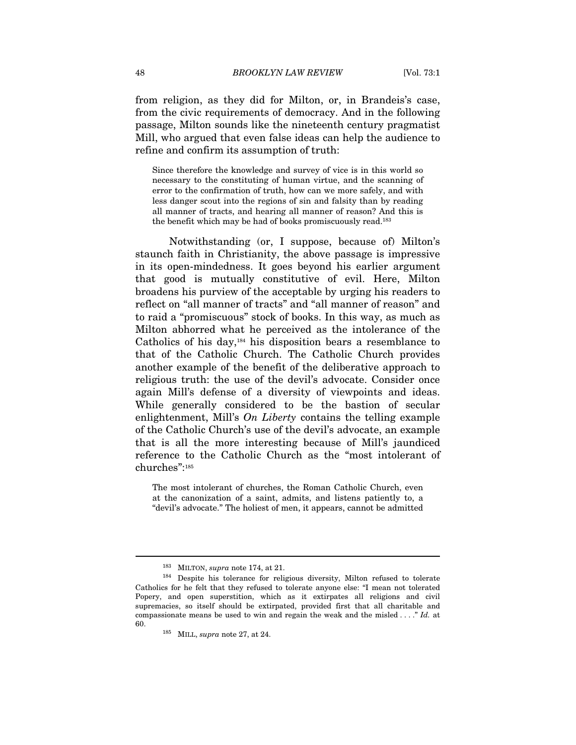from religion, as they did for Milton, or, in Brandeis's case, from the civic requirements of democracy. And in the following passage, Milton sounds like the nineteenth century pragmatist Mill, who argued that even false ideas can help the audience to refine and confirm its assumption of truth:

> Since therefore the knowledge and survey of vice is in this world so necessary to the constituting of human virtue, and the scanning of error to the confirmation of truth, how can we more safely, and with less danger scout into the regions of sin and falsity than by reading all manner of tracts, and hearing all manner of reason? And this is the benefit which may be had of books promiscuously read.[183]

Notwithstanding (or, I suppose, because of) Milton's staunch faith in Christianity, the above passage is impressive in its open-mindedness. It goes beyond his earlier argument that good is mutually constitutive of evil. Here, Milton broadens his purview of the acceptable by urging his readers to reflect on "all manner of tracts" and "all manner of reason" and to raid a "promiscuous" stock of books. In this way, as much as Milton abhorred what he perceived as the intolerance of the Catholics of his day,[184] his disposition bears a resemblance to that of the Catholic Church. The Catholic Church provides another example of the benefit of the deliberative approach to religious truth: the use of the devil's advocate. Consider once again Mill's defense of a diversity of viewpoints and ideas. While generally considered to be the bastion of secular enlightenment, Mill's *On Liberty* contains the telling example of the Catholic Church's use of the devil's advocate, an example that is all the more interesting because of Mill's jaundiced reference to the Catholic Church as the "most intolerant of churches":[185]

> The most intolerant of churches, the Roman Catholic Church, even at the canonization of a saint, admits, and listens patiently to, a "devil's advocate." The holiest of men, it appears, cannot be admitted

---

[183] MILTON, *supra* note 174, at 21.

[184] Despite his tolerance for religious diversity, Milton refused to tolerate Catholics for he felt that they refused to tolerate anyone else: "I mean not tolerated Popery, and open superstition, which as it extirpates all religions and civil supremacies, so itself should be extirpated, provided first that all charitable and compassionate means be used to win and regain the weak and the misled . . . ." *Id.* at 60.

[185] MILL, *supra* note 27, at 24.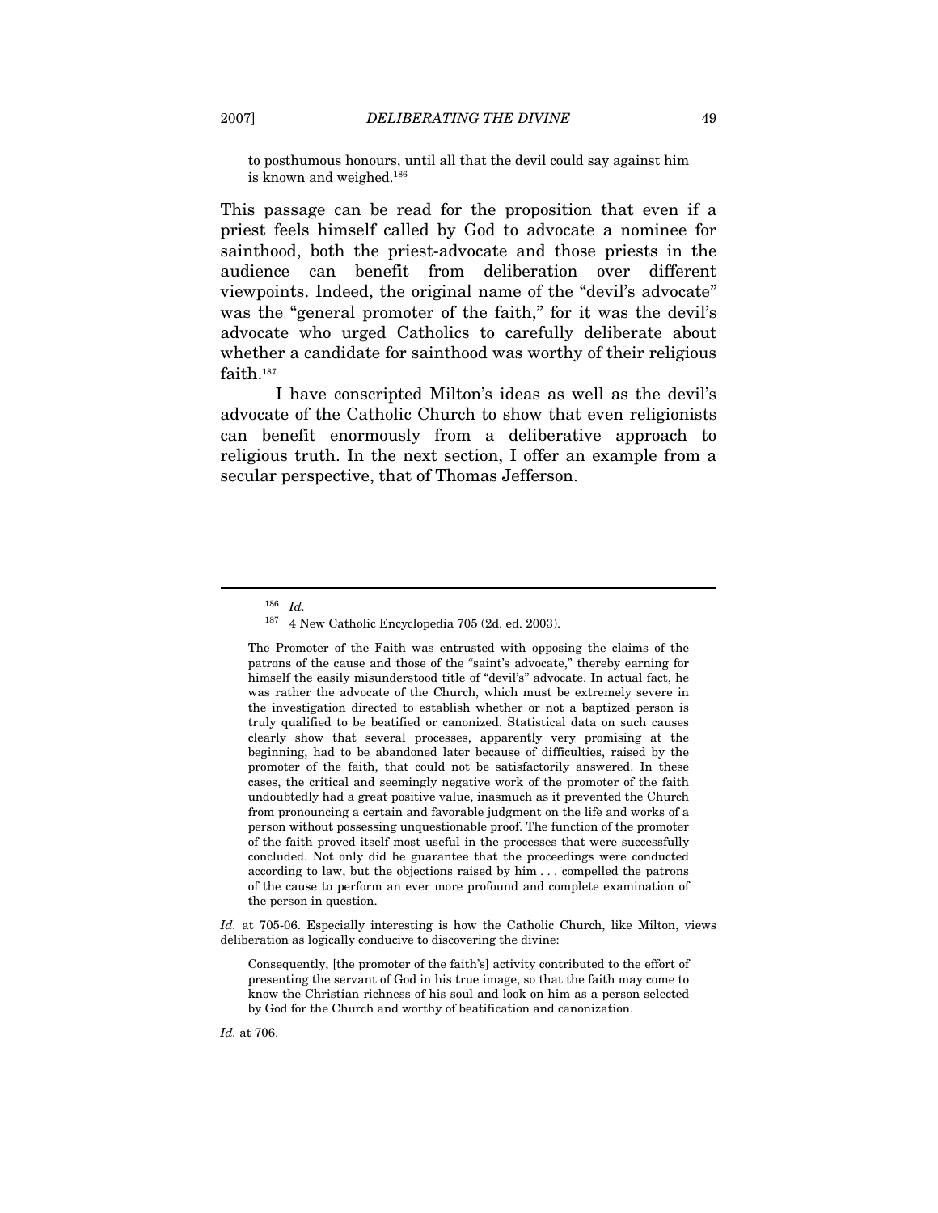> to posthumous honours, until all that the devil could say against him is known and weighed.[186]

This passage can be read for the proposition that even if a priest feels himself called by God to advocate a nominee for sainthood, both the priest-advocate and those priests in the audience can benefit from deliberation over different viewpoints. Indeed, the original name of the "devil's advocate" was the "general promoter of the faith," for it was the devil's advocate who urged Catholics to carefully deliberate about whether a candidate for sainthood was worthy of their religious faith.[187]

I have conscripted Milton's ideas as well as the devil's advocate of the Catholic Church to show that even religionists can benefit enormously from a deliberative approach to religious truth. In the next section, I offer an example from a secular perspective, that of Thomas Jefferson.

---

[186] *Id.*

[187] 4 New Catholic Encyclopedia 705 (2d. ed. 2003).

> The Promoter of the Faith was entrusted with opposing the claims of the patrons of the cause and those of the "saint's advocate," thereby earning for himself the easily misunderstood title of "devil's" advocate. In actual fact, he was rather the advocate of the Church, which must be extremely severe in the investigation directed to establish whether or not a baptized person is truly qualified to be beatified or canonized. Statistical data on such causes clearly show that several processes, apparently very promising at the beginning, had to be abandoned later because of difficulties, raised by the promoter of the faith, that could not be satisfactorily answered. In these cases, the critical and seemingly negative work of the promoter of the faith undoubtedly had a great positive value, inasmuch as it prevented the Church from pronouncing a certain and favorable judgment on the life and works of a person without possessing unquestionable proof. The function of the promoter of the faith proved itself most useful in the processes that were successfully concluded. Not only did he guarantee that the proceedings were conducted according to law, but the objections raised by him . . . compelled the patrons of the cause to perform an ever more profound and complete examination of the person in question.

*Id.* at 705-06. Especially interesting is how the Catholic Church, like Milton, views deliberation as logically conducive to discovering the divine:

> Consequently, [the promoter of the faith's] activity contributed to the effort of presenting the servant of God in his true image, so that the faith may come to know the Christian richness of his soul and look on him as a person selected by God for the Church and worthy of beatification and canonization.

*Id.* at 706.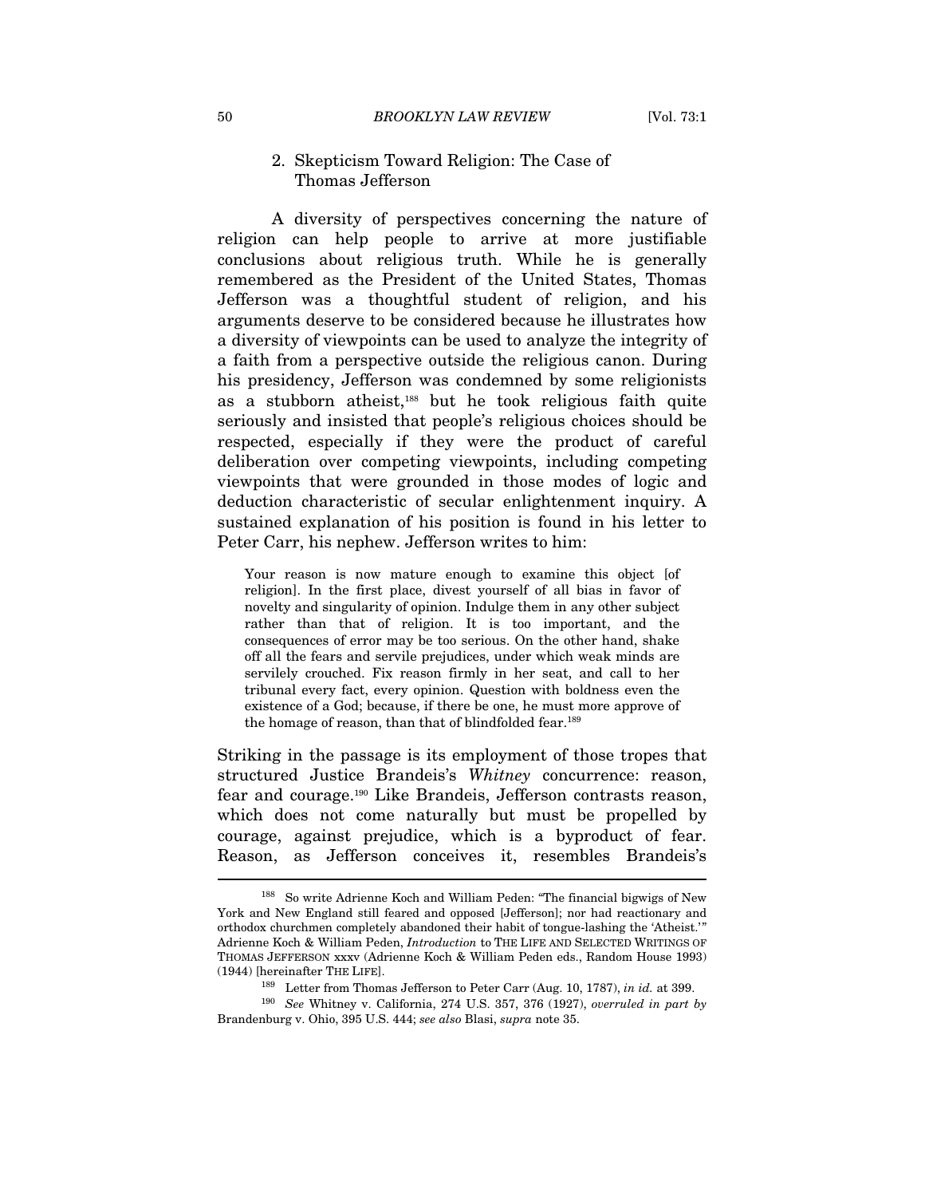### 2. Skepticism Toward Religion: The Case of Thomas Jefferson

A diversity of perspectives concerning the nature of religion can help people to arrive at more justifiable conclusions about religious truth. While he is generally remembered as the President of the United States, Thomas Jefferson was a thoughtful student of religion, and his arguments deserve to be considered because he illustrates how a diversity of viewpoints can be used to analyze the integrity of a faith from a perspective outside the religious canon. During his presidency, Jefferson was condemned by some religionists as a stubborn atheist,[188] but he took religious faith quite seriously and insisted that people's religious choices should be respected, especially if they were the product of careful deliberation over competing viewpoints, including competing viewpoints that were grounded in those modes of logic and deduction characteristic of secular enlightenment inquiry. A sustained explanation of his position is found in his letter to Peter Carr, his nephew. Jefferson writes to him:

> Your reason is now mature enough to examine this object [of religion]. In the first place, divest yourself of all bias in favor of novelty and singularity of opinion. Indulge them in any other subject rather than that of religion. It is too important, and the consequences of error may be too serious. On the other hand, shake off all the fears and servile prejudices, under which weak minds are servilely crouched. Fix reason firmly in her seat, and call to her tribunal every fact, every opinion. Question with boldness even the existence of a God; because, if there be one, he must more approve of the homage of reason, than that of blindfolded fear.[189]

Striking in the passage is its employment of those tropes that structured Justice Brandeis's *Whitney* concurrence: reason, fear and courage.[190] Like Brandeis, Jefferson contrasts reason, which does not come naturally but must be propelled by courage, against prejudice, which is a byproduct of fear. Reason, as Jefferson conceives it, resembles Brandeis's

---

[188] So write Adrienne Koch and William Peden: "The financial bigwigs of New York and New England still feared and opposed [Jefferson]; nor had reactionary and orthodox churchmen completely abandoned their habit of tongue-lashing the 'Atheist.'" Adrienne Koch & William Peden, *Introduction* to THE LIFE AND SELECTED WRITINGS OF THOMAS JEFFERSON xxxv (Adrienne Koch & William Peden eds., Random House 1993) (1944) [hereinafter THE LIFE].

[189] Letter from Thomas Jefferson to Peter Carr (Aug. 10, 1787), *in id.* at 399.

[190] *See* Whitney v. California, 274 U.S. 357, 376 (1927), *overruled in part by* Brandenburg v. Ohio, 395 U.S. 444; *see also* Blasi, *supra* note 35.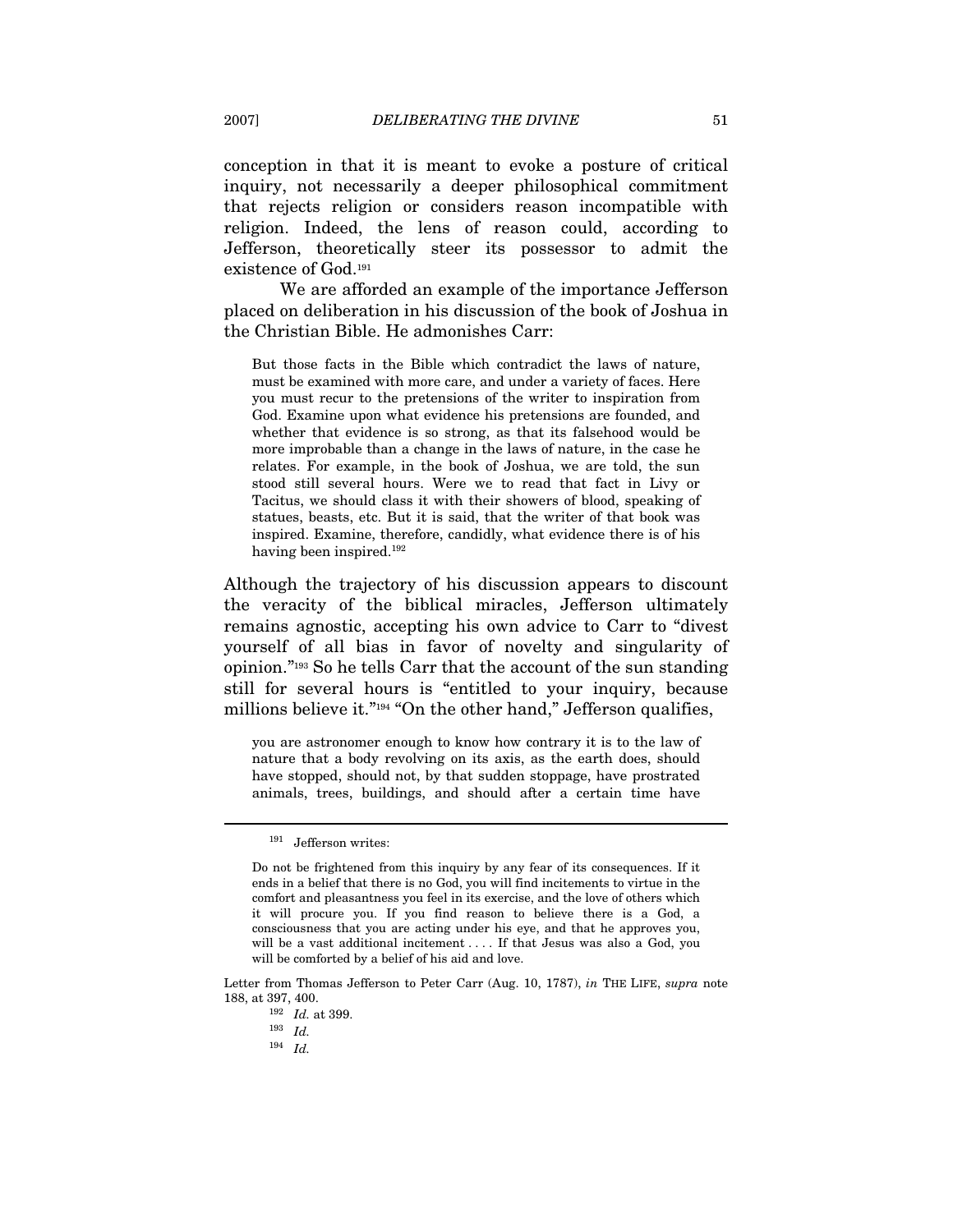conception in that it is meant to evoke a posture of critical inquiry, not necessarily a deeper philosophical commitment that rejects religion or considers reason incompatible with religion. Indeed, the lens of reason could, according to Jefferson, theoretically steer its possessor to admit the existence of God.[191]

We are afforded an example of the importance Jefferson placed on deliberation in his discussion of the book of Joshua in the Christian Bible. He admonishes Carr:

> But those facts in the Bible which contradict the laws of nature, must be examined with more care, and under a variety of faces. Here you must recur to the pretensions of the writer to inspiration from God. Examine upon what evidence his pretensions are founded, and whether that evidence is so strong, as that its falsehood would be more improbable than a change in the laws of nature, in the case he relates. For example, in the book of Joshua, we are told, the sun stood still several hours. Were we to read that fact in Livy or Tacitus, we should class it with their showers of blood, speaking of statues, beasts, etc. But it is said, that the writer of that book was inspired. Examine, therefore, candidly, what evidence there is of his having been inspired.[192]

Although the trajectory of his discussion appears to discount the veracity of the biblical miracles, Jefferson ultimately remains agnostic, accepting his own advice to Carr to "divest yourself of all bias in favor of novelty and singularity of opinion."[193] So he tells Carr that the account of the sun standing still for several hours is "entitled to your inquiry, because millions believe it."[194] "On the other hand," Jefferson qualifies,

> you are astronomer enough to know how contrary it is to the law of nature that a body revolving on its axis, as the earth does, should have stopped, should not, by that sudden stoppage, have prostrated animals, trees, buildings, and should after a certain time have

---

[191] Jefferson writes:

> Do not be frightened from this inquiry by any fear of its consequences. If it ends in a belief that there is no God, you will find incitements to virtue in the comfort and pleasantness you feel in its exercise, and the love of others which it will procure you. If you find reason to believe there is a God, a consciousness that you are acting under his eye, and that he approves you, will be a vast additional incitement . . . . If that Jesus was also a God, you will be comforted by a belief of his aid and love.

Letter from Thomas Jefferson to Peter Carr (Aug. 10, 1787), *in* THE LIFE, *supra* note 188, at 397, 400.

[192] *Id.* at 399.

[193] *Id.*

[194] *Id.*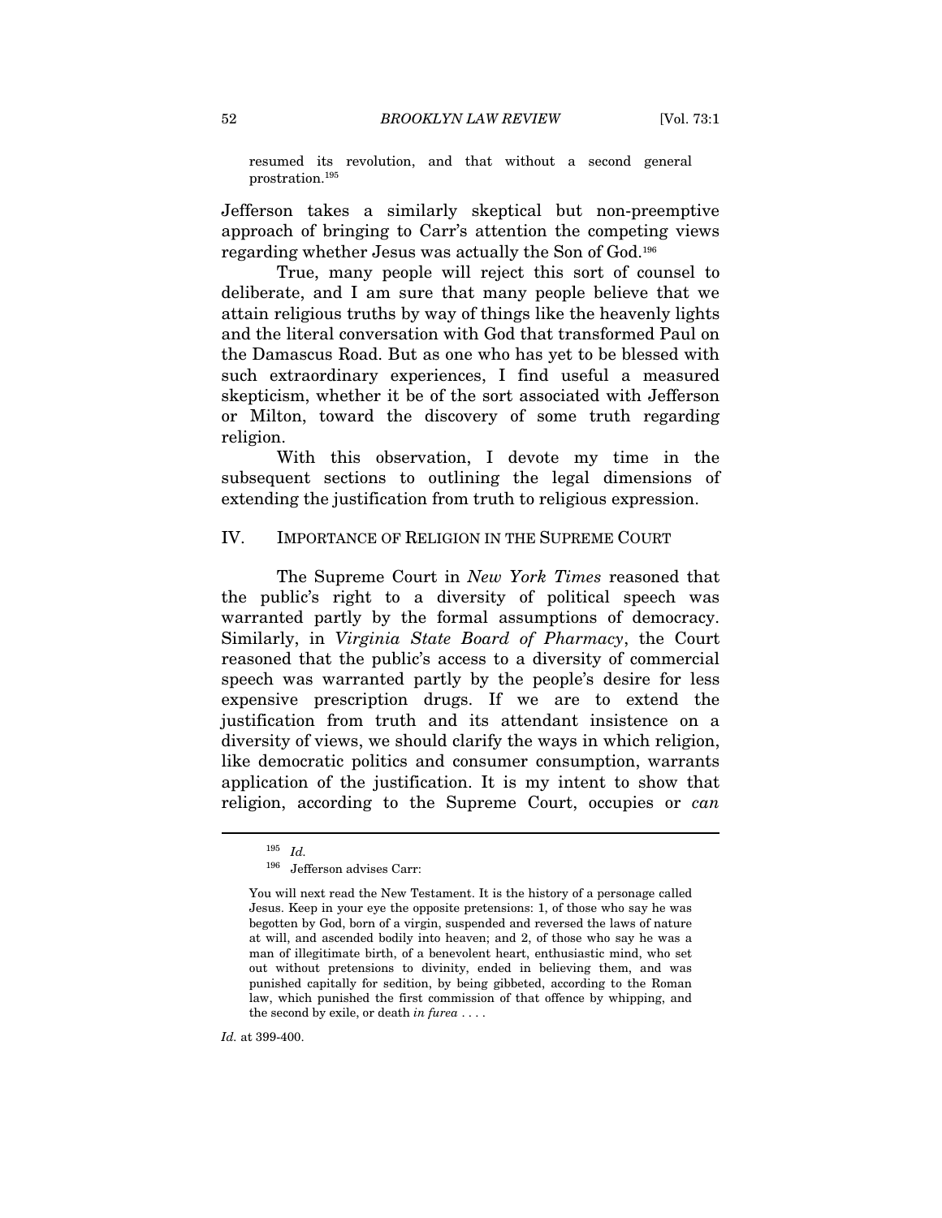resumed its revolution, and that without a second general prostration.[195]

Jefferson takes a similarly skeptical but non-preemptive approach of bringing to Carr's attention the competing views regarding whether Jesus was actually the Son of God.[196]

True, many people will reject this sort of counsel to deliberate, and I am sure that many people believe that we attain religious truths by way of things like the heavenly lights and the literal conversation with God that transformed Paul on the Damascus Road. But as one who has yet to be blessed with such extraordinary experiences, I find useful a measured skepticism, whether it be of the sort associated with Jefferson or Milton, toward the discovery of some truth regarding religion.

With this observation, I devote my time in the subsequent sections to outlining the legal dimensions of extending the justification from truth to religious expression.

## IV. IMPORTANCE OF RELIGION IN THE SUPREME COURT

The Supreme Court in *New York Times* reasoned that the public's right to a diversity of political speech was warranted partly by the formal assumptions of democracy. Similarly, in *Virginia State Board of Pharmacy*, the Court reasoned that the public's access to a diversity of commercial speech was warranted partly by the people's desire for less expensive prescription drugs. If we are to extend the justification from truth and its attendant insistence on a diversity of views, we should clarify the ways in which religion, like democratic politics and consumer consumption, warrants application of the justification. It is my intent to show that religion, according to the Supreme Court, occupies or *can*

---

[195] *Id.*

[196] Jefferson advises Carr:

> You will next read the New Testament. It is the history of a personage called Jesus. Keep in your eye the opposite pretensions: 1, of those who say he was begotten by God, born of a virgin, suspended and reversed the laws of nature at will, and ascended bodily into heaven; and 2, of those who say he was a man of illegitimate birth, of a benevolent heart, enthusiastic mind, who set out without pretensions to divinity, ended in believing them, and was punished capitally for sedition, by being gibbeted, according to the Roman law, which punished the first commission of that offence by whipping, and the second by exile, or death *in furea* . . . .

*Id.* at 399-400.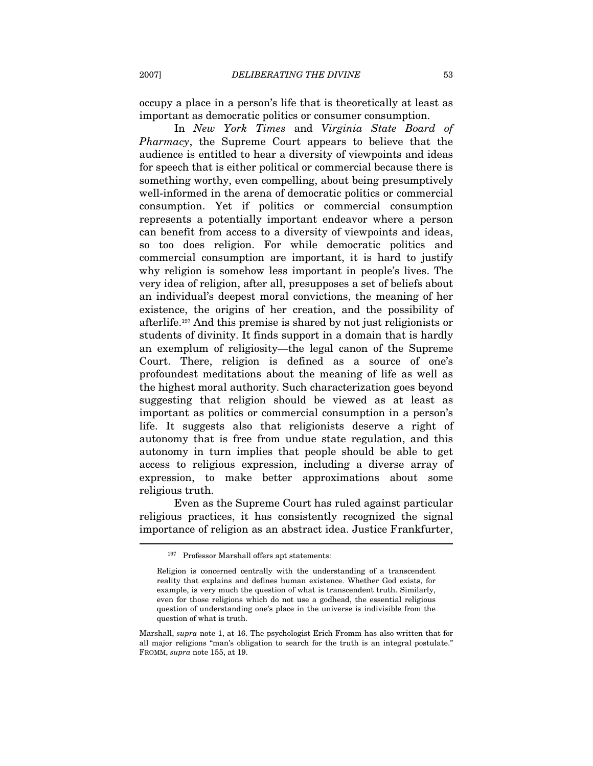occupy a place in a person's life that is theoretically at least as important as democratic politics or consumer consumption.

In *New York Times* and *Virginia State Board of Pharmacy*, the Supreme Court appears to believe that the audience is entitled to hear a diversity of viewpoints and ideas for speech that is either political or commercial because there is something worthy, even compelling, about being presumptively well-informed in the arena of democratic politics or commercial consumption. Yet if politics or commercial consumption represents a potentially important endeavor where a person can benefit from access to a diversity of viewpoints and ideas, so too does religion. For while democratic politics and commercial consumption are important, it is hard to justify why religion is somehow less important in people's lives. The very idea of religion, after all, presupposes a set of beliefs about an individual's deepest moral convictions, the meaning of her existence, the origins of her creation, and the possibility of afterlife.[197] And this premise is shared by not just religionists or students of divinity. It finds support in a domain that is hardly an exemplum of religiosity—the legal canon of the Supreme Court. There, religion is defined as a source of one's profoundest meditations about the meaning of life as well as the highest moral authority. Such characterization goes beyond suggesting that religion should be viewed as at least as important as politics or commercial consumption in a person's life. It suggests also that religionists deserve a right of autonomy that is free from undue state regulation, and this autonomy in turn implies that people should be able to get access to religious expression, including a diverse array of expression, to make better approximations about some religious truth.

Even as the Supreme Court has ruled against particular religious practices, it has consistently recognized the signal importance of religion as an abstract idea. Justice Frankfurter,

---

[197] Professor Marshall offers apt statements:

> Religion is concerned centrally with the understanding of a transcendent reality that explains and defines human existence. Whether God exists, for example, is very much the question of what is transcendent truth. Similarly, even for those religions which do not use a godhead, the essential religious question of understanding one's place in the universe is indivisible from the question of what is truth.

Marshall, *supra* note 1, at 16. The psychologist Erich Fromm has also written that for all major religions "man's obligation to search for the truth is an integral postulate." FROMM, *supra* note 155, at 19.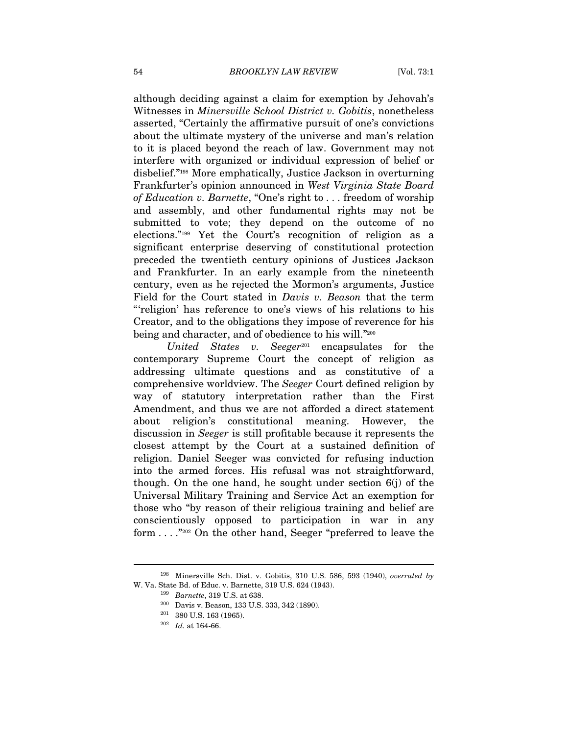although deciding against a claim for exemption by Jehovah's Witnesses in *Minersville School District v. Gobitis*, nonetheless asserted, "Certainly the affirmative pursuit of one's convictions about the ultimate mystery of the universe and man's relation to it is placed beyond the reach of law. Government may not interfere with organized or individual expression of belief or disbelief."[198] More emphatically, Justice Jackson in overturning Frankfurter's opinion announced in *West Virginia State Board of Education v. Barnette*, "One's right to . . . freedom of worship and assembly, and other fundamental rights may not be submitted to vote; they depend on the outcome of no elections."[199] Yet the Court's recognition of religion as a significant enterprise deserving of constitutional protection preceded the twentieth century opinions of Justices Jackson and Frankfurter. In an early example from the nineteenth century, even as he rejected the Mormon's arguments, Justice Field for the Court stated in *Davis v. Beason* that the term "'religion' has reference to one's views of his relations to his Creator, and to the obligations they impose of reverence for his being and character, and of obedience to his will."[200]

*United States v. Seeger*[201] encapsulates for the contemporary Supreme Court the concept of religion as addressing ultimate questions and as constitutive of a comprehensive worldview. The *Seeger* Court defined religion by way of statutory interpretation rather than the First Amendment, and thus we are not afforded a direct statement about religion's constitutional meaning. However, the discussion in *Seeger* is still profitable because it represents the closest attempt by the Court at a sustained definition of religion. Daniel Seeger was convicted for refusing induction into the armed forces. His refusal was not straightforward, though. On the one hand, he sought under section 6(j) of the Universal Military Training and Service Act an exemption for those who "by reason of their religious training and belief are conscientiously opposed to participation in war in any form . . . ."[202] On the other hand, Seeger "preferred to leave the

---

[198] Minersville Sch. Dist. v. Gobitis, 310 U.S. 586, 593 (1940), *overruled by* W. Va. State Bd. of Educ. v. Barnette, 319 U.S. 624 (1943).

[199] *Barnette*, 319 U.S. at 638.

[200] Davis v. Beason, 133 U.S. 333, 342 (1890).

[201] 380 U.S. 163 (1965).

[202] *Id.* at 164-66.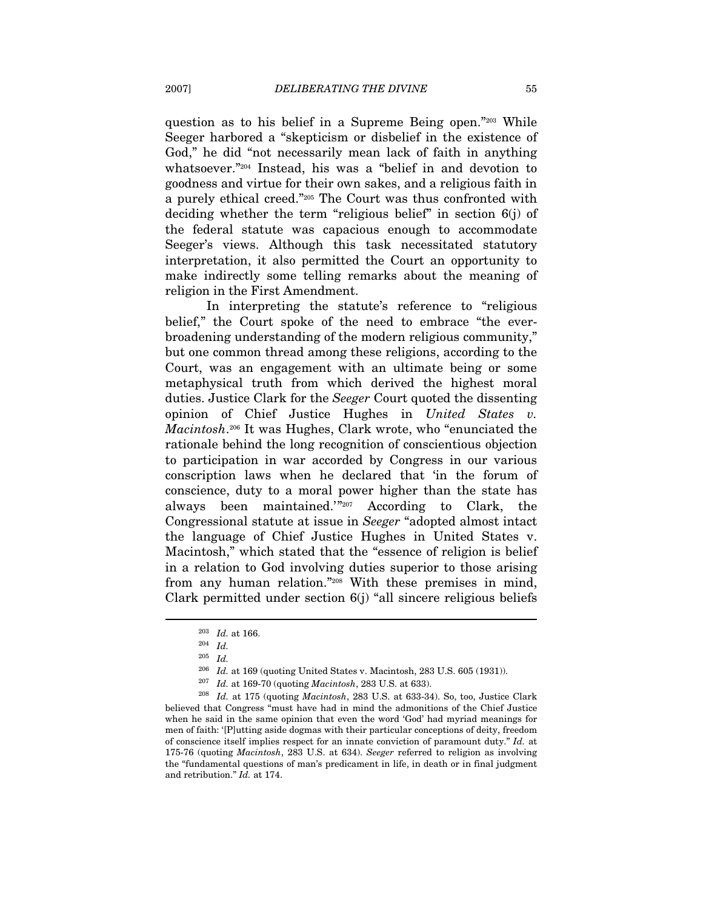question as to his belief in a Supreme Being open."[203] While Seeger harbored a "skepticism or disbelief in the existence of God," he did "not necessarily mean lack of faith in anything whatsoever."[204] Instead, his was a "belief in and devotion to goodness and virtue for their own sakes, and a religious faith in a purely ethical creed."[205] The Court was thus confronted with deciding whether the term "religious belief" in section 6(j) of the federal statute was capacious enough to accommodate Seeger's views. Although this task necessitated statutory interpretation, it also permitted the Court an opportunity to make indirectly some telling remarks about the meaning of religion in the First Amendment.

In interpreting the statute's reference to "religious belief," the Court spoke of the need to embrace "the ever-broadening understanding of the modern religious community," but one common thread among these religions, according to the Court, was an engagement with an ultimate being or some metaphysical truth from which derived the highest moral duties. Justice Clark for the *Seeger* Court quoted the dissenting opinion of Chief Justice Hughes in *United States v. Macintosh*.[206] It was Hughes, Clark wrote, who "enunciated the rationale behind the long recognition of conscientious objection to participation in war accorded by Congress in our various conscription laws when he declared that 'in the forum of conscience, duty to a moral power higher than the state has always been maintained.'"[207] According to Clark, the Congressional statute at issue in *Seeger* "adopted almost intact the language of Chief Justice Hughes in United States v. Macintosh," which stated that the "essence of religion is belief in a relation to God involving duties superior to those arising from any human relation."[208] With these premises in mind, Clark permitted under section 6(j) "all sincere religious beliefs

---

[203] *Id.* at 166.

[204] *Id.*

[205] *Id.*

[206] *Id.* at 169 (quoting United States v. Macintosh, 283 U.S. 605 (1931)).

[207] *Id.* at 169-70 (quoting *Macintosh*, 283 U.S. at 633).

[208] *Id.* at 175 (quoting *Macintosh*, 283 U.S. at 633-34). So, too, Justice Clark believed that Congress "must have had in mind the admonitions of the Chief Justice when he said in the same opinion that even the word 'God' had myriad meanings for men of faith: '[P]utting aside dogmas with their particular conceptions of deity, freedom of conscience itself implies respect for an innate conviction of paramount duty." *Id.* at 175-76 (quoting *Macintosh*, 283 U.S. at 634). *Seeger* referred to religion as involving the "fundamental questions of man's predicament in life, in death or in final judgment and retribution." *Id.* at 174.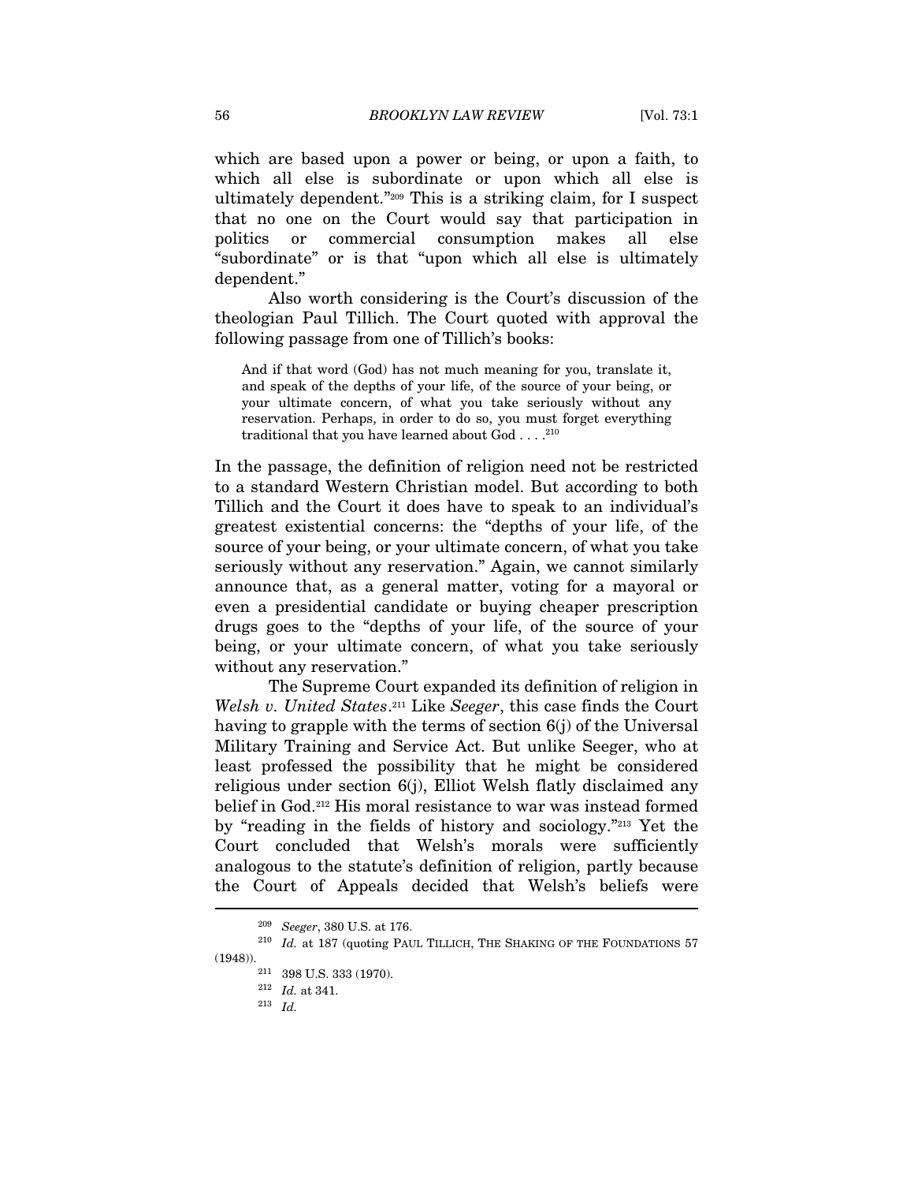which are based upon a power or being, or upon a faith, to which all else is subordinate or upon which all else is ultimately dependent."[209] This is a striking claim, for I suspect that no one on the Court would say that participation in politics or commercial consumption makes all else "subordinate" or is that "upon which all else is ultimately dependent."

Also worth considering is the Court's discussion of the theologian Paul Tillich. The Court quoted with approval the following passage from one of Tillich's books:

> And if that word (God) has not much meaning for you, translate it, and speak of the depths of your life, of the source of your being, or your ultimate concern, of what you take seriously without any reservation. Perhaps, in order to do so, you must forget everything traditional that you have learned about God . . . .[210]

In the passage, the definition of religion need not be restricted to a standard Western Christian model. But according to both Tillich and the Court it does have to speak to an individual's greatest existential concerns: the "depths of your life, of the source of your being, or your ultimate concern, of what you take seriously without any reservation." Again, we cannot similarly announce that, as a general matter, voting for a mayoral or even a presidential candidate or buying cheaper prescription drugs goes to the "depths of your life, of the source of your being, or your ultimate concern, of what you take seriously without any reservation."

The Supreme Court expanded its definition of religion in *Welsh v. United States*.[211] Like *Seeger*, this case finds the Court having to grapple with the terms of section 6(j) of the Universal Military Training and Service Act. But unlike Seeger, who at least professed the possibility that he might be considered religious under section 6(j), Elliot Welsh flatly disclaimed any belief in God.[212] His moral resistance to war was instead formed by "reading in the fields of history and sociology."[213] Yet the Court concluded that Welsh's morals were sufficiently analogous to the statute's definition of religion, partly because the Court of Appeals decided that Welsh's beliefs were

---

[209] *Seeger*, 380 U.S. at 176.

[210] *Id.* at 187 (quoting PAUL TILLICH, THE SHAKING OF THE FOUNDATIONS 57 (1948)).

[211] 398 U.S. 333 (1970).

[212] *Id.* at 341.

[213] *Id.*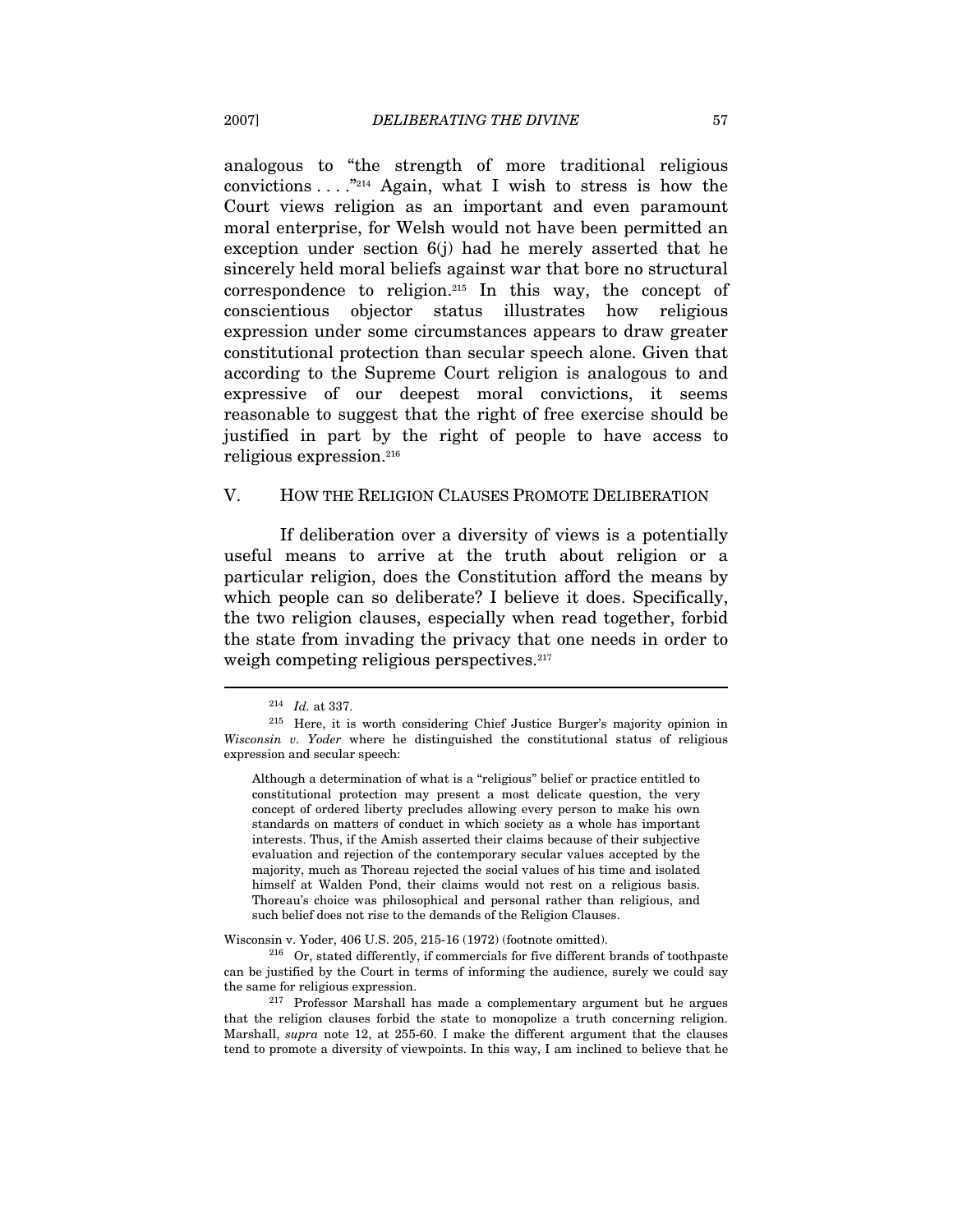analogous to "the strength of more traditional religious convictions . . . ."[214] Again, what I wish to stress is how the Court views religion as an important and even paramount moral enterprise, for Welsh would not have been permitted an exception under section 6(j) had he merely asserted that he sincerely held moral beliefs against war that bore no structural correspondence to religion.[215] In this way, the concept of conscientious objector status illustrates how religious expression under some circumstances appears to draw greater constitutional protection than secular speech alone. Given that according to the Supreme Court religion is analogous to and expressive of our deepest moral convictions, it seems reasonable to suggest that the right of free exercise should be justified in part by the right of people to have access to religious expression.[216]

## V. HOW THE RELIGION CLAUSES PROMOTE DELIBERATION

If deliberation over a diversity of views is a potentially useful means to arrive at the truth about religion or a particular religion, does the Constitution afford the means by which people can so deliberate? I believe it does. Specifically, the two religion clauses, especially when read together, forbid the state from invading the privacy that one needs in order to weigh competing religious perspectives.[217]

---

[214] *Id.* at 337.

[215] Here, it is worth considering Chief Justice Burger's majority opinion in *Wisconsin v. Yoder* where he distinguished the constitutional status of religious expression and secular speech:

> Although a determination of what is a "religious" belief or practice entitled to constitutional protection may present a most delicate question, the very concept of ordered liberty precludes allowing every person to make his own standards on matters of conduct in which society as a whole has important interests. Thus, if the Amish asserted their claims because of their subjective evaluation and rejection of the contemporary secular values accepted by the majority, much as Thoreau rejected the social values of his time and isolated himself at Walden Pond, their claims would not rest on a religious basis. Thoreau's choice was philosophical and personal rather than religious, and such belief does not rise to the demands of the Religion Clauses.

Wisconsin v. Yoder, 406 U.S. 205, 215-16 (1972) (footnote omitted).

[216] Or, stated differently, if commercials for five different brands of toothpaste can be justified by the Court in terms of informing the audience, surely we could say the same for religious expression.

[217] Professor Marshall has made a complementary argument but he argues that the religion clauses forbid the state to monopolize a truth concerning religion. Marshall, *supra* note 12, at 255-60. I make the different argument that the clauses tend to promote a diversity of viewpoints. In this way, I am inclined to believe that he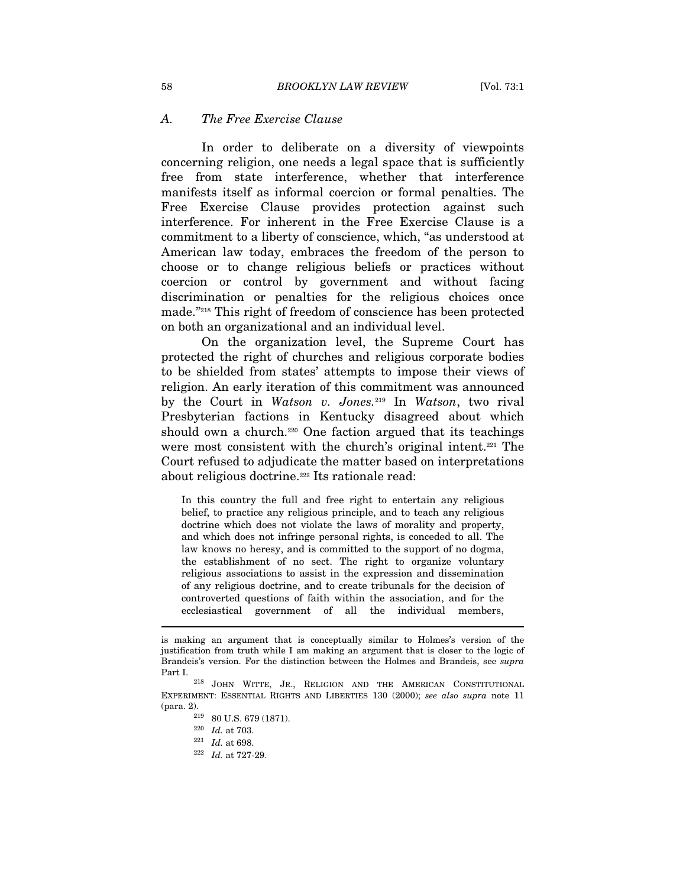### *A. The Free Exercise Clause*

In order to deliberate on a diversity of viewpoints concerning religion, one needs a legal space that is sufficiently free from state interference, whether that interference manifests itself as informal coercion or formal penalties. The Free Exercise Clause provides protection against such interference. For inherent in the Free Exercise Clause is a commitment to a liberty of conscience, which, "as understood at American law today, embraces the freedom of the person to choose or to change religious beliefs or practices without coercion or control by government and without facing discrimination or penalties for the religious choices once made."[218] This right of freedom of conscience has been protected on both an organizational and an individual level.

On the organization level, the Supreme Court has protected the right of churches and religious corporate bodies to be shielded from states' attempts to impose their views of religion. An early iteration of this commitment was announced by the Court in *Watson v. Jones.*[219] In *Watson*, two rival Presbyterian factions in Kentucky disagreed about which should own a church.[220] One faction argued that its teachings were most consistent with the church's original intent.[221] The Court refused to adjudicate the matter based on interpretations about religious doctrine.[222] Its rationale read:

> In this country the full and free right to entertain any religious belief, to practice any religious principle, and to teach any religious doctrine which does not violate the laws of morality and property, and which does not infringe personal rights, is conceded to all. The law knows no heresy, and is committed to the support of no dogma, the establishment of no sect. The right to organize voluntary religious associations to assist in the expression and dissemination of any religious doctrine, and to create tribunals for the decision of controverted questions of faith within the association, and for the ecclesiastical government of all the individual members,

---

is making an argument that is conceptually similar to Holmes's version of the justification from truth while I am making an argument that is closer to the logic of Brandeis's version. For the distinction between the Holmes and Brandeis, see *supra* Part I.

[218] JOHN WITTE, JR., RELIGION AND THE AMERICAN CONSTITUTIONAL EXPERIMENT: ESSENTIAL RIGHTS AND LIBERTIES 130 (2000); *see also supra* note 11 (para. 2).

[219] 80 U.S. 679 (1871).

[220] *Id.* at 703.

[221] *Id.* at 698.

[222] *Id.* at 727-29.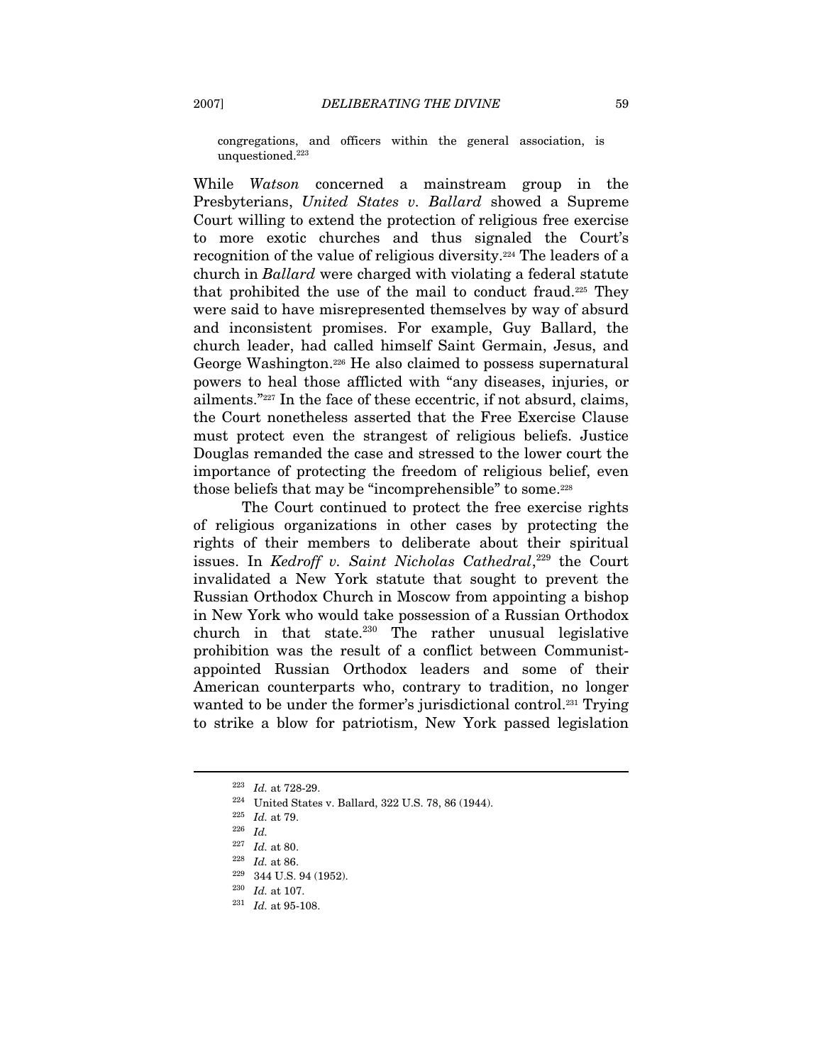congregations, and officers within the general association, is unquestioned.[223]

While *Watson* concerned a mainstream group in the Presbyterians, *United States v. Ballard* showed a Supreme Court willing to extend the protection of religious free exercise to more exotic churches and thus signaled the Court's recognition of the value of religious diversity.[224] The leaders of a church in *Ballard* were charged with violating a federal statute that prohibited the use of the mail to conduct fraud.[225] They were said to have misrepresented themselves by way of absurd and inconsistent promises. For example, Guy Ballard, the church leader, had called himself Saint Germain, Jesus, and George Washington.[226] He also claimed to possess supernatural powers to heal those afflicted with "any diseases, injuries, or ailments."[227] In the face of these eccentric, if not absurd, claims, the Court nonetheless asserted that the Free Exercise Clause must protect even the strangest of religious beliefs. Justice Douglas remanded the case and stressed to the lower court the importance of protecting the freedom of religious belief, even those beliefs that may be "incomprehensible" to some.[228]

The Court continued to protect the free exercise rights of religious organizations in other cases by protecting the rights of their members to deliberate about their spiritual issues. In *Kedroff v. Saint Nicholas Cathedral*,[229] the Court invalidated a New York statute that sought to prevent the Russian Orthodox Church in Moscow from appointing a bishop in New York who would take possession of a Russian Orthodox church in that state.[230] The rather unusual legislative prohibition was the result of a conflict between Communist-appointed Russian Orthodox leaders and some of their American counterparts who, contrary to tradition, no longer wanted to be under the former's jurisdictional control.[231] Trying to strike a blow for patriotism, New York passed legislation

---

[223] *Id.* at 728-29.

[224] United States v. Ballard, 322 U.S. 78, 86 (1944).

[225] *Id.* at 79.

[226] *Id.*

[227] *Id.* at 80.

[228] *Id.* at 86.

[229] 344 U.S. 94 (1952).

[230] *Id.* at 107.

[231] *Id.* at 95-108.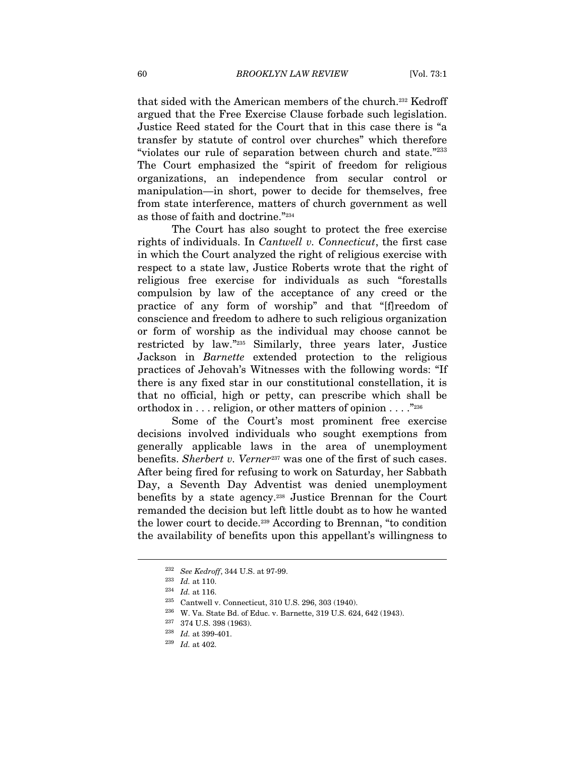that sided with the American members of the church.[232] Kedroff argued that the Free Exercise Clause forbade such legislation. Justice Reed stated for the Court that in this case there is "a transfer by statute of control over churches" which therefore "violates our rule of separation between church and state."[233] The Court emphasized the "spirit of freedom for religious organizations, an independence from secular control or manipulation—in short, power to decide for themselves, free from state interference, matters of church government as well as those of faith and doctrine."[234]

The Court has also sought to protect the free exercise rights of individuals. In *Cantwell v. Connecticut*, the first case in which the Court analyzed the right of religious exercise with respect to a state law, Justice Roberts wrote that the right of religious free exercise for individuals as such "forestalls compulsion by law of the acceptance of any creed or the practice of any form of worship" and that "[f]reedom of conscience and freedom to adhere to such religious organization or form of worship as the individual may choose cannot be restricted by law."[235] Similarly, three years later, Justice Jackson in *Barnette* extended protection to the religious practices of Jehovah's Witnesses with the following words: "If there is any fixed star in our constitutional constellation, it is that no official, high or petty, can prescribe which shall be orthodox in . . . religion, or other matters of opinion . . . ."[236]

Some of the Court's most prominent free exercise decisions involved individuals who sought exemptions from generally applicable laws in the area of unemployment benefits. *Sherbert v. Verner*[237] was one of the first of such cases. After being fired for refusing to work on Saturday, her Sabbath Day, a Seventh Day Adventist was denied unemployment benefits by a state agency.[238] Justice Brennan for the Court remanded the decision but left little doubt as to how he wanted the lower court to decide.[239] According to Brennan, "to condition the availability of benefits upon this appellant's willingness to

---

[232] *See Kedroff*, 344 U.S. at 97-99.

[233] *Id.* at 110.

[234] *Id.* at 116.

[235] Cantwell v. Connecticut, 310 U.S. 296, 303 (1940).

[236] W. Va. State Bd. of Educ. v. Barnette, 319 U.S. 624, 642 (1943).

[237] 374 U.S. 398 (1963).

[238] *Id.* at 399-401.

[239] *Id.* at 402.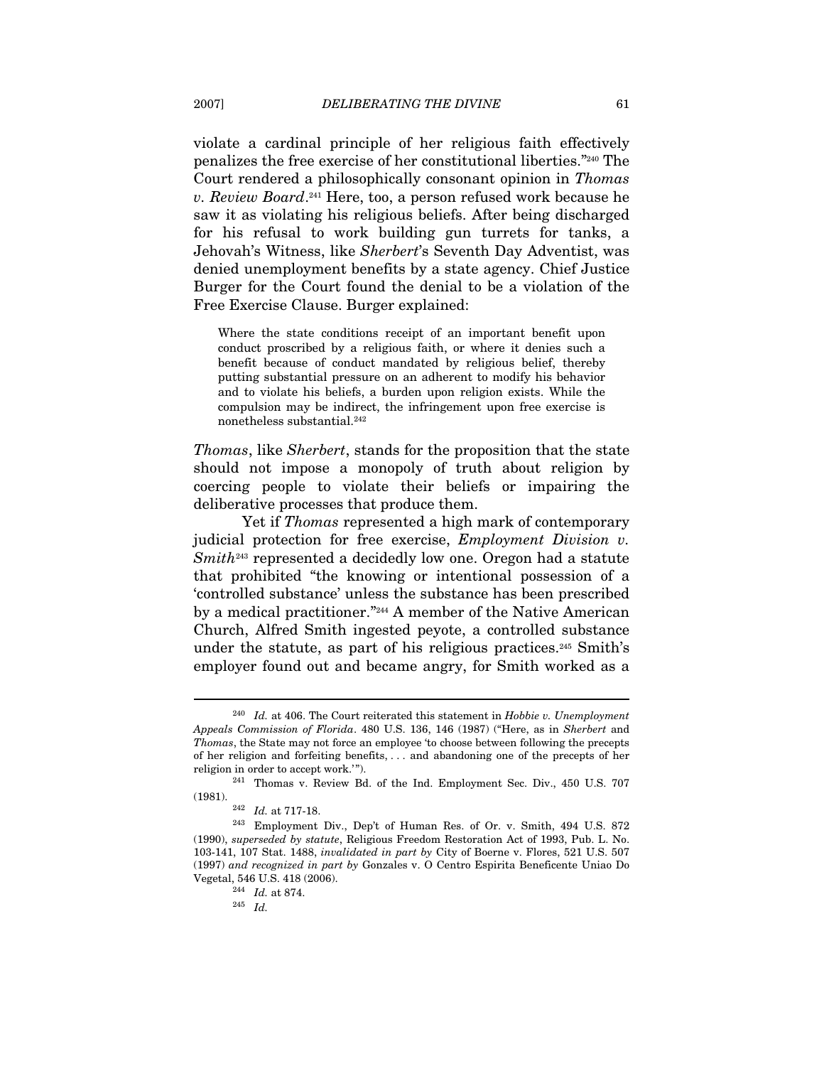violate a cardinal principle of her religious faith effectively penalizes the free exercise of her constitutional liberties."[240] The Court rendered a philosophically consonant opinion in *Thomas v. Review Board*.[241] Here, too, a person refused work because he saw it as violating his religious beliefs. After being discharged for his refusal to work building gun turrets for tanks, a Jehovah's Witness, like *Sherbert*'s Seventh Day Adventist, was denied unemployment benefits by a state agency. Chief Justice Burger for the Court found the denial to be a violation of the Free Exercise Clause. Burger explained:

> Where the state conditions receipt of an important benefit upon conduct proscribed by a religious faith, or where it denies such a benefit because of conduct mandated by religious belief, thereby putting substantial pressure on an adherent to modify his behavior and to violate his beliefs, a burden upon religion exists. While the compulsion may be indirect, the infringement upon free exercise is nonetheless substantial.[242]

*Thomas*, like *Sherbert*, stands for the proposition that the state should not impose a monopoly of truth about religion by coercing people to violate their beliefs or impairing the deliberative processes that produce them.

Yet if *Thomas* represented a high mark of contemporary judicial protection for free exercise, *Employment Division v. Smith*[243] represented a decidedly low one. Oregon had a statute that prohibited "the knowing or intentional possession of a 'controlled substance' unless the substance has been prescribed by a medical practitioner."[244] A member of the Native American Church, Alfred Smith ingested peyote, a controlled substance under the statute, as part of his religious practices.[245] Smith's employer found out and became angry, for Smith worked as a

---

[240] *Id.* at 406. The Court reiterated this statement in *Hobbie v. Unemployment Appeals Commission of Florida*. 480 U.S. 136, 146 (1987) ("Here, as in *Sherbert* and *Thomas*, the State may not force an employee 'to choose between following the precepts of her religion and forfeiting benefits, . . . and abandoning one of the precepts of her religion in order to accept work.'").

[241] Thomas v. Review Bd. of the Ind. Employment Sec. Div., 450 U.S. 707 (1981).

[242] *Id.* at 717-18.

[243] Employment Div., Dep't of Human Res. of Or. v. Smith, 494 U.S. 872 (1990), *superseded by statute*, Religious Freedom Restoration Act of 1993, Pub. L. No. 103-141, 107 Stat. 1488, *invalidated in part by* City of Boerne v. Flores, 521 U.S. 507 (1997) *and recognized in part by* Gonzales v. O Centro Espirita Beneficente Uniao Do Vegetal, 546 U.S. 418 (2006).

[244] *Id.* at 874.

[245] *Id.*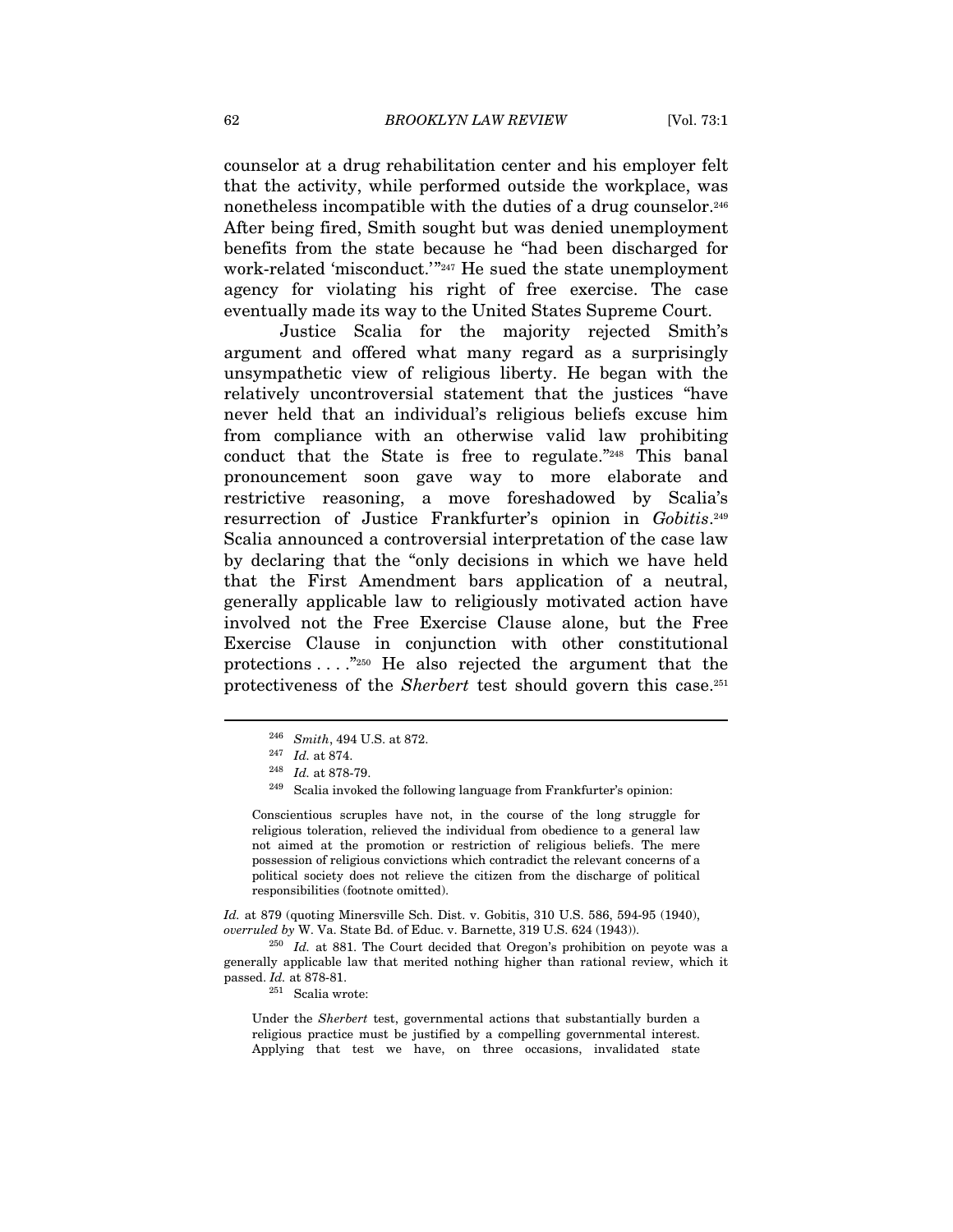counselor at a drug rehabilitation center and his employer felt that the activity, while performed outside the workplace, was nonetheless incompatible with the duties of a drug counselor.[246] After being fired, Smith sought but was denied unemployment benefits from the state because he "had been discharged for work-related 'misconduct.'"[247] He sued the state unemployment agency for violating his right of free exercise. The case eventually made its way to the United States Supreme Court.

Justice Scalia for the majority rejected Smith's argument and offered what many regard as a surprisingly unsympathetic view of religious liberty. He began with the relatively uncontroversial statement that the justices "have never held that an individual's religious beliefs excuse him from compliance with an otherwise valid law prohibiting conduct that the State is free to regulate."[248] This banal pronouncement soon gave way to more elaborate and restrictive reasoning, a move foreshadowed by Scalia's resurrection of Justice Frankfurter's opinion in *Gobitis*.[249] Scalia announced a controversial interpretation of the case law by declaring that the "only decisions in which we have held that the First Amendment bars application of a neutral, generally applicable law to religiously motivated action have involved not the Free Exercise Clause alone, but the Free Exercise Clause in conjunction with other constitutional protections . . . ."[250] He also rejected the argument that the protectiveness of the *Sherbert* test should govern this case.[251]

---

[246] *Smith*, 494 U.S. at 872.

[247] *Id.* at 874.

[248] *Id.* at 878-79.

[249] Scalia invoked the following language from Frankfurter's opinion:

> Conscientious scruples have not, in the course of the long struggle for religious toleration, relieved the individual from obedience to a general law not aimed at the promotion or restriction of religious beliefs. The mere possession of religious convictions which contradict the relevant concerns of a political society does not relieve the citizen from the discharge of political responsibilities (footnote omitted).

*Id.* at 879 (quoting Minersville Sch. Dist. v. Gobitis, 310 U.S. 586, 594-95 (1940), *overruled by* W. Va. State Bd. of Educ. v. Barnette, 319 U.S. 624 (1943)).

[250] *Id.* at 881. The Court decided that Oregon's prohibition on peyote was a generally applicable law that merited nothing higher than rational review, which it passed. *Id.* at 878-81.

[251] Scalia wrote:

> Under the *Sherbert* test, governmental actions that substantially burden a religious practice must be justified by a compelling governmental interest. Applying that test we have, on three occasions, invalidated state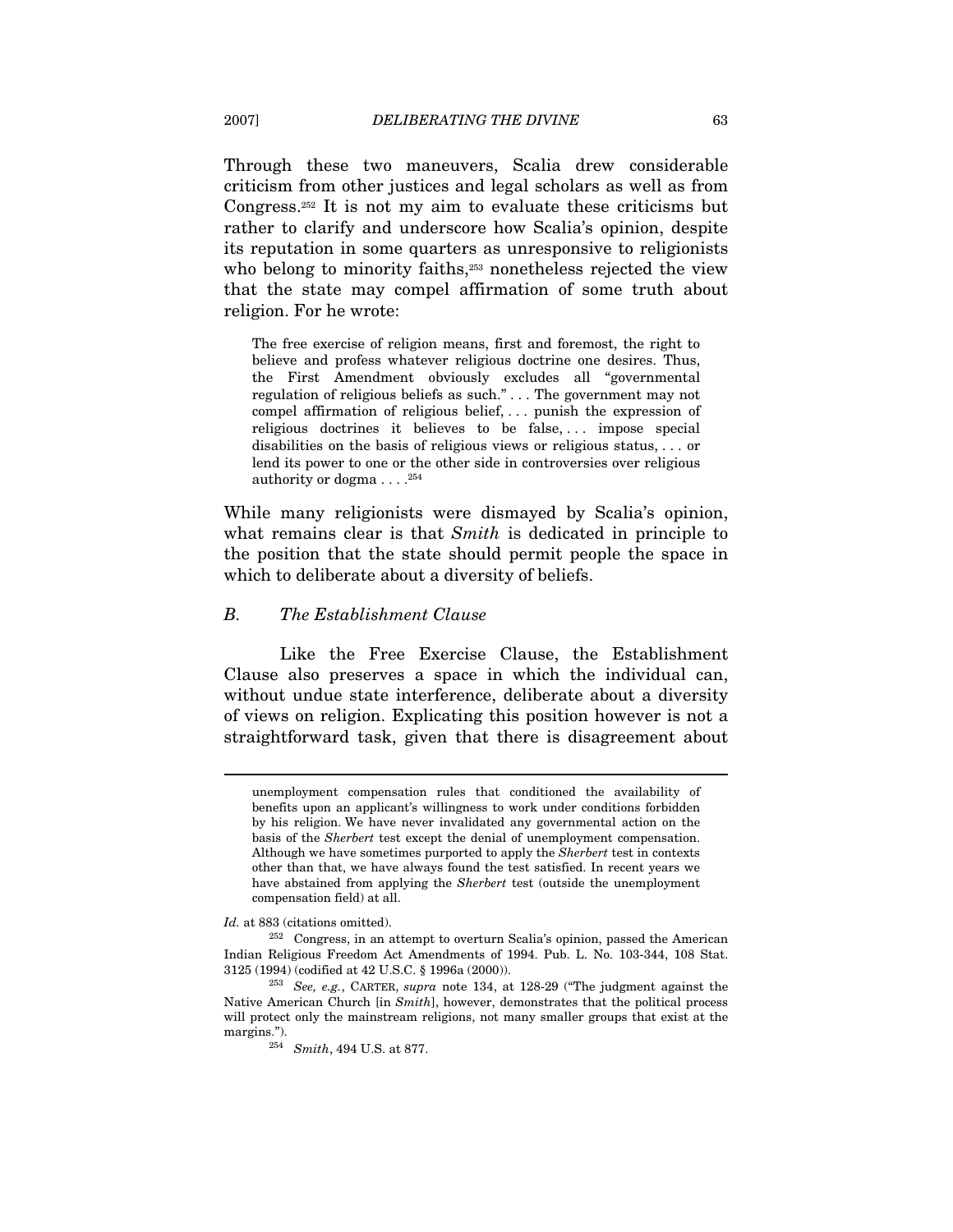Through these two maneuvers, Scalia drew considerable criticism from other justices and legal scholars as well as from Congress.[252] It is not my aim to evaluate these criticisms but rather to clarify and underscore how Scalia's opinion, despite its reputation in some quarters as unresponsive to religionists who belong to minority faiths,[253] nonetheless rejected the view that the state may compel affirmation of some truth about religion. For he wrote:

> The free exercise of religion means, first and foremost, the right to believe and profess whatever religious doctrine one desires. Thus, the First Amendment obviously excludes all "governmental regulation of religious beliefs as such." . . . The government may not compel affirmation of religious belief, . . . punish the expression of religious doctrines it believes to be false, . . . impose special disabilities on the basis of religious views or religious status, . . . or lend its power to one or the other side in controversies over religious authority or dogma . . . .[254]

While many religionists were dismayed by Scalia's opinion, what remains clear is that *Smith* is dedicated in principle to the position that the state should permit people the space in which to deliberate about a diversity of beliefs.

### *B. The Establishment Clause*

Like the Free Exercise Clause, the Establishment Clause also preserves a space in which the individual can, without undue state interference, deliberate about a diversity of views on religion. Explicating this position however is not a straightforward task, given that there is disagreement about

---

> unemployment compensation rules that conditioned the availability of benefits upon an applicant's willingness to work under conditions forbidden by his religion. We have never invalidated any governmental action on the basis of the *Sherbert* test except the denial of unemployment compensation. Although we have sometimes purported to apply the *Sherbert* test in contexts other than that, we have always found the test satisfied. In recent years we have abstained from applying the *Sherbert* test (outside the unemployment compensation field) at all.

*Id.* at 883 (citations omitted).

[252] Congress, in an attempt to overturn Scalia's opinion, passed the American Indian Religious Freedom Act Amendments of 1994. Pub. L. No. 103-344, 108 Stat. 3125 (1994) (codified at 42 U.S.C. § 1996a (2000)).

[253] *See, e.g.*, CARTER, *supra* note 134, at 128-29 ("The judgment against the Native American Church [in *Smith*], however, demonstrates that the political process will protect only the mainstream religions, not many smaller groups that exist at the margins.").

[254] *Smith*, 494 U.S. at 877.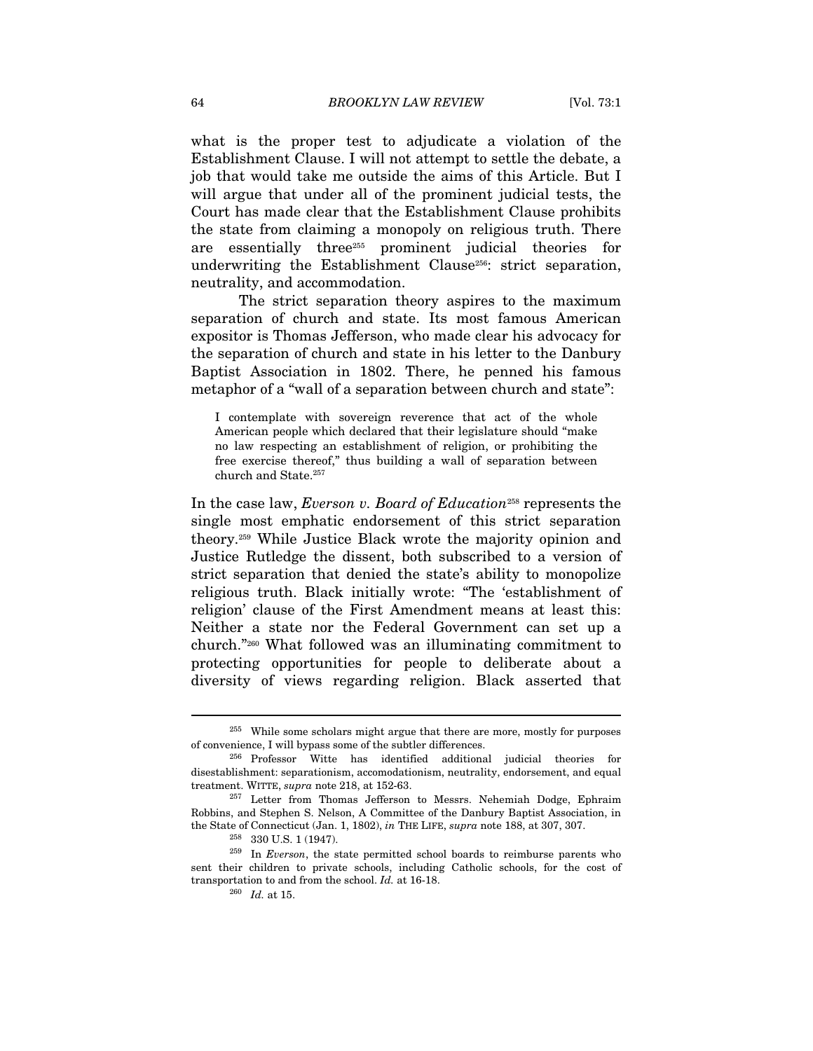what is the proper test to adjudicate a violation of the Establishment Clause. I will not attempt to settle the debate, a job that would take me outside the aims of this Article. But I will argue that under all of the prominent judicial tests, the Court has made clear that the Establishment Clause prohibits the state from claiming a monopoly on religious truth. There are essentially three[255] prominent judicial theories for underwriting the Establishment Clause[256]: strict separation, neutrality, and accommodation.

The strict separation theory aspires to the maximum separation of church and state. Its most famous American expositor is Thomas Jefferson, who made clear his advocacy for the separation of church and state in his letter to the Danbury Baptist Association in 1802. There, he penned his famous metaphor of a "wall of a separation between church and state":

> I contemplate with sovereign reverence that act of the whole American people which declared that their legislature should "make no law respecting an establishment of religion, or prohibiting the free exercise thereof," thus building a wall of separation between church and State.[257]

In the case law, *Everson v. Board of Education*[258] represents the single most emphatic endorsement of this strict separation theory.[259] While Justice Black wrote the majority opinion and Justice Rutledge the dissent, both subscribed to a version of strict separation that denied the state's ability to monopolize religious truth. Black initially wrote: "The 'establishment of religion' clause of the First Amendment means at least this: Neither a state nor the Federal Government can set up a church."[260] What followed was an illuminating commitment to protecting opportunities for people to deliberate about a diversity of views regarding religion. Black asserted that

---

[255] While some scholars might argue that there are more, mostly for purposes of convenience, I will bypass some of the subtler differences.

[256] Professor Witte has identified additional judicial theories for disestablishment: separationism, accomodationism, neutrality, endorsement, and equal treatment. WITTE, *supra* note 218, at 152-63.

[257] Letter from Thomas Jefferson to Messrs. Nehemiah Dodge, Ephraim Robbins, and Stephen S. Nelson, A Committee of the Danbury Baptist Association, in the State of Connecticut (Jan. 1, 1802), *in* THE LIFE, *supra* note 188, at 307, 307.

[258] 330 U.S. 1 (1947).

[259] In *Everson*, the state permitted school boards to reimburse parents who sent their children to private schools, including Catholic schools, for the cost of transportation to and from the school. *Id.* at 16-18.

[260] *Id.* at 15.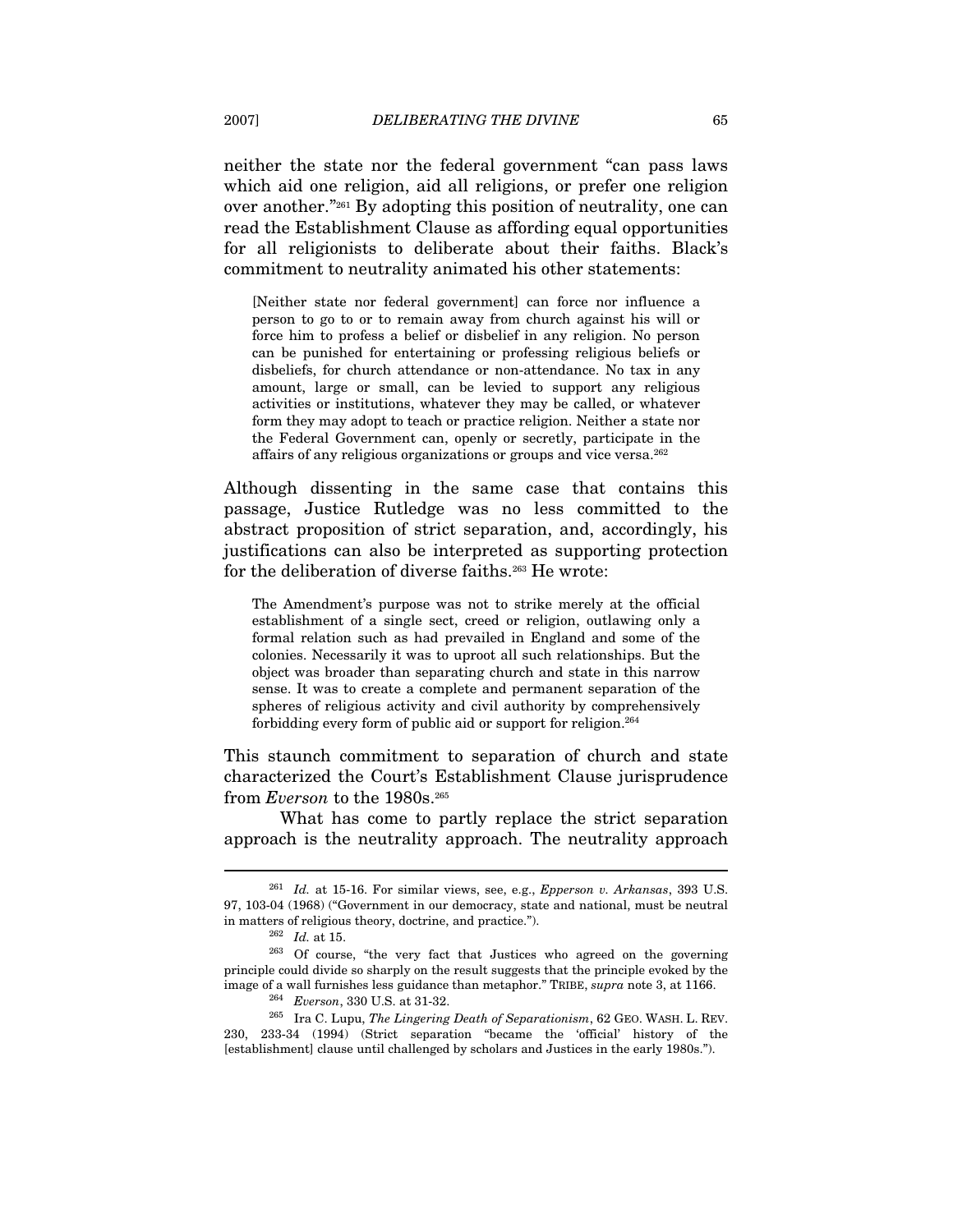neither the state nor the federal government "can pass laws which aid one religion, aid all religions, or prefer one religion over another."[261] By adopting this position of neutrality, one can read the Establishment Clause as affording equal opportunities for all religionists to deliberate about their faiths. Black's commitment to neutrality animated his other statements:

> [Neither state nor federal government] can force nor influence a person to go to or to remain away from church against his will or force him to profess a belief or disbelief in any religion. No person can be punished for entertaining or professing religious beliefs or disbeliefs, for church attendance or non-attendance. No tax in any amount, large or small, can be levied to support any religious activities or institutions, whatever they may be called, or whatever form they may adopt to teach or practice religion. Neither a state nor the Federal Government can, openly or secretly, participate in the affairs of any religious organizations or groups and vice versa.[262]

Although dissenting in the same case that contains this passage, Justice Rutledge was no less committed to the abstract proposition of strict separation, and, accordingly, his justifications can also be interpreted as supporting protection for the deliberation of diverse faiths.[263] He wrote:

> The Amendment's purpose was not to strike merely at the official establishment of a single sect, creed or religion, outlawing only a formal relation such as had prevailed in England and some of the colonies. Necessarily it was to uproot all such relationships. But the object was broader than separating church and state in this narrow sense. It was to create a complete and permanent separation of the spheres of religious activity and civil authority by comprehensively forbidding every form of public aid or support for religion.[264]

This staunch commitment to separation of church and state characterized the Court's Establishment Clause jurisprudence from *Everson* to the 1980s.[265]

What has come to partly replace the strict separation approach is the neutrality approach. The neutrality approach

---

[261] *Id.* at 15-16. For similar views, see, e.g., *Epperson v. Arkansas*, 393 U.S. 97, 103-04 (1968) ("Government in our democracy, state and national, must be neutral in matters of religious theory, doctrine, and practice.").

[262] *Id.* at 15.

[263] Of course, "the very fact that Justices who agreed on the governing principle could divide so sharply on the result suggests that the principle evoked by the image of a wall furnishes less guidance than metaphor." TRIBE, *supra* note 3, at 1166.

[264] *Everson*, 330 U.S. at 31-32.

[265] Ira C. Lupu, *The Lingering Death of Separationism*, 62 GEO. WASH. L. REV. 230, 233-34 (1994) (Strict separation "became the 'official' history of the [establishment] clause until challenged by scholars and Justices in the early 1980s.").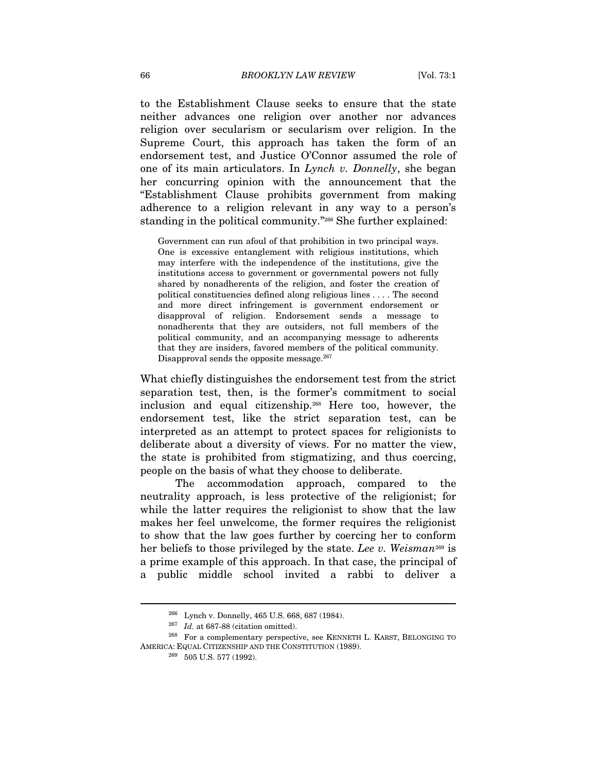to the Establishment Clause seeks to ensure that the state neither advances one religion over another nor advances religion over secularism or secularism over religion. In the Supreme Court, this approach has taken the form of an endorsement test, and Justice O'Connor assumed the role of one of its main articulators. In *Lynch v. Donnelly*, she began her concurring opinion with the announcement that the "Establishment Clause prohibits government from making adherence to a religion relevant in any way to a person's standing in the political community."[266] She further explained:

> Government can run afoul of that prohibition in two principal ways. One is excessive entanglement with religious institutions, which may interfere with the independence of the institutions, give the institutions access to government or governmental powers not fully shared by nonadherents of the religion, and foster the creation of political constituencies defined along religious lines . . . . The second and more direct infringement is government endorsement or disapproval of religion. Endorsement sends a message to nonadherents that they are outsiders, not full members of the political community, and an accompanying message to adherents that they are insiders, favored members of the political community. Disapproval sends the opposite message.[267]

What chiefly distinguishes the endorsement test from the strict separation test, then, is the former's commitment to social inclusion and equal citizenship.[268] Here too, however, the endorsement test, like the strict separation test, can be interpreted as an attempt to protect spaces for religionists to deliberate about a diversity of views. For no matter the view, the state is prohibited from stigmatizing, and thus coercing, people on the basis of what they choose to deliberate.

The accommodation approach, compared to the neutrality approach, is less protective of the religionist; for while the latter requires the religionist to show that the law makes her feel unwelcome, the former requires the religionist to show that the law goes further by coercing her to conform her beliefs to those privileged by the state. *Lee v. Weisman*[269] is a prime example of this approach. In that case, the principal of a public middle school invited a rabbi to deliver a

---

[266] Lynch v. Donnelly, 465 U.S. 668, 687 (1984).

[267] *Id.* at 687-88 (citation omitted).

[268] For a complementary perspective, see KENNETH L. KARST, BELONGING TO AMERICA: EQUAL CITIZENSHIP AND THE CONSTITUTION (1989).

[269] 505 U.S. 577 (1992).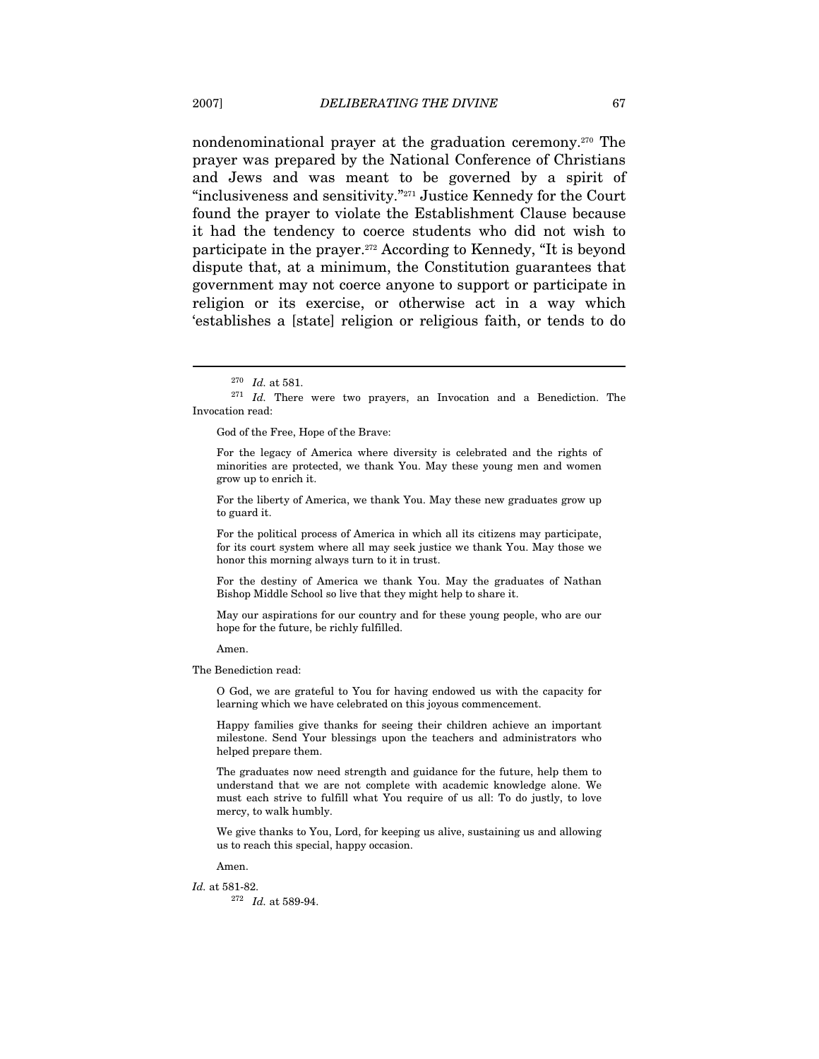nondenominational prayer at the graduation ceremony.[270] The prayer was prepared by the National Conference of Christians and Jews and was meant to be governed by a spirit of "inclusiveness and sensitivity."[271] Justice Kennedy for the Court found the prayer to violate the Establishment Clause because it had the tendency to coerce students who did not wish to participate in the prayer.[272] According to Kennedy, "It is beyond dispute that, at a minimum, the Constitution guarantees that government may not coerce anyone to support or participate in religion or its exercise, or otherwise act in a way which 'establishes a [state] religion or religious faith, or tends to do

---

[270] *Id.* at 581.

[271] *Id.* There were two prayers, an Invocation and a Benediction. The Invocation read:

> God of the Free, Hope of the Brave:
>
> For the legacy of America where diversity is celebrated and the rights of minorities are protected, we thank You. May these young men and women grow up to enrich it.
>
> For the liberty of America, we thank You. May these new graduates grow up to guard it.
>
> For the political process of America in which all its citizens may participate, for its court system where all may seek justice we thank You. May those we honor this morning always turn to it in trust.
>
> For the destiny of America we thank You. May the graduates of Nathan Bishop Middle School so live that they might help to share it.
>
> May our aspirations for our country and for these young people, who are our hope for the future, be richly fulfilled.
>
> Amen.

The Benediction read:

> O God, we are grateful to You for having endowed us with the capacity for learning which we have celebrated on this joyous commencement.
>
> Happy families give thanks for seeing their children achieve an important milestone. Send Your blessings upon the teachers and administrators who helped prepare them.
>
> The graduates now need strength and guidance for the future, help them to understand that we are not complete with academic knowledge alone. We must each strive to fulfill what You require of us all: To do justly, to love mercy, to walk humbly.
>
> We give thanks to You, Lord, for keeping us alive, sustaining us and allowing us to reach this special, happy occasion.
>
> Amen.

*Id.* at 581-82.

[272] *Id.* at 589-94.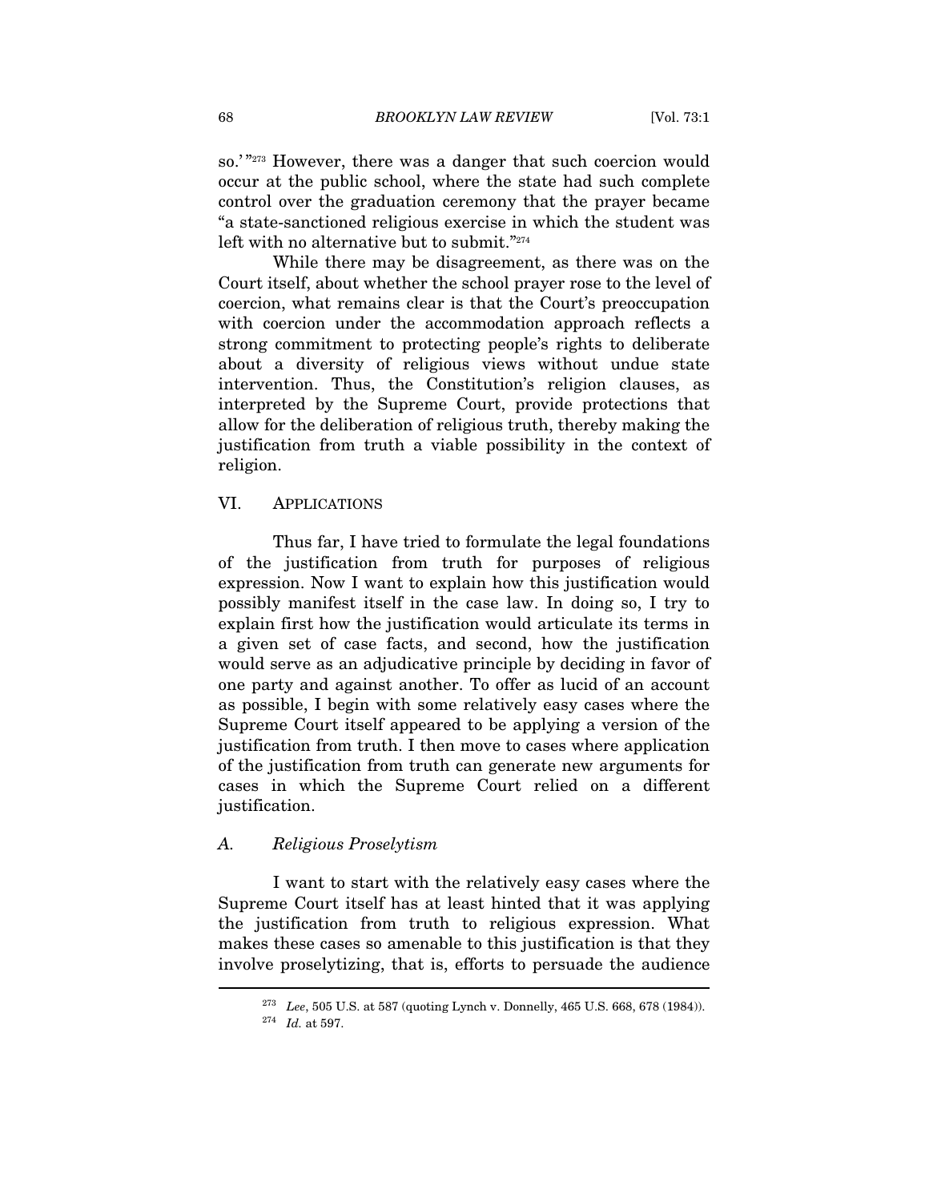so.'"[273] However, there was a danger that such coercion would occur at the public school, where the state had such complete control over the graduation ceremony that the prayer became "a state-sanctioned religious exercise in which the student was left with no alternative but to submit."[274]

While there may be disagreement, as there was on the Court itself, about whether the school prayer rose to the level of coercion, what remains clear is that the Court's preoccupation with coercion under the accommodation approach reflects a strong commitment to protecting people's rights to deliberate about a diversity of religious views without undue state intervention. Thus, the Constitution's religion clauses, as interpreted by the Supreme Court, provide protections that allow for the deliberation of religious truth, thereby making the justification from truth a viable possibility in the context of religion.

## VI. APPLICATIONS

Thus far, I have tried to formulate the legal foundations of the justification from truth for purposes of religious expression. Now I want to explain how this justification would possibly manifest itself in the case law. In doing so, I try to explain first how the justification would articulate its terms in a given set of case facts, and second, how the justification would serve as an adjudicative principle by deciding in favor of one party and against another. To offer as lucid of an account as possible, I begin with some relatively easy cases where the Supreme Court itself appeared to be applying a version of the justification from truth. I then move to cases where application of the justification from truth can generate new arguments for cases in which the Supreme Court relied on a different justification.

### A. *Religious Proselytism*

I want to start with the relatively easy cases where the Supreme Court itself has at least hinted that it was applying the justification from truth to religious expression. What makes these cases so amenable to this justification is that they involve proselytizing, that is, efforts to persuade the audience

---

[273] *Lee*, 505 U.S. at 587 (quoting Lynch v. Donnelly, 465 U.S. 668, 678 (1984)).

[274] *Id.* at 597.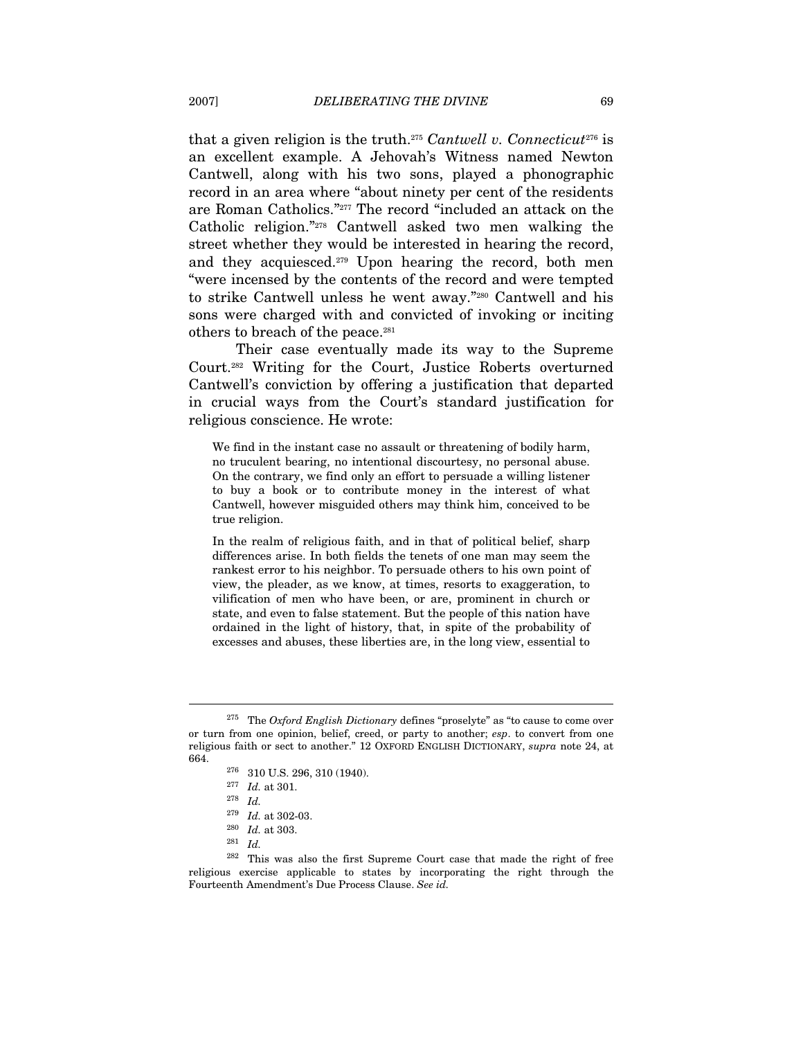that a given religion is the truth.[275] *Cantwell v. Connecticut*[276] is an excellent example. A Jehovah's Witness named Newton Cantwell, along with his two sons, played a phonographic record in an area where "about ninety per cent of the residents are Roman Catholics."[277] The record "included an attack on the Catholic religion."[278] Cantwell asked two men walking the street whether they would be interested in hearing the record, and they acquiesced.[279] Upon hearing the record, both men "were incensed by the contents of the record and were tempted to strike Cantwell unless he went away."[280] Cantwell and his sons were charged with and convicted of invoking or inciting others to breach of the peace.[281]

Their case eventually made its way to the Supreme Court.[282] Writing for the Court, Justice Roberts overturned Cantwell's conviction by offering a justification that departed in crucial ways from the Court's standard justification for religious conscience. He wrote:

> We find in the instant case no assault or threatening of bodily harm, no truculent bearing, no intentional discourtesy, no personal abuse. On the contrary, we find only an effort to persuade a willing listener to buy a book or to contribute money in the interest of what Cantwell, however misguided others may think him, conceived to be true religion.
>
> In the realm of religious faith, and in that of political belief, sharp differences arise. In both fields the tenets of one man may seem the rankest error to his neighbor. To persuade others to his own point of view, the pleader, as we know, at times, resorts to exaggeration, to vilification of men who have been, or are, prominent in church or state, and even to false statement. But the people of this nation have ordained in the light of history, that, in spite of the probability of excesses and abuses, these liberties are, in the long view, essential to

---

[275] The *Oxford English Dictionary* defines "proselyte" as "to cause to come over or turn from one opinion, belief, creed, or party to another; *esp*. to convert from one religious faith or sect to another." 12 OXFORD ENGLISH DICTIONARY, *supra* note 24, at 664.

[276] 310 U.S. 296, 310 (1940).

[277] *Id.* at 301.

[278] *Id.*

[279] *Id.* at 302-03.

[280] *Id.* at 303.

[281] *Id.*

[282] This was also the first Supreme Court case that made the right of free religious exercise applicable to states by incorporating the right through the Fourteenth Amendment's Due Process Clause. *See id.*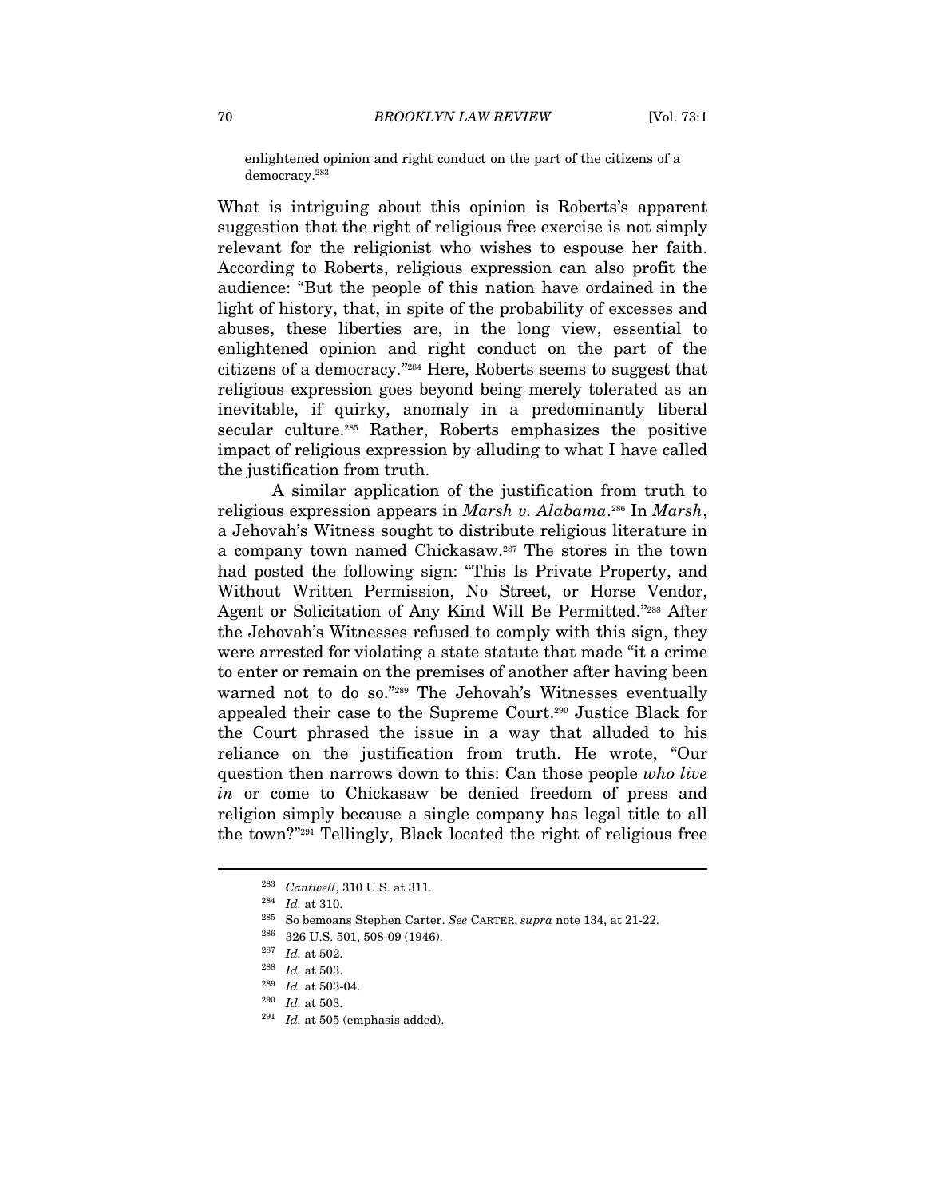> enlightened opinion and right conduct on the part of the citizens of a democracy.[283]

What is intriguing about this opinion is Roberts's apparent suggestion that the right of religious free exercise is not simply relevant for the religionist who wishes to espouse her faith. According to Roberts, religious expression can also profit the audience: "But the people of this nation have ordained in the light of history, that, in spite of the probability of excesses and abuses, these liberties are, in the long view, essential to enlightened opinion and right conduct on the part of the citizens of a democracy."[284] Here, Roberts seems to suggest that religious expression goes beyond being merely tolerated as an inevitable, if quirky, anomaly in a predominantly liberal secular culture.[285] Rather, Roberts emphasizes the positive impact of religious expression by alluding to what I have called the justification from truth.

A similar application of the justification from truth to religious expression appears in *Marsh v. Alabama*.[286] In *Marsh*, a Jehovah's Witness sought to distribute religious literature in a company town named Chickasaw.[287] The stores in the town had posted the following sign: "This Is Private Property, and Without Written Permission, No Street, or Horse Vendor, Agent or Solicitation of Any Kind Will Be Permitted."[288] After the Jehovah's Witnesses refused to comply with this sign, they were arrested for violating a state statute that made "it a crime to enter or remain on the premises of another after having been warned not to do so."[289] The Jehovah's Witnesses eventually appealed their case to the Supreme Court.[290] Justice Black for the Court phrased the issue in a way that alluded to his reliance on the justification from truth. He wrote, "Our question then narrows down to this: Can those people *who live in* or come to Chickasaw be denied freedom of press and religion simply because a single company has legal title to all the town?"[291] Tellingly, Black located the right of religious free

---

[283] *Cantwell*, 310 U.S. at 311.

[284] *Id.* at 310.

[285] So bemoans Stephen Carter. *See* CARTER, *supra* note 134, at 21-22.

[286] 326 U.S. 501, 508-09 (1946).

[287] *Id.* at 502.

[288] *Id.* at 503.

[289] *Id.* at 503-04.

[290] *Id.* at 503.

[291] *Id.* at 505 (emphasis added).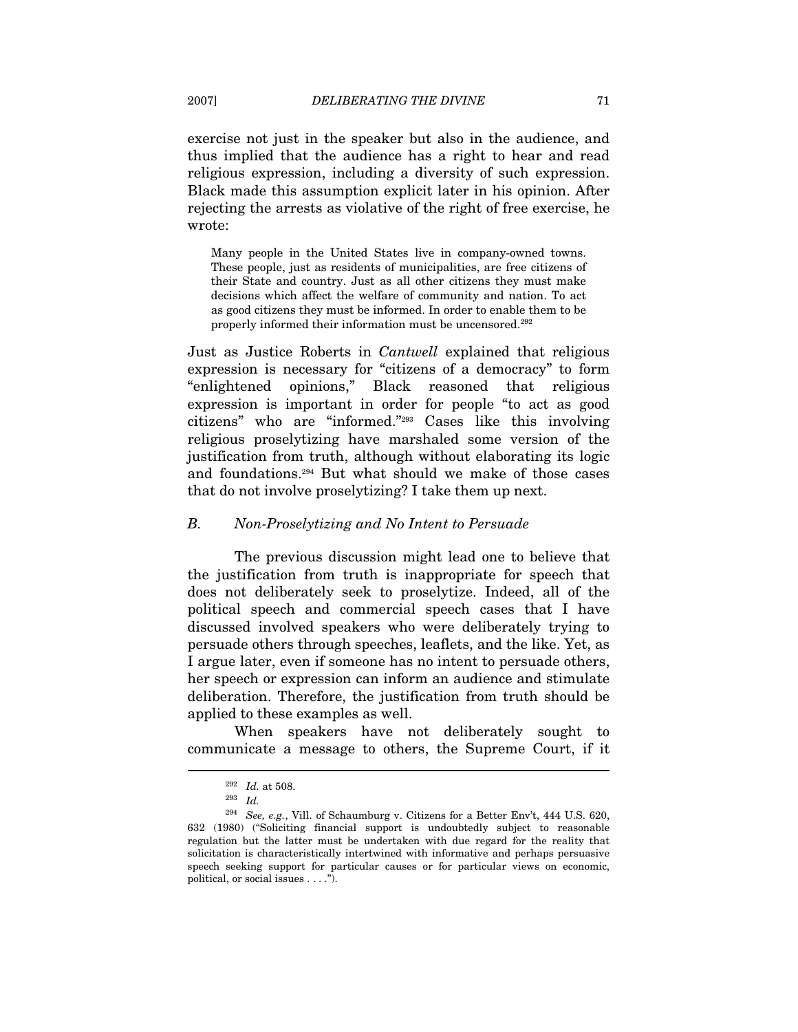exercise not just in the speaker but also in the audience, and thus implied that the audience has a right to hear and read religious expression, including a diversity of such expression. Black made this assumption explicit later in his opinion. After rejecting the arrests as violative of the right of free exercise, he wrote:

> Many people in the United States live in company-owned towns. These people, just as residents of municipalities, are free citizens of their State and country. Just as all other citizens they must make decisions which affect the welfare of community and nation. To act as good citizens they must be informed. In order to enable them to be properly informed their information must be uncensored.[292]

Just as Justice Roberts in *Cantwell* explained that religious expression is necessary for "citizens of a democracy" to form "enlightened opinions," Black reasoned that religious expression is important in order for people "to act as good citizens" who are "informed."[293] Cases like this involving religious proselytizing have marshaled some version of the justification from truth, although without elaborating its logic and foundations.[294] But what should we make of those cases that do not involve proselytizing? I take them up next.

### B. Non-Proselytizing and No Intent to Persuade

The previous discussion might lead one to believe that the justification from truth is inappropriate for speech that does not deliberately seek to proselytize. Indeed, all of the political speech and commercial speech cases that I have discussed involved speakers who were deliberately trying to persuade others through speeches, leaflets, and the like. Yet, as I argue later, even if someone has no intent to persuade others, her speech or expression can inform an audience and stimulate deliberation. Therefore, the justification from truth should be applied to these examples as well.

When speakers have not deliberately sought to communicate a message to others, the Supreme Court, if it

---

[292] *Id.* at 508.

[293] *Id.*

[294] *See, e.g.*, Vill. of Schaumburg v. Citizens for a Better Env't, 444 U.S. 620, 632 (1980) ("Soliciting financial support is undoubtedly subject to reasonable regulation but the latter must be undertaken with due regard for the reality that solicitation is characteristically intertwined with informative and perhaps persuasive speech seeking support for particular causes or for particular views on economic, political, or social issues . . . .").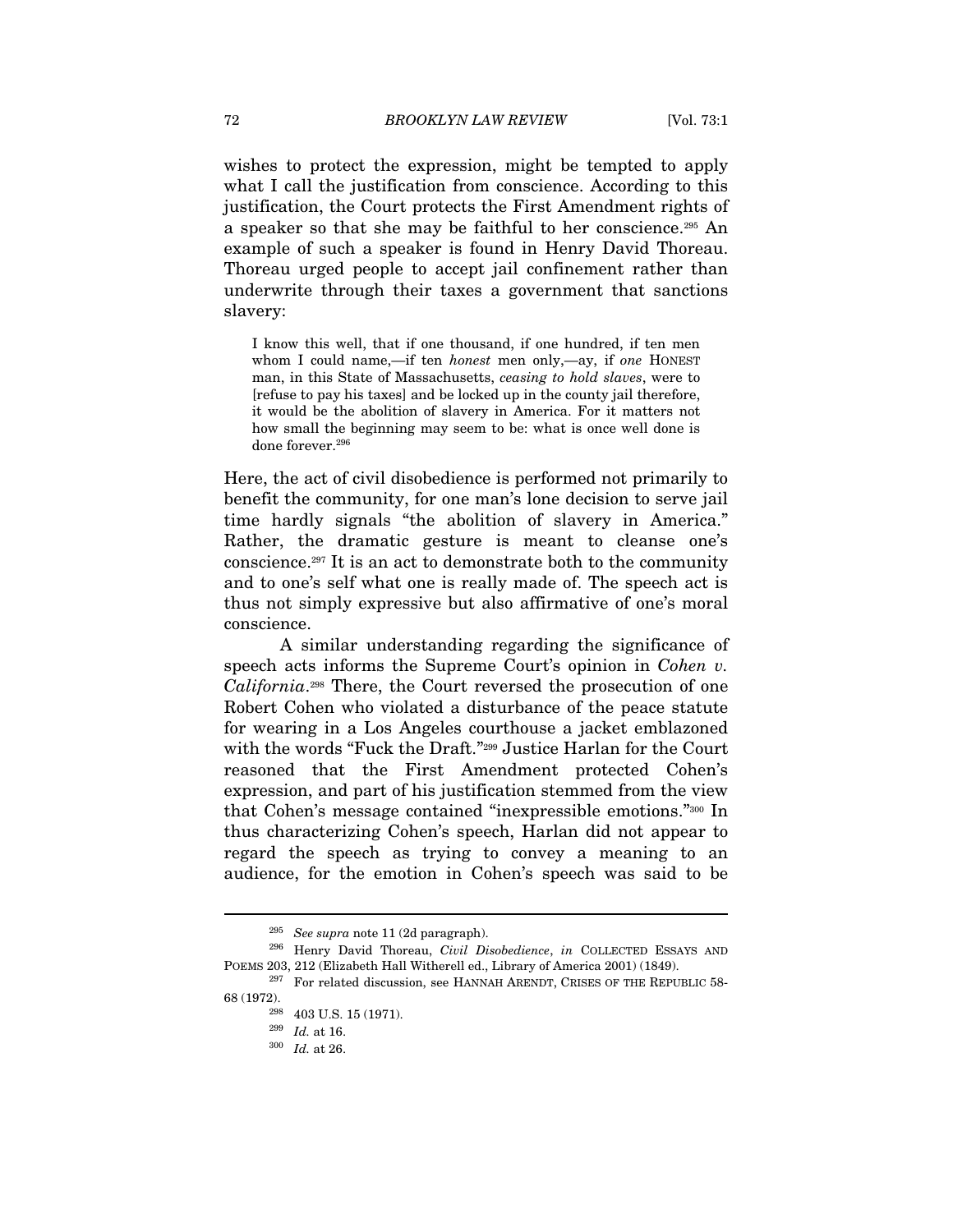wishes to protect the expression, might be tempted to apply what I call the justification from conscience. According to this justification, the Court protects the First Amendment rights of a speaker so that she may be faithful to her conscience.[295] An example of such a speaker is found in Henry David Thoreau. Thoreau urged people to accept jail confinement rather than underwrite through their taxes a government that sanctions slavery:

> I know this well, that if one thousand, if one hundred, if ten men whom I could name,—if ten *honest* men only,—ay, if *one* HONEST man, in this State of Massachusetts, *ceasing to hold slaves*, were to [refuse to pay his taxes] and be locked up in the county jail therefore, it would be the abolition of slavery in America. For it matters not how small the beginning may seem to be: what is once well done is done forever.[296]

Here, the act of civil disobedience is performed not primarily to benefit the community, for one man's lone decision to serve jail time hardly signals "the abolition of slavery in America." Rather, the dramatic gesture is meant to cleanse one's conscience.[297] It is an act to demonstrate both to the community and to one's self what one is really made of. The speech act is thus not simply expressive but also affirmative of one's moral conscience.

A similar understanding regarding the significance of speech acts informs the Supreme Court's opinion in *Cohen v. California*.[298] There, the Court reversed the prosecution of one Robert Cohen who violated a disturbance of the peace statute for wearing in a Los Angeles courthouse a jacket emblazoned with the words "Fuck the Draft."[299] Justice Harlan for the Court reasoned that the First Amendment protected Cohen's expression, and part of his justification stemmed from the view that Cohen's message contained "inexpressible emotions."[300] In thus characterizing Cohen's speech, Harlan did not appear to regard the speech as trying to convey a meaning to an audience, for the emotion in Cohen's speech was said to be

---

[295] *See supra* note 11 (2d paragraph).

[296] Henry David Thoreau, *Civil Disobedience*, *in* COLLECTED ESSAYS AND POEMS 203, 212 (Elizabeth Hall Witherell ed., Library of America 2001) (1849).

[297] For related discussion, see HANNAH ARENDT, CRISES OF THE REPUBLIC 58-68 (1972).

[298] 403 U.S. 15 (1971).

[299] *Id.* at 16.

[300] *Id.* at 26.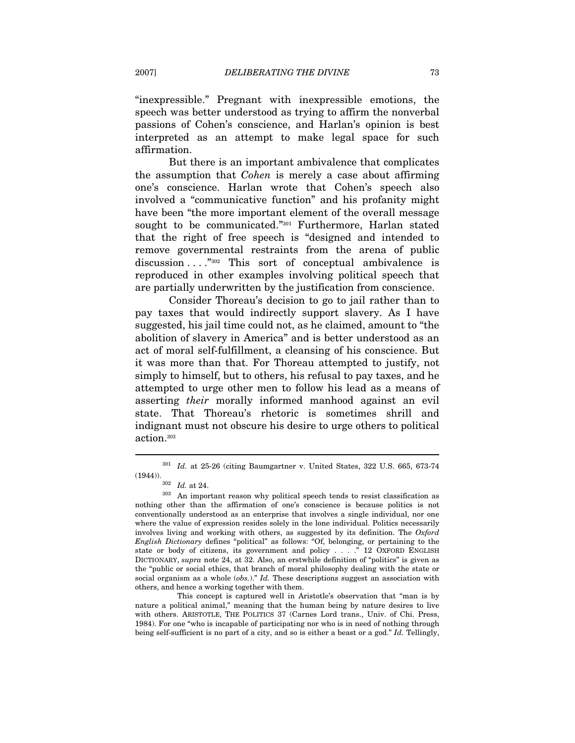"inexpressible." Pregnant with inexpressible emotions, the speech was better understood as trying to affirm the nonverbal passions of Cohen's conscience, and Harlan's opinion is best interpreted as an attempt to make legal space for such affirmation.

But there is an important ambivalence that complicates the assumption that *Cohen* is merely a case about affirming one's conscience. Harlan wrote that Cohen's speech also involved a "communicative function" and his profanity might have been "the more important element of the overall message sought to be communicated."[301] Furthermore, Harlan stated that the right of free speech is "designed and intended to remove governmental restraints from the arena of public discussion . . . ."[302] This sort of conceptual ambivalence is reproduced in other examples involving political speech that are partially underwritten by the justification from conscience.

Consider Thoreau's decision to go to jail rather than to pay taxes that would indirectly support slavery. As I have suggested, his jail time could not, as he claimed, amount to "the abolition of slavery in America" and is better understood as an act of moral self-fulfillment, a cleansing of his conscience. But it was more than that. For Thoreau attempted to justify, not simply to himself, but to others, his refusal to pay taxes, and he attempted to urge other men to follow his lead as a means of asserting *their* morally informed manhood against an evil state. That Thoreau's rhetoric is sometimes shrill and indignant must not obscure his desire to urge others to political action.[303]

---

[301] *Id.* at 25-26 (citing Baumgartner v. United States, 322 U.S. 665, 673-74 (1944)).

[302] *Id.* at 24.

[303] An important reason why political speech tends to resist classification as nothing other than the affirmation of one's conscience is because politics is not conventionally understood as an enterprise that involves a single individual, nor one where the value of expression resides solely in the lone individual. Politics necessarily involves living and working with others, as suggested by its definition. The *Oxford English Dictionary* defines "political" as follows: "Of, belonging, or pertaining to the state or body of citizens, its government and policy . . . ." 12 OXFORD ENGLISH DICTIONARY, *supra* note 24, at 32. Also, an erstwhile definition of "politics" is given as the "public or social ethics, that branch of moral philosophy dealing with the state or social organism as a whole (*obs.*)." *Id.* These descriptions suggest an association with others, and hence a working together with them.

This concept is captured well in Aristotle's observation that "man is by nature a political animal," meaning that the human being by nature desires to live with others. ARISTOTLE, THE POLITICS 37 (Carnes Lord trans., Univ. of Chi. Press, 1984). For one "who is incapable of participating nor who is in need of nothing through being self-sufficient is no part of a city, and so is either a beast or a god." *Id.* Tellingly,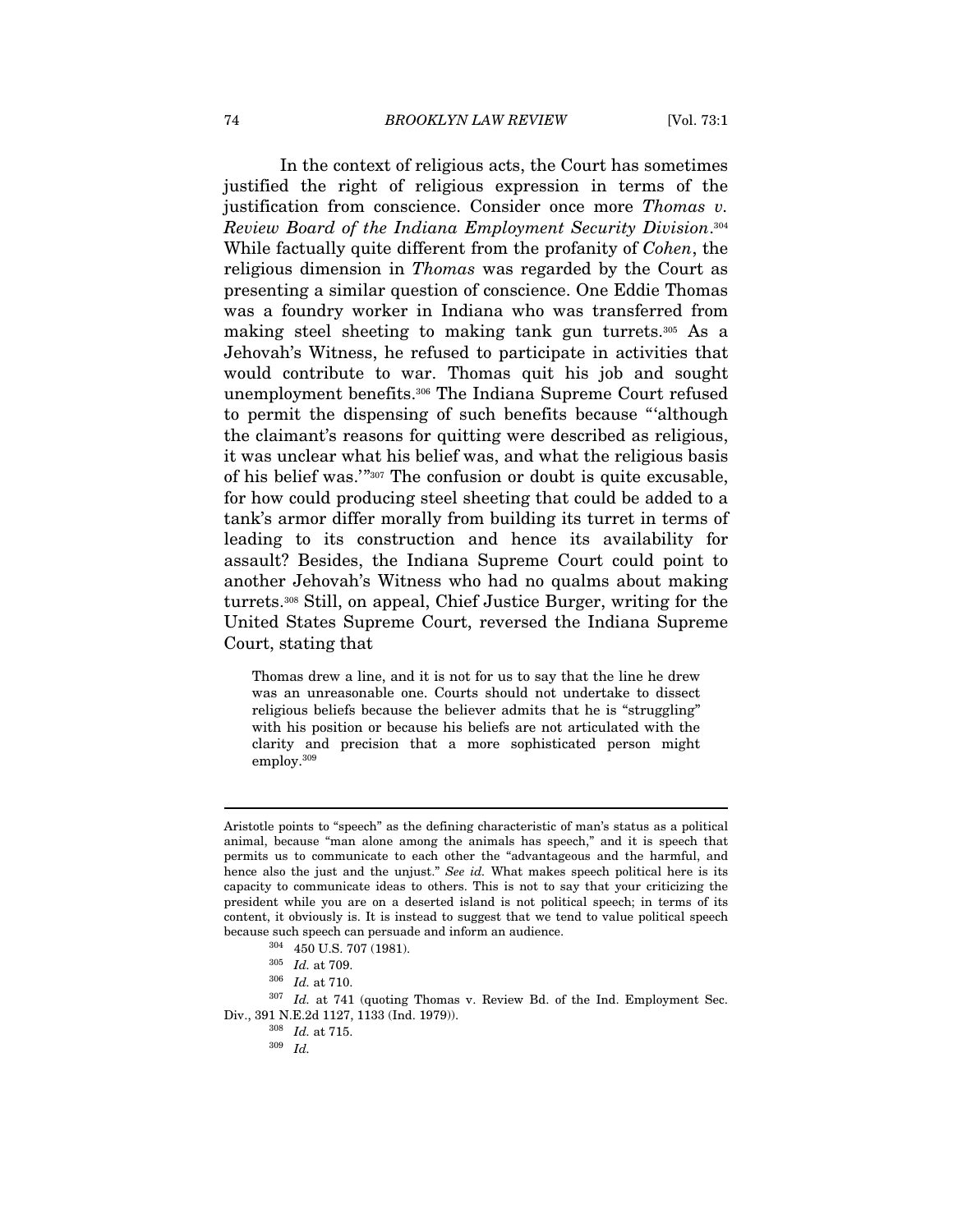In the context of religious acts, the Court has sometimes justified the right of religious expression in terms of the justification from conscience. Consider once more *Thomas v. Review Board of the Indiana Employment Security Division*.[304] While factually quite different from the profanity of *Cohen*, the religious dimension in *Thomas* was regarded by the Court as presenting a similar question of conscience. One Eddie Thomas was a foundry worker in Indiana who was transferred from making steel sheeting to making tank gun turrets.[305] As a Jehovah's Witness, he refused to participate in activities that would contribute to war. Thomas quit his job and sought unemployment benefits.[306] The Indiana Supreme Court refused to permit the dispensing of such benefits because "'although the claimant's reasons for quitting were described as religious, it was unclear what his belief was, and what the religious basis of his belief was.'"[307] The confusion or doubt is quite excusable, for how could producing steel sheeting that could be added to a tank's armor differ morally from building its turret in terms of leading to its construction and hence its availability for assault? Besides, the Indiana Supreme Court could point to another Jehovah's Witness who had no qualms about making turrets.[308] Still, on appeal, Chief Justice Burger, writing for the United States Supreme Court, reversed the Indiana Supreme Court, stating that

> Thomas drew a line, and it is not for us to say that the line he drew was an unreasonable one. Courts should not undertake to dissect religious beliefs because the believer admits that he is "struggling" with his position or because his beliefs are not articulated with the clarity and precision that a more sophisticated person might employ.[309]

---

Aristotle points to "speech" as the defining characteristic of man's status as a political animal, because "man alone among the animals has speech," and it is speech that permits us to communicate to each other the "advantageous and the harmful, and hence also the just and the unjust." *See id.* What makes speech political here is its capacity to communicate ideas to others. This is not to say that your criticizing the president while you are on a deserted island is not political speech; in terms of its content, it obviously is. It is instead to suggest that we tend to value political speech because such speech can persuade and inform an audience.

[304] 450 U.S. 707 (1981).

[305] *Id.* at 709.

[306] *Id.* at 710.

[307] *Id.* at 741 (quoting Thomas v. Review Bd. of the Ind. Employment Sec. Div., 391 N.E.2d 1127, 1133 (Ind. 1979)).

[308] *Id.* at 715.

[309] *Id.*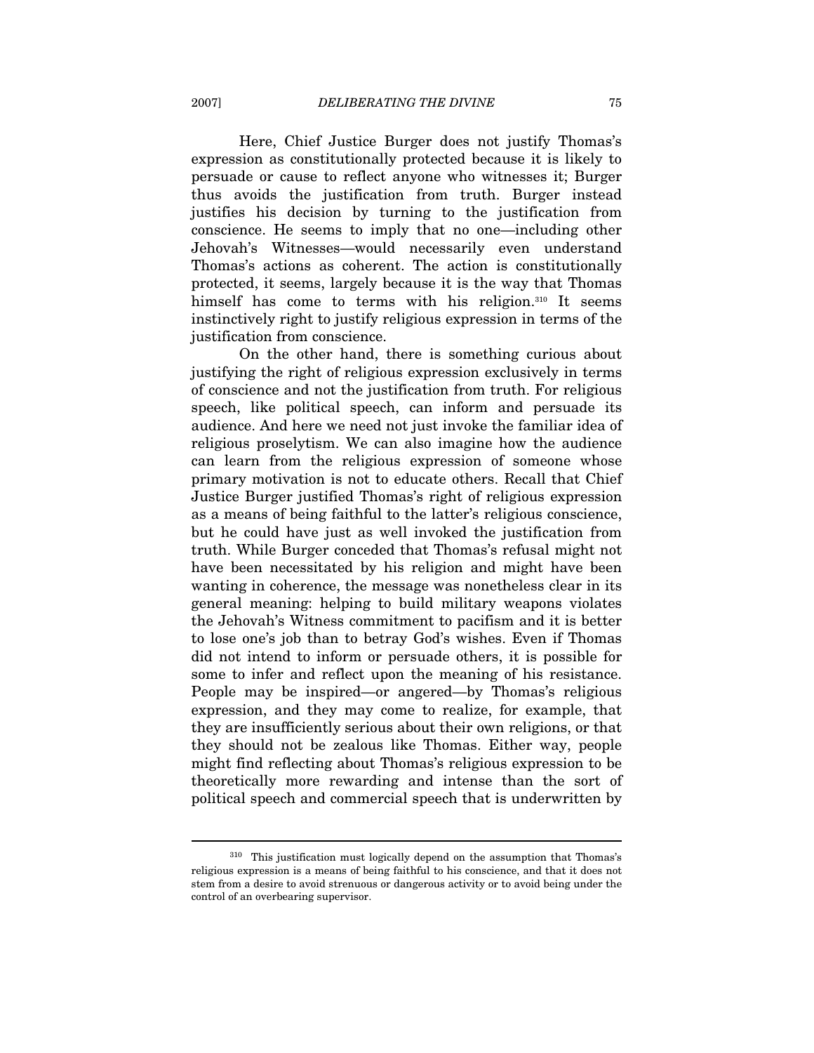Here, Chief Justice Burger does not justify Thomas's expression as constitutionally protected because it is likely to persuade or cause to reflect anyone who witnesses it; Burger thus avoids the justification from truth. Burger instead justifies his decision by turning to the justification from conscience. He seems to imply that no one—including other Jehovah's Witnesses—would necessarily even understand Thomas's actions as coherent. The action is constitutionally protected, it seems, largely because it is the way that Thomas himself has come to terms with his religion.[310] It seems instinctively right to justify religious expression in terms of the justification from conscience.

On the other hand, there is something curious about justifying the right of religious expression exclusively in terms of conscience and not the justification from truth. For religious speech, like political speech, can inform and persuade its audience. And here we need not just invoke the familiar idea of religious proselytism. We can also imagine how the audience can learn from the religious expression of someone whose primary motivation is not to educate others. Recall that Chief Justice Burger justified Thomas's right of religious expression as a means of being faithful to the latter's religious conscience, but he could have just as well invoked the justification from truth. While Burger conceded that Thomas's refusal might not have been necessitated by his religion and might have been wanting in coherence, the message was nonetheless clear in its general meaning: helping to build military weapons violates the Jehovah's Witness commitment to pacifism and it is better to lose one's job than to betray God's wishes. Even if Thomas did not intend to inform or persuade others, it is possible for some to infer and reflect upon the meaning of his resistance. People may be inspired—or angered—by Thomas's religious expression, and they may come to realize, for example, that they are insufficiently serious about their own religions, or that they should not be zealous like Thomas. Either way, people might find reflecting about Thomas's religious expression to be theoretically more rewarding and intense than the sort of political speech and commercial speech that is underwritten by

---

[310] This justification must logically depend on the assumption that Thomas's religious expression is a means of being faithful to his conscience, and that it does not stem from a desire to avoid strenuous or dangerous activity or to avoid being under the control of an overbearing supervisor.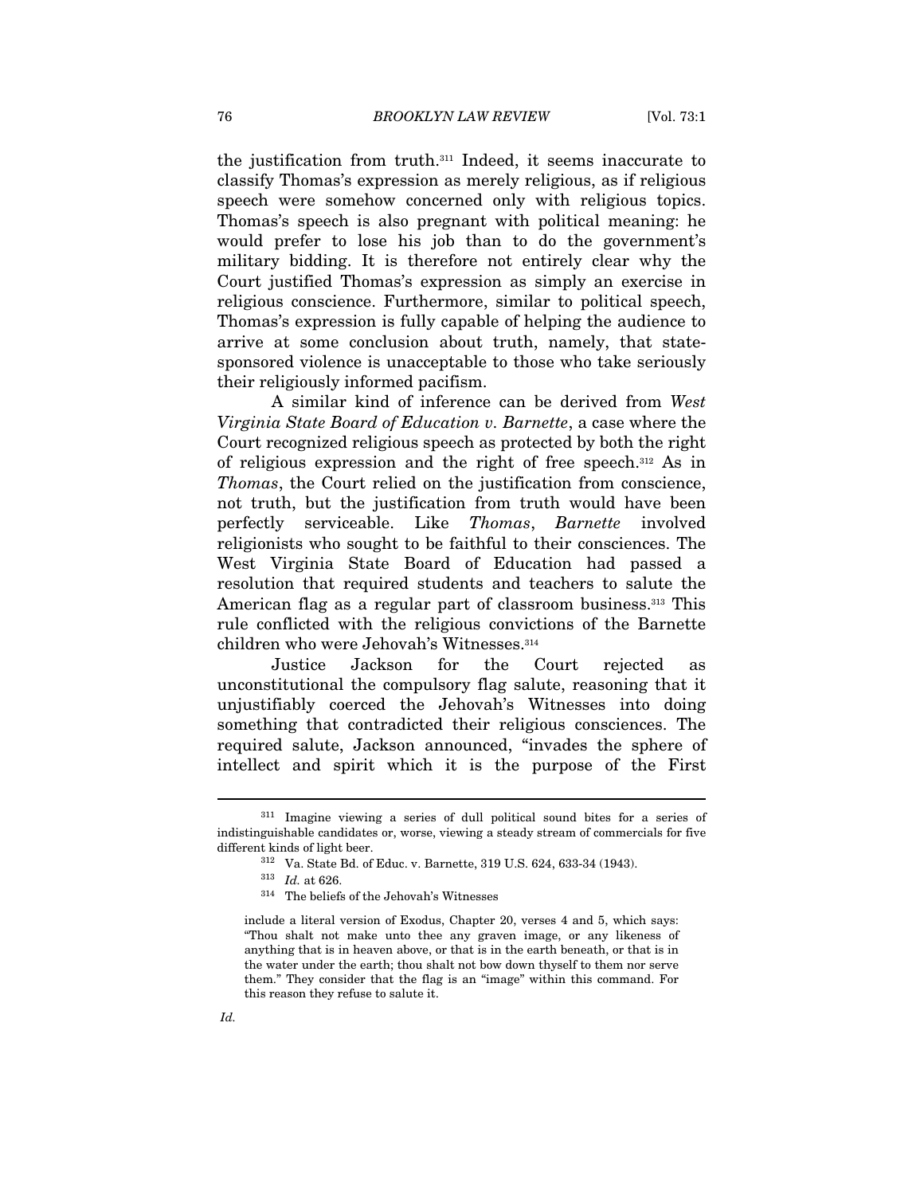the justification from truth.[311] Indeed, it seems inaccurate to classify Thomas's expression as merely religious, as if religious speech were somehow concerned only with religious topics. Thomas's speech is also pregnant with political meaning: he would prefer to lose his job than to do the government's military bidding. It is therefore not entirely clear why the Court justified Thomas's expression as simply an exercise in religious conscience. Furthermore, similar to political speech, Thomas's expression is fully capable of helping the audience to arrive at some conclusion about truth, namely, that state-sponsored violence is unacceptable to those who take seriously their religiously informed pacifism.

A similar kind of inference can be derived from *West Virginia State Board of Education v. Barnette*, a case where the Court recognized religious speech as protected by both the right of religious expression and the right of free speech.[312] As in *Thomas*, the Court relied on the justification from conscience, not truth, but the justification from truth would have been perfectly serviceable. Like *Thomas*, *Barnette* involved religionists who sought to be faithful to their consciences. The West Virginia State Board of Education had passed a resolution that required students and teachers to salute the American flag as a regular part of classroom business.[313] This rule conflicted with the religious convictions of the Barnette children who were Jehovah's Witnesses.[314]

Justice Jackson for the Court rejected as unconstitutional the compulsory flag salute, reasoning that it unjustifiably coerced the Jehovah's Witnesses into doing something that contradicted their religious consciences. The required salute, Jackson announced, "invades the sphere of intellect and spirit which it is the purpose of the First

---

[311] Imagine viewing a series of dull political sound bites for a series of indistinguishable candidates or, worse, viewing a steady stream of commercials for five different kinds of light beer.

[312] Va. State Bd. of Educ. v. Barnette, 319 U.S. 624, 633-34 (1943).

[313] *Id.* at 626.

[314] The beliefs of the Jehovah's Witnesses

> include a literal version of Exodus, Chapter 20, verses 4 and 5, which says: "Thou shalt not make unto thee any graven image, or any likeness of anything that is in heaven above, or that is in the earth beneath, or that is in the water under the earth; thou shalt not bow down thyself to them nor serve them." They consider that the flag is an "image" within this command. For this reason they refuse to salute it.

*Id.*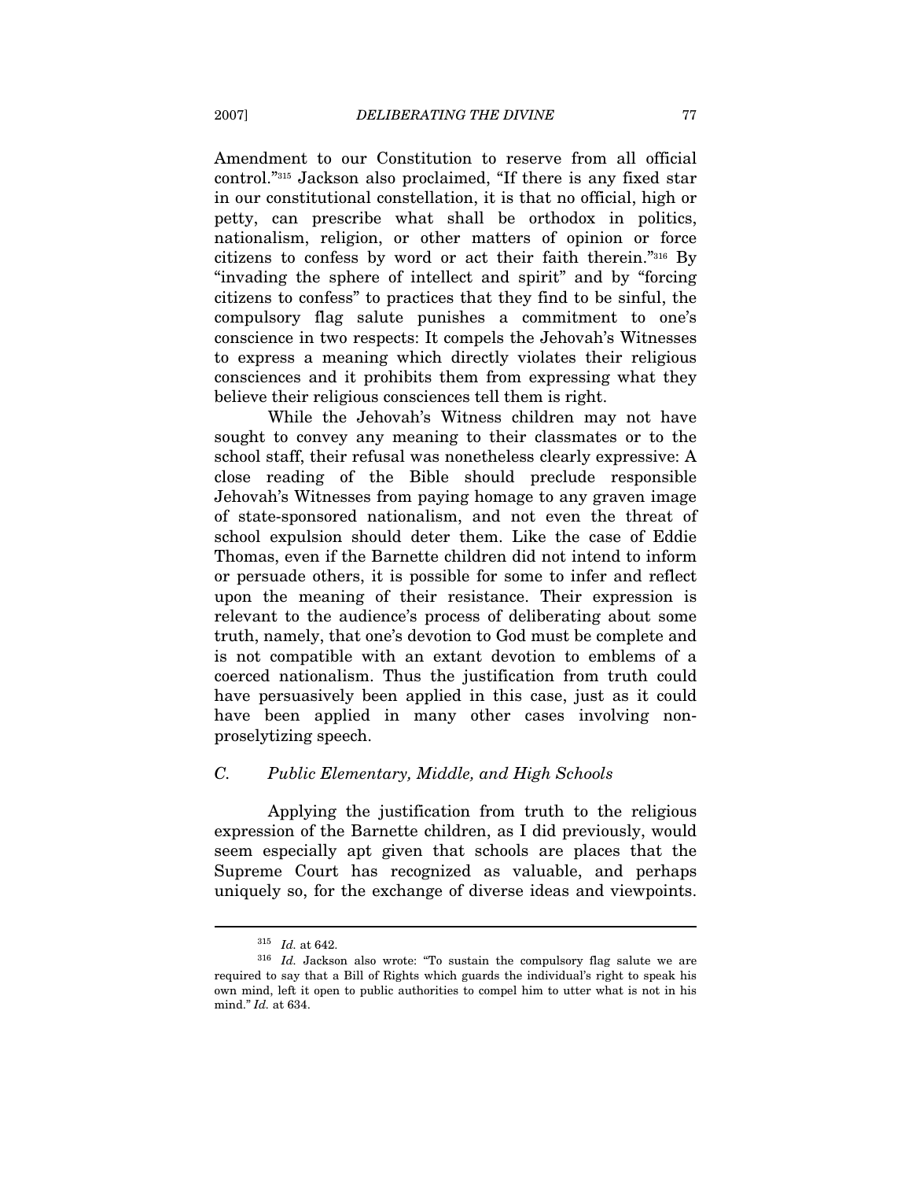Amendment to our Constitution to reserve from all official control."[315] Jackson also proclaimed, "If there is any fixed star in our constitutional constellation, it is that no official, high or petty, can prescribe what shall be orthodox in politics, nationalism, religion, or other matters of opinion or force citizens to confess by word or act their faith therein."[316] By "invading the sphere of intellect and spirit" and by "forcing citizens to confess" to practices that they find to be sinful, the compulsory flag salute punishes a commitment to one's conscience in two respects: It compels the Jehovah's Witnesses to express a meaning which directly violates their religious consciences and it prohibits them from expressing what they believe their religious consciences tell them is right.

While the Jehovah's Witness children may not have sought to convey any meaning to their classmates or to the school staff, their refusal was nonetheless clearly expressive: A close reading of the Bible should preclude responsible Jehovah's Witnesses from paying homage to any graven image of state-sponsored nationalism, and not even the threat of school expulsion should deter them. Like the case of Eddie Thomas, even if the Barnette children did not intend to inform or persuade others, it is possible for some to infer and reflect upon the meaning of their resistance. Their expression is relevant to the audience's process of deliberating about some truth, namely, that one's devotion to God must be complete and is not compatible with an extant devotion to emblems of a coerced nationalism. Thus the justification from truth could have persuasively been applied in this case, just as it could have been applied in many other cases involving non-proselytizing speech.

### *C. Public Elementary, Middle, and High Schools*

Applying the justification from truth to the religious expression of the Barnette children, as I did previously, would seem especially apt given that schools are places that the Supreme Court has recognized as valuable, and perhaps uniquely so, for the exchange of diverse ideas and viewpoints.

---

[315] *Id.* at 642.

[316] *Id.* Jackson also wrote: "To sustain the compulsory flag salute we are required to say that a Bill of Rights which guards the individual's right to speak his own mind, left it open to public authorities to compel him to utter what is not in his mind." *Id.* at 634.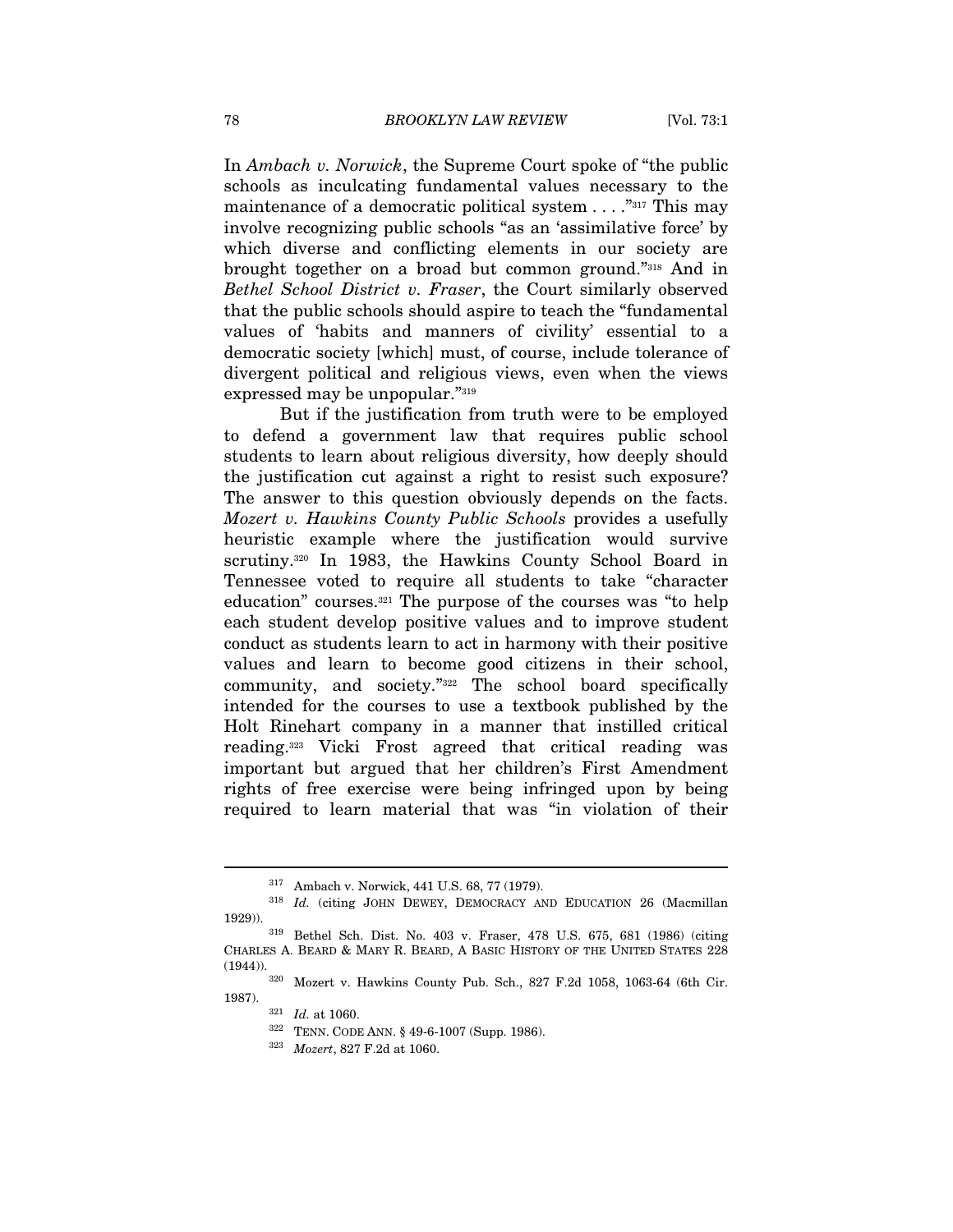In *Ambach v. Norwick*, the Supreme Court spoke of "the public schools as inculcating fundamental values necessary to the maintenance of a democratic political system . . . ."[317] This may involve recognizing public schools "as an 'assimilative force' by which diverse and conflicting elements in our society are brought together on a broad but common ground."[318] And in *Bethel School District v. Fraser*, the Court similarly observed that the public schools should aspire to teach the "fundamental values of 'habits and manners of civility' essential to a democratic society [which] must, of course, include tolerance of divergent political and religious views, even when the views expressed may be unpopular."[319]

But if the justification from truth were to be employed to defend a government law that requires public school students to learn about religious diversity, how deeply should the justification cut against a right to resist such exposure? The answer to this question obviously depends on the facts. *Mozert v. Hawkins County Public Schools* provides a usefully heuristic example where the justification would survive scrutiny.[320] In 1983, the Hawkins County School Board in Tennessee voted to require all students to take "character education" courses.[321] The purpose of the courses was "to help each student develop positive values and to improve student conduct as students learn to act in harmony with their positive values and learn to become good citizens in their school, community, and society."[322] The school board specifically intended for the courses to use a textbook published by the Holt Rinehart company in a manner that instilled critical reading.[323] Vicki Frost agreed that critical reading was important but argued that her children's First Amendment rights of free exercise were being infringed upon by being required to learn material that was "in violation of their

---

[317] Ambach v. Norwick, 441 U.S. 68, 77 (1979).

[318] *Id.* (citing JOHN DEWEY, DEMOCRACY AND EDUCATION 26 (Macmillan 1929)).

[319] Bethel Sch. Dist. No. 403 v. Fraser, 478 U.S. 675, 681 (1986) (citing CHARLES A. BEARD & MARY R. BEARD, A BASIC HISTORY OF THE UNITED STATES 228 (1944)).

[320] Mozert v. Hawkins County Pub. Sch., 827 F.2d 1058, 1063-64 (6th Cir. 1987).

[321] *Id.* at 1060.

[322] TENN. CODE ANN. § 49-6-1007 (Supp. 1986).

[323] *Mozert*, 827 F.2d at 1060.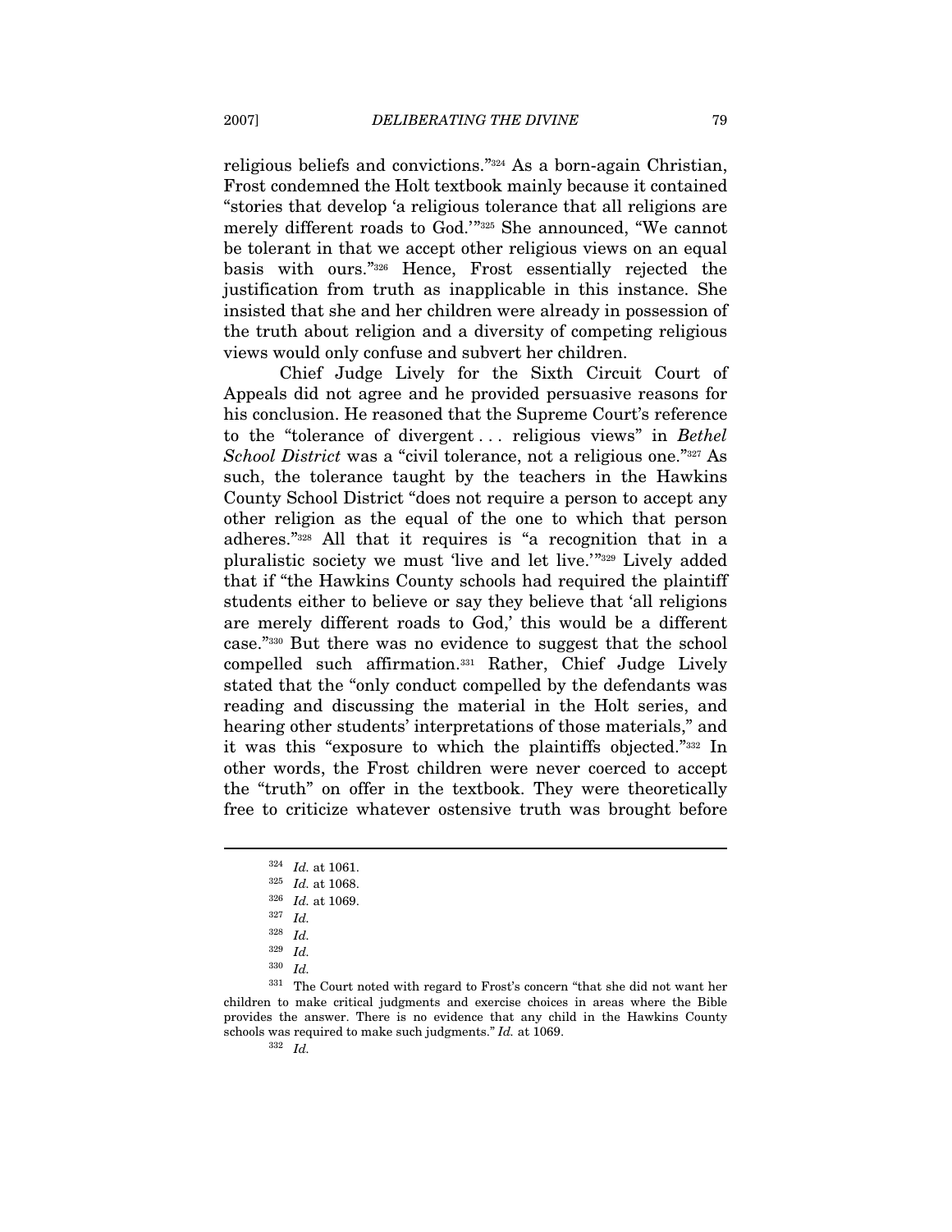religious beliefs and convictions."[324] As a born-again Christian, Frost condemned the Holt textbook mainly because it contained "stories that develop 'a religious tolerance that all religions are merely different roads to God.'"[325] She announced, "We cannot be tolerant in that we accept other religious views on an equal basis with ours."[326] Hence, Frost essentially rejected the justification from truth as inapplicable in this instance. She insisted that she and her children were already in possession of the truth about religion and a diversity of competing religious views would only confuse and subvert her children.

Chief Judge Lively for the Sixth Circuit Court of Appeals did not agree and he provided persuasive reasons for his conclusion. He reasoned that the Supreme Court's reference to the "tolerance of divergent . . . religious views" in *Bethel School District* was a "civil tolerance, not a religious one."[327] As such, the tolerance taught by the teachers in the Hawkins County School District "does not require a person to accept any other religion as the equal of the one to which that person adheres."[328] All that it requires is "a recognition that in a pluralistic society we must 'live and let live.'"[329] Lively added that if "the Hawkins County schools had required the plaintiff students either to believe or say they believe that 'all religions are merely different roads to God,' this would be a different case."[330] But there was no evidence to suggest that the school compelled such affirmation.[331] Rather, Chief Judge Lively stated that the "only conduct compelled by the defendants was reading and discussing the material in the Holt series, and hearing other students' interpretations of those materials," and it was this "exposure to which the plaintiffs objected."[332] In other words, the Frost children were never coerced to accept the "truth" on offer in the textbook. They were theoretically free to criticize whatever ostensive truth was brought before

---

[324] *Id.* at 1061.

[325] *Id.* at 1068.

[326] *Id.* at 1069.

[327] *Id.*

[328] *Id.*

[329] *Id.*

[330] *Id.*

[331] The Court noted with regard to Frost's concern "that she did not want her children to make critical judgments and exercise choices in areas where the Bible provides the answer. There is no evidence that any child in the Hawkins County schools was required to make such judgments." *Id.* at 1069.

[332] *Id.*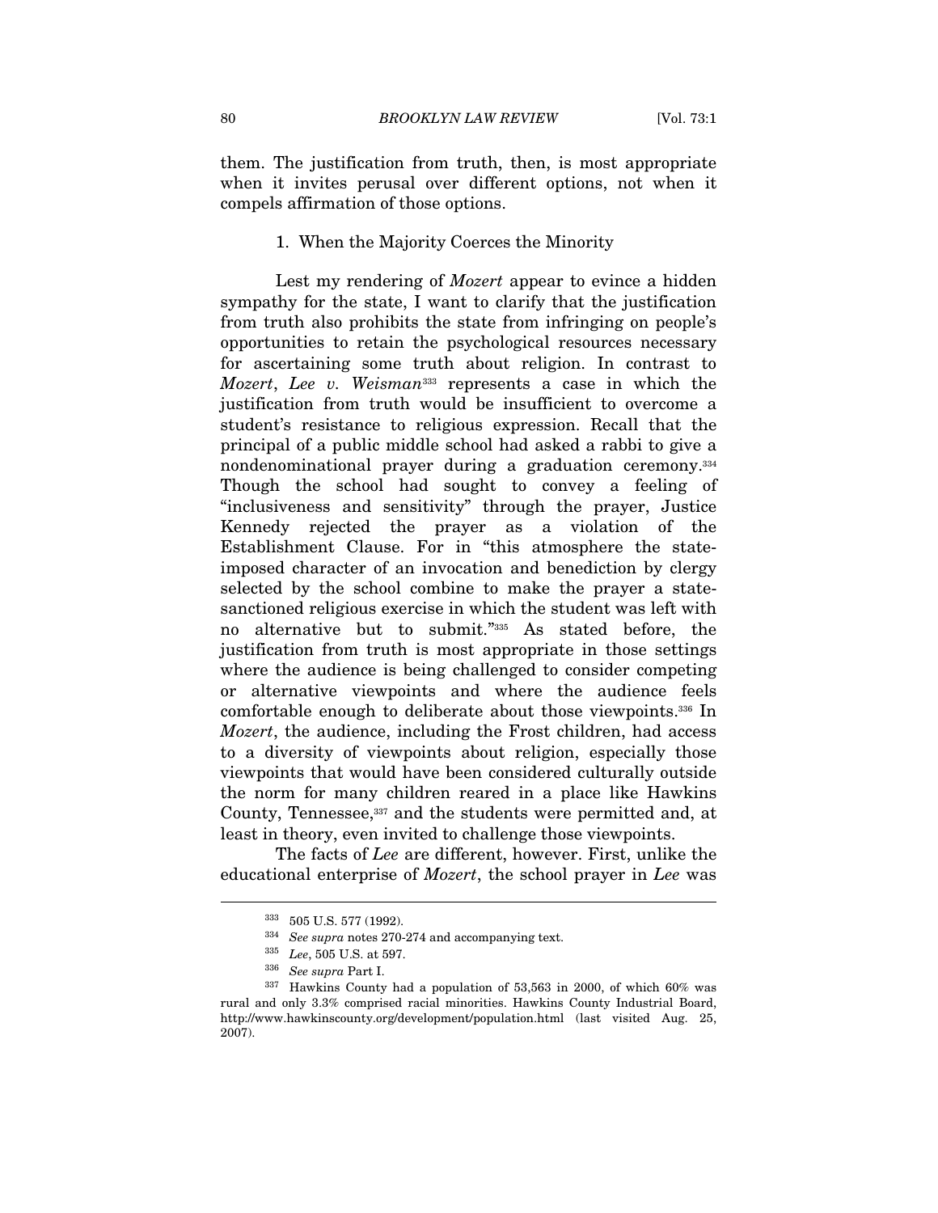them. The justification from truth, then, is most appropriate when it invites perusal over different options, not when it compels affirmation of those options.

### 1. When the Majority Coerces the Minority

Lest my rendering of *Mozert* appear to evince a hidden sympathy for the state, I want to clarify that the justification from truth also prohibits the state from infringing on people's opportunities to retain the psychological resources necessary for ascertaining some truth about religion. In contrast to *Mozert*, *Lee v. Weisman*[333] represents a case in which the justification from truth would be insufficient to overcome a student's resistance to religious expression. Recall that the principal of a public middle school had asked a rabbi to give a nondenominational prayer during a graduation ceremony.[334] Though the school had sought to convey a feeling of "inclusiveness and sensitivity" through the prayer, Justice Kennedy rejected the prayer as a violation of the Establishment Clause. For in "this atmosphere the state-imposed character of an invocation and benediction by clergy selected by the school combine to make the prayer a state-sanctioned religious exercise in which the student was left with no alternative but to submit."[335] As stated before, the justification from truth is most appropriate in those settings where the audience is being challenged to consider competing or alternative viewpoints and where the audience feels comfortable enough to deliberate about those viewpoints.[336] In *Mozert*, the audience, including the Frost children, had access to a diversity of viewpoints about religion, especially those viewpoints that would have been considered culturally outside the norm for many children reared in a place like Hawkins County, Tennessee,[337] and the students were permitted and, at least in theory, even invited to challenge those viewpoints.

The facts of *Lee* are different, however. First, unlike the educational enterprise of *Mozert*, the school prayer in *Lee* was

---

[333] 505 U.S. 577 (1992).

[334] *See supra* notes 270-274 and accompanying text.

[335] *Lee*, 505 U.S. at 597.

[336] *See supra* Part I.

[337] Hawkins County had a population of 53,563 in 2000, of which 60% was rural and only 3.3% comprised racial minorities. Hawkins County Industrial Board, http://www.hawkinscounty.org/development/population.html (last visited Aug. 25, 2007).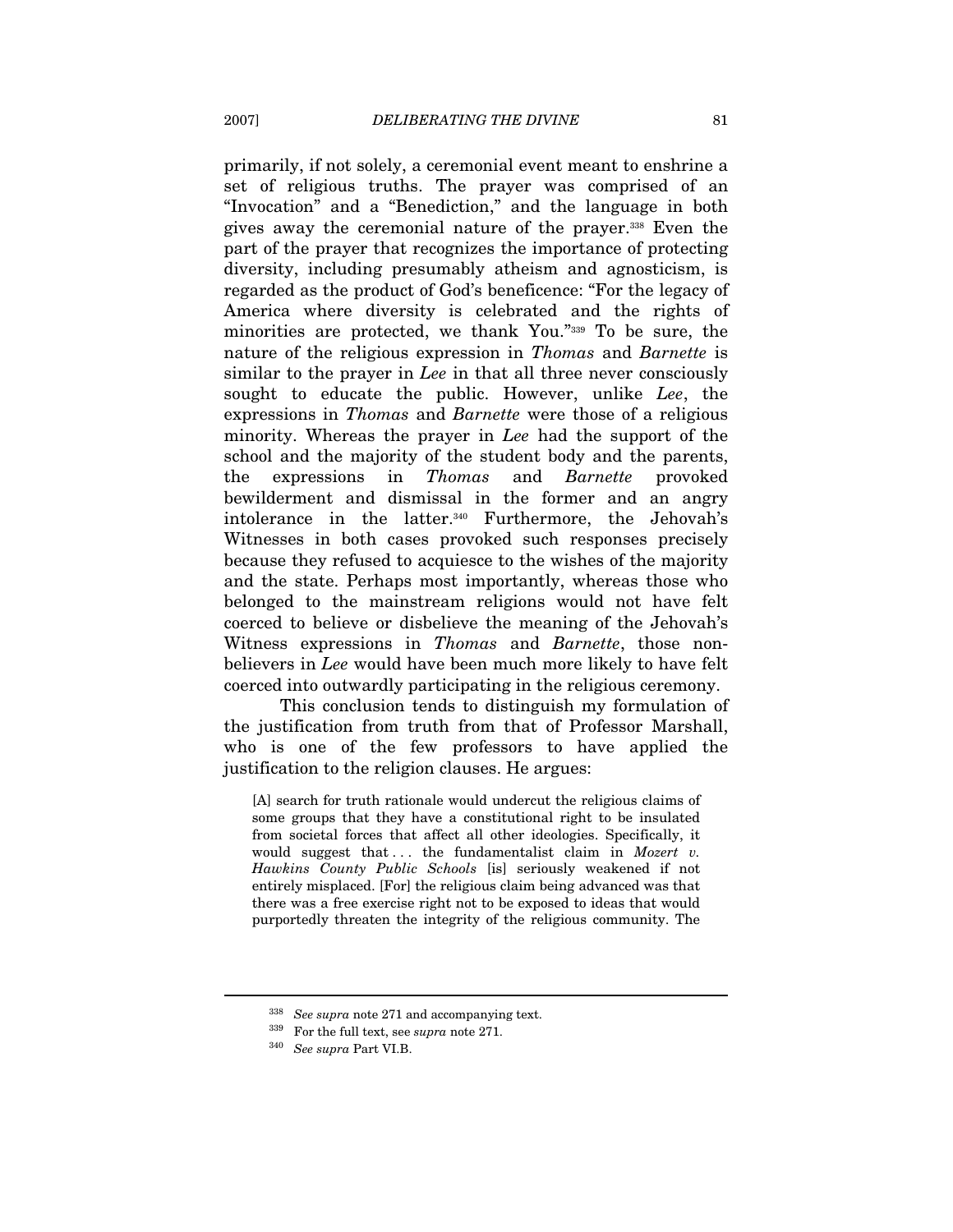primarily, if not solely, a ceremonial event meant to enshrine a set of religious truths. The prayer was comprised of an "Invocation" and a "Benediction," and the language in both gives away the ceremonial nature of the prayer.[338] Even the part of the prayer that recognizes the importance of protecting diversity, including presumably atheism and agnosticism, is regarded as the product of God's beneficence: "For the legacy of America where diversity is celebrated and the rights of minorities are protected, we thank You."[339] To be sure, the nature of the religious expression in *Thomas* and *Barnette* is similar to the prayer in *Lee* in that all three never consciously sought to educate the public. However, unlike *Lee*, the expressions in *Thomas* and *Barnette* were those of a religious minority. Whereas the prayer in *Lee* had the support of the school and the majority of the student body and the parents, the expressions in *Thomas* and *Barnette* provoked bewilderment and dismissal in the former and an angry intolerance in the latter.[340] Furthermore, the Jehovah's Witnesses in both cases provoked such responses precisely because they refused to acquiesce to the wishes of the majority and the state. Perhaps most importantly, whereas those who belonged to the mainstream religions would not have felt coerced to believe or disbelieve the meaning of the Jehovah's Witness expressions in *Thomas* and *Barnette*, those non-believers in *Lee* would have been much more likely to have felt coerced into outwardly participating in the religious ceremony.

This conclusion tends to distinguish my formulation of the justification from truth from that of Professor Marshall, who is one of the few professors to have applied the justification to the religion clauses. He argues:

> [A] search for truth rationale would undercut the religious claims of some groups that they have a constitutional right to be insulated from societal forces that affect all other ideologies. Specifically, it would suggest that . . . the fundamentalist claim in *Mozert v. Hawkins County Public Schools* [is] seriously weakened if not entirely misplaced. [For] the religious claim being advanced was that there was a free exercise right not to be exposed to ideas that would purportedly threaten the integrity of the religious community. The

---

[338] *See supra* note 271 and accompanying text.

[339] For the full text, see *supra* note 271.

[340] *See supra* Part VI.B.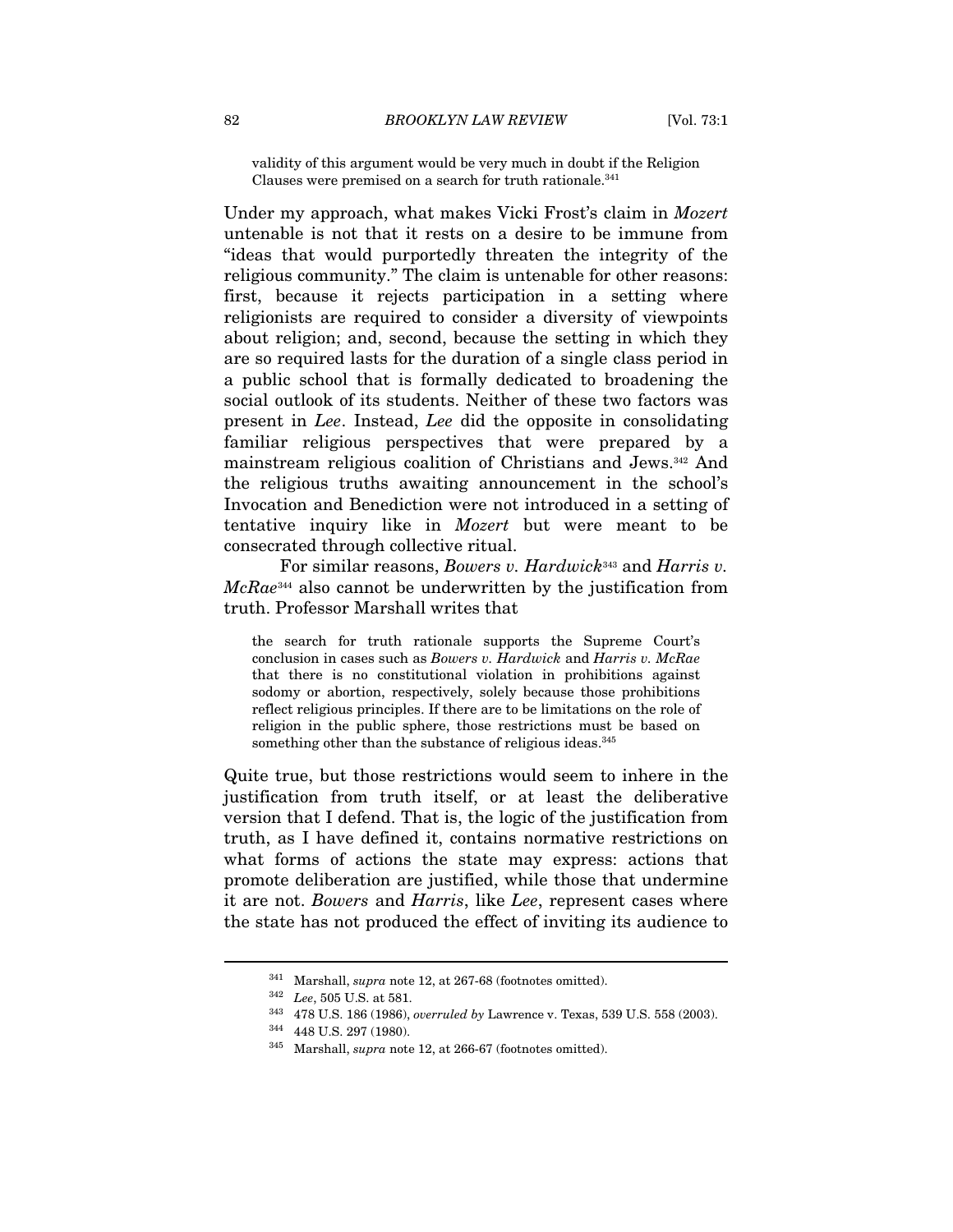validity of this argument would be very much in doubt if the Religion Clauses were premised on a search for truth rationale.[341]

Under my approach, what makes Vicki Frost's claim in *Mozert* untenable is not that it rests on a desire to be immune from "ideas that would purportedly threaten the integrity of the religious community." The claim is untenable for other reasons: first, because it rejects participation in a setting where religionists are required to consider a diversity of viewpoints about religion; and, second, because the setting in which they are so required lasts for the duration of a single class period in a public school that is formally dedicated to broadening the social outlook of its students. Neither of these two factors was present in *Lee*. Instead, *Lee* did the opposite in consolidating familiar religious perspectives that were prepared by a mainstream religious coalition of Christians and Jews.[342] And the religious truths awaiting announcement in the school's Invocation and Benediction were not introduced in a setting of tentative inquiry like in *Mozert* but were meant to be consecrated through collective ritual.

For similar reasons, *Bowers v. Hardwick*[343] and *Harris v. McRae*[344] also cannot be underwritten by the justification from truth. Professor Marshall writes that

> the search for truth rationale supports the Supreme Court's conclusion in cases such as *Bowers v. Hardwick* and *Harris v. McRae* that there is no constitutional violation in prohibitions against sodomy or abortion, respectively, solely because those prohibitions reflect religious principles. If there are to be limitations on the role of religion in the public sphere, those restrictions must be based on something other than the substance of religious ideas.[345]

Quite true, but those restrictions would seem to inhere in the justification from truth itself, or at least the deliberative version that I defend. That is, the logic of the justification from truth, as I have defined it, contains normative restrictions on what forms of actions the state may express: actions that promote deliberation are justified, while those that undermine it are not. *Bowers* and *Harris*, like *Lee*, represent cases where the state has not produced the effect of inviting its audience to

---

[341] Marshall, *supra* note 12, at 267-68 (footnotes omitted).

[342] *Lee*, 505 U.S. at 581.

[343] 478 U.S. 186 (1986), *overruled by* Lawrence v. Texas, 539 U.S. 558 (2003).

[344] 448 U.S. 297 (1980).

[345] Marshall, *supra* note 12, at 266-67 (footnotes omitted).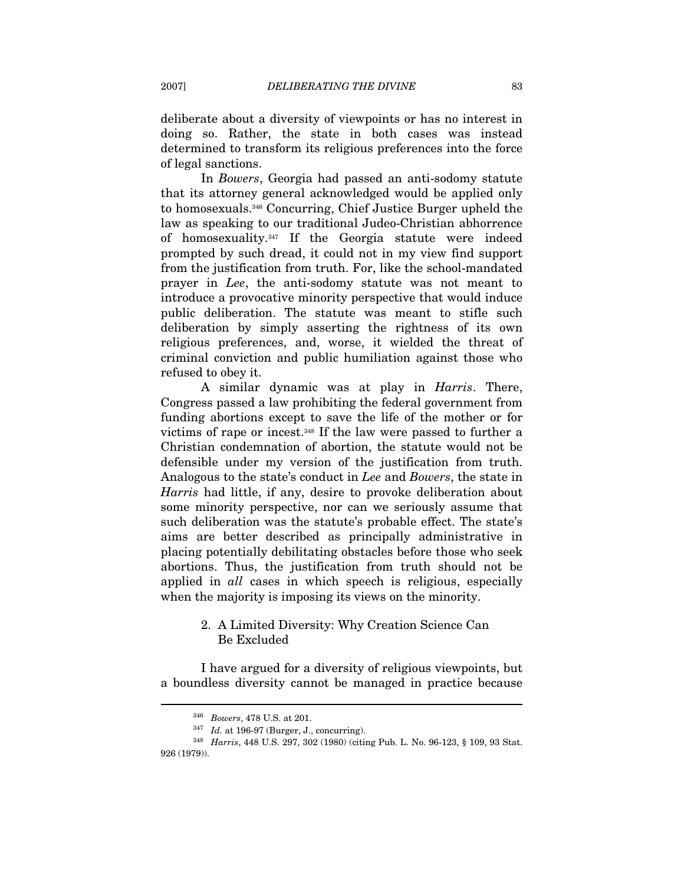deliberate about a diversity of viewpoints or has no interest in doing so. Rather, the state in both cases was instead determined to transform its religious preferences into the force of legal sanctions.

In *Bowers*, Georgia had passed an anti-sodomy statute that its attorney general acknowledged would be applied only to homosexuals.[346] Concurring, Chief Justice Burger upheld the law as speaking to our traditional Judeo-Christian abhorrence of homosexuality.[347] If the Georgia statute were indeed prompted by such dread, it could not in my view find support from the justification from truth. For, like the school-mandated prayer in *Lee*, the anti-sodomy statute was not meant to introduce a provocative minority perspective that would induce public deliberation. The statute was meant to stifle such deliberation by simply asserting the rightness of its own religious preferences, and, worse, it wielded the threat of criminal conviction and public humiliation against those who refused to obey it.

A similar dynamic was at play in *Harris*. There, Congress passed a law prohibiting the federal government from funding abortions except to save the life of the mother or for victims of rape or incest.[348] If the law were passed to further a Christian condemnation of abortion, the statute would not be defensible under my version of the justification from truth. Analogous to the state's conduct in *Lee* and *Bowers*, the state in *Harris* had little, if any, desire to provoke deliberation about some minority perspective, nor can we seriously assume that such deliberation was the statute's probable effect. The state's aims are better described as principally administrative in placing potentially debilitating obstacles before those who seek abortions. Thus, the justification from truth should not be applied in *all* cases in which speech is religious, especially when the majority is imposing its views on the minority.

### 2. A Limited Diversity: Why Creation Science Can Be Excluded

I have argued for a diversity of religious viewpoints, but a boundless diversity cannot be managed in practice because

---

[346] *Bowers*, 478 U.S. at 201.

[347] *Id.* at 196-97 (Burger, J., concurring).

[348] *Harris*, 448 U.S. 297, 302 (1980) (citing Pub. L. No. 96-123, § 109, 93 Stat. 926 (1979)).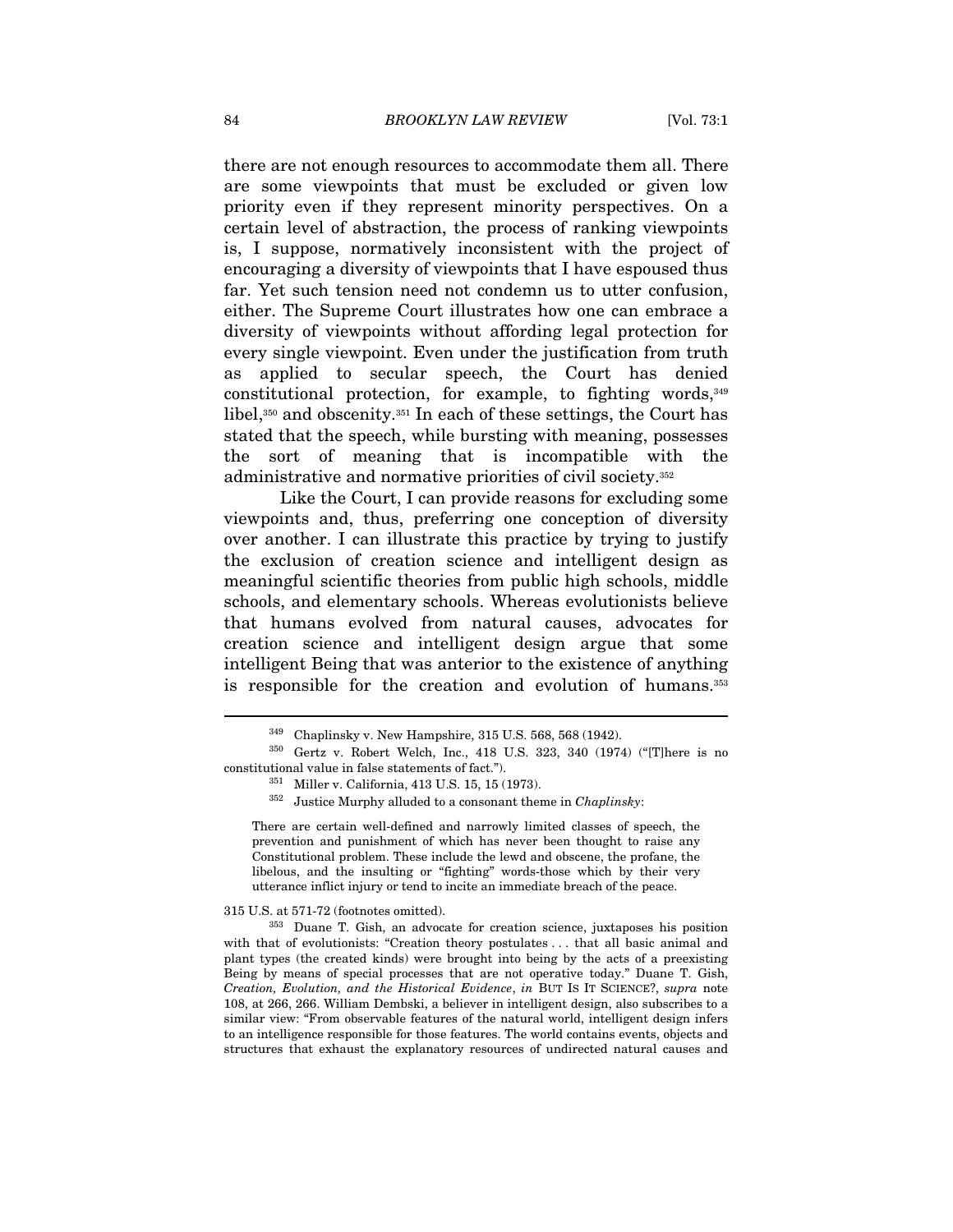there are not enough resources to accommodate them all. There are some viewpoints that must be excluded or given low priority even if they represent minority perspectives. On a certain level of abstraction, the process of ranking viewpoints is, I suppose, normatively inconsistent with the project of encouraging a diversity of viewpoints that I have espoused thus far. Yet such tension need not condemn us to utter confusion, either. The Supreme Court illustrates how one can embrace a diversity of viewpoints without affording legal protection for every single viewpoint. Even under the justification from truth as applied to secular speech, the Court has denied constitutional protection, for example, to fighting words,[349] libel,[350] and obscenity.[351] In each of these settings, the Court has stated that the speech, while bursting with meaning, possesses the sort of meaning that is incompatible with the administrative and normative priorities of civil society.[352]

Like the Court, I can provide reasons for excluding some viewpoints and, thus, preferring one conception of diversity over another. I can illustrate this practice by trying to justify the exclusion of creation science and intelligent design as meaningful scientific theories from public high schools, middle schools, and elementary schools. Whereas evolutionists believe that humans evolved from natural causes, advocates for creation science and intelligent design argue that some intelligent Being that was anterior to the existence of anything is responsible for the creation and evolution of humans.[353]

---

[349] Chaplinsky v. New Hampshire, 315 U.S. 568, 568 (1942).

[350] Gertz v. Robert Welch, Inc., 418 U.S. 323, 340 (1974) ("[T]here is no constitutional value in false statements of fact.").

[351] Miller v. California, 413 U.S. 15, 15 (1973).

[352] Justice Murphy alluded to a consonant theme in *Chaplinsky*:

> There are certain well-defined and narrowly limited classes of speech, the prevention and punishment of which has never been thought to raise any Constitutional problem. These include the lewd and obscene, the profane, the libelous, and the insulting or "fighting" words-those which by their very utterance inflict injury or tend to incite an immediate breach of the peace.

315 U.S. at 571-72 (footnotes omitted).

[353] Duane T. Gish, an advocate for creation science, juxtaposes his position with that of evolutionists: "Creation theory postulates . . . that all basic animal and plant types (the created kinds) were brought into being by the acts of a preexisting Being by means of special processes that are not operative today." Duane T. Gish, *Creation, Evolution, and the Historical Evidence*, *in* BUT IS IT SCIENCE?, *supra* note 108, at 266, 266. William Dembski, a believer in intelligent design, also subscribes to a similar view: "From observable features of the natural world, intelligent design infers to an intelligence responsible for those features. The world contains events, objects and structures that exhaust the explanatory resources of undirected natural causes and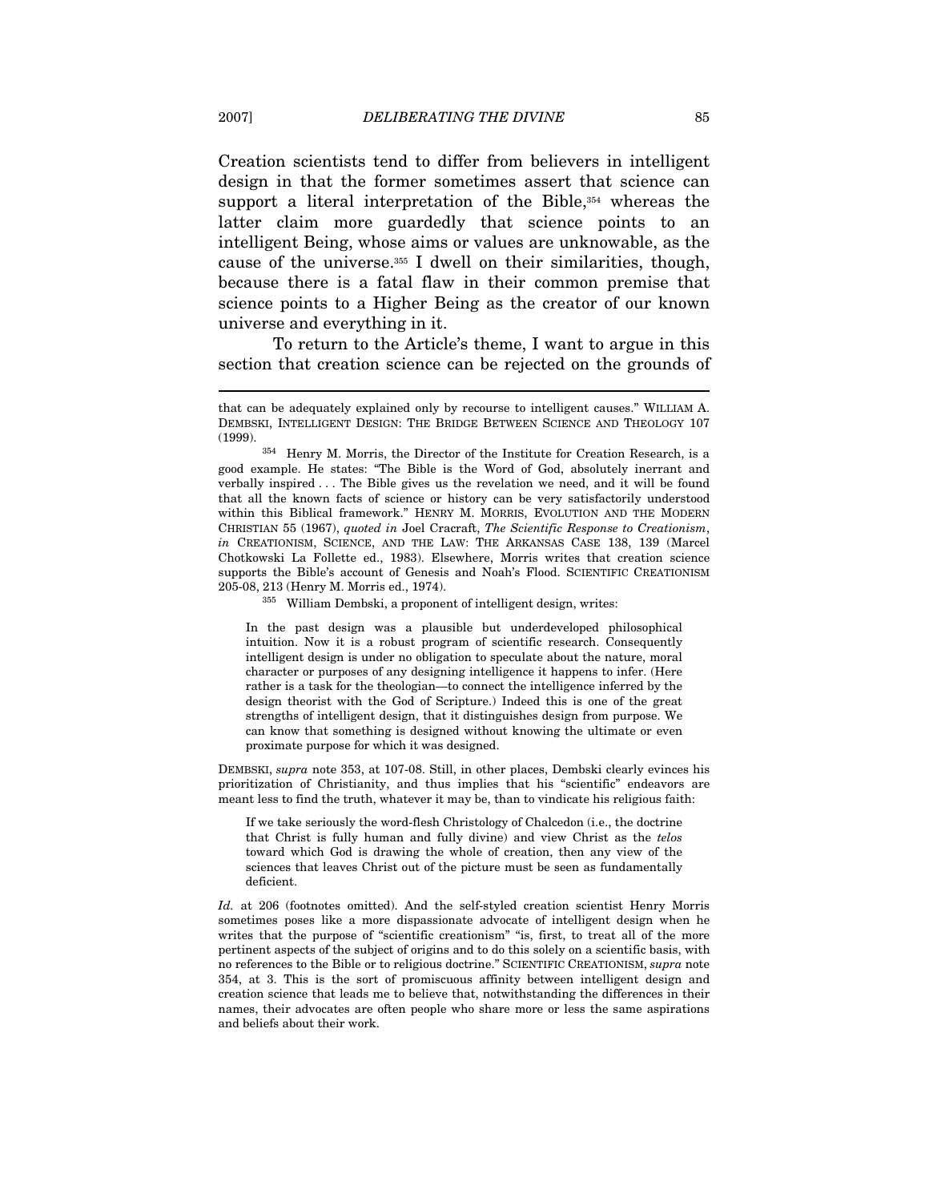Creation scientists tend to differ from believers in intelligent design in that the former sometimes assert that science can support a literal interpretation of the Bible,[354] whereas the latter claim more guardedly that science points to an intelligent Being, whose aims or values are unknowable, as the cause of the universe.[355] I dwell on their similarities, though, because there is a fatal flaw in their common premise that science points to a Higher Being as the creator of our known universe and everything in it.

To return to the Article's theme, I want to argue in this section that creation science can be rejected on the grounds of

---

that can be adequately explained only by recourse to intelligent causes." WILLIAM A. DEMBSKI, INTELLIGENT DESIGN: THE BRIDGE BETWEEN SCIENCE AND THEOLOGY 107 (1999).

[354] Henry M. Morris, the Director of the Institute for Creation Research, is a good example. He states: "The Bible is the Word of God, absolutely inerrant and verbally inspired . . . The Bible gives us the revelation we need, and it will be found that all the known facts of science or history can be very satisfactorily understood within this Biblical framework." HENRY M. MORRIS, EVOLUTION AND THE MODERN CHRISTIAN 55 (1967), *quoted in* Joel Cracraft, *The Scientific Response to Creationism*, *in* CREATIONISM, SCIENCE, AND THE LAW: THE ARKANSAS CASE 138, 139 (Marcel Chotkowski La Follette ed., 1983). Elsewhere, Morris writes that creation science supports the Bible's account of Genesis and Noah's Flood. SCIENTIFIC CREATIONISM 205-08, 213 (Henry M. Morris ed., 1974).

[355] William Dembski, a proponent of intelligent design, writes:

> In the past design was a plausible but underdeveloped philosophical intuition. Now it is a robust program of scientific research. Consequently intelligent design is under no obligation to speculate about the nature, moral character or purposes of any designing intelligence it happens to infer. (Here rather is a task for the theologian—to connect the intelligence inferred by the design theorist with the God of Scripture.) Indeed this is one of the great strengths of intelligent design, that it distinguishes design from purpose. We can know that something is designed without knowing the ultimate or even proximate purpose for which it was designed.

DEMBSKI, *supra* note 353, at 107-08. Still, in other places, Dembski clearly evinces his prioritization of Christianity, and thus implies that his "scientific" endeavors are meant less to find the truth, whatever it may be, than to vindicate his religious faith:

> If we take seriously the word-flesh Christology of Chalcedon (i.e., the doctrine that Christ is fully human and fully divine) and view Christ as the *telos* toward which God is drawing the whole of creation, then any view of the sciences that leaves Christ out of the picture must be seen as fundamentally deficient.

*Id.* at 206 (footnotes omitted). And the self-styled creation scientist Henry Morris sometimes poses like a more dispassionate advocate of intelligent design when he writes that the purpose of "scientific creationism" "is, first, to treat all of the more pertinent aspects of the subject of origins and to do this solely on a scientific basis, with no references to the Bible or to religious doctrine." SCIENTIFIC CREATIONISM, *supra* note 354, at 3. This is the sort of promiscuous affinity between intelligent design and creation science that leads me to believe that, notwithstanding the differences in their names, their advocates are often people who share more or less the same aspirations and beliefs about their work.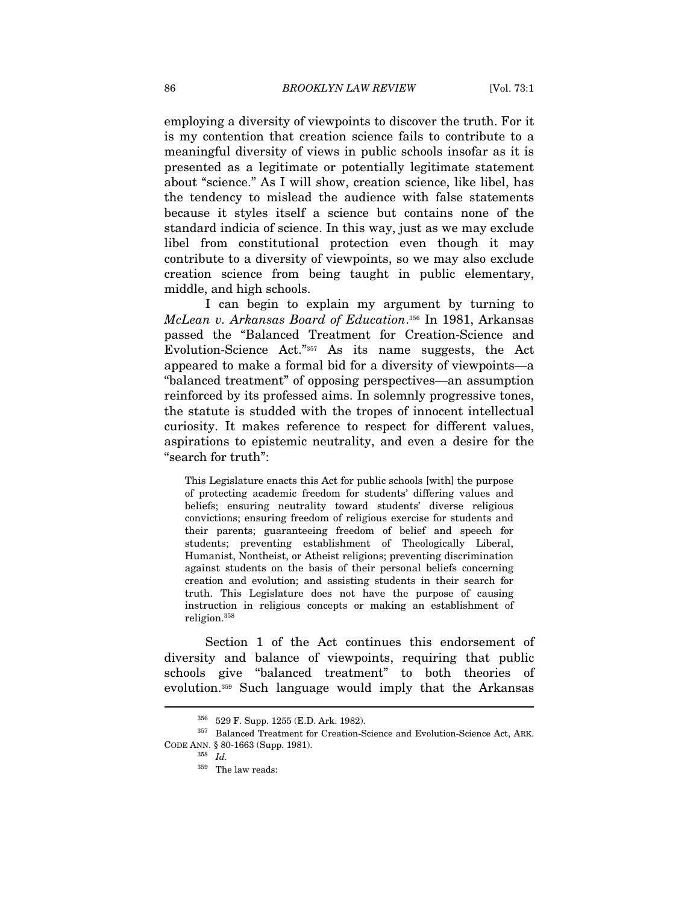employing a diversity of viewpoints to discover the truth. For it is my contention that creation science fails to contribute to a meaningful diversity of views in public schools insofar as it is presented as a legitimate or potentially legitimate statement about "science." As I will show, creation science, like libel, has the tendency to mislead the audience with false statements because it styles itself a science but contains none of the standard indicia of science. In this way, just as we may exclude libel from constitutional protection even though it may contribute to a diversity of viewpoints, so we may also exclude creation science from being taught in public elementary, middle, and high schools.

I can begin to explain my argument by turning to *McLean v. Arkansas Board of Education*.[356] In 1981, Arkansas passed the "Balanced Treatment for Creation-Science and Evolution-Science Act."[357] As its name suggests, the Act appeared to make a formal bid for a diversity of viewpoints—a "balanced treatment" of opposing perspectives—an assumption reinforced by its professed aims. In solemnly progressive tones, the statute is studded with the tropes of innocent intellectual curiosity. It makes reference to respect for different values, aspirations to epistemic neutrality, and even a desire for the "search for truth":

> This Legislature enacts this Act for public schools [with] the purpose of protecting academic freedom for students' differing values and beliefs; ensuring neutrality toward students' diverse religious convictions; ensuring freedom of religious exercise for students and their parents; guaranteeing freedom of belief and speech for students; preventing establishment of Theologically Liberal, Humanist, Nontheist, or Atheist religions; preventing discrimination against students on the basis of their personal beliefs concerning creation and evolution; and assisting students in their search for truth. This Legislature does not have the purpose of causing instruction in religious concepts or making an establishment of religion.[358]

Section 1 of the Act continues this endorsement of diversity and balance of viewpoints, requiring that public schools give "balanced treatment" to both theories of evolution.[359] Such language would imply that the Arkansas

---

[356] 529 F. Supp. 1255 (E.D. Ark. 1982).

[357] Balanced Treatment for Creation-Science and Evolution-Science Act, ARK. CODE ANN. § 80-1663 (Supp. 1981).

[358] *Id.*

[359] The law reads: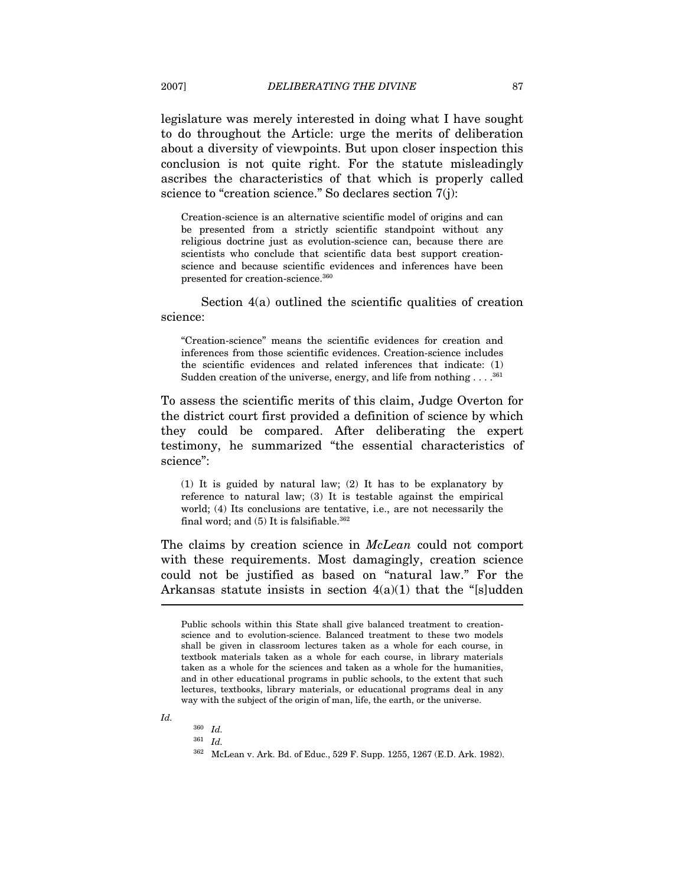legislature was merely interested in doing what I have sought to do throughout the Article: urge the merits of deliberation about a diversity of viewpoints. But upon closer inspection this conclusion is not quite right. For the statute misleadingly ascribes the characteristics of that which is properly called science to "creation science." So declares section 7(j):

> Creation-science is an alternative scientific model of origins and can be presented from a strictly scientific standpoint without any religious doctrine just as evolution-science can, because there are scientists who conclude that scientific data best support creation-science and because scientific evidences and inferences have been presented for creation-science.[360]

Section 4(a) outlined the scientific qualities of creation science:

> "Creation-science" means the scientific evidences for creation and inferences from those scientific evidences. Creation-science includes the scientific evidences and related inferences that indicate: (1) Sudden creation of the universe, energy, and life from nothing . . . .[361]

To assess the scientific merits of this claim, Judge Overton for the district court first provided a definition of science by which they could be compared. After deliberating the expert testimony, he summarized "the essential characteristics of science":

> (1) It is guided by natural law; (2) It has to be explanatory by reference to natural law; (3) It is testable against the empirical world; (4) Its conclusions are tentative, i.e., are not necessarily the final word; and (5) It is falsifiable.[362]

The claims by creation science in *McLean* could not comport with these requirements. Most damagingly, creation science could not be justified as based on "natural law." For the Arkansas statute insists in section 4(a)(1) that the "[s]udden

---

> Public schools within this State shall give balanced treatment to creation-science and to evolution-science. Balanced treatment to these two models shall be given in classroom lectures taken as a whole for each course, in textbook materials taken as a whole for each course, in library materials taken as a whole for the sciences and taken as a whole for the humanities, and in other educational programs in public schools, to the extent that such lectures, textbooks, library materials, or educational programs deal in any way with the subject of the origin of man, life, the earth, or the universe.

*Id.*

[360] *Id.*

[361] *Id.*

[362] McLean v. Ark. Bd. of Educ., 529 F. Supp. 1255, 1267 (E.D. Ark. 1982).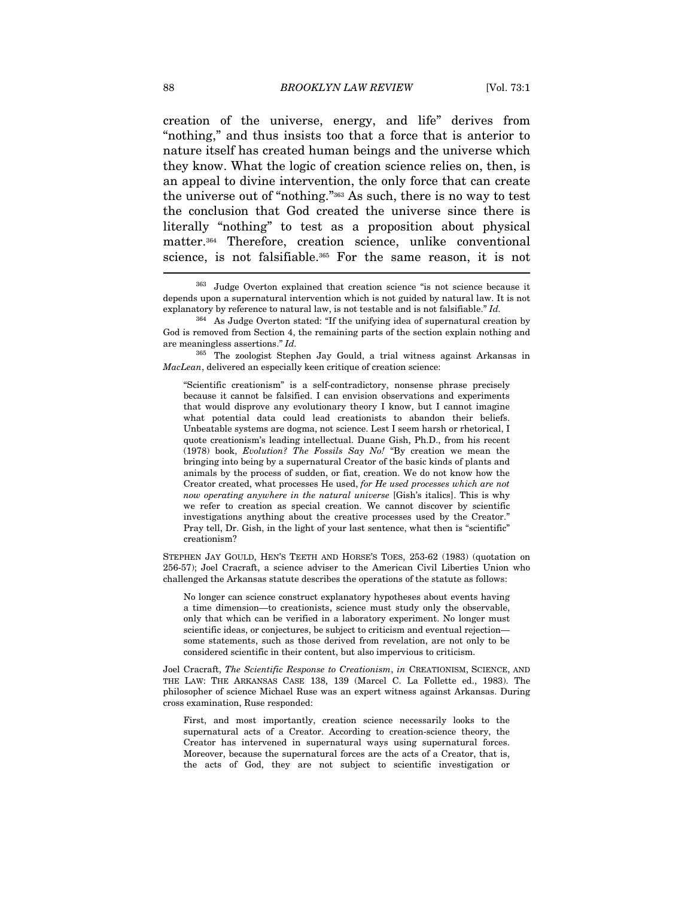creation of the universe, energy, and life" derives from "nothing," and thus insists too that a force that is anterior to nature itself has created human beings and the universe which they know. What the logic of creation science relies on, then, is an appeal to divine intervention, the only force that can create the universe out of "nothing."[363] As such, there is no way to test the conclusion that God created the universe since there is literally "nothing" to test as a proposition about physical matter.[364] Therefore, creation science, unlike conventional science, is not falsifiable.[365] For the same reason, it is not

---

[363] Judge Overton explained that creation science "is not science because it depends upon a supernatural intervention which is not guided by natural law. It is not explanatory by reference to natural law, is not testable and is not falsifiable." *Id.*

[364] As Judge Overton stated: "If the unifying idea of supernatural creation by God is removed from Section 4, the remaining parts of the section explain nothing and are meaningless assertions." *Id.*

[365] The zoologist Stephen Jay Gould, a trial witness against Arkansas in *MacLean*, delivered an especially keen critique of creation science:

> "Scientific creationism" is a self-contradictory, nonsense phrase precisely because it cannot be falsified. I can envision observations and experiments that would disprove any evolutionary theory I know, but I cannot imagine what potential data could lead creationists to abandon their beliefs. Unbeatable systems are dogma, not science. Lest I seem harsh or rhetorical, I quote creationism's leading intellectual. Duane Gish, Ph.D., from his recent (1978) book, *Evolution? The Fossils Say No!* "By creation we mean the bringing into being by a supernatural Creator of the basic kinds of plants and animals by the process of sudden, or fiat, creation. We do not know how the Creator created, what processes He used, *for He used processes which are not now operating anywhere in the natural universe* [Gish's italics]. This is why we refer to creation as special creation. We cannot discover by scientific investigations anything about the creative processes used by the Creator." Pray tell, Dr. Gish, in the light of your last sentence, what then is "scientific" creationism?

STEPHEN JAY GOULD, HEN'S TEETH AND HORSE'S TOES, 253-62 (1983) (quotation on 256-57); Joel Cracraft, a science adviser to the American Civil Liberties Union who challenged the Arkansas statute describes the operations of the statute as follows:

> No longer can science construct explanatory hypotheses about events having a time dimension—to creationists, science must study only the observable, only that which can be verified in a laboratory experiment. No longer must scientific ideas, or conjectures, be subject to criticism and eventual rejection—some statements, such as those derived from revelation, are not only to be considered scientific in their content, but also impervious to criticism.

Joel Cracraft, *The Scientific Response to Creationism*, *in* CREATIONISM, SCIENCE, AND THE LAW: THE ARKANSAS CASE 138, 139 (Marcel C. La Follette ed., 1983). The philosopher of science Michael Ruse was an expert witness against Arkansas. During cross examination, Ruse responded:

> First, and most importantly, creation science necessarily looks to the supernatural acts of a Creator. According to creation-science theory, the Creator has intervened in supernatural ways using supernatural forces. Moreover, because the supernatural forces are the acts of a Creator, that is, the acts of God, they are not subject to scientific investigation or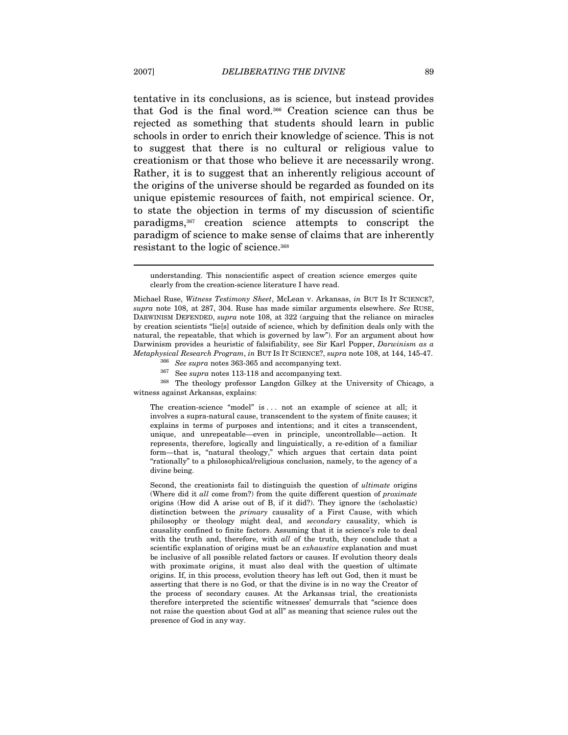tentative in its conclusions, as is science, but instead provides that God is the final word.[366] Creation science can thus be rejected as something that students should learn in public schools in order to enrich their knowledge of science. This is not to suggest that there is no cultural or religious value to creationism or that those who believe it are necessarily wrong. Rather, it is to suggest that an inherently religious account of the origins of the universe should be regarded as founded on its unique epistemic resources of faith, not empirical science. Or, to state the objection in terms of my discussion of scientific paradigms,[367] creation science attempts to conscript the paradigm of science to make sense of claims that are inherently resistant to the logic of science.[368]

---

> understanding. This nonscientific aspect of creation science emerges quite clearly from the creation-science literature I have read.

Michael Ruse, *Witness Testimony Sheet*, McLean v. Arkansas, *in* BUT IS IT SCIENCE?, *supra* note 108, at 287, 304. Ruse has made similar arguments elsewhere. *See* RUSE, DARWINISM DEFENDED, *supra* note 108, at 322 (arguing that the reliance on miracles by creation scientists "lie[s] outside of science, which by definition deals only with the natural, the repeatable, that which is governed by law"). For an argument about how Darwinism provides a heuristic of falsifiability, see Sir Karl Popper, *Darwinism as a Metaphysical Research Program*, *in* BUT IS IT SCIENCE?, *supra* note 108, at 144, 145-47.

[366] *See supra* notes 363-365 and accompanying text.

[367] See *supra* notes 113-118 and accompanying text.

[368] The theology professor Langdon Gilkey at the University of Chicago, a witness against Arkansas, explains:

> The creation-science "model" is . . . not an example of science at all; it involves a supra-natural cause, transcendent to the system of finite causes; it explains in terms of purposes and intentions; and it cites a transcendent, unique, and unrepeatable—even in principle, uncontrollable—action. It represents, therefore, logically and linguistically, a re-edition of a familiar form—that is, "natural theology," which argues that certain data point "rationally" to a philosophical/religious conclusion, namely, to the agency of a divine being.
>
> Second, the creationists fail to distinguish the question of *ultimate* origins (Where did it *all* come from?) from the quite different question of *proximate* origins (How did A arise out of B, if it did?). They ignore the (scholastic) distinction between the *primary* causality of a First Cause, with which philosophy or theology might deal, and *secondary* causality, which is causality confined to finite factors. Assuming that it is science's role to deal with the truth and, therefore, with *all* of the truth, they conclude that a scientific explanation of origins must be an *exhaustive* explanation and must be inclusive of all possible related factors or causes. If evolution theory deals with proximate origins, it must also deal with the question of ultimate origins. If, in this process, evolution theory has left out God, then it must be asserting that there is no God, or that the divine is in no way the Creator of the process of secondary causes. At the Arkansas trial, the creationists therefore interpreted the scientific witnesses' demurrals that "science does not raise the question about God at all" as meaning that science rules out the presence of God in any way.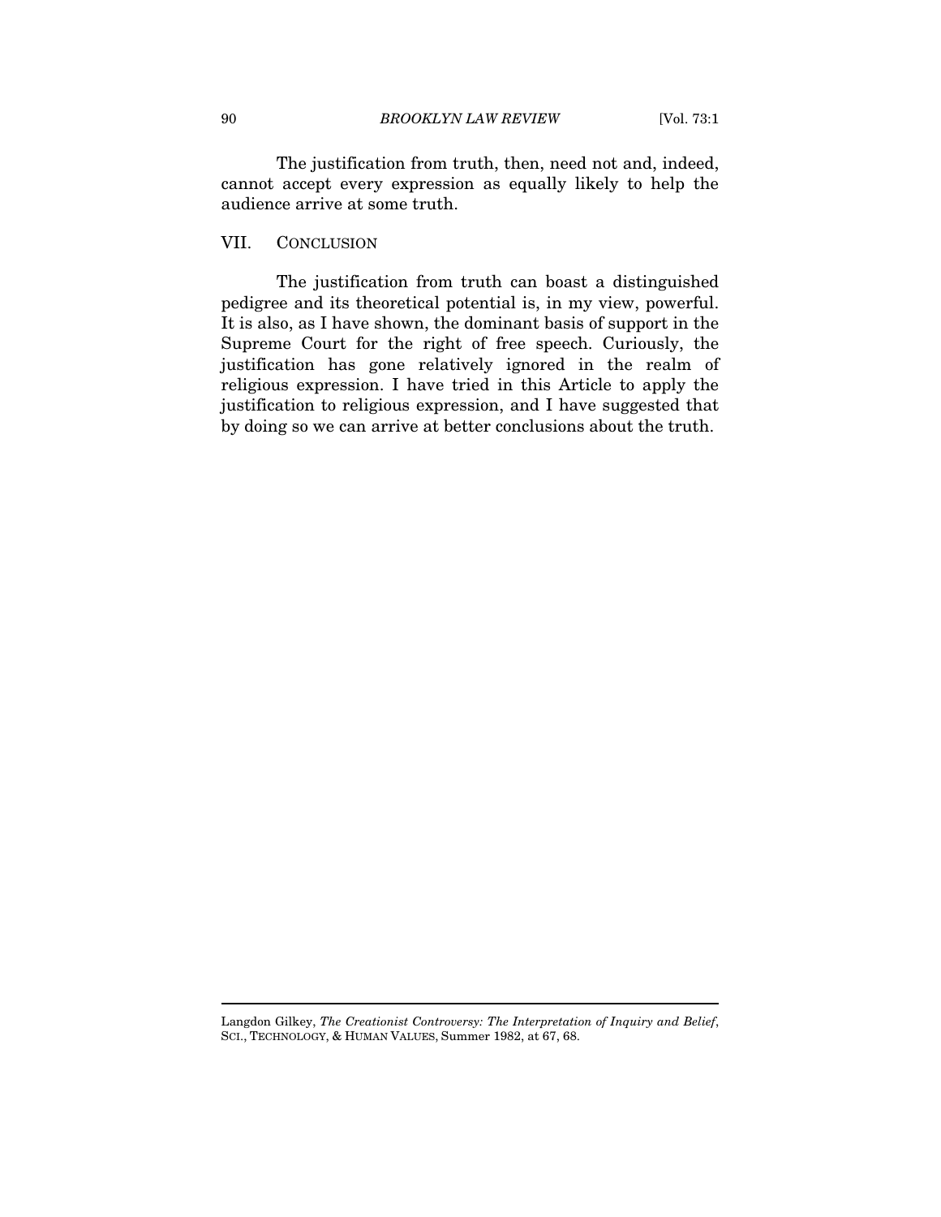The justification from truth, then, need not and, indeed, cannot accept every expression as equally likely to help the audience arrive at some truth.

## VII. CONCLUSION

The justification from truth can boast a distinguished pedigree and its theoretical potential is, in my view, powerful. It is also, as I have shown, the dominant basis of support in the Supreme Court for the right of free speech. Curiously, the justification has gone relatively ignored in the realm of religious expression. I have tried in this Article to apply the justification to religious expression, and I have suggested that by doing so we can arrive at better conclusions about the truth.

---

Langdon Gilkey, *The Creationist Controversy: The Interpretation of Inquiry and Belief*, SCI., TECHNOLOGY, & HUMAN VALUES, Summer 1982, at 67, 68.